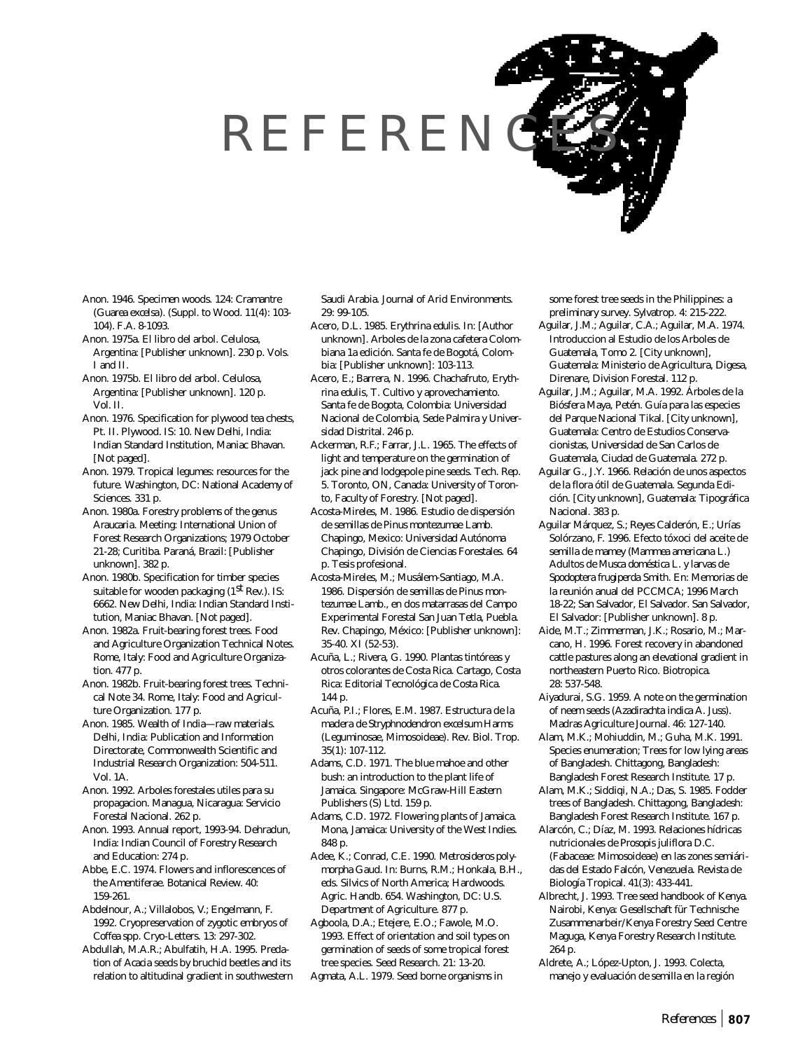# REFERENCES

Anon. 1946. Specimen woods. 124: Cramantre (Guarea excelsa). (Suppl. to Wood. 11(4): 103-104). F.A. 8-1093.

Anon. 1975a. El libro del arbol. Celulosa, Argentina: [Publisher unknown]. 230 p. Vols. I and II.

Anon. 1975b. El libro del arbol. Celulosa, Argentina: [Publisher unknown]. 120 p. Vol. II.

Anon. 1976. Specification for plywood tea chests, Pt. II. Plywood. IS: 10. New Delhi, India: Indian Standard Institution, Maniac Bhavan. [Not paged].

Anon. 1979. Tropical legumes: resources for the future. Washington, DC: National Academy of Sciences. 331 p.

Anon. 1980a. Forestry problems of the genus Araucaria. Meeting: International Union of Forest Research Organizations; 1979 October 21-28; Curitiba. Paraná, Brazil: [Publisher unknown]. 382 p.

Anon. 1980b. Specification for timber species suitable for wooden packaging (1st Rev.). IS: 6662. New Delhi, India: Indian Standard Institution, Maniac Bhavan. [Not paged].

Anon. 1982a. Fruit-bearing forest trees. Food and Agriculture Organization Technical Notes. Rome, Italy: Food and Agriculture Organization. 477 p.

Anon. 1982b. Fruit-bearing forest trees. Technical Note 34. Rome, Italy: Food and Agriculture Organization. 177 p.

Anon. 1985. Wealth of India—raw materials. Delhi, India: Publication and Information Directorate, Commonwealth Scientific and Industrial Research Organization: 504-511. Vol. 1A.

Anon. 1992. Arboles forestales utiles para su propagacion. Managua, Nicaragua: Servicio Forestal Nacional. 262 p.

Anon. 1993. Annual report, 1993-94. Dehradun, India: Indian Council of Forestry Research and Education: 274 p.

Abbe, E.C. 1974. Flowers and inflorescences of the Amentiferae. Botanical Review. 40: 159-261.

Abdelnour, A.; Villalobos, V.; Engelmann, F. 1992. Cryopreservation of zygotic embryos of Coffea spp. Cryo-Letters. 13: 297-302.

Abdullah, M.A.R.; Abulfatih, H.A. 1995. Predation of Acacia seeds by bruchid beetles and its relation to altitudinal gradient in southwestern Saudi Arabia. Journal of Arid Environments. 29: 99-105.

Acero, D.L. 1985. Erythrina edulis. In: [Author unknown]. Arboles de la zona cafetera Colombiana 1a edición. Santa fe de Bogotá, Colombia: [Publisher unknown]: 103-113.

Acero, E.; Barrera, N. 1996. Chachafruto, Erythrina edulis, T. Cultivo y aprovechamiento. Santa fe de Bogota, Colombia: Universidad Nacional de Colombia, Sede Palmira y Universidad Distrital. 246 p.

Ackerman, R.F.; Farrar, J.L. 1965. The effects of light and temperature on the germination of jack pine and lodgepole pine seeds. Tech. Rep. 5. Toronto, ON, Canada: University of Toronto, Faculty of Forestry. [Not paged].

Acosta-Mireles, M. 1986. Estudio de dispersión de semillas de Pinus montezumae Lamb. Chapingo, Mexico: Universidad Autónoma Chapingo, División de Ciencias Forestales. 64 p. Tesis profesional.

Acosta-Mireles, M.; Musálem-Santiago, M.A. 1986. Dispersión de semillas de Pinus montezumae Lamb., en dos matarrasas del Campo Experimental Forestal San Juan Tetla, Puebla. Rev. Chapingo, México: [Publisher unknown]: 35-40. XI (52-53).

Acuña, L.; Rivera, G. 1990. Plantas tintóreas y otros colorantes de Costa Rica. Cartago, Costa Rica: Editorial Tecnológica de Costa Rica. 144 p.

Acuña, P.I.; Flores, E.M. 1987. Estructura de la madera de Stryphnodendron excelsum Harms (Leguminosae, Mimosoideae). Rev. Biol. Trop. 35(1): 107-112.

Adams, C.D. 1971. The blue mahoe and other bush: an introduction to the plant life of Jamaica. Singapore: McGraw-Hill Eastern Publishers (S) Ltd. 159 p.

Adams, C.D. 1972. Flowering plants of Jamaica. Mona, Jamaica: University of the West Indies. 848 p.

Adee, K.; Conrad, C.E. 1990. Metrosideros polymorpha Gaud. In: Burns, R.M.; Honkala, B.H., eds. Silvics of North America; Hardwoods. Agric. Handb. 654. Washington, DC: U.S. Department of Agriculture. 877 p.

Agboola, D.A.; Etejere, E.O.; Fawole, M.O. 1993. Effect of orientation and soil types on germination of seeds of some tropical forest tree species. Seed Research. 21: 13-20.

Agmata, A.L. 1979. Seed borne organisms in some forest tree seeds in the Philippines: a preliminary survey. Sylvatrop. 4: 215-222.

Aguilar, J.M.; Aguilar, C.A.; Aguilar, M.A. 1974. Introduccion al Estudio de los Arboles de Guatemala, Tomo 2. [City unknown], Guatemala: Ministerio de Agricultura, Digesa, Direnare, Division Forestal. 112 p.

Aguilar, J.M.; Aguilar, M.A. 1992. Árboles de la Biósfera Maya, Petén. Guía para las especies del Parque Nacional Tikal. [City unknown], Guatemala: Centro de Estudios Conservacionistas, Universidad de San Carlos de Guatemala, Ciudad de Guatemala. 272 p.

Aguilar G., J.Y. 1966. Relación de unos aspectos de la flora ótil de Guatemala. Segunda Edición. [City unknown], Guatemala: Tipográfica Nacional. 383 p.

Aguilar Márquez, S.; Reyes Calderón, E.; Urías Solórzano, F. 1996. Efecto tóxoci del aceite de semilla de mamey (Mammea americana L.) Adultos de Musca doméstica L. y larvas de Spodoptera frugiperda Smith. En: Memorias de la reunión anual del PCCMCA; 1996 March 18-22; San Salvador, El Salvador. San Salvador, El Salvador: [Publisher unknown]. 8 p.

Aide, M.T.; Zimmerman, J.K.; Rosario, M.; Marcano, H. 1996. Forest recovery in abandoned cattle pastures along an elevational gradient in northeastern Puerto Rico. Biotropica. 28: 537-548.

Aiyadurai, S.G. 1959. A note on the germination of neem seeds (Azadirachta indica A. Juss). Madras Agriculture Journal. 46: 127-140.

Alam, M.K.; Mohiuddin, M.; Guha, M.K. 1991. Species enumeration; Trees for low lying areas of Bangladesh. Chittagong, Bangladesh: Bangladesh Forest Research Institute. 17 p.

Alam, M.K.; Siddiqi, N.A.; Das, S. 1985. Fodder trees of Bangladesh. Chittagong, Bangladesh: Bangladesh Forest Research Institute. 167 p.

Alarcón, C.; Díaz, M. 1993. Relaciones hídricas nutricionales de Prosopis juliflora D.C. (Fabaceae: Mimosoideae) en las zones semiáridas del Estado Falcón, Venezuela. Revista de Biología Tropical. 41(3): 433-441.

Albrecht, J. 1993. Tree seed handbook of Kenya. Nairobi, Kenya: Gesellschaft für Technische Zusammenarbeir/Kenya Forestry Seed Centre Maguga, Kenya Forestry Research Institute. 264 p.

Aldrete, A.; López-Upton, J. 1993. Colecta, manejo y evaluación de semilla en la región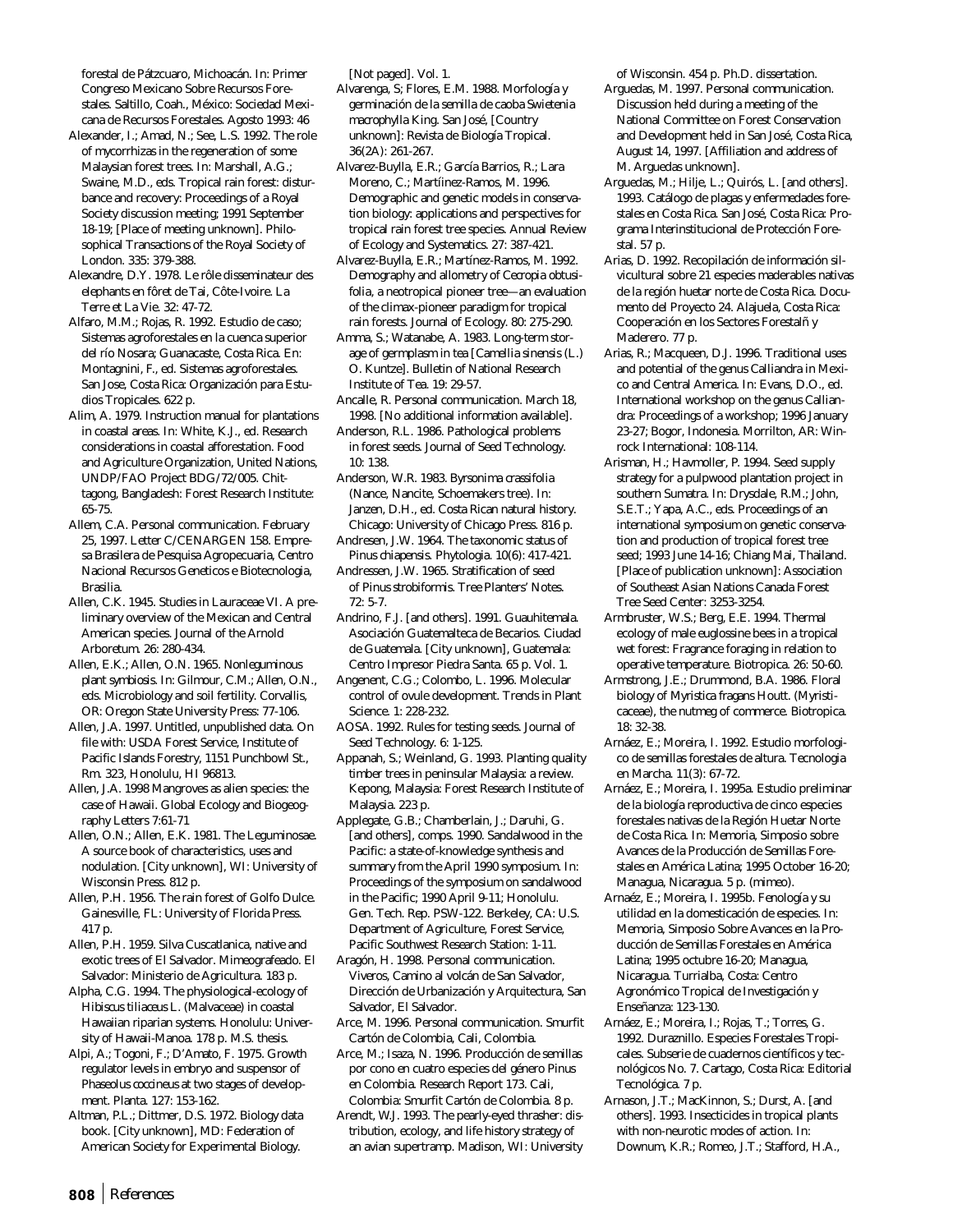forestal de Pátzcuaro, Michoacán. In: Primer Congreso Mexicano Sobre Recursos Forestales. Saltillo, Coah., México: Sociedad Mexicana de Recursos Forestales. Agosto 1993: 46

Alexander, I.; Amad, N.; See, L.S. 1992. The role of mycorrhizas in the regeneration of some Malaysian forest trees. In: Marshall, A.G.; Swaine, M.D., eds. Tropical rain forest: disturbance and recovery: Proceedings of a Royal Society discussion meeting; 1991 September 18-19; [Place of meeting unknown]. Philosophical Transactions of the Royal Society of London. 335: 379-388.

Alexandre, D.Y. 1978. Le rôle disseminateur des elephants en fôret de Tai, Côte-Ivoire. La Terre et La Vie. 32: 47-72.

Alfaro, M.M.; Rojas, R. 1992. Estudio de caso; Sistemas agroforestales en la cuenca superior del río Nosara; Guanacaste, Costa Rica. En: Montagnini, F., ed. Sistemas agroforestales. San Jose, Costa Rica: Organización para Estudios Tropicales. 622 p.

Alim, A. 1979. Instruction manual for plantations in coastal areas. In: White, K.J., ed. Research considerations in coastal afforestation. Food and Agriculture Organization, United Nations, UNDP/FAO Project BDG/72/005. Chittagong, Bangladesh: Forest Research Institute: 65-75.

Allem, C.A. Personal communication. February 25, 1997. Letter C/CENARGEN 158. Empresa Brasilera de Pesquisa Agropecuaria, Centro Nacional Recursos Geneticos e Biotecnologia, Brasilia.

Allen, C.K. 1945. Studies in Lauraceae VI. A preliminary overview of the Mexican and Central American species. Journal of the Arnold Arboretum. 26: 280-434.

Allen, E.K.; Allen, O.N. 1965. Nonleguminous plant symbiosis. In: Gilmour, C.M.; Allen, O.N., eds. Microbiology and soil fertility. Corvallis, OR: Oregon State University Press: 77-106.

Allen, J.A. 1997. Untitled, unpublished data. On file with: USDA Forest Service, Institute of Pacific Islands Forestry, 1151 Punchbowl St., Rm. 323, Honolulu, HI 96813.

Allen, J.A. 1998 Mangroves as alien species: the case of Hawaii. Global Ecology and Biogeography Letters 7:61-71

Allen, O.N.; Allen, E.K. 1981. The Leguminosae. A source book of characteristics, uses and nodulation. [City unknown], WI: University of Wisconsin Press. 812 p.

Allen, P.H. 1956. The rain forest of Golfo Dulce. Gainesville, FL: University of Florida Press. 417 p.

Allen, P.H. 1959. Silva Cuscatlanica, native and exotic trees of El Salvador. Mimeografeado. El Salvador: Ministerio de Agricultura. 183 p.

Alpha, C.G. 1994. The physiological-ecology of Hibiscus tiliaceus L. (Malvaceae) in coastal Hawaiian riparian systems. Honolulu: University of Hawaii-Manoa. 178 p. M.S. thesis.

Alpi, A.; Togoni, F.; D'Amato, F. 1975. Growth regulator levels in embryo and suspensor of Phaseolus coccineus at two stages of development. Planta. 127: 153-162.

Altman, P.L.; Dittmer, D.S. 1972. Biology data book. [City unknown], MD: Federation of American Society for Experimental Biology. [Not paged]. Vol. 1.

Alvarenga, S; Flores, E.M. 1988. Morfología y germinación de la semilla de caoba Swietenia macrophylla King. San José, [Country unknown]: Revista de Biología Tropical. 36(2A): 261-267.

Alvarez-Buylla, E.R.; García Barrios, R.; Lara Moreno, C.; Martíinez-Ramos, M. 1996. Demographic and genetic models in conservation biology: applications and perspectives for tropical rain forest tree species. Annual Review of Ecology and Systematics. 27: 387-421.

Alvarez-Buylla, E.R.; Martínez-Ramos, M. 1992. Demography and allometry of Cecropia obtusifolia, a neotropical pioneer tree—an evaluation of the climax-pioneer paradigm for tropical rain forests. Journal of Ecology. 80: 275-290.

Amma, S.; Watanabe, A. 1983. Long-term storage of germplasm in tea [Camellia sinensis (L.) O. Kuntze]. Bulletin of National Research Institute of Tea. 19: 29-57.

Ancalle, R. Personal communication. March 18, 1998. [No additional information available].

Anderson, R.L. 1986. Pathological problems in forest seeds. Journal of Seed Technology. 10: 138.

Anderson, W.R. 1983. Byrsonima crassifolia (Nance, Nancite, Schoemakers tree). In: Janzen, D.H., ed. Costa Rican natural history. Chicago: University of Chicago Press. 816 p.

Andresen, J.W. 1964. The taxonomic status of Pinus chiapensis. Phytologia. 10(6): 417-421.

Andressen, J.W. 1965. Stratification of seed of Pinus strobiformis. Tree Planters' Notes. 72: 5-7.

Andrino, F.J. [and others]. 1991. Guauhitemala. Asociación Guatemalteca de Becarios. Ciudad de Guatemala. [City unknown], Guatemala: Centro Impresor Piedra Santa. 65 p. Vol. 1.

Angenent, C.G.; Colombo, L. 1996. Molecular control of ovule development. Trends in Plant Science. 1: 228-232.

AOSA. 1992. Rules for testing seeds. Journal of Seed Technology. 6: 1-125.

Appanah, S.; Weinland, G. 1993. Planting quality timber trees in peninsular Malaysia: a review. Kepong, Malaysia: Forest Research Institute of Malaysia. 223 p.

Applegate, G.B.; Chamberlain, J.; Daruhi, G. [and others], comps. 1990. Sandalwood in the Pacific: a state-of-knowledge synthesis and summary from the April 1990 symposium. In: Proceedings of the symposium on sandalwood in the Pacific; 1990 April 9-11; Honolulu. Gen. Tech. Rep. PSW-122. Berkeley, CA: U.S. Department of Agriculture, Forest Service, Pacific Southwest Research Station: 1-11.

Aragón, H. 1998. Personal communication. Viveros, Camino al volcán de San Salvador, Dirección de Urbanización y Arquitectura, San Salvador, El Salvador.

Arce, M. 1996. Personal communication. Smurfit Cartón de Colombia, Cali, Colombia.

Arce, M.; Isaza, N. 1996. Producción de semillas por cono en cuatro especies del género Pinus en Colombia. Research Report 173. Cali, Colombia: Smurfit Cartón de Colombia. 8 p.

Arendt, W.J. 1993. The pearly-eyed thrasher: distribution, ecology, and life history strategy of an avian supertramp. Madison, WI: University of Wisconsin. 454 p. Ph.D. dissertation.

Arguedas, M. 1997. Personal communication. Discussion held during a meeting of the National Committee on Forest Conservation and Development held in San José, Costa Rica, August 14, 1997. [Affiliation and address of M. Arguedas unknown].

Arguedas, M.; Hilje, L.; Quirós, L. [and others]. 1993. Catálogo de plagas y enfermedades forestales en Costa Rica. San José, Costa Rica: Programa Interinstitucional de Protección Forestal. 57 p.

Arias, D. 1992. Recopilación de información silvicultural sobre 21 especies maderables nativas de la región huetar norte de Costa Rica. Documento del Proyecto 24. Alajuela, Costa Rica: Cooperación en los Sectores Forestalñ y Maderero. 77 p.

Arias, R.; Macqueen, D.J. 1996. Traditional uses and potential of the genus Calliandra in Mexico and Central America. In: Evans, D.O., ed. International workshop on the genus Calliandra: Proceedings of a workshop; 1996 January 23-27; Bogor, Indonesia. Morrilton, AR: Winrock International: 108-114.

Arisman, H.; Havmoller, P. 1994. Seed supply strategy for a pulpwood plantation project in southern Sumatra. In: Drysdale, R.M.; John, S.E.T.; Yapa, A.C., eds. Proceedings of an international symposium on genetic conservation and production of tropical forest tree seed; 1993 June 14-16; Chiang Mai, Thailand. [Place of publication unknown]: Association of Southeast Asian Nations Canada Forest Tree Seed Center: 3253-3254.

Armbruster, W.S.; Berg, E.E. 1994. Thermal ecology of male euglossine bees in a tropical wet forest: Fragrance foraging in relation to operative temperature. Biotropica. 26: 50-60.

Armstrong, J.E.; Drummond, B.A. 1986. Floral biology of Myristica fragans Houtt. (Myristicaceae), the nutmeg of commerce. Biotropica. 18: 32-38.

Arnáez, E.; Moreira, I. 1992. Estudio morfologico de semillas forestales de altura. Tecnologia en Marcha. 11(3): 67-72.

Arnáez, E.; Moreira, I. 1995a. Estudio preliminar de la biología reproductiva de cinco especies forestales nativas de la Región Huetar Norte de Costa Rica. In: Memoria, Simposio sobre Avances de la Producción de Semillas Forestales en América Latina; 1995 October 16-20; Managua, Nicaragua. 5 p. (mimeo).

Arnaéz, E.; Moreira, I. 1995b. Fenología y su utilidad en la domesticación de especies. In: Memoria, Simposio Sobre Avances en la Producción de Semillas Forestales en América Latina; 1995 octubre 16-20; Managua, Nicaragua. Turrialba, Costa: Centro Agronómico Tropical de Investigación y Enseñanza: 123-130.

Arnáez, E.; Moreira, I.; Rojas, T.; Torres, G. 1992. Duraznillo. Especies Forestales Tropicales. Subserie de cuadernos científicos y tecnológicos No. 7. Cartago, Costa Rica: Editorial Tecnológica. 7 p.

Arnason, J.T.; MacKinnon, S.; Durst, A. [and others]. 1993. Insecticides in tropical plants with non-neurotic modes of action. In: Downum, K.R.; Romeo, J.T.; Stafford, H.A.,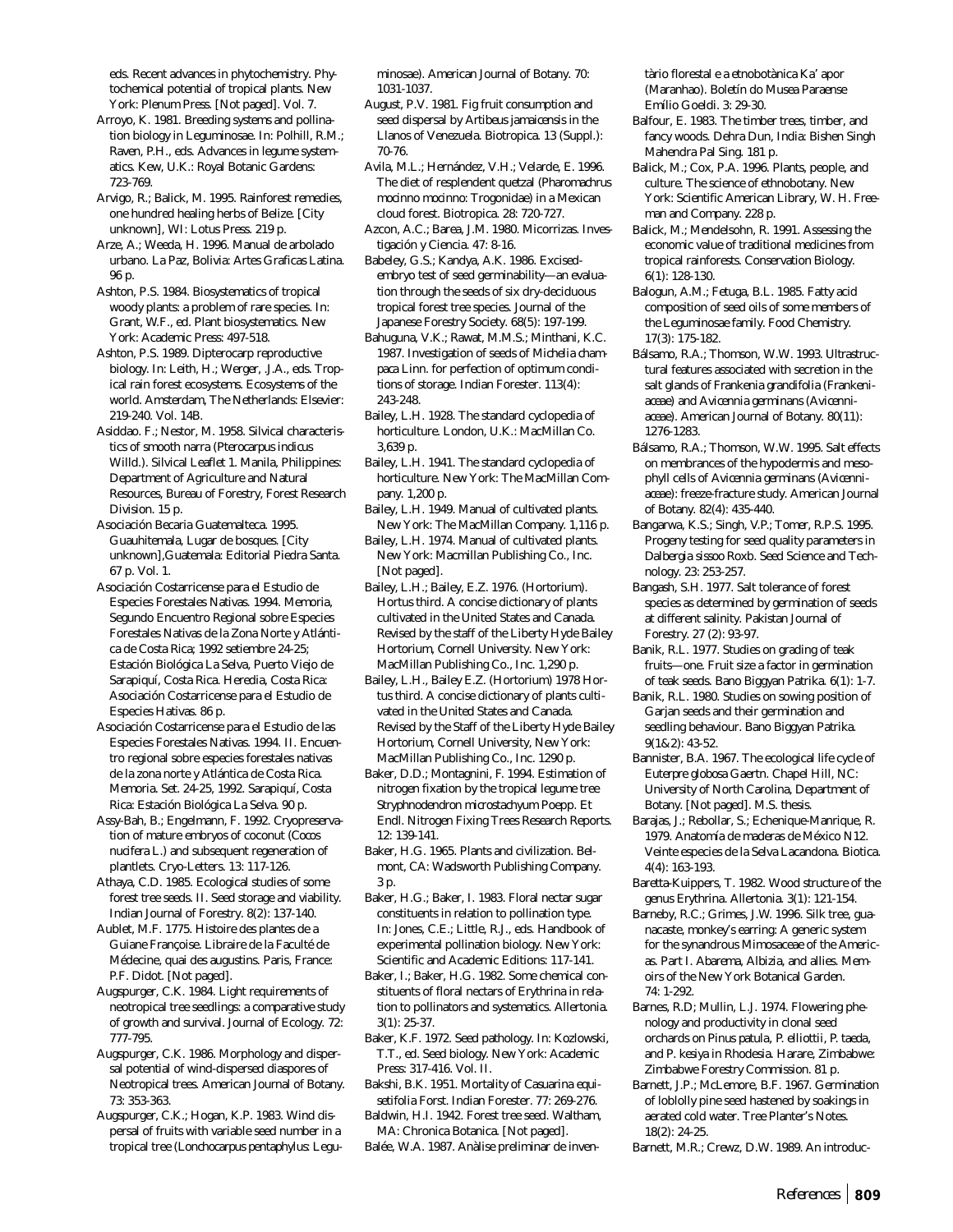eds. Recent advances in phytochemistry. Phytochemical potential of tropical plants. New York: Plenum Press. [Not paged]. Vol. 7.

Arroyo, K. 1981. Breeding systems and pollination biology in Leguminosae. In: Polhill, R.M.; Raven, P.H., eds. Advances in legume systematics. Kew, U.K.: Royal Botanic Gardens: 723-769.

Arvigo, R.; Balick, M. 1995. Rainforest remedies, one hundred healing herbs of Belize. [City unknown], WI: Lotus Press. 219 p.

Arze, A.; Weeda, H. 1996. Manual de arbolado urbano. La Paz, Bolivia: Artes Graficas Latina. 96 p.

Ashton, P.S. 1984. Biosystematics of tropical woody plants: a problem of rare species. In: Grant, W.F., ed. Plant biosystematics. New York: Academic Press: 497-518.

Ashton, P.S. 1989. Dipterocarp reproductive biology. In: Leith, H.; Werger, .J.A., eds. Tropical rain forest ecosystems. Ecosystems of the world. Amsterdam, The Netherlands: Elsevier: 219-240. Vol. 14B.

Asiddao. F.; Nestor, M. 1958. Silvical characteristics of smooth narra (*Pterocarpus indicus* Willd.). Silvical Leaflet 1. Manila, Philippines: Department of Agriculture and Natural Resources, Bureau of Forestry, Forest Research Division. 15 p.

Asociación Becaria Guatemalteca. 1995. Guauhitemala, Lugar de bosques. [City unknown],Guatemala: Editorial Piedra Santa. 67 p. Vol. 1.

Asociación Costarricense para el Estudio de Especies Forestales Nativas. 1994. Memoria, Segundo Encuentro Regional sobre Especies Forestales Nativas de la Zona Norte y Atlántica de Costa Rica; 1992 setiembre 24-25; Estación Biológica La Selva, Puerto Viejo de Sarapiquí, Costa Rica. Heredia, Costa Rica: Asociación Costarricense para el Estudio de Especies Hativas. 86 p.

Asociación Costarricense para el Estudio de las Especies Forestales Nativas. 1994. II. Encuentro regional sobre especies forestales nativas de la zona norte y Atlántica de Costa Rica. Memoria. Set. 24-25, 1992. Sarapiquí, Costa Rica: Estación Biológica La Selva. 90 p.

Assy-Bah, B.; Engelmann, F. 1992. Cryopreservation of mature embryos of coconut (*Cocos nucifera* L.) and subsequent regeneration of plantlets. Cryo-Letters. 13: 117-126.

Athaya, C.D. 1985. Ecological studies of some forest tree seeds. II. Seed storage and viability. Indian Journal of Forestry. 8(2): 137-140.

Aublet, M.F. 1775. Histoire des plantes de a Guiane Françoise. Libraire de la Faculté de Médecine, quai des augustins. Paris, France: P.F. Didot. [Not paged].

Augspurger, C.K. 1984. Light requirements of neotropical tree seedlings: a comparative study of growth and survival. Journal of Ecology. 72: 777-795.

Augspurger, C.K. 1986. Morphology and dispersal potential of wind-dispersed diaspores of Neotropical trees. American Journal of Botany. 73: 353-363.

Augspurger, C.K.; Hogan, K.P. 1983. Wind dispersal of fruits with variable seed number in a tropical tree (*Lonchocarpus pentaphylus*: Leguminosae). American Journal of Botany. 70: 1031-1037.

August, P.V. 1981. Fig fruit consumption and seed dispersal by *Artibeus jamaicensis* in the Llanos of Venezuela. Biotropica. 13 (Suppl.): 70-76.

Avila, M.L.; Hernández, V.H.; Velarde, E. 1996. The diet of resplendent quetzal (*Pharomachrus mocinno mocinno*: Trogonidae) in a Mexican cloud forest. Biotropica. 28: 720-727.

Azcon, A.C.; Barea, J.M. 1980. Micorrizas. Investigación y Ciencia. 47: 8-16.

Babeley, G.S.; Kandya, A.K. 1986. Excised-embryo test of seed germinability—an evaluation through the seeds of six dry-deciduous tropical forest tree species. Journal of the Japanese Forestry Society. 68(5): 197-199.

Bahuguna, V.K.; Rawat, M.M.S.; Minthani, K.C. 1987. Investigation of seeds of *Michelia champaca* Linn. for perfection of optimum conditions of storage. Indian Forester. 113(4): 243-248.

Bailey, L.H. 1928. The standard cyclopedia of horticulture. London, U.K.: MacMillan Co. 3,639 p.

Bailey, L.H. 1941. The standard cyclopedia of horticulture. New York: The MacMillan Company. 1,200 p.

Bailey, L.H. 1949. Manual of cultivated plants. New York: The MacMillan Company. 1,116 p.

Bailey, L.H. 1974. Manual of cultivated plants. New York: Macmillan Publishing Co., Inc. [Not paged].

Bailey, L.H.; Bailey, E.Z. 1976. (Hortorium). Hortus third. A concise dictionary of plants cultivated in the United States and Canada. Revised by the staff of the Liberty Hyde Bailey Hortorium, Cornell University. New York: MacMillan Publishing Co., Inc. 1,290 p.

Bailey, L.H., Bailey E.Z. (Hortorium) 1978 Hortus third. A concise dictionary of plants cultivated in the United States and Canada. Revised by the Staff of the Liberty Hyde Bailey Hortorium, Cornell University, New York: MacMillan Publishing Co., Inc. 1290 p.

Baker, D.D.; Montagnini, F. 1994. Estimation of nitrogen fixation by the tropical legume tree *Stryphnodendron microstachyum* Poepp. Et Endl. Nitrogen Fixing Trees Research Reports. 12: 139-141.

Baker, H.G. 1965. Plants and civilization. Belmont, CA: Wadsworth Publishing Company. 3 p.

Baker, H.G.; Baker, I. 1983. Floral nectar sugar constituents in relation to pollination type. In: Jones, C.E.; Little, R.J., eds. Handbook of experimental pollination biology. New York: Scientific and Academic Editions: 117-141.

Baker, I.; Baker, H.G. 1982. Some chemical constituents of floral nectars of *Erythrina* in relation to pollinators and systematics. Allertonia. 3(1): 25-37.

Baker, K.F. 1972. Seed pathology. In: Kozlowski, T.T., ed. Seed biology. New York: Academic Press: 317-416. Vol. II.

Bakshi, B.K. 1951. Mortality of *Casuarina equisetifolia* Forst. Indian Forester. 77: 269-276.

Baldwin, H.I. 1942. Forest tree seed. Waltham, MA: Chronica Botanica. [Not paged].

Balée, W.A. 1987. Anàlise preliminar de inventàrio florestal e a etnobotànica Ka' apor (Maranhao). Boletín do Musea Paraense Emílio Goeldi. 3: 29-30.

Balfour, E. 1983. The timber trees, timber, and fancy woods. Dehra Dun, India: Bishen Singh Mahendra Pal Sing. 181 p.

Balick, M.; Cox, P.A. 1996. Plants, people, and culture. The science of ethnobotany. New York: Scientific American Library, W. H. Freeman and Company. 228 p.

Balick, M.; Mendelsohn, R. 1991. Assessing the economic value of traditional medicines from tropical rainforests. Conservation Biology. 6(1): 128-130.

Balogun, A.M.; Fetuga, B.L. 1985. Fatty acid composition of seed oils of some members of the Leguminosae family. Food Chemistry. 17(3): 175-182.

Bálsamo, R.A.; Thomson, W.W. 1993. Ultrastructural features associated with secretion in the salt glands of *Frankenia grandifolia* (Frankeniaceae) and *Avicennia germinans* (Avicenniaceae). American Journal of Botany. 80(11): 1276-1283.

Bálsamo, R.A.; Thomson, W.W. 1995. Salt effects on membranes of the hypodermis and mesophyll cells of *Avicennia germinans* (Avicenniaceae): freeze-fracture study. American Journal of Botany. 82(4): 435-440.

Bangarwa, K.S.; Singh, V.P.; Tomer, R.P.S. 1995. Progeny testing for seed quality parameters in *Dalbergia sissoo* Roxb. Seed Science and Technology. 23: 253-257.

Bangash, S.H. 1977. Salt tolerance of forest species as determined by germination of seeds at different salinity. Pakistan Journal of Forestry. 27 (2): 93-97.

Banik, R.L. 1977. Studies on grading of teak fruits—one. Fruit size a factor in germination of teak seeds. Bano Biggyan Patrika. 6(1): 1-7.

Banik, R.L. 1980. Studies on sowing position of Garjan seeds and their germination and seedling behaviour. Bano Biggyan Patrika. 9(1&2): 43-52.

Bannister, B.A. 1967. The ecological life cycle of *Euterpe globosa* Gaertn. Chapel Hill, NC: University of North Carolina, Department of Botany. [Not paged]. M.S. thesis.

Barajas, J.; Rebollar, S.; Echenique-Manrique, R. 1979. Anatomía de maderas de México N12. Veinte especies de la Selva Lacandona. Biotica. 4(4): 163-193.

Baretta-Kuippers, T. 1982. Wood structure of the genus *Erythrina*. Allertonia. 3(1): 121-154.

Barneby, R.C.; Grimes, J.W. 1996. Silk tree, guanacaste, monkey's earring: A generic system for the synandrous Mimosaceae of the Americas. Part I. *Abarema, Albizia*, and allies. Memoirs of the New York Botanical Garden. 74: 1-292.

Barnes, R.D; Mullin, L.J. 1974. Flowering phenology and productivity in clonal seed orchards on *Pinus patula, P. elliottii, P. taeda*, and *P. kesiya* in Rhodesia. Harare, Zimbabwe: Zimbabwe Forestry Commission. 81 p.

Barnett, J.P.; McLemore, B.F. 1967. Germination of loblolly pine seed hastened by soakings in aerated cold water. Tree Planter's Notes. 18(2): 24-25.

Barnett, M.R.; Crewz, D.W. 1989. An introduc-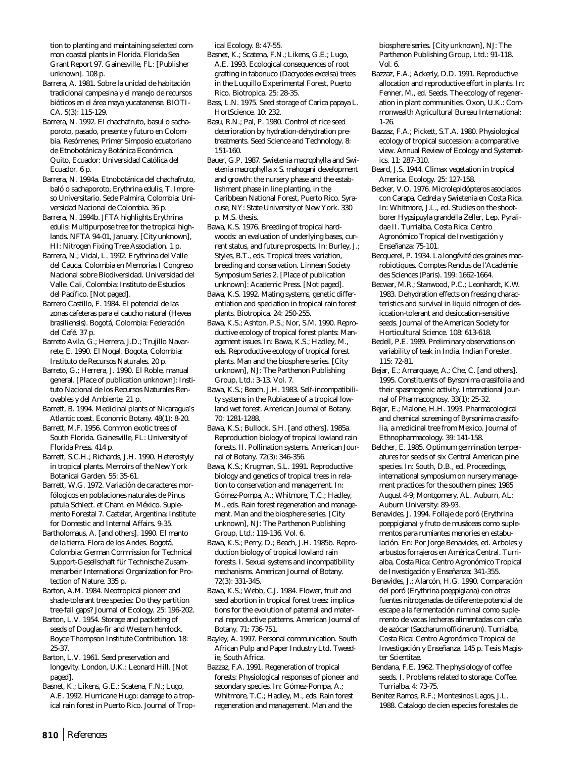tion to planting and maintaining selected common coastal plants in Florida. Florida Sea Grant Report 97. Gainesville, FL: [Publisher unknown]. 108 p.

Barrera, A. 1981. Sobre la unidad de habitación tradicional campesina y el manejo de recursos bióticos en el área maya yucatanense. BIOTICA. 5(3): 115-129.

Barrera, N. 1992. El chachafruto, basul o sachaporoto, pasado, presente y futuro en Colombia. Resómenes, Primer Simposio ecuatoriano de Etnobotánica y Botánica Económica. Quito, Ecuador: Universidad Católica del Ecuador. 6 p.

Barrera, N. 1994a. Etnobotánica del chachafruto, baló o sachaporoto, *Erythrina edulis*, T. Impreso Universitario. Sede Palmira, Colombia: Universidad Nacional de Colombia. 36 p.

Barrera, N. 1994b. JFTA highlights *Erythrina edulis*: Multipurpose tree for the tropical highlands. NFTA 94-01, January. [City unknown], HI: Nitrogen Fixing Tree Association. 1 p.

Barrera, N.; Vidal, L. 1992. *Erythrina* del Valle del Cauca. Colombia en Memorias I Congreso Nacional sobre Biodiversidad. Universidad del Valle. Cali, Colombia: Instituto de Estudios del Pacífico. [Not paged].

Barrero Castillo, F. 1984. El potencial de las zonas cafeteras para el caucho natural (*Hevea brasiliensis*). Bogotá, Colombia: Federación del Café. 37 p.

Barreto Avila, G.; Herrera, J.D.; Trujillo Navarrete, E. 1990. El Nogal. Bogota, Colombia: Instituto de Recursos Naturales. 20 p.

Barreto, G.; Herrera, J. 1990. El Roble, manual general. [Place of publication unknown]: Instituto Nacional de los Recursos Naturales Renovables y del Ambiente. 21 p.

Barrett, B. 1994. Medicinal plants of Nicaragua's Atlantic coast. Economic Botany. 48(1): 8-20.

Barrett, M.F. 1956. Common exotic trees of South Florida. Gainesville, FL: University of Florida Press. 414 p.

Barrett, S.C.H.; Richards, J.H. 1990. Heterostyly in tropical plants. Memoirs of the New York Botanical Garden. 55: 35-61.

Barrett, W.G. 1972. Variación de caracteres morfólogicos en poblaciones naturales de *Pinus patula* Schlect. et Cham. en México. Suplemento Forestal 7. Castelar, Argentina: Institute for Domestic and Internal Affairs. 9-35.

Bartholomaus, A. [and others]. 1990. El manto de la tierra. Flora de los Andes. Bogotá, Colombia: German Commission for Technical Support-Gesellschaft für Technische Zusammenarbeir International Organization for Protection of Nature. 335 p.

Barton, A.M. 1984. Neotropical pioneer and shade-tolerant tree species: Do they partition tree-fall gaps? Journal of Ecology. 25: 196-202.

Barton, L.V. 1954. Storage and packeting of seeds of Douglas-fir and Western hemlock. Boyce Thompson Institute Contribution. 18: 25-37.

Barton, L.V. 1961. Seed preservation and longevity. London, U.K.: Leonard Hill. [Not paged].

Basnet, K.; Likens, G.E.; Scatena, F.N.; Lugo, A.E. 1992. Hurricane Hugo: damage to a tropical rain forest in Puerto Rico. Journal of Tropical Ecology. 8: 47-55.

Basnet, K.; Scatena, F.N.; Likens, G.E.; Lugo, A.E. 1993. Ecological consequences of root grafting in tabonuco (*Dacryodes excelsa*) trees in the Luquillo Experimental Forest, Puerto Rico. Biotropica. 25: 28-35.

Bass, L.N. 1975. Seed storage of *Carica papaya* L. HortScience. 10: 232.

Basu, R.N.; Pal, P. 1980. Control of rice seed deterioration by hydration-dehydration pretreatments. Seed Science and Technology. 8: 151-160.

Bauer, G.P. 1987. *Swietenia macrophylla* and *Swietenia macrophylla* x *S. mahogani* development and growth: the nursery phase and the establishment phase in line planting, in the Caribbean National Forest, Puerto Rico. Syracuse, NY: State University of New York. 330 p. M.S. thesis.

Bawa, K.S. 1976. Breeding of tropical hardwoods: an evaluation of underlying bases, current status, and future prospects. In: Burley, J.; Styles, B.T., eds. Tropical trees: variation, breeding and conservation. Linnean Society Symposium Series 2. [Place of publication unknown]: Academic Press. [Not paged].

Bawa, K.S. 1992. Mating systems, genetic differentiation and speciation in tropical rain forest plants. Biotropica. 24: 250-255.

Bawa, K.S.; Ashton, P.S.; Nor, S.M. 1990. Reproductive ecology of tropical forest plants: Management issues. In: Bawa, K.S.; Hadley, M., eds. Reproductive ecology of tropical forest plants. Man and the biosphere series. [City unknown], NJ: The Parthenon Publishing Group, Ltd.: 3-13. Vol. 7.

Bawa, K.S.; Beach, J.H. 1983. Self-incompatibility systems in the Rubiaceae of a tropical lowland wet forest. American Journal of Botany. 70: 1281-1288.

Bawa, K.S.; Bullock, S.H. [and others]. 1985a. Reproduction biology of tropical lowland rain forests. II. Pollination systems. American Journal of Botany. 72(3): 346-356.

Bawa, K.S.; Krugman, S.L. 1991. Reproductive biology and genetics of tropical trees in relation to conservation and management. In: Gómez-Pompa, A.; Whitmore, T.C.; Hadley, M., eds. Rain forest regeneration and management. Man and the biosphere series. [City unknown], NJ: The Parthenon Publishing Group, Ltd.: 119-136. Vol. 6.

Bawa, K.S.; Perry, D.; Beach, J.H. 1985b. Reproduction biology of tropical lowland rain forests. I. Sexual systems and incompatibility mechanisms. American Journal of Botany. 72(3): 331-345.

Bawa, K.S.; Webb, C.J. 1984. Flower, fruit and seed abortion in tropical forest trees: implications for the evolution of paternal and maternal reproductive patterns. American Journal of Botany. 71: 736-751.

Bayley, A. 1997. Personal communication. South African Pulp and Paper Industry Ltd. Tweedie, South Africa.

Bazzaz, F.A. 1991. Regeneration of tropical forests: Physiological responses of pioneer and secondary species. In: Gómez-Pompa, A.; Whitmore, T.C.; Hadley, M., eds. Rain forest regeneration and management. Man and the biosphere series. [City unknown], NJ: The Parthenon Publishing Group, Ltd.: 91-118. Vol. 6.

Bazzaz, F.A.; Ackerly, D.D. 1991. Reproductive allocation and reproductive effort in plants. In: Fenner, M., ed. Seeds. The ecology of regeneration in plant communities. Oxon, U.K.: Commonwealth Agricultural Bureau International: 1-26.

Bazzaz, F.A.; Pickett, S.T.A. 1980. Physiological ecology of tropical succession: a comparative view. Annual Review of Ecology and Systematics. 11: 287-310.

Beard, J.S. 1944. Climax vegetation in tropical America. Ecology. 25: 127-158.

Becker, V.O. 1976. Microlepidópteros asociados con *Carapa*, *Cedrela* y *Swietenia* en Costa Rica. In: Whitmore, J.L., ed. Studies on the shootborer *Hypsipuyla grandella* Zeller, Lep. Pyralidae II. Turrialba, Costa Rica: Centro Agronómico Tropical de Investigación y Enseñanza: 75-101.

Becquerel, P. 1934. La longévité des graines macrobiotiques. Comptes Rendus de l'Académie des Sciences (Paris). 199: 1662-1664.

Becwar, M.R.; Stanwood, P.C.; Leonhardt, K.W. 1983. Dehydration effects on freezing characteristics and survival in liquid nitrogen of desiccation-tolerant and desiccation-sensitive seeds. Journal of the American Society for Horticultural Science. 108: 613-618.

Bedell, P.E. 1989. Preliminary observations on variability of teak in India. Indian Forester. 115: 72-81.

Bejar, E.; Amarquaye, A.; Che, C. [and others]. 1995. Constituents of *Byrsonima crassifolia* and their spasmogenic activity. International Journal of Pharmacognosy. 33(1): 25-32.

Bejar, E.; Malone, H.H. 1993. Pharmacological and chemical screening of *Byrsonima crassifolia*, a medicinal tree from Mexico. Journal of Ethnopharmacology. 39: 141-158.

Belcher, E. 1985. Optimum germination temperatures for seeds of six Central American pine species. In: South, D.B., ed. Proceedings, international symposium on nursery management practices for the southern pines; 1985 August 4-9; Montgomery, AL. Auburn, AL: Auburn University: 89-93.

Benavides, J. 1994. Follaje de poró (*Erythrina poeppigiana*) y fruto de musáceas como suplementos para rumiantes menories en estabulación. En: Por Jorge Benavides, ed. Arboles y arbustos forrajeros en América Central. Turrialba, Costa Rica: Centro Agronómico Tropical de Investigación y Enseñanza: 341-355.

Benavides, J.; Alarcón, H.G. 1990. Comparación del poró (*Erythrina poeppigiana*) con otras fuentes nitrogenadas de diferente potencial de escape a la fermentación ruminal como suplemento de vacas lecheras alimentadas con caña de azócar (*Saccharum officinarum*). Turrialba, Costa Rica: Centro Agronómico Tropical de Investigación y Enseñanza. 145 p. Tesis Magister Scientitae.

Bendana, F.E. 1962. The physiology of coffee seeds. I. Problems related to storage. Coffee. Turrialba. 4: 73-75.

Benitez Ramos, R.F.; Montesinos Lagos, J.L. 1988. Catalogo de cien especies forestales de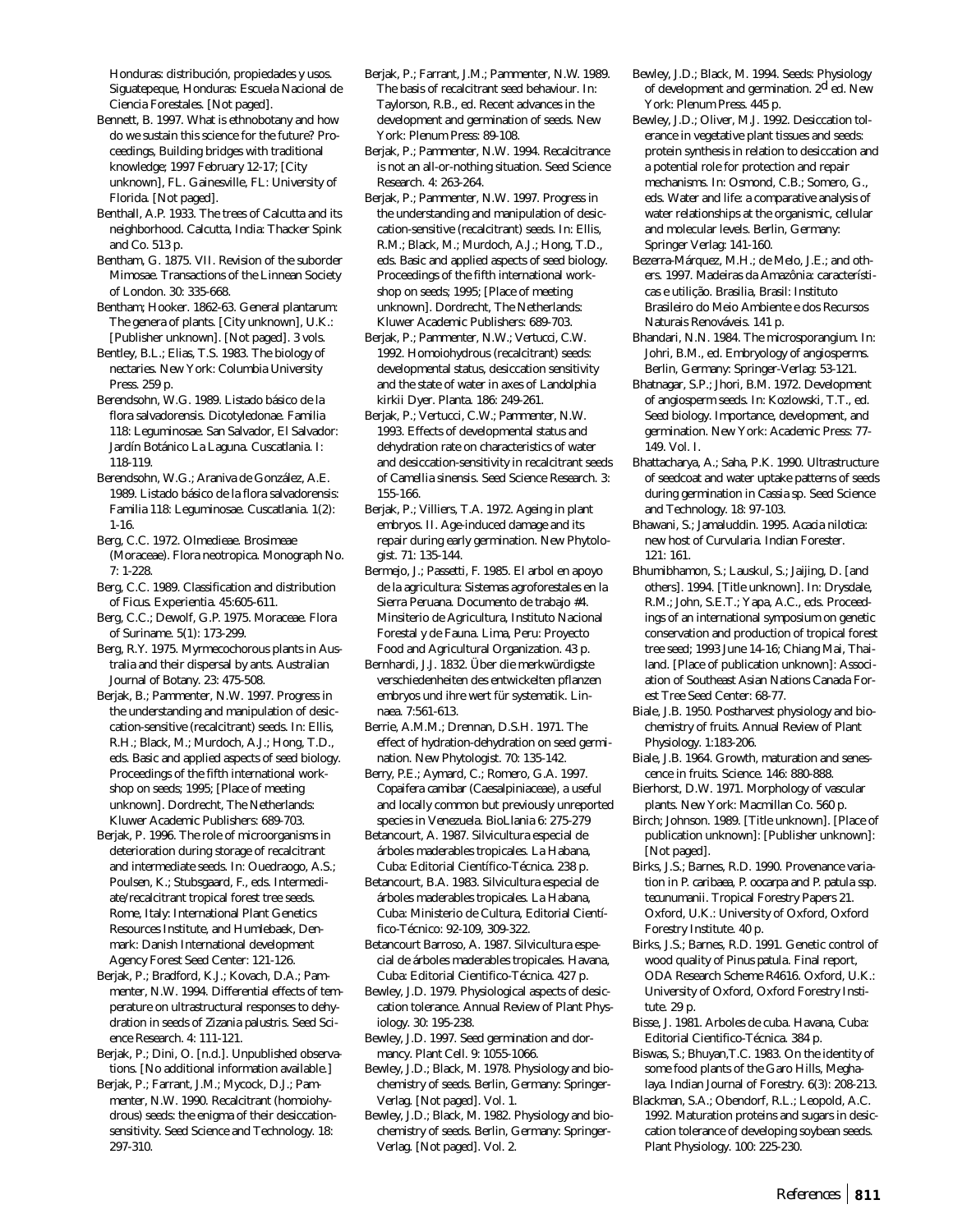Honduras: distribución, propiedades y usos. Siguatepeque, Honduras: Escuela Nacional de Ciencia Forestales. [Not paged].

Bennett, B. 1997. What is ethnobotany and how do we sustain this science for the future? Proceedings, Building bridges with traditional knowledge; 1997 February 12-17; [City unknown], FL. Gainesville, FL: University of Florida. [Not paged].

Benthall, A.P. 1933. The trees of Calcutta and its neighborhood. Calcutta, India: Thacker Spink and Co. 513 p.

Bentham, G. 1875. VII. Revision of the suborder Mimosae. Transactions of the Linnean Society of London. 30: 335-668.

Bentham; Hooker. 1862-63. General plantarum: The genera of plants. [City unknown], U.K.: [Publisher unknown]. [Not paged]. 3 vols.

Bentley, B.L.; Elias, T.S. 1983. The biology of nectaries. New York: Columbia University Press. 259 p.

Berendsohn, W.G. 1989. Listado básico de la flora salvadorensis. Dicotyledonae. Familia 118: Leguminosae. San Salvador, El Salvador: Jardín Botánico La Laguna. Cuscatlania. I: 118-119.

Berendsohn, W.G.; Araniva de González, A.E. 1989. Listado básico de la flora salvadorensis: Familia 118: Leguminosae. Cuscatlania. 1(2): 1-16.

Berg, C.C. 1972. Olmedieae. Brosimeae (Moraceae). Flora neotropica. Monograph No. 7: 1-228.

Berg, C.C. 1989. Classification and distribution of Ficus. Experientia. 45:605-611.

Berg, C.C.; Dewolf, G.P. 1975. Moraceae. Flora of Suriname. 5(1): 173-299.

Berg, R.Y. 1975. Myrmecochorous plants in Australia and their dispersal by ants. Australian Journal of Botany. 23: 475-508.

Berjak, B.; Pammenter, N.W. 1997. Progress in the understanding and manipulation of desiccation-sensitive (recalcitrant) seeds. In: Ellis, R.H.; Black, M.; Murdoch, A.J.; Hong, T.D., eds. Basic and applied aspects of seed biology. Proceedings of the fifth international workshop on seeds; 1995; [Place of meeting unknown]. Dordrecht, The Netherlands: Kluwer Academic Publishers: 689-703.

Berjak, P. 1996. The role of microorganisms in deterioration during storage of recalcitrant and intermediate seeds. In: Ouedraogo, A.S.; Poulsen, K.; Stubsgaard, F., eds. Intermediate/recalcitrant tropical forest tree seeds. Rome, Italy: International Plant Genetics Resources Institute, and Humlebaek, Denmark: Danish International development Agency Forest Seed Center: 121-126.

Berjak, P.; Bradford, K.J.; Kovach, D.A.; Pammenter, N.W. 1994. Differential effects of temperature on ultrastructural responses to dehydration in seeds of Zizania palustris. Seed Science Research. 4: 111-121.

Berjak, P.; Dini, O. [n.d.]. Unpublished observations. [No additional information available.]

Berjak, P.; Farrant, J.M.; Mycock, D.J.; Pammenter, N.W. 1990. Recalcitrant (homoiohydrous) seeds: the enigma of their desiccation-sensitivity. Seed Science and Technology. 18: 297-310.

Berjak, P.; Farrant, J.M.; Pammenter, N.W. 1989. The basis of recalcitrant seed behaviour. In: Taylorson, R.B., ed. Recent advances in the development and germination of seeds. New York: Plenum Press: 89-108.

Berjak, P.; Pammenter, N.W. 1994. Recalcitrance is not an all-or-nothing situation. Seed Science Research. 4: 263-264.

Berjak, P.; Pammenter, N.W. 1997. Progress in the understanding and manipulation of desiccation-sensitive (recalcitrant) seeds. In: Ellis, R.M.; Black, M.; Murdoch, A.J.; Hong, T.D., eds. Basic and applied aspects of seed biology. Proceedings of the fifth international workshop on seeds; 1995; [Place of meeting unknown]. Dordrecht, The Netherlands: Kluwer Academic Publishers: 689-703.

Berjak, P.; Pammenter, N.W.; Vertucci, C.W. 1992. Homoiohydrous (recalcitrant) seeds: developmental status, desiccation sensitivity and the state of water in axes of Landolphia kirkii Dyer. Planta. 186: 249-261.

Berjak, P.; Vertucci, C.W.; Pammenter, N.W. 1993. Effects of developmental status and dehydration rate on characteristics of water and desiccation-sensitivity in recalcitrant seeds of Camellia sinensis. Seed Science Research. 3: 155-166.

Berjak, P.; Villiers, T.A. 1972. Ageing in plant embryos. II. Age-induced damage and its repair during early germination. New Phytologist. 71: 135-144.

Bermejo, J.; Passetti, F. 1985. El arbol en apoyo de la agricultura: Sistemas agroforestales en la Sierra Peruana. Documento de trabajo #4. Minsiterio de Agricultura, Instituto Nacional Forestal y de Fauna. Lima, Peru: Proyecto Food and Agricultural Organization. 43 p.

Bernhardi, J.J. 1832. Über die merkwürdigste verschiedenheiten des entwickelten pflanzen embryos und ihre wert für systematik. Linnaea. 7:561-613.

Berrie, A.M.M.; Drennan, D.S.H. 1971. The effect of hydration-dehydration on seed germination. New Phytologist. 70: 135-142.

Berry, P.E.; Aymard, C.; Romero, G.A. 1997. Copaifera camibar (Caesalpiniaceae), a useful and locally common but previously unreported species in Venezuela. BioLlania 6: 275-279

Betancourt, A. 1987. Silvicultura especial de árboles maderables tropicales. La Habana, Cuba: Editorial Científico-Técnica. 238 p.

Betancourt, B.A. 1983. Silvicultura especial de árboles maderables tropicales. La Habana, Cuba: Ministerio de Cultura, Editorial Científico-Técnico: 92-109, 309-322.

Betancourt Barroso, A. 1987. Silvicultura especial de árboles maderables tropicales. Havana, Cuba: Editorial Cientifico-Técnica. 427 p.

Bewley, J.D. 1979. Physiological aspects of desiccation tolerance. Annual Review of Plant Physiology. 30: 195-238.

Bewley, J.D. 1997. Seed germination and dormancy. Plant Cell. 9: 1055-1066.

Bewley, J.D.; Black, M. 1978. Physiology and biochemistry of seeds. Berlin, Germany: Springer-Verlag. [Not paged]. Vol. 1.

Bewley, J.D.; Black, M. 1982. Physiology and biochemistry of seeds. Berlin, Germany: Springer-Verlag. [Not paged]. Vol. 2.

Bewley, J.D.; Black, M. 1994. Seeds: Physiology of development and germination. 2d ed. New York: Plenum Press. 445 p.

Bewley, J.D.; Oliver, M.J. 1992. Desiccation tolerance in vegetative plant tissues and seeds: protein synthesis in relation to desiccation and a potential role for protection and repair mechanisms. In: Osmond, C.B.; Somero, G., eds. Water and life: a comparative analysis of water relationships at the organismic, cellular and molecular levels. Berlin, Germany: Springer Verlag: 141-160.

Bezerra-Márquez, M.H.; de Melo, J.E.; and others. 1997. Madeiras da Amazônia: características e utilição. Brasilia, Brasil: Instituto Brasileiro do Meio Ambiente e dos Recursos Naturais Renováveis. 141 p.

Bhandari, N.N. 1984. The microsporangium. In: Johri, B.M., ed. Embryology of angiosperms. Berlin, Germany: Springer-Verlag: 53-121.

Bhatnagar, S.P.; Jhori, B.M. 1972. Development of angiosperm seeds. In: Kozlowski, T.T., ed. Seed biology. Importance, development, and germination. New York: Academic Press: 77-149. Vol. I.

Bhattacharya, A.; Saha, P.K. 1990. Ultrastructure of seedcoat and water uptake patterns of seeds during germination in Cassia sp. Seed Science and Technology. 18: 97-103.

Bhawani, S.; Jamaluddin. 1995. Acacia nilotica: new host of Curvularia. Indian Forester. 121: 161.

Bhumibhamon, S.; Lauskul, S.; Jaijing, D. [and others]. 1994. [Title unknown]. In: Drysdale, R.M.; John, S.E.T.; Yapa, A.C., eds. Proceedings of an international symposium on genetic conservation and production of tropical forest tree seed; 1993 June 14-16; Chiang Mai, Thailand. [Place of publication unknown]: Association of Southeast Asian Nations Canada Forest Tree Seed Center: 68-77.

Biale, J.B. 1950. Postharvest physiology and biochemistry of fruits. Annual Review of Plant Physiology. 1:183-206.

Biale, J.B. 1964. Growth, maturation and senescence in fruits. Science. 146: 880-888.

Bierhorst, D.W. 1971. Morphology of vascular plants. New York: Macmillan Co. 560 p.

Birch; Johnson. 1989. [Title unknown]. [Place of publication unknown]: [Publisher unknown]: [Not paged].

Birks, J.S.; Barnes, R.D. 1990. Provenance variation in P. caribaea, P. oocarpa and P. patula ssp. tecunumanii. Tropical Forestry Papers 21. Oxford, U.K.: University of Oxford, Oxford Forestry Institute. 40 p.

Birks, J.S.; Barnes, R.D. 1991. Genetic control of wood quality of Pinus patula. Final report, ODA Research Scheme R4616. Oxford, U.K.: University of Oxford, Oxford Forestry Institute. 29 p.

Bisse, J. 1981. Arboles de cuba. Havana, Cuba: Editorial Cientifico-Técnica. 384 p.

Biswas, S.; Bhuyan,T.C. 1983. On the identity of some food plants of the Garo Hills, Meghalaya. Indian Journal of Forestry. 6(3): 208-213.

Blackman, S.A.; Obendorf, R.L.; Leopold, A.C. 1992. Maturation proteins and sugars in desiccation tolerance of developing soybean seeds. Plant Physiology. 100: 225-230.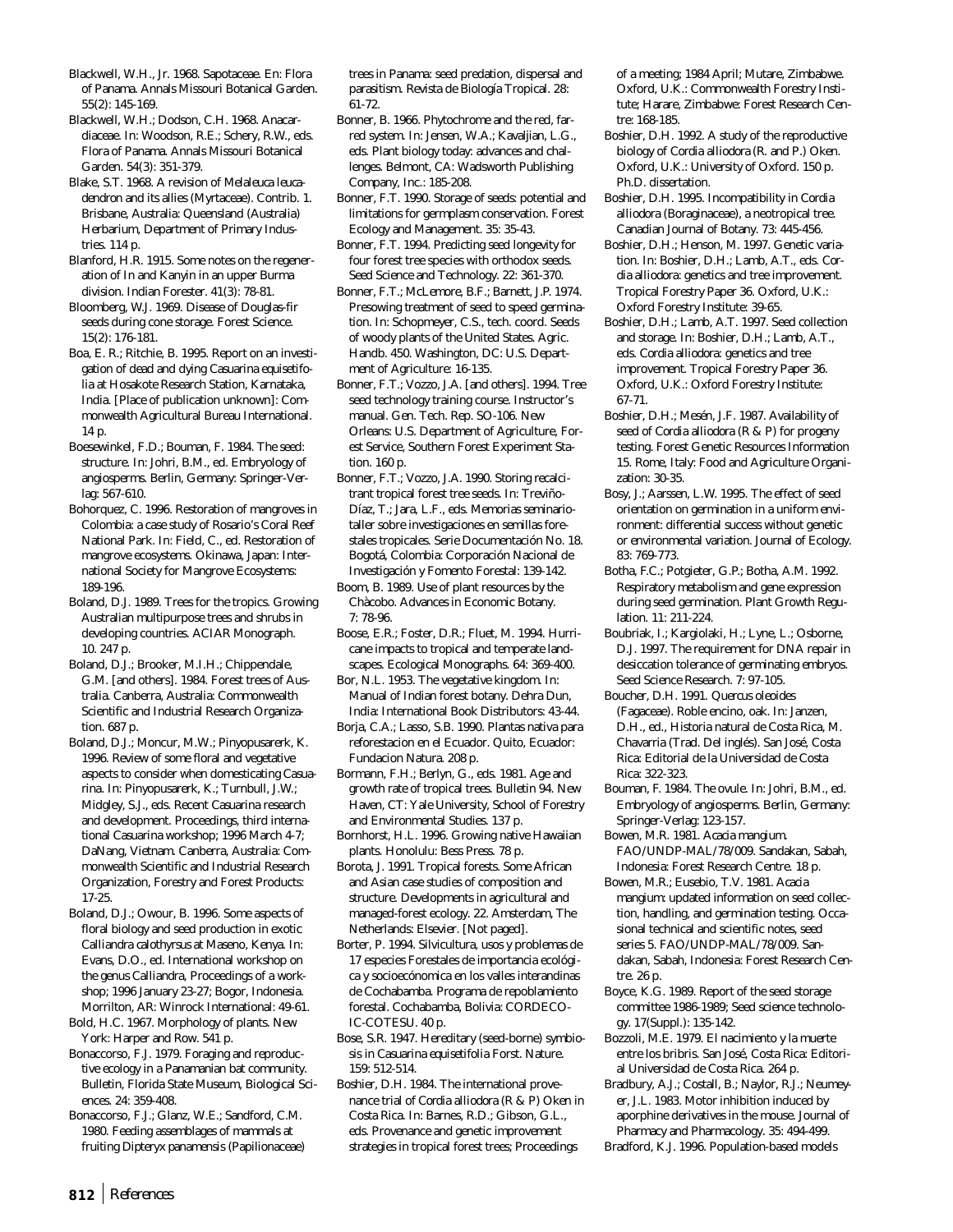Blackwell, W.H., Jr. 1968. Sapotaceae. En: Flora of Panama. Annals Missouri Botanical Garden. 55(2): 145-169.

Blackwell, W.H.; Dodson, C.H. 1968. Anacardiaceae. In: Woodson, R.E.; Schery, R.W., eds. Flora of Panama. Annals Missouri Botanical Garden. 54(3): 351-379.

Blake, S.T. 1968. A revision of Melaleuca leucadendron and its allies (Myrtaceae). Contrib. 1. Brisbane, Australia: Queensland (Australia) Herbarium, Department of Primary Industries. 114 p.

Blanford, H.R. 1915. Some notes on the regeneration of In and Kanyin in an upper Burma division. Indian Forester. 41(3): 78-81.

Bloomberg, W.J. 1969. Disease of Douglas-fir seeds during cone storage. Forest Science. 15(2): 176-181.

Boa, E. R.; Ritchie, B. 1995. Report on an investigation of dead and dying Casuarina equisetifolia at Hosakote Research Station, Karnataka, India. [Place of publication unknown]: Commonwealth Agricultural Bureau International. 14 p.

Boesewinkel, F.D.; Bouman, F. 1984. The seed: structure. In: Johri, B.M., ed. Embryology of angiosperms. Berlin, Germany: Springer-Verlag: 567-610.

Bohorquez, C. 1996. Restoration of mangroves in Colombia: a case study of Rosario's Coral Reef National Park. In: Field, C., ed. Restoration of mangrove ecosystems. Okinawa, Japan: International Society for Mangrove Ecosystems: 189-196.

Boland, D.J. 1989. Trees for the tropics. Growing Australian multipurpose trees and shrubs in developing countries. ACIAR Monograph. 10. 247 p.

Boland, D.J.; Brooker, M.I.H.; Chippendale, G.M. [and others]. 1984. Forest trees of Australia. Canberra, Australia: Commonwealth Scientific and Industrial Research Organization. 687 p.

Boland, D.J.; Moncur, M.W.; Pinyopusarerk, K. 1996. Review of some floral and vegetative aspects to consider when domesticating Casuarina. In: Pinyopusarerk, K.; Turnbull, J.W.; Midgley, S.J., eds. Recent Casuarina research and development. Proceedings, third international Casuarina workshop; 1996 March 4-7; DaNang, Vietnam. Canberra, Australia: Commonwealth Scientific and Industrial Research Organization, Forestry and Forest Products: 17-25.

Boland, D.J.; Owour, B. 1996. Some aspects of floral biology and seed production in exotic Calliandra calothyrsus at Maseno, Kenya. In: Evans, D.O., ed. International workshop on the genus Calliandra, Proceedings of a workshop; 1996 January 23-27; Bogor, Indonesia. Morrilton, AR: Winrock International: 49-61.

Bold, H.C. 1967. Morphology of plants. New York: Harper and Row. 541 p.

Bonaccorso, F.J. 1979. Foraging and reproductive ecology in a Panamanian bat community. Bulletin, Florida State Museum, Biological Sciences. 24: 359-408.

Bonaccorso, F.J.; Glanz, W.E.; Sandford, C.M. 1980. Feeding assemblages of mammals at fruiting Dipteryx panamensis (Papilionaceae) trees in Panama: seed predation, dispersal and parasitism. Revista de Biología Tropical. 28: 61-72.

Bonner, B. 1966. Phytochrome and the red, far-red system. In: Jensen, W.A.; Kavaljian, L.G., eds. Plant biology today: advances and challenges. Belmont, CA: Wadsworth Publishing Company, Inc.: 185-208.

Bonner, F.T. 1990. Storage of seeds: potential and limitations for germplasm conservation. Forest Ecology and Management. 35: 35-43.

Bonner, F.T. 1994. Predicting seed longevity for four forest tree species with orthodox seeds. Seed Science and Technology. 22: 361-370.

Bonner, F.T.; McLemore, B.F.; Barnett, J.P. 1974. Presowing treatment of seed to speed germination. In: Schopmeyer, C.S., tech. coord. Seeds of woody plants of the United States. Agric. Handb. 450. Washington, DC: U.S. Department of Agriculture: 16-135.

Bonner, F.T.; Vozzo, J.A. [and others]. 1994. Tree seed technology training course. Instructor's manual. Gen. Tech. Rep. SO-106. New Orleans: U.S. Department of Agriculture, Forest Service, Southern Forest Experiment Station. 160 p.

Bonner, F.T.; Vozzo, J.A. 1990. Storing recalcitrant tropical forest tree seeds. In: Treviño-Díaz, T.; Jara, L.F., eds. Memorias seminario-taller sobre investigaciones en semillas forestales tropicales. Serie Documentación No. 18. Bogotá, Colombia: Corporación Nacional de Investigación y Fomento Forestal: 139-142.

Boom, B. 1989. Use of plant resources by the Chàcobo. Advances in Economic Botany. 7: 78-96.

Boose, E.R.; Foster, D.R.; Fluet, M. 1994. Hurricane impacts to tropical and temperate landscapes. Ecological Monographs. 64: 369-400.

Bor, N.L. 1953. The vegetative kingdom. In: Manual of Indian forest botany. Dehra Dun, India: International Book Distributors: 43-44.

Borja, C.A.; Lasso, S.B. 1990. Plantas nativa para reforestacion en el Ecuador. Quito, Ecuador: Fundacion Natura. 208 p.

Bormann, F.H.; Berlyn, G., eds. 1981. Age and growth rate of tropical trees. Bulletin 94. New Haven, CT: Yale University, School of Forestry and Environmental Studies. 137 p.

Bornhorst, H.L. 1996. Growing native Hawaiian plants. Honolulu: Bess Press. 78 p.

Borota, J. 1991. Tropical forests. Some African and Asian case studies of composition and structure. Developments in agricultural and managed-forest ecology. 22. Amsterdam, The Netherlands: Elsevier. [Not paged].

Borter, P. 1994. Silvicultura, usos y problemas de 17 especies Forestales de importancia ecológica y socioecónomica en los valles interandinas de Cochabamba. Programa de repoblamiento forestal. Cochabamba, Bolivia: CORDECO-IC-COTESU. 40 p.

Bose, S.R. 1947. Hereditary (seed-borne) symbiosis in Casuarina equisetifolia Forst. Nature. 159: 512-514.

Boshier, D.H. 1984. The international provenance trial of Cordia alliodora (R & P) Oken in Costa Rica. In: Barnes, R.D.; Gibson, G.L., eds. Provenance and genetic improvement strategies in tropical forest trees; Proceedings of a meeting; 1984 April; Mutare, Zimbabwe. Oxford, U.K.: Commonwealth Forestry Institute; Harare, Zimbabwe: Forest Research Centre: 168-185.

Boshier, D.H. 1992. A study of the reproductive biology of Cordia alliodora (R. and P.) Oken. Oxford, U.K.: University of Oxford. 150 p. Ph.D. dissertation.

Boshier, D.H. 1995. Incompatibility in Cordia alliodora (Boraginaceae), a neotropical tree. Canadian Journal of Botany. 73: 445-456.

Boshier, D.H.; Henson, M. 1997. Genetic variation. In: Boshier, D.H.; Lamb, A.T., eds. Cordia alliodora: genetics and tree improvement. Tropical Forestry Paper 36. Oxford, U.K.: Oxford Forestry Institute: 39-65.

Boshier, D.H.; Lamb, A.T. 1997. Seed collection and storage. In: Boshier, D.H.; Lamb, A.T., eds. Cordia alliodora: genetics and tree improvement. Tropical Forestry Paper 36. Oxford, U.K.: Oxford Forestry Institute: 67-71.

Boshier, D.H.; Mesén, J.F. 1987. Availability of seed of Cordia alliodora (R & P) for progeny testing. Forest Genetic Resources Information 15. Rome, Italy: Food and Agriculture Organization: 30-35.

Bosy, J.; Aarssen, L.W. 1995. The effect of seed orientation on germination in a uniform environment: differential success without genetic or environmental variation. Journal of Ecology. 83: 769-773.

Botha, F.C.; Potgieter, G.P.; Botha, A.M. 1992. Respiratory metabolism and gene expression during seed germination. Plant Growth Regulation. 11: 211-224.

Boubriak, I.; Kargiolaki, H.; Lyne, L.; Osborne, D.J. 1997. The requirement for DNA repair in desiccation tolerance of germinating embryos. Seed Science Research. 7: 97-105.

Boucher, D.H. 1991. Quercus oleoides (Fagaceae). Roble encino, oak. In: Janzen, D.H., ed., Historia natural de Costa Rica, M. Chavarria (Trad. Del inglés). San José, Costa Rica: Editorial de la Universidad de Costa Rica: 322-323.

Bouman, F. 1984. The ovule. In: Johri, B.M., ed. Embryology of angiosperms. Berlin, Germany: Springer-Verlag: 123-157.

Bowen, M.R. 1981. Acacia mangium. FAO/UNDP-MAL/78/009. Sandakan, Sabah, Indonesia: Forest Research Centre. 18 p.

Bowen, M.R.; Eusebio, T.V. 1981. Acacia mangium: updated information on seed collection, handling, and germination testing. Occasional technical and scientific notes, seed series 5. FAO/UNDP-MAL/78/009. Sandakan, Sabah, Indonesia: Forest Research Centre. 26 p.

Boyce, K.G. 1989. Report of the seed storage committee 1986-1989; Seed science technology. 17(Suppl.): 135-142.

Bozzoli, M.E. 1979. El nacimiento y la muerte entre los bribris. San José, Costa Rica: Editorial Universidad de Costa Rica. 264 p.

Bradbury, A.J.; Costall, B.; Naylor, R.J.; Neumeyer, J.L. 1983. Motor inhibition induced by aporphine derivatives in the mouse. Journal of Pharmacy and Pharmacology. 35: 494-499.

Bradford, K.J. 1996. Population-based models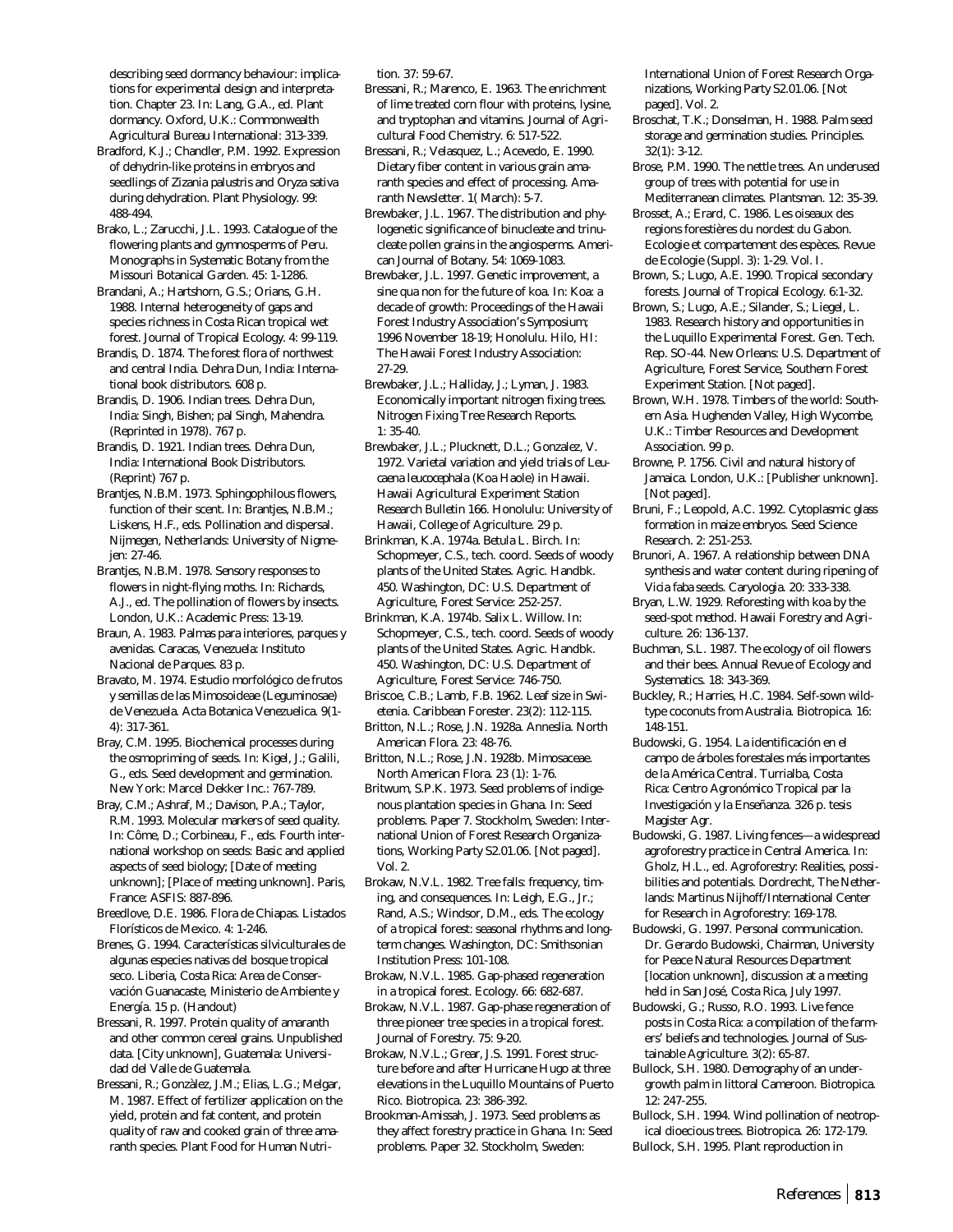describing seed dormancy behaviour: implications for experimental design and interpretation. Chapter 23. In: Lang, G.A., ed. Plant dormancy. Oxford, U.K.: Commonwealth Agricultural Bureau International: 313-339.

Bradford, K.J.; Chandler, P.M. 1992. Expression of dehydrin-like proteins in embryos and seedlings of Zizania palustris and Oryza sativa during dehydration. Plant Physiology. 99: 488-494.

Brako, L.; Zarucchi, J.L. 1993. Catalogue of the flowering plants and gymnosperms of Peru. Monographs in Systematic Botany from the Missouri Botanical Garden. 45: 1-1286.

Brandani, A.; Hartshorn, G.S.; Orians, G.H. 1988. Internal heterogeneity of gaps and species richness in Costa Rican tropical wet forest. Journal of Tropical Ecology. 4: 99-119.

Brandis, D. 1874. The forest flora of northwest and central India. Dehra Dun, India: International book distributors. 608 p.

Brandis, D. 1906. Indian trees. Dehra Dun, India: Singh, Bishen; pal Singh, Mahendra. (Reprinted in 1978). 767 p.

Brandis, D. 1921. Indian trees. Dehra Dun, India: International Book Distributors. (Reprint) 767 p.

Brantjes, N.B.M. 1973. Sphingophilous flowers, function of their scent. In: Brantjes, N.B.M.; Liskens, H.F., eds. Pollination and dispersal. Nijmegen, Netherlands: University of Nigmejen: 27-46.

Brantjes, N.B.M. 1978. Sensory responses to flowers in night-flying moths. In: Richards, A.J., ed. The pollination of flowers by insects. London, U.K.: Academic Press: 13-19.

Braun, A. 1983. Palmas para interiores, parques y avenidas. Caracas, Venezuela: Instituto Nacional de Parques. 83 p.

Bravato, M. 1974. Estudio morfológico de frutos y semillas de las Mimosoideae (Leguminosae) de Venezuela. Acta Botanica Venezuelica. 9(1-4): 317-361.

Bray, C.M. 1995. Biochemical processes during the osmopriming of seeds. In: Kigel, J.; Galili, G., eds. Seed development and germination. New York: Marcel Dekker Inc.: 767-789.

Bray, C.M.; Ashraf, M.; Davison, P.A.; Taylor, R.M. 1993. Molecular markers of seed quality. In: Côme, D.; Corbineau, F., eds. Fourth international workshop on seeds: Basic and applied aspects of seed biology; [Date of meeting unknown]; [Place of meeting unknown]. Paris, France: ASFIS: 887-896.

Breedlove, D.E. 1986. Flora de Chiapas. Listados Florísticos de Mexico. 4: 1-246.

Brenes, G. 1994. Características silviculturales de algunas especies nativas del bosque tropical seco. Liberia, Costa Rica: Area de Conservación Guanacaste, Ministerio de Ambiente y Energía. 15 p. (Handout)

Bressani, R. 1997. Protein quality of amaranth and other common cereal grains. Unpublished data. [City unknown], Guatemala: Universidad del Valle de Guatemala.

Bressani, R.; Gonzàlez, J.M.; Elias, L.G.; Melgar, M. 1987. Effect of fertilizer application on the yield, protein and fat content, and protein quality of raw and cooked grain of three amaranth species. Plant Food for Human Nutrition. 37: 59-67.

Bressani, R.; Marenco, E. 1963. The enrichment of lime treated corn flour with proteins, lysine, and tryptophan and vitamins. Journal of Agricultural Food Chemistry. 6: 517-522.

Bressani, R.; Velasquez, L.; Acevedo, E. 1990. Dietary fiber content in various grain amaranth species and effect of processing. Amaranth Newsletter. 1( March): 5-7.

Brewbaker, J.L. 1967. The distribution and phylogenetic significance of binucleate and trinucleate pollen grains in the angiosperms. American Journal of Botany. 54: 1069-1083.

Brewbaker, J.L. 1997. Genetic improvement, a sine qua non for the future of koa. In: Koa: a decade of growth: Proceedings of the Hawaii Forest Industry Association's Symposium; 1996 November 18-19; Honolulu. Hilo, HI: The Hawaii Forest Industry Association: 27-29.

Brewbaker, J.L.; Halliday, J.; Lyman, J. 1983. Economically important nitrogen fixing trees. Nitrogen Fixing Tree Research Reports. 1: 35-40.

Brewbaker, J.L.; Plucknett, D.L.; Gonzalez, V. 1972. Varietal variation and yield trials of Leucaena leucocephala (Koa Haole) in Hawaii. Hawaii Agricultural Experiment Station Research Bulletin 166. Honolulu: University of Hawaii, College of Agriculture. 29 p.

Brinkman, K.A. 1974a. Betula L. Birch. In: Schopmeyer, C.S., tech. coord. Seeds of woody plants of the United States. Agric. Handbk. 450. Washington, DC: U.S. Department of Agriculture, Forest Service: 252-257.

Brinkman, K.A. 1974b. Salix L. Willow. In: Schopmeyer, C.S., tech. coord. Seeds of woody plants of the United States. Agric. Handbk. 450. Washington, DC: U.S. Department of Agriculture, Forest Service: 746-750.

Briscoe, C.B.; Lamb, F.B. 1962. Leaf size in Swietenia. Caribbean Forester. 23(2): 112-115.

Britton, N.L.; Rose, J.N. 1928a. Anneslia. North American Flora. 23: 48-76.

Britton, N.L.; Rose, J.N. 1928b. Mimosaceae. North American Flora. 23 (1): 1-76.

Britwum, S.P.K. 1973. Seed problems of indigenous plantation species in Ghana. In: Seed problems. Paper 7. Stockholm, Sweden: International Union of Forest Research Organizations, Working Party S2.01.06. [Not paged]. Vol. 2.

Brokaw, N.V.L. 1982. Tree falls: frequency, timing, and consequences. In: Leigh, E.G., Jr.; Rand, A.S.; Windsor, D.M., eds. The ecology of a tropical forest: seasonal rhythms and long-term changes. Washington, DC: Smithsonian Institution Press: 101-108.

Brokaw, N.V.L. 1985. Gap-phased regeneration in a tropical forest. Ecology. 66: 682-687.

Brokaw, N.V.L. 1987. Gap-phase regeneration of three pioneer tree species in a tropical forest. Journal of Forestry. 75: 9-20.

Brokaw, N.V.L.; Grear, J.S. 1991. Forest structure before and after Hurricane Hugo at three elevations in the Luquillo Mountains of Puerto Rico. Biotropica. 23: 386-392.

Brookman-Amissah, J. 1973. Seed problems as they affect forestry practice in Ghana. In: Seed problems. Paper 32. Stockholm, Sweden: International Union of Forest Research Organizations, Working Party S2.01.06. [Not paged]. Vol. 2.

Broschat, T.K.; Donselman, H. 1988. Palm seed storage and germination studies. Principles. 32(1): 3-12.

Brose, P.M. 1990. The nettle trees. An underused group of trees with potential for use in Mediterranean climates. Plantsman. 12: 35-39.

Brosset, A.; Erard, C. 1986. Les oiseaux des regions forestières du nordest du Gabon. Ecologie et compartement des espèces. Revue de Ecologie (Suppl. 3): 1-29. Vol. I.

Brown, S.; Lugo, A.E. 1990. Tropical secondary forests. Journal of Tropical Ecology. 6:1-32.

Brown, S.; Lugo, A.E.; Silander, S.; Liegel, L. 1983. Research history and opportunities in the Luquillo Experimental Forest. Gen. Tech. Rep. SO-44. New Orleans: U.S. Department of Agriculture, Forest Service, Southern Forest Experiment Station. [Not paged].

Brown, W.H. 1978. Timbers of the world: Southern Asia. Hughenden Valley, High Wycombe, U.K.: Timber Resources and Development Association. 99 p.

Browne, P. 1756. Civil and natural history of Jamaica. London, U.K.: [Publisher unknown]. [Not paged].

Bruni, F.; Leopold, A.C. 1992. Cytoplasmic glass formation in maize embryos. Seed Science Research. 2: 251-253.

Brunori, A. 1967. A relationship between DNA synthesis and water content during ripening of Vicia faba seeds. Caryologia. 20: 333-338.

Bryan, L.W. 1929. Reforesting with koa by the seed-spot method. Hawaii Forestry and Agriculture. 26: 136-137.

Buchman, S.L. 1987. The ecology of oil flowers and their bees. Annual Revue of Ecology and Systematics. 18: 343-369.

Buckley, R.; Harries, H.C. 1984. Self-sown wild-type coconuts from Australia. Biotropica. 16: 148-151.

Budowski, G. 1954. La identificación en el campo de árboles forestales más importantes de la América Central. Turrialba, Costa Rica: Centro Agronómico Tropical par la Investigación y la Enseñanza. 326 p. tesis Magister Agr.

Budowski, G. 1987. Living fences—a widespread agroforestry practice in Central America. In: Gholz, H.L., ed. Agroforestry: Realities, possibilities and potentials. Dordrecht, The Netherlands: Martinus Nijhoff/International Center for Research in Agroforestry: 169-178.

Budowski, G. 1997. Personal communication. Dr. Gerardo Budowski, Chairman, University for Peace Natural Resources Department [location unknown], discussion at a meeting held in San José, Costa Rica, July 1997.

Budowski, G.; Russo, R.O. 1993. Live fence posts in Costa Rica: a compilation of the farmers' beliefs and technologies. Journal of Sustainable Agriculture. 3(2): 65-87.

Bullock, S.H. 1980. Demography of an undergrowth palm in littoral Cameroon. Biotropica. 12: 247-255.

Bullock, S.H. 1994. Wind pollination of neotropical dioecious trees. Biotropica. 26: 172-179.

Bullock, S.H. 1995. Plant reproduction in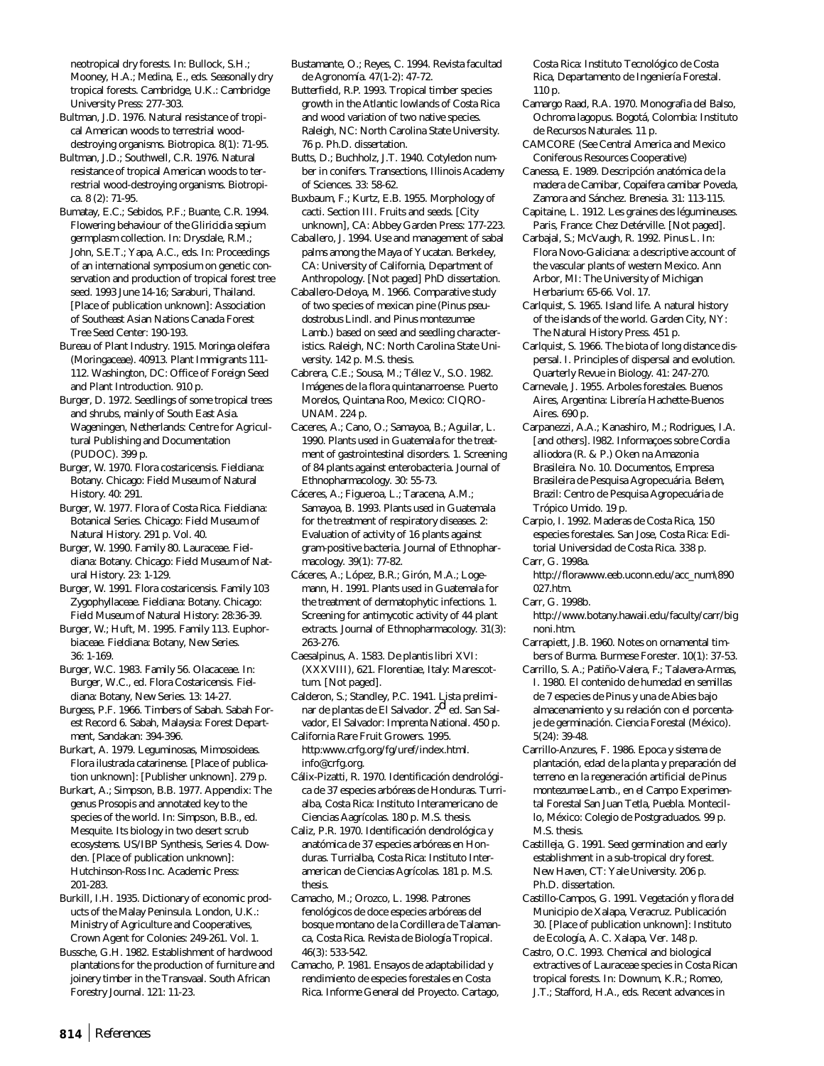neotropical dry forests. In: Bullock, S.H.; Mooney, H.A.; Medina, E., eds. Seasonally dry tropical forests. Cambridge, U.K.: Cambridge University Press: 277-303.

Bultman, J.D. 1976. Natural resistance of tropical American woods to terrestrial wood-destroying organisms. Biotropica. 8(1): 71-95.

Bultman, J.D.; Southwell, C.R. 1976. Natural resistance of tropical American woods to terrestrial wood-destroying organisms. Biotropica. 8 (2): 71-95.

Bumatay, E.C.; Sebidos, P.F.; Buante, C.R. 1994. Flowering behaviour of the Gliricidia sepium germplasm collection. In: Drysdale, R.M.; John, S.E.T.; Yapa, A.C., eds. In: Proceedings of an international symposium on genetic conservation and production of tropical forest tree seed. 1993 June 14-16; Saraburi, Thailand. [Place of publication unknown]: Association of Southeast Asian Nations Canada Forest Tree Seed Center: 190-193.

Bureau of Plant Industry. 1915. Moringa oleifera (Moringaceae). 40913. Plant Immigrants 111-112. Washington, DC: Office of Foreign Seed and Plant Introduction. 910 p.

Burger, D. 1972. Seedlings of some tropical trees and shrubs, mainly of South East Asia. Wageningen, Netherlands: Centre for Agricultural Publishing and Documentation (PUDOC). 399 p.

Burger, W. 1970. Flora costaricensis. Fieldiana: Botany. Chicago: Field Museum of Natural History. 40: 291.

Burger, W. 1977. Flora of Costa Rica. Fieldiana: Botanical Series. Chicago: Field Museum of Natural History. 291 p. Vol. 40.

Burger, W. 1990. Family 80. Lauraceae. Fieldiana: Botany. Chicago: Field Museum of Natural History. 23: 1-129.

Burger, W. 1991. Flora costaricensis. Family 103 Zygophyllaceae. Fieldiana: Botany. Chicago: Field Museum of Natural History: 28:36-39.

Burger, W.; Huft, M. 1995. Family 113. Euphorbiaceae. Fieldiana: Botany, New Series. 36: 1-169.

Burger, W.C. 1983. Family 56. Olacaceae. In: Burger, W.C., ed. Flora Costaricensis. Fieldiana: Botany, New Series. 13: 14-27.

Burgess, P.F. 1966. Timbers of Sabah. Sabah Forest Record 6. Sabah, Malaysia: Forest Department, Sandakan: 394-396.

Burkart, A. 1979. Leguminosas, Mimosoideas. Flora ilustrada catarinense. [Place of publication unknown]: [Publisher unknown]. 279 p.

Burkart, A.; Simpson, B.B. 1977. Appendix: The genus Prosopis and annotated key to the species of the world. In: Simpson, B.B., ed. Mesquite. Its biology in two desert scrub ecosystems. US/IBP Synthesis, Series 4. Dowden. [Place of publication unknown]: Hutchinson-Ross Inc. Academic Press: 201-283.

Burkill, I.H. 1935. Dictionary of economic products of the Malay Peninsula. London, U.K.: Ministry of Agriculture and Cooperatives, Crown Agent for Colonies: 249-261. Vol. 1.

Bussche, G.H. 1982. Establishment of hardwood plantations for the production of furniture and joinery timber in the Transvaal. South African Forestry Journal. 121: 11-23.

Bustamante, O.; Reyes, C. 1994. Revista facultad de Agronomía. 47(1-2): 47-72.

Butterfield, R.P. 1993. Tropical timber species growth in the Atlantic lowlands of Costa Rica and wood variation of two native species. Raleigh, NC: North Carolina State University. 76 p. Ph.D. dissertation.

Butts, D.; Buchholz, J.T. 1940. Cotyledon number in conifers. Transections, Illinois Academy of Sciences. 33: 58-62.

Buxbaum, F.; Kurtz, E.B. 1955. Morphology of cacti. Section III. Fruits and seeds. [City unknown], CA: Abbey Garden Press: 177-223.

Caballero, J. 1994. Use and management of sabal palms among the Maya of Yucatan. Berkeley, CA: University of California, Department of Anthropology. [Not paged] PhD dissertation.

Caballero-Deloya, M. 1966. Comparative study of two species of mexican pine (Pinus pseudostrobus Lindl. and Pinus montezumae Lamb.) based on seed and seedling characteristics. Raleigh, NC: North Carolina State University. 142 p. M.S. thesis.

Cabrera, C.E.; Sousa, M.; Téllez V., S.O. 1982. Imágenes de la flora quintanarroense. Puerto Morelos, Quintana Roo, Mexico: CIQRO-UNAM. 224 p.

Caceres, A.; Cano, O.; Samayoa, B.; Aguilar, L. 1990. Plants used in Guatemala for the treatment of gastrointestinal disorders. 1. Screening of 84 plants against enterobacteria. Journal of Ethnopharmacology. 30: 55-73.

Cáceres, A.; Figueroa, L.; Taracena, A.M.; Samayoa, B. 1993. Plants used in Guatemala for the treatment of respiratory diseases. 2: Evaluation of activity of 16 plants against gram-positive bacteria. Journal of Ethnopharmacology. 39(1): 77-82.

Cáceres, A.; López, B.R.; Girón, M.A.; Logemann, H. 1991. Plants used in Guatemala for the treatment of dermatophytic infections. 1. Screening for antimycotic activity of 44 plant extracts. Journal of Ethnopharmacology. 31(3): 263-276.

Caesalpinus, A. 1583. De plantis libri XVI: (XXXVIII), 621. Florentiae, Italy: Marescottum. [Not paged].

Calderon, S.; Standley, P.C. 1941. Lista preliminar de plantas de El Salvador. 2d ed. San Salvador, El Salvador: Imprenta National. 450 p.

California Rare Fruit Growers. 1995. http:www.crfg.org/fg/uref/index.html. info@crfg.org.

Cálix-Pizatti, R. 1970. Identificación dendrológica de 37 especies arbóreas de Honduras. Turrialba, Costa Rica: Instituto Interamericano de Ciencias Aagrícolas. 180 p. M.S. thesis.

Caliz, P.R. 1970. Identificación dendrológica y anatómica de 37 especies arbóreas en Honduras. Turrialba, Costa Rica: Instituto Interamerican de Ciencias Agrícolas. 181 p. M.S. thesis.

Camacho, M.; Orozco, L. 1998. Patrones fenológicos de doce especies arbóreas del bosque montano de la Cordillera de Talamanca, Costa Rica. Revista de Biología Tropical. 46(3): 533-542.

Camacho, P. 1981. Ensayos de adaptabilidad y rendimiento de especies forestales en Costa Rica. Informe General del Proyecto. Cartago, Costa Rica: Instituto Tecnológico de Costa Rica, Departamento de Ingeniería Forestal. 110 p.

Camargo Raad, R.A. 1970. Monografia del Balso, Ochroma lagopus. Bogotá, Colombia: Instituto de Recursos Naturales. 11 p.

CAMCORE (See Central America and Mexico Coniferous Resources Cooperative)

Canessa, E. 1989. Descripción anatómica de la madera de Camibar, Copaifera camibar Poveda, Zamora and Sánchez. Brenesia. 31: 113-115.

Capitaine, L. 1912. Les graines des légumineuses. Paris, France: Chez Detérville. [Not paged].

Carbajal, S.; McVaugh, R. 1992. Pinus L. In: Flora Novo-Galiciana: a descriptive account of the vascular plants of western Mexico. Ann Arbor, MI: The University of Michigan Herbarium: 65-66. Vol. 17.

Carlquist, S. 1965. Island life. A natural history of the islands of the world. Garden City, NY: The Natural History Press. 451 p.

Carlquist, S. 1966. The biota of long distance dispersal. I. Principles of dispersal and evolution. Quarterly Revue in Biology. 41: 247-270.

Carnevale, J. 1955. Arboles forestales. Buenos Aires, Argentina: Librería Hachette-Buenos Aires. 690 p.

Carpanezzi, A.A.; Kanashiro, M.; Rodrigues, I.A. [and others]. l982. Informaçoes sobre Cordia alliodora (R. & P.) Oken na Amazonia Brasileira. No. 10. Documentos, Empresa Brasileira de Pesquisa Agropecuária. Belem, Brazil: Centro de Pesquisa Agropecuária de Trópico Umido. 19 p.

Carpio, I. 1992. Maderas de Costa Rica, 150 especies forestales. San Jose, Costa Rica: Editorial Universidad de Costa Rica. 338 p.

Carr, G. 1998a. http://florawww.eeb.uconn.edu/acc_num\890027.htm.

Carr, G. 1998b. http://www.botany.hawaii.edu/faculty/carr/bignoni.htm.

Carrapiett, J.B. 1960. Notes on ornamental timbers of Burma. Burmese Forester. 10(1): 37-53.

Carrillo, S. A.; Patiño-Valera, F.; Talavera-Armas, I. 1980. El contenido de humedad en semillas de 7 especies de Pinus y una de Abies bajo almacenamiento y su relación con el porcentaje de germinación. Ciencia Forestal (México). 5(24): 39-48.

Carrillo-Anzures, F. 1986. Epoca y sistema de plantación, edad de la planta y preparación del terreno en la regeneración artificial de Pinus montezumae Lamb., en el Campo Experimental Forestal San Juan Tetla, Puebla. Montecillo, México: Colegio de Postgraduados. 99 p. M.S. thesis.

Castilleja, G. 1991. Seed germination and early establishment in a sub-tropical dry forest. New Haven, CT: Yale University. 206 p. Ph.D. dissertation.

Castillo-Campos, G. 1991. Vegetación y flora del Municipio de Xalapa, Veracruz. Publicación 30. [Place of publication unknown]: Instituto de Ecología, A. C. Xalapa, Ver. 148 p.

Castro, O.C. 1993. Chemical and biological extractives of Lauraceae species in Costa Rican tropical forests. In: Downum, K.R.; Romeo, J.T.; Stafford, H.A., eds. Recent advances in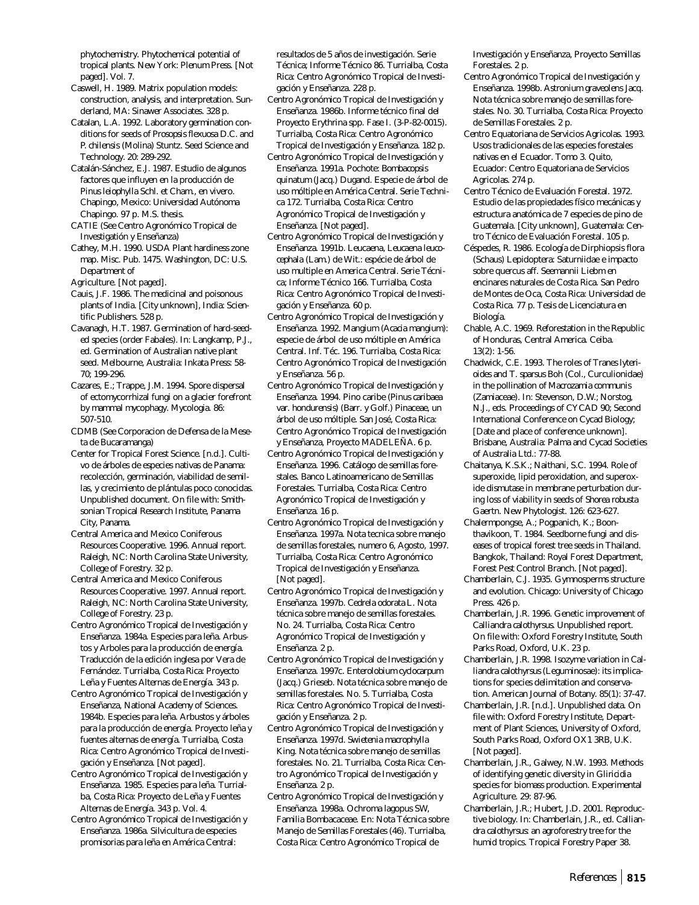phytochemistry. Phytochemical potential of tropical plants. New York: Plenum Press. [Not paged]. Vol. 7.

Caswell, H. 1989. Matrix population models: construction, analysis, and interpretation. Sunderland, MA: Sinawer Associates. 328 p.

Catalan, L.A. 1992. Laboratory germination conditions for seeds of Prosopsis flexuosa D.C. and P. chilensis (Molina) Stuntz. Seed Science and Technology. 20: 289-292.

Catalán-Sánchez, E.J. 1987. Estudio de algunos factores que influyen en la producción de Pinus leiophylla Schl. et Cham., en vivero. Chapingo, Mexico: Universidad Autónoma Chapingo. 97 p. M.S. thesis.

CATIE (See Centro Agronómico Tropical de Investigatión y Enseñanza)

Cathey, M.H. 1990. USDA Plant hardiness zone map. Misc. Pub. 1475. Washington, DC: U.S. Department of

Agriculture. [Not paged].

Cauis, J.F. 1986. The medicinal and poisonous plants of India. [City unknown], India: Scientific Publishers. 528 p.

Cavanagh, H.T. 1987. Germination of hard-seeded species (order Fabales). In: Langkamp, P.J., ed. Germination of Australian native plant seed. Melbourne, Australia: Inkata Press: 58-70; 199-296.

Cazares, E.; Trappe, J.M. 1994. Spore dispersal of ectomycorrhizal fungi on a glacier forefront by mammal mycophagy. Mycologia. 86: 507-510.

CDMB (See Corporacion de Defensa de la Meseta de Bucaramanga)

Center for Tropical Forest Science. [n.d.]. Cultivo de árboles de especies nativas de Panama: recolección, germinación, viabilidad de semillas, y crecimiento de plántulas poco conocidas. Unpublished document. On file with: Smithsonian Tropical Research Institute, Panama City, Panama.

Central America and Mexico Coniferous Resources Cooperative. 1996. Annual report. Raleigh, NC: North Carolina State University, College of Forestry. 32 p.

Central America and Mexico Coniferous Resources Cooperative. 1997. Annual report. Raleigh, NC: North Carolina State University, College of Forestry. 23 p.

Centro Agronómico Tropical de Investigación y Enseñanza. 1984a. Especies para leña. Arbustos y Arboles para la producción de energía. Traducción de la edición inglesa por Vera de Fernández. Turrialba, Costa Rica: Proyecto Leña y Fuentes Alternas de Energía. 343 p.

Centro Agronómico Tropical de Investigación y Enseñanza, National Academy of Sciences. 1984b. Especies para leña. Arbustos y árboles para la producción de energía. Proyecto leña y fuentes alternas de energía. Turrialba, Costa Rica: Centro Agronómico Tropical de Investigación y Enseñanza. [Not paged].

Centro Agronómico Tropical de Investigación y Enseñanza. 1985. Especies para leña. Turrialba, Costa Rica: Proyecto de Leña y Fuentes Alternas de Energía. 343 p. Vol. 4.

Centro Agronómico Tropical de Investigación y Enseñanza. 1986a. Silvicultura de especies promisorias para leña en América Central: resultados de 5 años de investigación. Serie Técnica; Informe Técnico 86. Turrialba, Costa Rica: Centro Agronómico Tropical de Investigación y Enseñanza. 228 p.

Centro Agronómico Tropical de Investigación y Enseñanza. 1986b. Informe técnico final del Proyecto Erythrina spp. Fase I. (3-P-82-0015). Turrialba, Costa Rica: Centro Agronómico Tropical de Investigación y Enseñanza. 182 p.

Centro Agronómico Tropical de Investigación y Enseñanza. 1991a. Pochote: Bombacopsis quinatum (Jacq.) Dugand. Especie de árbol de uso móltiple en América Central. Serie Technica 172. Turrialba, Costa Rica: Centro Agronómico Tropical de Investigación y Enseñanza. [Not paged].

Centro Agronómico Tropical de Investigación y Enseñanza. 1991b. Leucaena, Leucaena leucocephala (Lam.) de Wit.: espécie de árbol de uso multiple en America Central. Serie Técnica; Informe Técnico 166. Turrialba, Costa Rica: Centro Agronómico Tropical de Investigación y Enseñanza. 60 p.

Centro Agronómico Tropical de Investigación y Enseñanza. 1992. Mangium (Acacia mangium): especie de árbol de uso móltiple en América Central. Inf. Téc. 196. Turrialba, Costa Rica: Centro Agronómico Tropical de Investigación y Enseñanza. 56 p.

Centro Agronómico Tropical de Investigación y Enseñanza. 1994. Pino caribe (Pinus caribaea var. hondurensis) (Barr. y Golf.) Pinaceae, un árbol de uso móltiple. San José, Costa Rica: Centro Agronómico Tropical de Investigación y Enseñanza, Proyecto MADELEÑA. 6 p.

Centro Agronómico Tropical de Investigación y Enseñanza. 1996. Catálogo de semillas forestales. Banco Latinoamericano de Semillas Forestales. Turrialba, Costa Rica: Centro Agronómico Tropical de Investigación y Enseñanza. 16 p.

Centro Agronómico Tropical de Investigación y Enseñanza. 1997a. Nota tecnica sobre manejo de semillas forestales, numero 6, Agosto, 1997. Turrialba, Costa Rica: Centro Agronómico Tropical de Investigación y Enseñanza. [Not paged].

Centro Agronómico Tropical de Investigación y Enseñanza. 1997b. Cedrela odorata L. Nota técnica sobre manejo de semillas forestales. No. 24. Turrialba, Costa Rica: Centro Agronómico Tropical de Investigación y Enseñanza. 2 p.

Centro Agronómico Tropical de Investigación y Enseñanza. 1997c. Enterolobium cyclocarpum (Jacq.) Grieseb. Nota técnica sobre manejo de semillas forestales. No. 5. Turrialba, Costa Rica: Centro Agronómico Tropical de Investigación y Enseñanza. 2 p.

Centro Agronómico Tropical de Investigación y Enseñanza. 1997d. Swietenia macrophylla King. Nota técnica sobre manejo de semillas forestales. No. 21. Turrialba, Costa Rica: Centro Agronómico Tropical de Investigación y Enseñanza. 2 p.

Centro Agronómico Tropical de Investigación y Enseñanza. 1998a. Ochroma lagopus SW, Familia Bombacaceae. En: Nota Técnica sobre Manejo de Semillas Forestales (46). Turrialba, Costa Rica: Centro Agronómico Tropical de Investigación y Enseñanza, Proyecto Semillas Forestales. 2 p.

Centro Agronómico Tropical de Investigación y Enseñanza. 1998b. Astronium graveolens Jacq. Nota técnica sobre manejo de semillas forestales. No. 30. Turrialba, Costa Rica: Proyecto de Semillas Forestales. 2 p.

Centro Equatoriana de Servicios Agricolas. 1993. Usos tradicionales de las especies forestales nativas en el Ecuador. Tomo 3. Quito, Ecuador: Centro Equatoriana de Servicios Agricolas. 274 p.

Centro Técnico de Evaluación Forestal. 1972. Estudio de las propiedades físico mecánicas y estructura anatómica de 7 especies de pino de Guatemala. [City unknown], Guatemala: Centro Técnico de Evaluación Forestal. 105 p.

Céspedes, R. 1986. Ecología de Dirphiopsis flora (Schaus) Lepidoptera: Saturniidae e impacto sobre quercus aff. Seemannii Liebm en encinares naturales de Costa Rica. San Pedro de Montes de Oca, Costa Rica: Universidad de Costa Rica. 77 p. Tesis de Licenciatura en Biología.

Chable, A.C. 1969. Reforestation in the Republic of Honduras, Central America. Ceiba. 13(2): 1-56.

Chadwick, C.E. 1993. The roles of Tranes lyterioides and T. sparsus Boh (Col., Curculionidae) in the pollination of Macrozamia communis (Zamiaceae). In: Stevenson, D.W.; Norstog, N.J., eds. Proceedings of CYCAD 90; Second International Conference on Cycad Biology; [Date and place of conference unknown]. Brisbane, Australia: Palma and Cycad Societies of Australia Ltd.: 77-88.

Chaitanya, K.S.K.; Naithani, S.C. 1994. Role of superoxide, lipid peroxidation, and superoxide dismutase in membrane perturbation during loss of viability in seeds of Shorea robusta Gaertn. New Phytologist. 126: 623-627.

Chalermpongse, A.; Pogpanich, K.; Boonthavikoon, T. 1984. Seedborne fungi and diseases of tropical forest tree seeds in Thailand. Bangkok, Thailand: Royal Forest Department, Forest Pest Control Branch. [Not paged].

Chamberlain, C.J. 1935. Gymnosperms structure and evolution. Chicago: University of Chicago Press. 426 p.

Chamberlain, J.R. 1996. Genetic improvement of Calliandra calothyrsus. Unpublished report. On file with: Oxford Forestry Institute, South Parks Road, Oxford, U.K. 23 p.

Chamberlain, J.R. 1998. Isozyme variation in Calliandra calothyrsus (Leguminosae): its implications for species delimitation and conservation. American Journal of Botany. 85(1): 37-47.

Chamberlain, J.R. [n.d.]. Unpublished data. On file with: Oxford Forestry Institute, Department of Plant Sciences, University of Oxford, South Parks Road, Oxford OX1 3RB, U.K. [Not paged].

Chamberlain, J.R., Galwey, N.W. 1993. Methods of identifying genetic diversity in Gliricidia species for biomass production. Experimental Agriculture. 29: 87-96.

Chamberlain, J.R.; Hubert, J.D. 2001. Reproductive biology. In: Chamberlain, J.R., ed. Calliandra calothyrsus: an agroforestry tree for the humid tropics. Tropical Forestry Paper 38.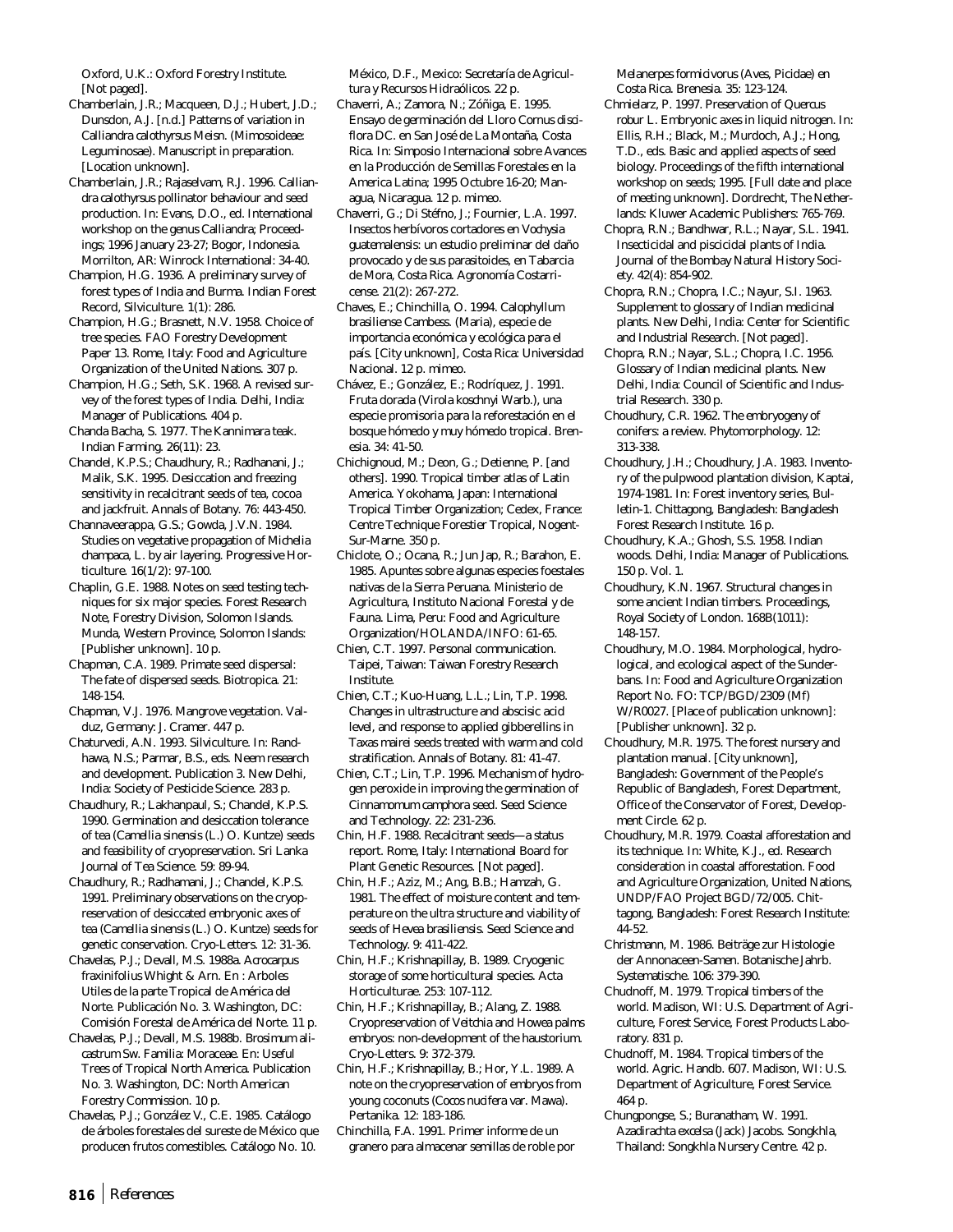Oxford, U.K.: Oxford Forestry Institute. [Not paged].

Chamberlain, J.R.; Macqueen, D.J.; Hubert, J.D.; Dunsdon, A.J. [n.d.] Patterns of variation in Calliandra calothyrsus Meisn. (Mimosoideae: Leguminosae). Manuscript in preparation. [Location unknown].

Chamberlain, J.R.; Rajaselvam, R.J. 1996. Calliandra calothyrsus pollinator behaviour and seed production. In: Evans, D.O., ed. International workshop on the genus Calliandra; Proceedings; 1996 January 23-27; Bogor, Indonesia. Morrilton, AR: Winrock International: 34-40.

Champion, H.G. 1936. A preliminary survey of forest types of India and Burma. Indian Forest Record, Silviculture. 1(1): 286.

Champion, H.G.; Brasnett, N.V. 1958. Choice of tree species. FAO Forestry Development Paper 13. Rome, Italy: Food and Agriculture Organization of the United Nations. 307 p.

Champion, H.G.; Seth, S.K. 1968. A revised survey of the forest types of India. Delhi, India: Manager of Publications. 404 p.

Chanda Bacha, S. 1977. The Kannimara teak. Indian Farming. 26(11): 23.

Chandel, K.P.S.; Chaudhury, R.; Radhanani, J.; Malik, S.K. 1995. Desiccation and freezing sensitivity in recalcitrant seeds of tea, cocoa and jackfruit. Annals of Botany. 76: 443-450.

Channaveerappa, G.S.; Gowda, J.V.N. 1984. Studies on vegetative propagation of Michelia champaca, L. by air layering. Progressive Horticulture. 16(1/2): 97-100.

Chaplin, G.E. 1988. Notes on seed testing techniques for six major species. Forest Research Note, Forestry Division, Solomon Islands. Munda, Western Province, Solomon Islands: [Publisher unknown]. 10 p.

Chapman, C.A. 1989. Primate seed dispersal: The fate of dispersed seeds. Biotropica. 21: 148-154.

Chapman, V.J. 1976. Mangrove vegetation. Valduz, Germany: J. Cramer. 447 p.

Chaturvedi, A.N. 1993. Silviculture. In: Randhawa, N.S.; Parmar, B.S., eds. Neem research and development. Publication 3. New Delhi, India: Society of Pesticide Science. 283 p.

Chaudhury, R.; Lakhanpaul, S.; Chandel, K.P.S. 1990. Germination and desiccation tolerance of tea (Camellia sinensis (L.) O. Kuntze) seeds and feasibility of cryopreservation. Sri Lanka Journal of Tea Science. 59: 89-94.

Chaudhury, R.; Radhamani, J.; Chandel, K.P.S. 1991. Preliminary observations on the cryopreservation of desiccated embryonic axes of tea (Camellia sinensis (L.) O. Kuntze) seeds for genetic conservation. Cryo-Letters. 12: 31-36.

Chavelas, P.J.; Devall, M.S. 1988a. Acrocarpus fraxinifolius Whight & Arn. En : Arboles Utiles de la parte Tropical de América del Norte. Publicación No. 3. Washington, DC: Comisión Forestal de América del Norte. 11 p.

Chavelas, P.J.; Devall, M.S. 1988b. Brosimum alicastrum Sw. Familia: Moraceae. En: Useful Trees of Tropical North America. Publication No. 3. Washington, DC: North American Forestry Commission. 10 p.

Chavelas, P.J.; González V., C.E. 1985. Catálogo de árboles forestales del sureste de México que producen frutos comestibles. Catálogo No. 10. México, D.F., Mexico: Secretaría de Agricultura y Recursos Hidraólicos. 22 p.

Chaverri, A.; Zamora, N.; Zóñiga, E. 1995. Ensayo de germinación del Lloro Cornus disciflora DC. en San José de La Montaña, Costa Rica. In: Simposio Internacional sobre Avances en la Producción de Semillas Forestales en la America Latina; 1995 Octubre 16-20; Managua, Nicaragua. 12 p. mimeo.

Chaverri, G.; Di Stéfno, J.; Fournier, L.A. 1997. Insectos herbívoros cortadores en Vochysia guatemalensis: un estudio preliminar del daño provocado y de sus parasitoides, en Tabarcia de Mora, Costa Rica. Agronomía Costarricense. 21(2): 267-272.

Chaves, E.; Chinchilla, O. 1994. Calophyllum brasiliense Cambess. (Maria), especie de importancia económica y ecológica para el país. [City unknown], Costa Rica: Universidad Nacional. 12 p. mimeo.

Chávez, E.; González, E.; Rodríquez, J. 1991. Fruta dorada (Virola koschnyi Warb.), una especie promisoria para la reforestación en el bosque hómedo y muy hómedo tropical. Brenesia. 34: 41-50.

Chichignoud, M.; Deon, G.; Detienne, P. [and others]. 1990. Tropical timber atlas of Latin America. Yokohama, Japan: International Tropical Timber Organization; Cedex, France: Centre Technique Forestier Tropical, Nogent-Sur-Marne. 350 p.

Chiclote, O.; Ocana, R.; Jun Jap, R.; Barahon, E. 1985. Apuntes sobre algunas especies foestales nativas de la Sierra Peruana. Ministerio de Agricultura, Instituto Nacional Forestal y de Fauna. Lima, Peru: Food and Agriculture Organization/HOLANDA/INFO: 61-65.

Chien, C.T. 1997. Personal communication. Taipei, Taiwan: Taiwan Forestry Research Institute.

Chien, C.T.; Kuo-Huang, L.L.; Lin, T.P. 1998. Changes in ultrastructure and abscisic acid level, and response to applied gibberellins in Taxas mairei seeds treated with warm and cold stratification. Annals of Botany. 81: 41-47.

Chien, C.T.; Lin, T.P. 1996. Mechanism of hydrogen peroxide in improving the germination of Cinnamomum camphora seed. Seed Science and Technology. 22: 231-236.

Chin, H.F. 1988. Recalcitrant seeds—a status report. Rome, Italy: International Board for Plant Genetic Resources. [Not paged].

Chin, H.F.; Aziz, M.; Ang, B.B.; Hamzah, G. 1981. The effect of moisture content and temperature on the ultra structure and viability of seeds of Hevea brasiliensis. Seed Science and Technology. 9: 411-422.

Chin, H.F.; Krishnapillay, B. 1989. Cryogenic storage of some horticultural species. Acta Horticulturae. 253: 107-112.

Chin, H.F.; Krishnapillay, B.; Alang, Z. 1988. Cryopreservation of Veitchia and Howea palms embryos: non-development of the haustorium. Cryo-Letters. 9: 372-379.

Chin, H.F.; Krishnapillay, B.; Hor, Y.L. 1989. A note on the cryopreservation of embryos from young coconuts (Cocos nucifera var. Mawa). Pertanika. 12: 183-186.

Chinchilla, F.A. 1991. Primer informe de un granero para almacenar semillas de roble por Melanerpes formicivorus (Aves, Picidae) en Costa Rica. Brenesia. 35: 123-124.

Chmielarz, P. 1997. Preservation of Quercus robur L. Embryonic axes in liquid nitrogen. In: Ellis, R.H.; Black, M.; Murdoch, A.J.; Hong, T.D., eds. Basic and applied aspects of seed biology. Proceedings of the fifth international workshop on seeds; 1995. [Full date and place of meeting unknown]. Dordrecht, The Netherlands: Kluwer Academic Publishers: 765-769.

Chopra, R.N.; Bandhwar, R.L.; Nayar, S.L. 1941. Insecticidal and piscicidal plants of India. Journal of the Bombay Natural History Society. 42(4): 854-902.

Chopra, R.N.; Chopra, I.C.; Nayur, S.I. 1963. Supplement to glossary of Indian medicinal plants. New Delhi, India: Center for Scientific and Industrial Research. [Not paged].

Chopra, R.N.; Nayar, S.L.; Chopra, I.C. 1956. Glossary of Indian medicinal plants. New Delhi, India: Council of Scientific and Industrial Research. 330 p.

Choudhury, C.R. 1962. The embryogeny of conifers: a review. Phytomorphology. 12: 313-338.

Choudhury, J.H.; Choudhury, J.A. 1983. Inventory of the pulpwood plantation division, Kaptai, 1974-1981. In: Forest inventory series, Bulletin-1. Chittagong, Bangladesh: Bangladesh Forest Research Institute. 16 p.

Choudhury, K.A.; Ghosh, S.S. 1958. Indian woods. Delhi, India: Manager of Publications. 150 p. Vol. 1.

Choudhury, K.N. 1967. Structural changes in some ancient Indian timbers. Proceedings, Royal Society of London. 168B(1011): 148-157.

Choudhury, M.O. 1984. Morphological, hydrological, and ecological aspect of the Sunderbans. In: Food and Agriculture Organization Report No. FO: TCP/BGD/2309 (Mf) W/R0027. [Place of publication unknown]: [Publisher unknown]. 32 p.

Choudhury, M.R. 1975. The forest nursery and plantation manual. [City unknown], Bangladesh: Government of the People's Republic of Bangladesh, Forest Department, Office of the Conservator of Forest, Development Circle. 62 p.

Choudhury, M.R. 1979. Coastal afforestation and its technique. In: White, K.J., ed. Research consideration in coastal afforestation. Food and Agriculture Organization, United Nations, UNDP/FAO Project BGD/72/005. Chittagong, Bangladesh: Forest Research Institute: 44-52.

Christmann, M. 1986. Beiträge zur Histologie der Annonaceen-Samen. Botanische Jahrb. Systematische. 106: 379-390.

Chudnoff, M. 1979. Tropical timbers of the world. Madison, WI: U.S. Department of Agriculture, Forest Service, Forest Products Laboratory. 831 p.

Chudnoff, M. 1984. Tropical timbers of the world. Agric. Handb. 607. Madison, WI: U.S. Department of Agriculture, Forest Service. 464 p.

Chungpongse, S.; Buranatham, W. 1991. Azadirachta excelsa (Jack) Jacobs. Songkhla, Thailand: Songkhla Nursery Centre. 42 p.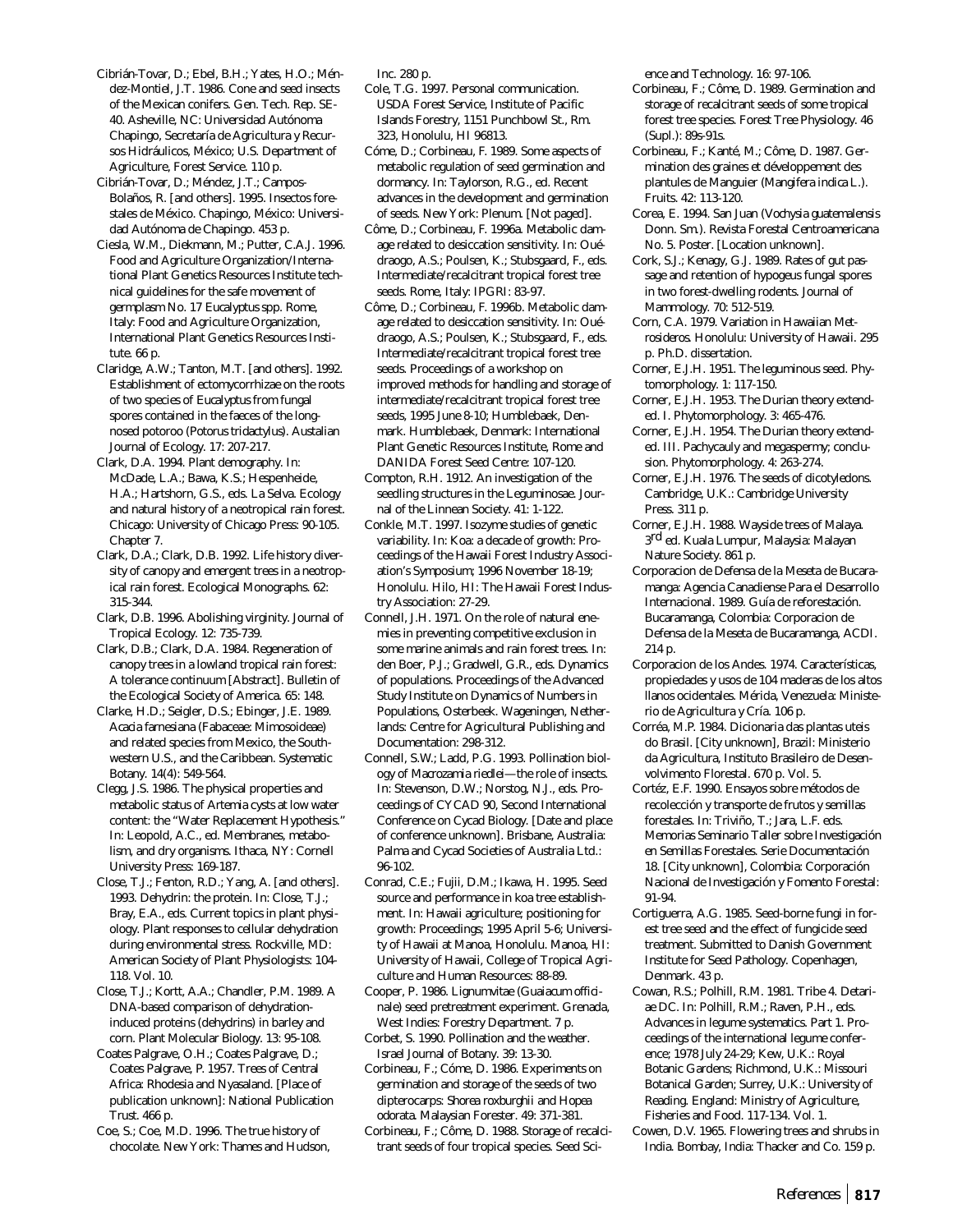Cibrián-Tovar, D.; Ebel, B.H.; Yates, H.O.; Méndez-Montiel, J.T. 1986. Cone and seed insects of the Mexican conifers. Gen. Tech. Rep. SE-40. Asheville, NC: Universidad Autónoma Chapingo, Secretaría de Agricultura y Recursos Hidráulicos, México; U.S. Department of Agriculture, Forest Service. 110 p.

Cibrián-Tovar, D.; Méndez, J.T.; Campos-Bolaños, R. [and others]. 1995. Insectos forestales de México. Chapingo, México: Universidad Autónoma de Chapingo. 453 p.

Ciesla, W.M., Diekmann, M.; Putter, C.A.J. 1996. Food and Agriculture Organization/International Plant Genetics Resources Institute technical guidelines for the safe movement of germplasm No. 17 Eucalyptus spp. Rome, Italy: Food and Agriculture Organization, International Plant Genetics Resources Institute. 66 p.

Claridge, A.W.; Tanton, M.T. [and others]. 1992. Establishment of ectomycorrhizae on the roots of two species of Eucalyptus from fungal spores contained in the faeces of the long-nosed potoroo (*Potorus tridactylus*). Austalian Journal of Ecology. 17: 207-217.

Clark, D.A. 1994. Plant demography. In: McDade, L.A.; Bawa, K.S.; Hespenheide, H.A.; Hartshorn, G.S., eds. La Selva. Ecology and natural history of a neotropical rain forest. Chicago: University of Chicago Press: 90-105. Chapter 7.

Clark, D.A.; Clark, D.B. 1992. Life history diversity of canopy and emergent trees in a neotropical rain forest. Ecological Monographs. 62: 315-344.

Clark, D.B. 1996. Abolishing virginity. Journal of Tropical Ecology. 12: 735-739.

Clark, D.B.; Clark, D.A. 1984. Regeneration of canopy trees in a lowland tropical rain forest: A tolerance continuum [Abstract]. Bulletin of the Ecological Society of America. 65: 148.

Clarke, H.D.; Seigler, D.S.; Ebinger, J.E. 1989. *Acacia farnesiana* (Fabaceae: Mimosoideae) and related species from Mexico, the Southwestern U.S., and the Caribbean. Systematic Botany. 14(4): 549-564.

Clegg, J.S. 1986. The physical properties and metabolic status of *Artemia* cysts at low water content: the "Water Replacement Hypothesis." In: Leopold, A.C., ed. Membranes, metabolism, and dry organisms. Ithaca, NY: Cornell University Press: 169-187.

Close, T.J.; Fenton, R.D.; Yang, A. [and others]. 1993. Dehydrin: the protein. In: Close, T.J.; Bray, E.A., eds. Current topics in plant physiology. Plant responses to cellular dehydration during environmental stress. Rockville, MD: American Society of Plant Physiologists: 104-118. Vol. 10.

Close, T.J.; Kortt, A.A.; Chandler, P.M. 1989. A DNA-based comparison of dehydration-induced proteins (dehydrins) in barley and corn. Plant Molecular Biology. 13: 95-108.

Coates Palgrave, O.H.; Coates Palgrave, D.; Coates Palgrave, P. 1957. Trees of Central Africa: Rhodesia and Nyasaland. [Place of publication unknown]: National Publication Trust. 466 p.

Coe, S.; Coe, M.D. 1996. The true history of chocolate. New York: Thames and Hudson, Inc. 280 p.

Cole, T.G. 1997. Personal communication. USDA Forest Service, Institute of Pacific Islands Forestry, 1151 Punchbowl St., Rm. 323, Honolulu, HI 96813.

Cóme, D.; Corbineau, F. 1989. Some aspects of metabolic regulation of seed germination and dormancy. In: Taylorson, R.G., ed. Recent advances in the development and germination of seeds. New York: Plenum. [Not paged].

Côme, D.; Corbineau, F. 1996a. Metabolic damage related to desiccation sensitivity. In: Ouédraogo, A.S.; Poulsen, K.; Stubsgaard, F., eds. Intermediate/recalcitrant tropical forest tree seeds. Rome, Italy: IPGRI: 83-97.

Côme, D.; Corbineau, F. 1996b. Metabolic damage related to desiccation sensitivity. In: Ouédraogo, A.S.; Poulsen, K.; Stubsgaard, F., eds. Intermediate/recalcitrant tropical forest tree seeds. Proceedings of a workshop on improved methods for handling and storage of intermediate/recalcitrant tropical forest tree seeds, 1995 June 8-10; Humblebaek, Denmark. Humblebaek, Denmark: International Plant Genetic Resources Institute, Rome and DANIDA Forest Seed Centre: 107-120.

Compton, R.H. 1912. An investigation of the seedling structures in the Leguminosae. Journal of the Linnean Society. 41: 1-122.

Conkle, M.T. 1997. Isozyme studies of genetic variability. In: Koa: a decade of growth: Proceedings of the Hawaii Forest Industry Association's Symposium; 1996 November 18-19; Honolulu. Hilo, HI: The Hawaii Forest Industry Association: 27-29.

Connell, J.H. 1971. On the role of natural enemies in preventing competitive exclusion in some marine animals and rain forest trees. In: den Boer, P.J.; Gradwell, G.R., eds. Dynamics of populations. Proceedings of the Advanced Study Institute on Dynamics of Numbers in Populations, Osterbeek. Wageningen, Netherlands: Centre for Agricultural Publishing and Documentation: 298-312.

Connell, S.W.; Ladd, P.G. 1993. Pollination biology of *Macrozamia riedlei*—the role of insects. In: Stevenson, D.W.; Norstog, N.J., eds. Proceedings of CYCAD 90, Second International Conference on Cycad Biology. [Date and place of conference unknown]. Brisbane, Australia: Palma and Cycad Societies of Australia Ltd.: 96-102.

Conrad, C.E.; Fujii, D.M.; Ikawa, H. 1995. Seed source and performance in koa tree establishment. In: Hawaii agriculture; positioning for growth: Proceedings; 1995 April 5-6; University of Hawaii at Manoa, Honolulu. Manoa, HI: University of Hawaii, College of Tropical Agriculture and Human Resources: 88-89.

Cooper, P. 1986. Lignumvitae (*Guaiacum officinale*) seed pretreatment experiment. Grenada, West Indies: Forestry Department. 7 p.

Corbet, S. 1990. Pollination and the weather. Israel Journal of Botany. 39: 13-30.

Corbineau, F.; Cóme, D. 1986. Experiments on germination and storage of the seeds of two dipterocarps: *Shorea roxburghii* and *Hopea odorata*. Malaysian Forester. 49: 371-381.

Corbineau, F.; Côme, D. 1988. Storage of recalcitrant seeds of four tropical species. Seed Science and Technology. 16: 97-106.

Corbineau, F.; Côme, D. 1989. Germination and storage of recalcitrant seeds of some tropical forest tree species. Forest Tree Physiology. 46 (Supl.): 89s-91s.

Corbineau, F.; Kanté, M.; Côme, D. 1987. Germination des graines et développement des plantules de Manguier (*Mangifera indica* L.). Fruits. 42: 113-120.

Corea, E. 1994. San Juan (*Vochysia guatemalensis* Donn. Sm.). Revista Forestal Centroamericana No. 5. Poster. [Location unknown].

Cork, S.J.; Kenagy, G.J. 1989. Rates of gut passage and retention of hypogeus fungal spores in two forest-dwelling rodents. Journal of Mammology. 70: 512-519.

Corn, C.A. 1979. Variation in Hawaiian *Metrosideros*. Honolulu: University of Hawaii. 295 p. Ph.D. dissertation.

Corner, E.J.H. 1951. The leguminous seed. Phytomorphology. 1: 117-150.

Corner, E.J.H. 1953. The Durian theory extended. I. Phytomorphology. 3: 465-476.

Corner, E.J.H. 1954. The Durian theory extended. III. Pachycauly and megaspermy; conclusion. Phytomorphology. 4: 263-274.

Corner, E.J.H. 1976. The seeds of dicotyledons. Cambridge, U.K.: Cambridge University Press. 311 p.

Corner, E.J.H. 1988. Wayside trees of Malaya. 3rd ed. Kuala Lumpur, Malaysia: Malayan Nature Society. 861 p.

Corporacion de Defensa de la Meseta de Bucaramanga: Agencia Canadiense Para el Desarrollo Internacional. 1989. Guía de reforestación. Bucaramanga, Colombia: Corporacion de Defensa de la Meseta de Bucaramanga, ACDI. 214 p.

Corporacion de los Andes. 1974. Características, propiedades y usos de 104 maderas de los altos llanos ocidentales. Mérida, Venezuela: Ministerio de Agricultura y Cría. 106 p.

Corréa, M.P. 1984. Dicionaria das plantas uteis do Brasil. [City unknown], Brazil: Ministerio da Agricultura, Instituto Brasileiro de Desenvolvimento Florestal. 670 p. Vol. 5.

Cortéz, E.F. 1990. Ensayos sobre métodos de recolección y transporte de frutos y semillas forestales. In: Triviño, T.; Jara, L.F. eds. Memorias Seminario Taller sobre Investigación en Semillas Forestales. Serie Documentación 18. [City unknown], Colombia: Corporación Nacional de Investigación y Fomento Forestal: 91-94.

Cortiguerra, A.G. 1985. Seed-borne fungi in forest tree seed and the effect of fungicide seed treatment. Submitted to Danish Government Institute for Seed Pathology. Copenhagen, Denmark. 43 p.

Cowan, R.S.; Polhill, R.M. 1981. Tribe 4. Detariae DC. In: Polhill, R.M.; Raven, P.H., eds. Advances in legume systematics. Part 1. Proceedings of the international legume conference; 1978 July 24-29; Kew, U.K.: Royal Botanic Gardens; Richmond, U.K.: Missouri Botanical Garden; Surrey, U.K.: University of Reading. England: Ministry of Agriculture, Fisheries and Food. 117-134. Vol. 1.

Cowen, D.V. 1965. Flowering trees and shrubs in India. Bombay, India: Thacker and Co. 159 p.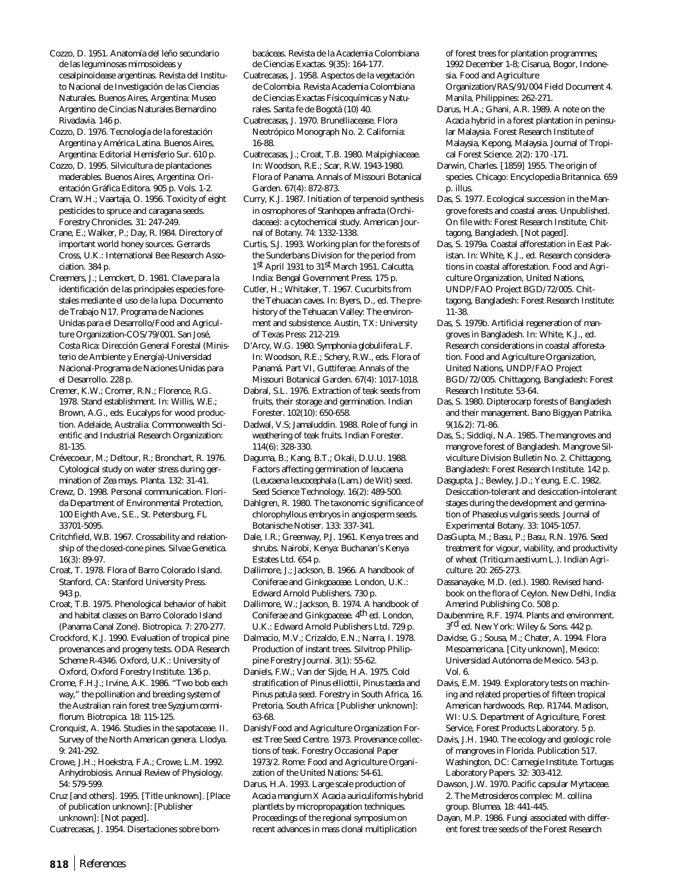Cozzo, D. 1951. Anatomía del leño secundario de las leguminosas mimosoideas y cesalpinoidease argentinas. Revista del Instituto Nacional de Investigación de las Ciencias Naturales. Buenos Aires, Argentina: Museo Argentino de Cincias Naturales Bernardino Rivadavia. 146 p.

Cozzo, D. 1976. Tecnología de la forestación Argentina y América Latina. Buenos Aires, Argentina: Editorial Hemisferio Sur. 610 p.

Cozzo, D. 1995. Silvicultura de plantaciones maderables. Buenos Aires, Argentina: Orientación Gráfica Editora. 905 p. Vols. 1-2.

Cram, W.H.; Vaartaja, O. 1956. Toxicity of eight pesticides to spruce and caragana seeds. Forestry Chronicles. 31: 247-249.

Crane, E.; Walker, P.; Day, R. l984. Directory of important world honey sources. Gerrards Cross, U.K.: International Bee Research Association. 384 p.

Creemers, J.; Lemckert, D. 1981. Clave para la identificación de las principales especies forestales mediante el uso de la lupa. Documento de Trabajo N17. Programa de Naciones Unidas para el Desarrollo/Food and Agriculture Organization-COS/79/001. San José, Costa Rica: Dirección General Forestal (Ministerio de Ambiente y Energía)-Universidad Nacional-Programa de Naciones Unidas para el Desarrollo. 228 p.

Cremer, K.W.; Cromer, R.N.; Florence, R.G. 1978. Stand establishment. In: Willis, W.E.; Brown, A.G., eds. Eucalyps for wood production. Adelaide, Australia: Commonwealth Scientific and Industrial Research Organization: 81-135.

Crévecoeur, M.; Deltour, R.; Bronchart, R. 1976. Cytological study on water stress during germination of Zea mays. Planta. 132: 31-41.

Crewz, D. 1998. Personal communication. Florida Department of Environmental Protection, 100 Eighth Ave., S.E., St. Petersburg, FL 33701-5095.

Critchfield, W.B. 1967. Crossability and relationship of the closed-cone pines. Silvae Genetica. 16(3): 89-97.

Croat, T. 1978. Flora of Barro Colorado Island. Stanford, CA: Stanford University Press. 943 p.

Croat, T.B. 1975. Phenological behavior of habit and habitat classes on Barro Colorado Island (Panama Canal Zone). Biotropica. 7: 270-277.

Crockford, K.J. 1990. Evaluation of tropical pine provenances and progeny tests. ODA Research Scheme R-4346. Oxford, U.K.: University of Oxford, Oxford Forestry Institute. 136 p.

Crome, F.H.J.; Irvine, A.K. 1986. "Two bob each way," the pollination and breeding system of the Australian rain forest tree Syzygium cormiflorum. Biotropica. 18: 115-125.

Cronquist, A. 1946. Studies in the sapotaceae. II. Survey of the North American genera. Llodya. 9: 241-292.

Crowe, J.H.; Hoekstra, F.A.; Crowe, L.M. 1992. Anhydrobiosis. Annual Review of Physiology. 54: 579-599.

Cruz [and others]. 1995. [Title unknown]. [Place of publication unknown]: [Publisher unknown]: [Not paged].

Cuatrecasas, J. 1954. Disertaciones sobre bombacáceas. Revista de la Academia Colombiana de Ciencias Exactas. 9(35): 164-177.

Cuatrecasas, J. 1958. Aspectos de la vegetación de Colombia. Revista Academia Colombiana de Ciencias Exactas Físicoquímicas y Naturales. Santa fe de Bogotá (10) 40.

Cuatrecasas, J. 1970. Brunelliacease. Flora Neotrópico Monograph No. 2. California: 16-88.

Cuatrecasas, J.; Croat, T.B. 1980. Malpighiaceae. In: Woodson, R.E.; Scar, R.W. 1943-1980. Flora of Panama. Annals of Missouri Botanical Garden. 67(4): 872-873.

Curry, K.J. 1987. Initiation of terpenoid synthesis in osmophores of Stanhopea anfracta (Orchidaceae): a cytochemical study. American Journal of Botany. 74: 1332-1338.

Curtis, S.J. 1993. Working plan for the forests of the Sunderbans Division for the period from 1st April 1931 to 31st March 1951. Calcutta, India: Bengal Government Press. 175 p.

Cutler, H.; Whitaker, T. 1967. Cucurbits from the Tehuacan caves. In: Byers, D., ed. The prehistory of the Tehuacan Valley: The environment and subsistence. Austin, TX: University of Texas Press: 212-219.

D'Arcy, W.G. 1980. Symphonia globulifera L.F. In: Woodson, R.E.; Schery, R.W., eds. Flora of Panamá. Part VI, Guttiferae. Annals of the Missouri Botanical Garden. 67(4): 1017-1018.

Dabral, S.L. 1976. Extraction of teak seeds from fruits, their storage and germination. Indian Forester. 102(10): 650-658.

Dadwal, V.S; Jamaluddin. 1988. Role of fungi in weathering of teak fruits. Indian Forester. 114(6): 328-330.

Daguma, B.; Kang, B.T.; Okali, D.U.U. 1988. Factors affecting germination of leucaena (Leucaena leucocephala (Lam.) de Wit) seed. Seed Science Technology. 16(2): 489-500.

Dahlgren, R. 1980. The taxonomic significance of chlorophyllous embryos in angiosperm seeds. Botanische Notiser. 133: 337-341.

Dale, I.R.; Greenway, P.J. 1961. Kenya trees and shrubs. Nairobi, Kenya: Buchanan's Kenya Estates Ltd. 654 p.

Dallimore, J.; Jackson, B. 1966. A handbook of Coniferae and Ginkgoaceae. London, U.K.: Edward Arnold Publishers. 730 p.

Dallimore, W.; Jackson, B. 1974. A handbook of Coniferae and Ginkgoaceae. 4th ed. London, U.K.: Edward Arnold Publishers Ltd. 729 p.

Dalmacio, M.V.; Crizaldo, E.N.; Narra, I. 1978. Production of instant trees. Silvitrop Philippine Forestry Journal. 3(1): 55-62.

Daniels, F.W.; Van der Sijde, H.A. 1975. Cold stratification of Pinus elliottii, Pinus taeda and Pinus patula seed. Forestry in South Africa, 16. Pretoria, South Africa: [Publisher unknown]: 63-68.

Danish/Food and Agriculture Organization Forest Tree Seed Centre. 1973. Provenance collections of teak. Forestry Occasional Paper 1973/2. Rome: Food and Agriculture Organization of the United Nations: 54-61.

Darus, H.A. 1993. Large scale production of Acacia mangium X Acacia auriculiformis hybrid plantlets by micropropagation techniques. Proceedings of the regional symposium on recent advances in mass clonal multiplication of forest trees for plantation programmes; 1992 December 1-8; Cisarua, Bogor, Indonesia. Food and Agriculture Organization/RAS/91/004 Field Document 4. Manila, Philippines: 262-271.

Darus, H.A.; Ghani, A.R. 1989. A note on the Acacia hybrid in a forest plantation in peninsular Malaysia. Forest Research Institute of Malaysia, Kepong, Malaysia. Journal of Tropical Forest Science. 2(2): 170 -171.

Darwin, Charles. [1859] 1955. The origin of species. Chicago: Encyclopedia Britannica. 659 p. illus.

Das, S. 1977. Ecological succession in the Mangrove forests and coastal areas. Unpublished. On file with: Forest Research Institute, Chittagong, Bangladesh. [Not paged].

Das, S. 1979a. Coastal afforestation in East Pakistan. In: White, K.J., ed. Research considerations in coastal afforestation. Food and Agriculture Organization, United Nations, UNDP/FAO Project BGD/72/005. Chittagong, Bangladesh: Forest Research Institute: 11-38.

Das, S. 1979b. Artificial regeneration of mangroves in Bangladesh. In: White, K.J., ed. Research considerations in coastal afforestation. Food and Agriculture Organization, United Nations, UNDP/FAO Project BGD/72/005. Chittagong, Bangladesh: Forest Research Institute: 53-64.

Das, S. 1980. Dipterocarp forests of Bangladesh and their management. Bano Biggyan Patrika. 9(1&2): 71-86.

Das, S.; Siddiqi, N.A. 1985. The mangroves and mangrove forest of Bangladesh. Mangrove Silviculture Division Bulletin No. 2. Chittagong, Bangladesh: Forest Research Institute. 142 p.

Dasgupta, J.; Bewley, J.D.; Yeung, E.C. 1982. Desiccation-tolerant and desiccation-intolerant stages during the development and germination of Phaseolus vulgaris seeds. Journal of Experimental Botany. 33: 1045-1057.

DasGupta, M.; Basu, P.; Basu, R.N. 1976. Seed treatment for vigour, viability, and productivity of wheat (Triticum aestivum L.). Indian Agriculture. 20: 265-273.

Dassanayake, M.D. (ed.). 1980. Revised handbook on the flora of Ceylon. New Delhi, India: Amerind Publishing Co. 508 p.

Daubenmire, R.F. 1974. Plants and environment. 3rd ed. New York: Wiley & Sons. 442 p.

Davidse, G.; Sousa, M.; Chater, A. 1994. Flora Mesoamericana. [City unknown], Mexico: Universidad Autónoma de Mexico. 543 p. Vol. 6.

Davis, E.M. 1949. Exploratory tests on machining and related properties of fifteen tropical American hardwoods. Rep. R1744. Madison, WI: U.S. Department of Agriculture, Forest Service, Forest Products Laboratory. 5 p.

Davis, J.H. 1940. The ecology and geologic role of mangroves in Florida. Publication 517. Washington, DC: Carnegie Institute. Tortugas Laboratory Papers. 32: 303-412.

Dawson, J.W. 1970. Pacific capsular Myrtaceae. 2. The Metrosideros complex: M. collina group. Blumea. 18: 441-445.

Dayan, M.P. 1986. Fungi associated with different forest tree seeds of the Forest Research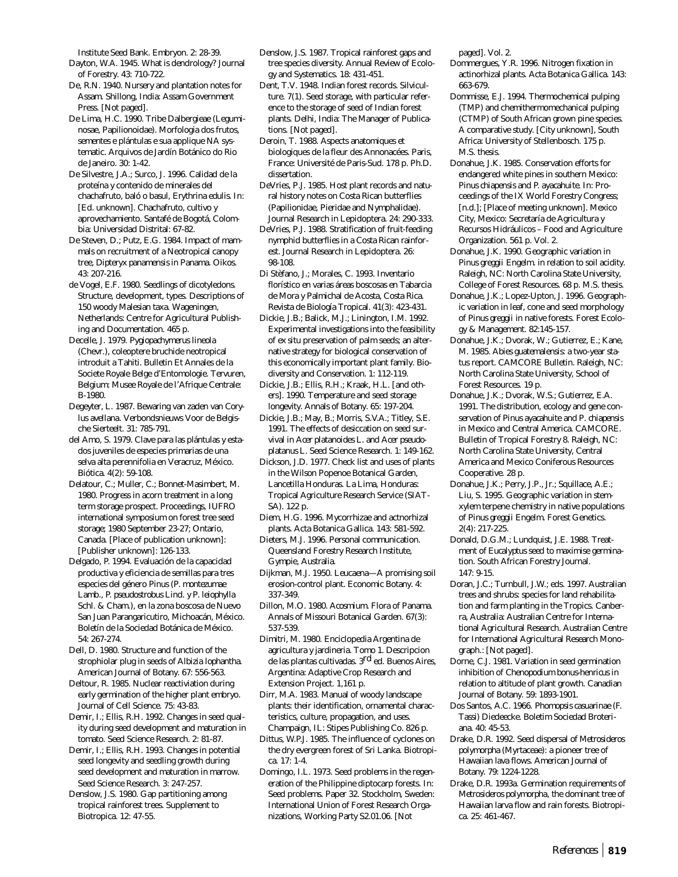Institute Seed Bank. Embryon. 2: 28-39.

Dayton, W.A. 1945. What is dendrology? Journal of Forestry. 43: 710-722.

De, R.N. 1940. Nursery and plantation notes for Assam. Shillong, India: Assam Government Press. [Not paged].

De Lima, H.C. 1990. Tribe Dalbergieae (Leguminosae, Papilionoidae). Morfologia dos frutos, sementes e plántulas e sua applique NA systematic. Arquivos de Jardín Botánico do Rio de Janeiro. 30: 1-42.

De Silvestre, J.A.; Surco, J. 1996. Calidad de la proteína y contenido de minerales del chachafruto, baló o basul, *Erythrina edulis*. In: [Ed. unknown]. Chachafruto, cultivo y aprovechamiento. Santafé de Bogotá, Colombia: Universidad Distrital: 67-82.

De Steven, D.; Putz, E.G. 1984. Impact of mammals on recruitment of a Neotropical canopy tree, *Dipteryx panamensis* in Panama. Oikos. 43: 207-216.

de Vogel, E.F. 1980. Seedlings of dicotyledons. Structure, development, types. Descriptions of 150 woody Malesian taxa. Wageningen, Netherlands: Centre for Agricultural Publishing and Documentation. 465 p.

Decelle, J. 1979. *Pygiopachymerus lineola* (Chevr.), coleoptere bruchide neotropical introduit a Tahiti. Bulletin Et Annales de la Societe Royale Belge d'Entomologie. Tervuren, Belgium: Musee Royale de l'Afrique Centrale: B-1980.

Degeyter, L. 1987. Bewaring van zaden van *Corylus avellana*. Verbondsnieuws Voor de Belgische Sierteelt. 31: 785-791.

del Amo, S. 1979. Clave para las plántulas y estados juveniles de especies primarias de una selva alta perennifolia en Veracruz, México. Biótica. 4(2): 59-108.

Delatour, C.; Muller, C.; Bonnet-Masimbert, M. 1980. Progress in acorn treatment in a long term storage prospect. Proceedings, IUFRO international symposium on forest tree seed storage; 1980 September 23-27; Ontario, Canada. [Place of publication unknown]: [Publisher unknown]: 126-133.

Delgado, P. 1994. Evaluación de la capacidad productiva y eficiencia de semillas para tres especies del género *Pinus* (*P. montezumae* Lamb., *P. pseudostrobus* Lind. y *P. leiophylla* Schl. & Cham.), en la zona boscosa de Nuevo San Juan Parangaricutiro, Michoacán, México. Boletín de la Sociedad Botánica de México. 54: 267-274.

Dell, D. 1980. Structure and function of the strophiolar plug in seeds of *Albizia lophantha*. American Journal of Botany. 67: 556-563.

Deltour, R. 1985. Nuclear reactiviation during early germination of the higher plant embryo. Journal of Cell Science. 75: 43-83.

Demir, I.; Ellis, R.H. 1992. Changes in seed quality during seed development and maturation in tomato. Seed Science Research. 2: 81-87.

Demir, I.; Ellis, R.H. 1993. Changes in potential seed longevity and seedling growth during seed development and maturation in marrow. Seed Science Research. 3: 247-257.

Denslow, J.S. 1980. Gap partitioning among tropical rainforest trees. Supplement to Biotropica. 12: 47-55.

Denslow, J.S. 1987. Tropical rainforest gaps and tree species diversity. Annual Review of Ecology and Systematics. 18: 431-451.

Dent, T.V. 1948. Indian forest records. Silviculture. 7(1). Seed storage, with particular reference to the storage of seed of Indian forest plants. Delhi, India: The Manager of Publications. [Not paged].

Deroin, T. 1988. Aspects anatomiques et biologiques de la fleur des Annonacées. Paris, France: Université de Paris-Sud. 178 p. Ph.D. dissertation.

DeVries, P.J. 1985. Host plant records and natural history notes on Costa Rican butterflies (Papilionidae, Pieridae and Nymphalidae). Journal Research in Lepidoptera. 24: 290-333.

DeVries, P.J. 1988. Stratification of fruit-feeding nymphid butterflies in a Costa Rican rainforest. Journal Research in Lepidoptera. 26: 98-108.

Di Stèfano, J.; Morales, C. 1993. Inventario florístico en varias áreas boscosas en Tabarcia de Mora y Palmichal de Acosta, Costa Rica. Revista de Biología Tropical. 41(3): 423-431.

Dickie, J.B.; Balick, M.J.; Linington, I.M. 1992. Experimental investigations into the feasibility of *ex situ* preservation of palm seeds; an alternative strategy for biological conservation of this economically important plant family. Biodiversity and Conservation. 1: 112-119.

Dickie, J.B.; Ellis, R.H.; Kraak, H.L. [and others]. 1990. Temperature and seed storage longevity. Annals of Botany. 65: 197-204.

Dickie, J.B.; May, B.; Morris, S.V.A.; Titley, S.E. 1991. The effects of desiccation on seed survival in *Acer platanoides* L. and *Acer pseudoplatanus* L. Seed Science Research. 1: 149-162.

Dickson, J.D. 1977. Check list and uses of plants in the Wilson Popenoe Botanical Garden, Lancetilla Honduras. La Lima, Honduras: Tropical Agriculture Research Service (SIATSA). 122 p.

Diem, H.G. 1996. Mycorrhizae and actnorhizal plants. Acta Botanica Gallica. 143: 581-592.

Dieters, M.J. 1996. Personal communication. Queensland Forestry Research Institute, Gympie, Australia.

Dijkman, M.J. 1950. *Leucaena*—A promising soil erosion-control plant. Economic Botany. 4: 337-349.

Dillon, M.O. 1980. *Acosmium*. Flora of Panama. Annals of Missouri Botanical Garden. 67(3): 537-539.

Dimitri, M. 1980. Enciclopedia Argentina de agricultura y jardineria. Tomo 1. Descripcion de las plantas cultivadas. 3rd ed. Buenos Aires, Argentina: Adaptive Crop Research and Extension Project. 1,161 p.

Dirr, M.A. 1983. Manual of woody landscape plants: their identification, ornamental characteristics, culture, propagation, and uses. Champaign, IL: Stipes Publishing Co. 826 p.

Dittus, W.P.J. 1985. The influence of cyclones on the dry evergreen forest of Sri Lanka. Biotropica. 17: 1-4.

Domingo, I.L. 1973. Seed problems in the regeneration of the Philippine diptocarp forests. In: Seed problems. Paper 32. Stockholm, Sweden: International Union of Forest Research Organizations, Working Party S2.01.06. [Not paged]. Vol. 2.

Dommergues, Y.R. 1996. Nitrogen fixation in actinorhizal plants. Acta Botanica Gallica. 143: 663-679.

Dommisse, E.J. 1994. Thermochemical pulping (TMP) and chemithermomechanical pulping (CTMP) of South African grown pine species. A comparative study. [City unknown], South Africa: University of Stellenbosch. 175 p. M.S. thesis.

Donahue, J.K. 1985. Conservation efforts for endangered white pines in southern Mexico: *Pinus chiapensis* and *P. ayacahuite*. In: Proceedings of the IX World Forestry Congress; [n.d.]; [Place of meeting unknown]. Mexico City, Mexico: Secretaría de Agricultura y Recursos Hidráulicos – Food and Agriculture Organization. 561 p. Vol. 2.

Donahue, J.K. 1990. Geographic variation in *Pinus greggii* Engelm. in relation to soil acidity. Raleigh, NC: North Carolina State University, College of Forest Resources. 68 p. M.S. thesis.

Donahue, J.K.; Lopez-Upton, J. 1996. Geographic variation in leaf, cone and seed morphology of *Pinus greggii* in native forests. Forest Ecology & Management. 82:145-157.

Donahue, J.K.; Dvorak, W.; Gutierrez, E.; Kane, M. 1985. *Abies guatemalensis*: a two-year status report. CAMCORE Bulletin. Raleigh, NC: North Carolina State University, School of Forest Resources. 19 p.

Donahue, J.K.; Dvorak, W.S.; Gutierrez, E.A. 1991. The distribution, ecology and gene conservation of *Pinus ayacahuite* and *P. chiapensis* in Mexico and Central America. CAMCORE. Bulletin of Tropical Forestry 8. Raleigh, NC: North Carolina State University, Central America and Mexico Coniferous Resources Cooperative. 28 p.

Donahue, J.K.; Perry, J.P., Jr.; Squillace, A.E.; Liu, S. 1995. Geographic variation in stem-xylem terpene chemistry in native populations of *Pinus greggii* Engelm. Forest Genetics. 2(4): 217-225.

Donald, D.G.M.; Lundquist, J.E. 1988. Treatment of *Eucalyptus* seed to maximise germination. South African Forestry Journal. 147: 9-15.

Doran, J.C.; Turnbull, J.W.; eds. 1997. Australian trees and shrubs: species for land rehabilitation and farm planting in the Tropics. Canberra, Australia: Australian Centre for International Agricultural Research. Australian Centre for International Agricultural Research Monograph.: [Not paged].

Dorne, C.J. 1981. Variation in seed germination inhibition of *Chenopodium bonus-henricus* in relation to altitude of plant growth. Canadian Journal of Botany. 59: 1893-1901.

Dos Santos, A.C. 1966. *Phomopsis casuarinae* (F. Tassi) Diedeecke. Boletim Sociedad Broteriana. 40: 45-53.

Drake, D.R. 1992. Seed dispersal of *Metrosideros polymorpha* (Myrtaceae): a pioneer tree of Hawaiian lava flows. American Journal of Botany. 79: 1224-1228.

Drake, D.R. 1993a. Germination requirements of *Metrosideros polymorpha*, the dominant tree of Hawaiian larva flow and rain forests. Biotropica. 25: 461-467.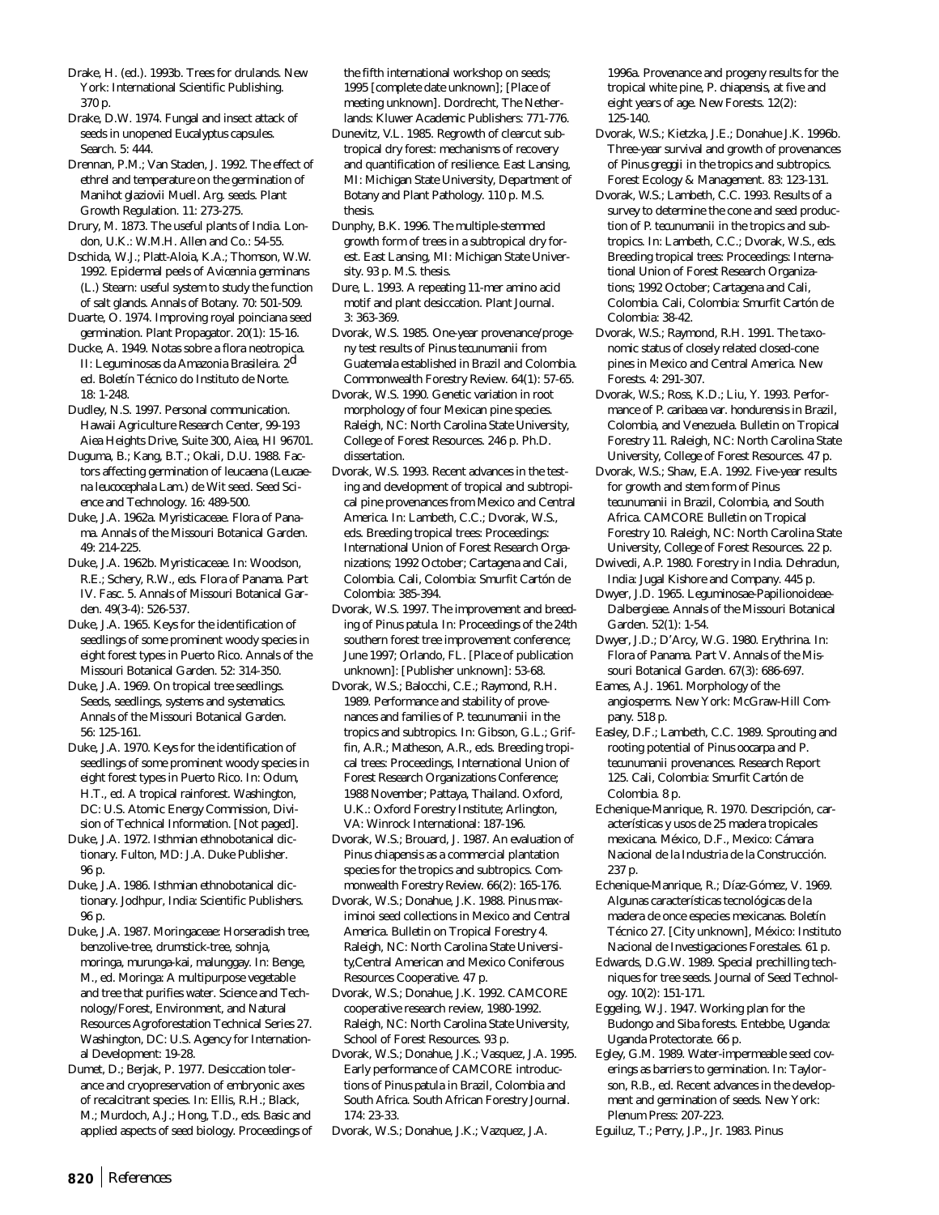Drake, H. (ed.). 1993b. Trees for drulands. New York: International Scientific Publishing. 370 p.

Drake, D.W. 1974. Fungal and insect attack of seeds in unopened Eucalyptus capsules. Search. 5: 444.

Drennan, P.M.; Van Staden, J. 1992. The effect of ethrel and temperature on the germination of Manihot glaziovii Muell. Arg. seeds. Plant Growth Regulation. 11: 273-275.

Drury, M. 1873. The useful plants of India. London, U.K.: W.M.H. Allen and Co.: 54-55.

Dschida, W.J.; Platt-Aloia, K.A.; Thomson, W.W. 1992. Epidermal peels of Avicennia germinans (L.) Stearn: useful system to study the function of salt glands. Annals of Botany. 70: 501-509.

Duarte, O. 1974. Improving royal poinciana seed germination. Plant Propagator. 20(1): 15-16.

Ducke, A. 1949. Notas sobre a flora neotropica. II: Leguminosas da Amazonia Brasileira. 2[d] ed. Boletín Técnico do Instituto de Norte. 18: 1-248.

Dudley, N.S. 1997. Personal communication. Hawaii Agriculture Research Center, 99-193 Aiea Heights Drive, Suite 300, Aiea, HI 96701.

Duguma, B.; Kang, B.T.; Okali, D.U. 1988. Factors affecting germination of leucaena (Leucaena leucocephala Lam.) de Wit seed. Seed Science and Technology. 16: 489-500.

Duke, J.A. 1962a. Myristicaceae. Flora of Panama. Annals of the Missouri Botanical Garden. 49: 214-225.

Duke, J.A. 1962b. Myristicaceae. In: Woodson, R.E.; Schery, R.W., eds. Flora of Panama. Part IV. Fasc. 5. Annals of Missouri Botanical Garden. 49(3-4): 526-537.

Duke, J.A. 1965. Keys for the identification of seedlings of some prominent woody species in eight forest types in Puerto Rico. Annals of the Missouri Botanical Garden. 52: 314-350.

Duke, J.A. 1969. On tropical tree seedlings. Seeds, seedlings, systems and systematics. Annals of the Missouri Botanical Garden. 56: 125-161.

Duke, J.A. 1970. Keys for the identification of seedlings of some prominent woody species in eight forest types in Puerto Rico. In: Odum, H.T., ed. A tropical rainforest. Washington, DC: U.S. Atomic Energy Commission, Division of Technical Information. [Not paged].

Duke, J.A. 1972. Isthmian ethnobotanical dictionary. Fulton, MD: J.A. Duke Publisher. 96 p.

Duke, J.A. 1986. Isthmian ethnobotanical dictionary. Jodhpur, India: Scientific Publishers. 96 p.

Duke, J.A. 1987. Moringaceae: Horseradish tree, benzolive-tree, drumstick-tree, sohnja, moringa, murunga-kai, malunggay. In: Benge, M., ed. Moringa: A multipurpose vegetable and tree that purifies water. Science and Technology/Forest, Environment, and Natural Resources Agroforestation Technical Series 27. Washington, DC: U.S. Agency for International Development: 19-28.

Dumet, D.; Berjak, P. 1977. Desiccation tolerance and cryopreservation of embryonic axes of recalcitrant species. In: Ellis, R.H.; Black, M.; Murdoch, A.J.; Hong, T.D., eds. Basic and applied aspects of seed biology. Proceedings of the fifth international workshop on seeds; 1995 [complete date unknown]; [Place of meeting unknown]. Dordrecht, The Netherlands: Kluwer Academic Publishers: 771-776.

Dunevitz, V.L. 1985. Regrowth of clearcut subtropical dry forest: mechanisms of recovery and quantification of resilience. East Lansing, MI: Michigan State University, Department of Botany and Plant Pathology. 110 p. M.S. thesis.

Dunphy, B.K. 1996. The multiple-stemmed growth form of trees in a subtropical dry forest. East Lansing, MI: Michigan State University. 93 p. M.S. thesis.

Dure, L. 1993. A repeating 11-mer amino acid motif and plant desiccation. Plant Journal. 3: 363-369.

Dvorak, W.S. 1985. One-year provenance/progeny test results of Pinus tecunumanii from Guatemala established in Brazil and Colombia. Commonwealth Forestry Review. 64(1): 57-65.

Dvorak, W.S. 1990. Genetic variation in root morphology of four Mexican pine species. Raleigh, NC: North Carolina State University, College of Forest Resources. 246 p. Ph.D. dissertation.

Dvorak, W.S. 1993. Recent advances in the testing and development of tropical and subtropical pine provenances from Mexico and Central America. In: Lambeth, C.C.; Dvorak, W.S., eds. Breeding tropical trees: Proceedings: International Union of Forest Research Organizations; 1992 October; Cartagena and Cali, Colombia. Cali, Colombia: Smurfit Cartón de Colombia: 385-394.

Dvorak, W.S. 1997. The improvement and breeding of Pinus patula. In: Proceedings of the 24th southern forest tree improvement conference; June 1997; Orlando, FL. [Place of publication unknown]: [Publisher unknown]: 53-68.

Dvorak, W.S.; Balocchi, C.E.; Raymond, R.H. 1989. Performance and stability of provenances and families of P. tecunumanii in the tropics and subtropics. In: Gibson, G.L.; Griffin, A.R.; Matheson, A.R., eds. Breeding tropical trees: Proceedings, International Union of Forest Research Organizations Conference; 1988 November; Pattaya, Thailand. Oxford, U.K.: Oxford Forestry Institute; Arlington, VA: Winrock International: 187-196.

Dvorak, W.S.; Brouard, J. 1987. An evaluation of Pinus chiapensis as a commercial plantation species for the tropics and subtropics. Commonwealth Forestry Review. 66(2): 165-176.

Dvorak, W.S.; Donahue, J.K. 1988. Pinus maximinoi seed collections in Mexico and Central America. Bulletin on Tropical Forestry 4. Raleigh, NC: North Carolina State University,Central American and Mexico Coniferous Resources Cooperative. 47 p.

Dvorak, W.S.; Donahue, J.K. 1992. CAMCORE cooperative research review, 1980-1992. Raleigh, NC: North Carolina State University, School of Forest Resources. 93 p.

Dvorak, W.S.; Donahue, J.K.; Vasquez, J.A. 1995. Early performance of CAMCORE introductions of Pinus patula in Brazil, Colombia and South Africa. South African Forestry Journal. 174: 23-33.

Dvorak, W.S.; Donahue, J.K.; Vazquez, J.A. 1996a. Provenance and progeny results for the tropical white pine, P. chiapensis, at five and eight years of age. New Forests. 12(2): 125-140.

Dvorak, W.S.; Kietzka, J.E.; Donahue J.K. 1996b. Three-year survival and growth of provenances of Pinus greggii in the tropics and subtropics. Forest Ecology & Management. 83: 123-131.

Dvorak, W.S.; Lambeth, C.C. 1993. Results of a survey to determine the cone and seed production of P. tecunumanii in the tropics and subtropics. In: Lambeth, C.C.; Dvorak, W.S., eds. Breeding tropical trees: Proceedings: International Union of Forest Research Organizations; 1992 October; Cartagena and Cali, Colombia. Cali, Colombia: Smurfit Cartón de Colombia: 38-42.

Dvorak, W.S.; Raymond, R.H. 1991. The taxonomic status of closely related closed-cone pines in Mexico and Central America. New Forests. 4: 291-307.

Dvorak, W.S.; Ross, K.D.; Liu, Y. 1993. Performance of P. caribaea var. hondurensis in Brazil, Colombia, and Venezuela. Bulletin on Tropical Forestry 11. Raleigh, NC: North Carolina State University, College of Forest Resources. 47 p.

Dvorak, W.S.; Shaw, E.A. 1992. Five-year results for growth and stem form of Pinus tecunumanii in Brazil, Colombia, and South Africa. CAMCORE Bulletin on Tropical Forestry 10. Raleigh, NC: North Carolina State University, College of Forest Resources. 22 p.

Dwivedi, A.P. 1980. Forestry in India. Dehradun, India: Jugal Kishore and Company. 445 p.

Dwyer, J.D. 1965. Leguminosae-Papilionoideae-Dalbergieae. Annals of the Missouri Botanical Garden. 52(1): 1-54.

Dwyer, J.D.; D'Arcy, W.G. 1980. Erythrina. In: Flora of Panama. Part V. Annals of the Missouri Botanical Garden. 67(3): 686-697.

Eames, A.J. 1961. Morphology of the angiosperms. New York: McGraw-Hill Company. 518 p.

Easley, D.F.; Lambeth, C.C. 1989. Sprouting and rooting potential of Pinus oocarpa and P. tecunumanii provenances. Research Report 125. Cali, Colombia: Smurfit Cartón de Colombia. 8 p.

Echenique-Manrique, R. 1970. Descripción, características y usos de 25 madera tropicales mexicana. México, D.F., Mexico: Cámara Nacional de la Industria de la Construcción. 237 p.

Echenique-Manrique, R.; Díaz-Gómez, V. 1969. Algunas características tecnológicas de la madera de once especies mexicanas. Boletín Técnico 27. [City unknown], México: Instituto Nacional de Investigaciones Forestales. 61 p.

Edwards, D.G.W. 1989. Special prechilling techniques for tree seeds. Journal of Seed Technology. 10(2): 151-171.

Eggeling, W.J. 1947. Working plan for the Budongo and Siba forests. Entebbe, Uganda: Uganda Protectorate. 66 p.

Egley, G.M. 1989. Water-impermeable seed coverings as barriers to germination. In: Taylorson, R.B., ed. Recent advances in the development and germination of seeds. New York: Plenum Press: 207-223.

Eguiluz, T.; Perry, J.P., Jr. 1983. Pinus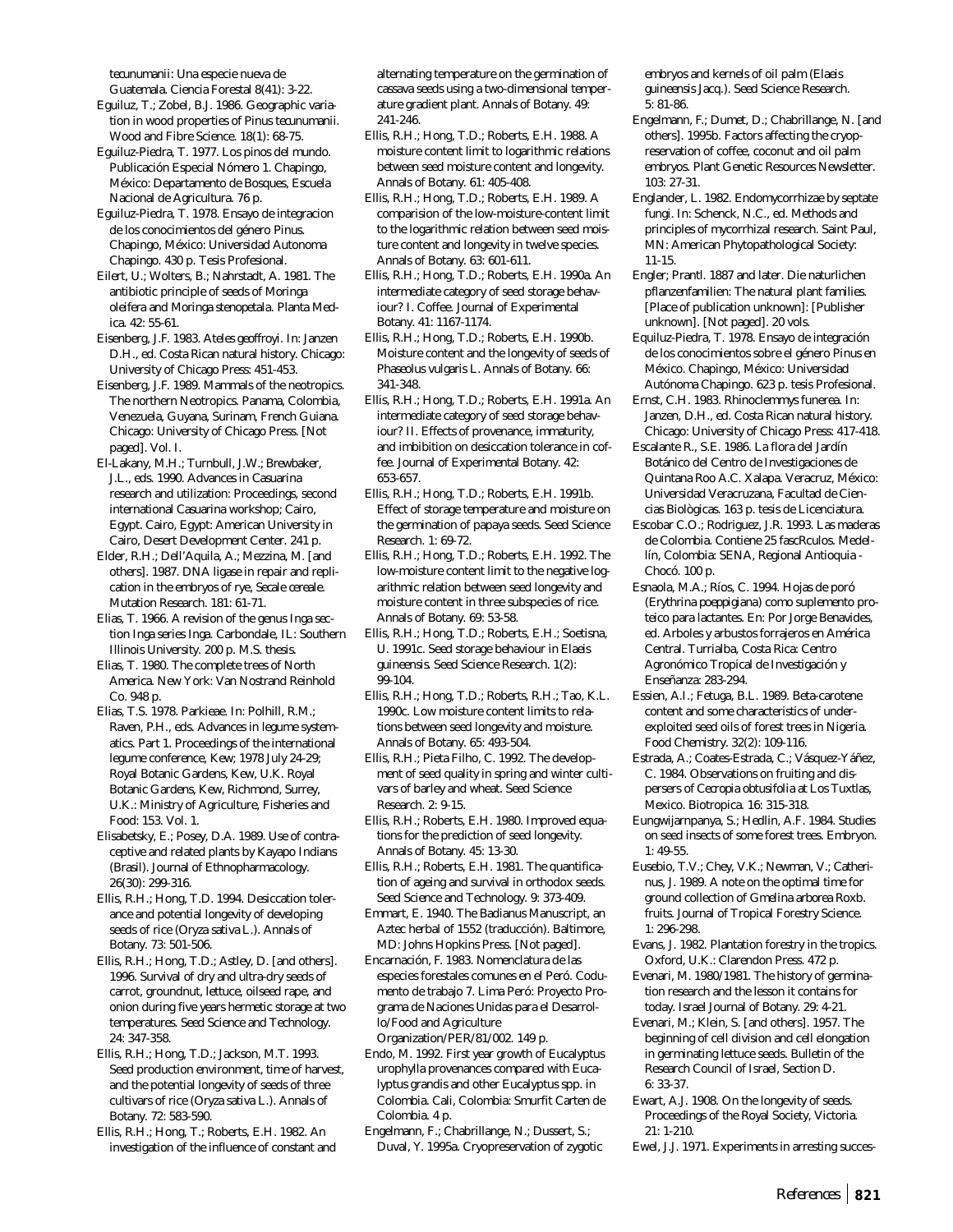tecunumanii: Una especie nueva de Guatemala. Ciencia Forestal 8(41): 3-22.

Eguiluz, T.; Zobel, B.J. 1986. Geographic variation in wood properties of Pinus tecunumanii. Wood and Fibre Science. 18(1): 68-75.

Eguiluz-Piedra, T. 1977. Los pinos del mundo. Publicación Especial Nómero 1. Chapingo, México: Departamento de Bosques, Escuela Nacional de Agricultura. 76 p.

Eguiluz-Piedra, T. 1978. Ensayo de integracion de los conocimientos del género Pinus. Chapingo, México: Universidad Autonoma Chapingo. 430 p. Tesis Profesional.

Eilert, U.; Wolters, B.; Nahrstadt, A. 1981. The antibiotic principle of seeds of Moringa oleifera and Moringa stenopetala. Planta Medica. 42: 55-61.

Eisenberg, J.F. 1983. Ateles geoffroyi. In: Janzen D.H., ed. Costa Rican natural history. Chicago: University of Chicago Press: 451-453.

Eisenberg, J.F. 1989. Mammals of the neotropics. The northern Neotropics. Panama, Colombia, Venezuela, Guyana, Surinam, French Guiana. Chicago: University of Chicago Press. [Not paged]. Vol. I.

El-Lakany, M.H.; Turnbull, J.W.; Brewbaker, J.L., eds. 1990. Advances in Casuarina research and utilization: Proceedings, second international Casuarina workshop; Cairo, Egypt. Cairo, Egypt: American University in Cairo, Desert Development Center. 241 p.

Elder, R.H.; Dell'Aquila, A.; Mezzina, M. [and others]. 1987. DNA ligase in repair and replication in the embryos of rye, Secale cereale. Mutation Research. 181: 61-71.

Elias, T. 1966. A revision of the genus Inga section Inga series Inga. Carbondale, IL: Southern Illinois University. 200 p. M.S. thesis.

Elias, T. 1980. The complete trees of North America. New York: Van Nostrand Reinhold Co. 948 p.

Elias, T.S. 1978. Parkieae. In: Polhill, R.M.; Raven, P.H., eds. Advances in legume systematics. Part 1. Proceedings of the international legume conference, Kew; 1978 July 24-29; Royal Botanic Gardens, Kew, U.K. Royal Botanic Gardens, Kew, Richmond, Surrey, U.K.: Ministry of Agriculture, Fisheries and Food: 153. Vol. 1.

Elisabetsky, E.; Posey, D.A. 1989. Use of contraceptive and related plants by Kayapo Indians (Brasil). Journal of Ethnopharmacology. 26(30): 299-316.

Ellis, R.H.; Hong, T.D. 1994. Desiccation tolerance and potential longevity of developing seeds of rice (Oryza sativa L.). Annals of Botany. 73: 501-506.

Ellis, R.H.; Hong, T.D.; Astley, D. [and others]. 1996. Survival of dry and ultra-dry seeds of carrot, groundnut, lettuce, oilseed rape, and onion during five years hermetic storage at two temperatures. Seed Science and Technology. 24: 347-358.

Ellis, R.H.; Hong, T.D.; Jackson, M.T. 1993. Seed production environment, time of harvest, and the potential longevity of seeds of three cultivars of rice (Oryza sativa L.). Annals of Botany. 72: 583-590.

Ellis, R.H.; Hong, T.; Roberts, E.H. 1982. An investigation of the influence of constant and alternating temperature on the germination of cassava seeds using a two-dimensional temperature gradient plant. Annals of Botany. 49: 241-246.

Ellis, R.H.; Hong, T.D.; Roberts, E.H. 1988. A moisture content limit to logarithmic relations between seed moisture content and longevity. Annals of Botany. 61: 405-408.

Ellis, R.H.; Hong, T.D.; Roberts, E.H. 1989. A comparision of the low-moisture-content limit to the logarithmic relation between seed moisture content and longevity in twelve species. Annals of Botany. 63: 601-611.

Ellis, R.H.; Hong, T.D.; Roberts, E.H. 1990a. An intermediate category of seed storage behaviour? I. Coffee. Journal of Experimental Botany. 41: 1167-1174.

Ellis, R.H.; Hong, T.D.; Roberts, E.H. 1990b. Moisture content and the longevity of seeds of Phaseolus vulgaris L. Annals of Botany. 66: 341-348.

Ellis, R.H.; Hong, T.D.; Roberts, E.H. 1991a. An intermediate category of seed storage behaviour? II. Effects of provenance, immaturity, and imbibition on desiccation tolerance in coffee. Journal of Experimental Botany. 42: 653-657.

Ellis, R.H.; Hong, T.D.; Roberts, E.H. 1991b. Effect of storage temperature and moisture on the germination of papaya seeds. Seed Science Research. 1: 69-72.

Ellis, R.H.; Hong, T.D.; Roberts, E.H. 1992. The low-moisture content limit to the negative logarithmic relation between seed longevity and moisture content in three subspecies of rice. Annals of Botany. 69: 53-58.

Ellis, R.H.; Hong, T.D.; Roberts, E.H.; Soetisna, U. 1991c. Seed storage behaviour in Elaeis guineensis. Seed Science Research. 1(2): 99-104.

Ellis, R.H.; Hong, T.D.; Roberts, R.H.; Tao, K.L. 1990c. Low moisture content limits to relations between seed longevity and moisture. Annals of Botany. 65: 493-504.

Ellis, R.H.; Pieta Filho, C. 1992. The development of seed quality in spring and winter cultivars of barley and wheat. Seed Science Research. 2: 9-15.

Ellis, R.H.; Roberts, E.H. 1980. Improved equations for the prediction of seed longevity. Annals of Botany. 45: 13-30.

Ellis, R.H.; Roberts, E.H. 1981. The quantification of ageing and survival in orthodox seeds. Seed Science and Technology. 9: 373-409.

Emmart, E. 1940. The Badianus Manuscript, an Aztec herbal of 1552 (traducción). Baltimore, MD: Johns Hopkins Press. [Not paged].

Encarnación, F. 1983. Nomenclatura de las especies forestales comunes en el Peró. Codumento de trabajo 7. Lima Peró: Proyecto Programa de Naciones Unidas para el Desarrollo/Food and Agriculture Organization/PER/81/002. 149 p.

Endo, M. 1992. First year growth of Eucalyptus urophylla provenances compared with Eucalyptus grandis and other Eucalyptus spp. in Colombia. Cali, Colombia: Smurfit Carten de Colombia. 4 p.

Engelmann, F.; Chabrillange, N.; Dussert, S.; Duval, Y. 1995a. Cryopreservation of zygotic embryos and kernels of oil palm (Elaeis guineensis Jacq.). Seed Science Research. 5: 81-86.

Engelmann, F.; Dumet, D.; Chabrillange, N. [and others]. 1995b. Factors affecting the cryopreservation of coffee, coconut and oil palm embryos. Plant Genetic Resources Newsletter. 103: 27-31.

Englander, L. 1982. Endomycorrhizae by septate fungi. In: Schenck, N.C., ed. Methods and principles of mycorrhizal research. Saint Paul, MN: American Phytopathological Society: 11-15.

Engler; Prantl. 1887 and later. Die naturlichen pflanzenfamilien: The natural plant families. [Place of publication unknown]: [Publisher unknown]. [Not paged]. 20 vols.

Equiluz-Piedra, T. 1978. Ensayo de integración de los conocimientos sobre el género Pinus en México. Chapingo, México: Universidad Autónoma Chapingo. 623 p. tesis Profesional.

Ernst, C.H. 1983. Rhinoclemmys funerea. In: Janzen, D.H., ed. Costa Rican natural history. Chicago: University of Chicago Press: 417-418.

Escalante R., S.E. 1986. La flora del Jardín Botánico del Centro de Investigaciones de Quintana Roo A.C. Xalapa. Veracruz, México: Universidad Veracruzana, Facultad de Ciencias Biològicas. 163 p. tesis de Licenciatura.

Escobar C.O.; Rodriguez, J.R. 1993. Las maderas de Colombia. Contiene 25 fascRculos. Medellín, Colombia: SENA, Regional Antioquia - Chocó. 100 p.

Esnaola, M.A.; Ríos, C. 1994. Hojas de poró (Erythrina poeppigiana) como suplemento proteico para lactantes. En: Por Jorge Benavides, ed. Arboles y arbustos forrajeros en América Central. Turrialba, Costa Rica: Centro Agronómico Tropical de Investigación y Enseñanza: 283-294.

Essien, A.I.; Fetuga, B.L. 1989. Beta-carotene content and some characteristics of under-exploited seed oils of forest trees in Nigeria. Food Chemistry. 32(2): 109-116.

Estrada, A.; Coates-Estrada, C.; Vásquez-Yáñez, C. 1984. Observations on fruiting and dispersers of Cecropia obtusifolia at Los Tuxtlas, Mexico. Biotropica. 16: 315-318.

Eungwijarnpanya, S.; Hedlin, A.F. 1984. Studies on seed insects of some forest trees. Embryon. 1: 49-55.

Eusebio, T.V.; Chey, V.K.; Newman, V.; Catherinus, J. 1989. A note on the optimal time for ground collection of Gmelina arborea Roxb. fruits. Journal of Tropical Forestry Science. 1: 296-298.

Evans, J. 1982. Plantation forestry in the tropics. Oxford, U.K.: Clarendon Press. 472 p.

Evenari, M. 1980/1981. The history of germination research and the lesson it contains for today. Israel Journal of Botany. 29: 4-21.

Evenari, M.; Klein, S. [and others]. 1957. The beginning of cell division and cell elongation in germinating lettuce seeds. Bulletin of the Research Council of Israel, Section D. 6: 33-37.

Ewart, A.J. 1908. On the longevity of seeds. Proceedings of the Royal Society, Victoria. 21: 1-210.

Ewel, J.J. 1971. Experiments in arresting succes-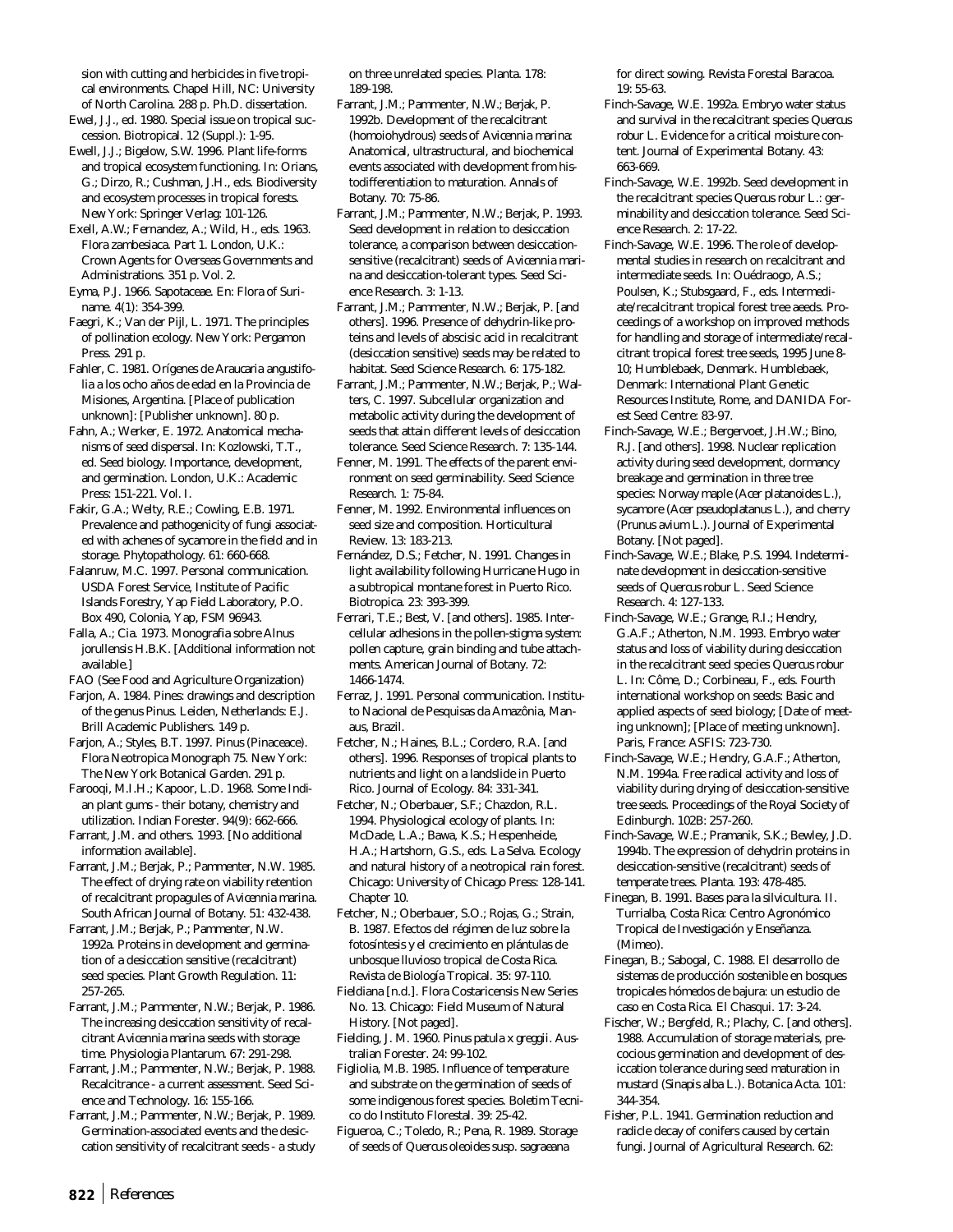sion with cutting and herbicides in five tropical environments. Chapel Hill, NC: University of North Carolina. 288 p. Ph.D. dissertation.

Ewel, J.J., ed. 1980. Special issue on tropical succession. Biotropical. 12 (Suppl.): 1-95.

Ewell, J.J.; Bigelow, S.W. 1996. Plant life-forms and tropical ecosystem functioning. In: Orians, G.; Dirzo, R.; Cushman, J.H., eds. Biodiversity and ecosystem processes in tropical forests. New York: Springer Verlag: 101-126.

Exell, A.W.; Fernandez, A.; Wild, H., eds. 1963. Flora zambesiaca. Part 1. London, U.K.: Crown Agents for Overseas Governments and Administrations. 351 p. Vol. 2.

Eyma, P.J. 1966. Sapotaceae. En: Flora of Suriname. 4(1): 354-399.

Faegri, K.; Van der Pijl, L. 1971. The principles of pollination ecology. New York: Pergamon Press. 291 p.

Fahler, C. 1981. Orígenes de Araucaria angustifolia a los ocho años de edad en la Provincia de Misiones, Argentina. [Place of publication unknown]: [Publisher unknown]. 80 p.

Fahn, A.; Werker, E. 1972. Anatomical mechanisms of seed dispersal. In: Kozlowski, T.T., ed. Seed biology. Importance, development, and germination. London, U.K.: Academic Press: 151-221. Vol. I.

Fakir, G.A.; Welty, R.E.; Cowling, E.B. 1971. Prevalence and pathogenicity of fungi associated with achenes of sycamore in the field and in storage. Phytopathology. 61: 660-668.

Falanruw, M.C. 1997. Personal communication. USDA Forest Service, Institute of Pacific Islands Forestry, Yap Field Laboratory, P.O. Box 490, Colonia, Yap, FSM 96943.

Falla, A.; Cia. 1973. Monografia sobre Alnus jorullensis H.B.K. [Additional information not available.]

FAO (See Food and Agriculture Organization)

Farjon, A. 1984. Pines: drawings and description of the genus Pinus. Leiden, Netherlands: E.J. Brill Academic Publishers. 149 p.

Farjon, A.; Styles, B.T. 1997. Pinus (Pinaceace). Flora Neotropica Monograph 75. New York: The New York Botanical Garden. 291 p.

Farooqi, M.I.H.; Kapoor, L.D. 1968. Some Indian plant gums - their botany, chemistry and utilization. Indian Forester. 94(9): 662-666.

Farrant, J.M. and others. 1993. [No additional information available].

Farrant, J.M.; Berjak, P.; Pammenter, N.W. 1985. The effect of drying rate on viability retention of recalcitrant propagules of Avicennia marina. South African Journal of Botany. 51: 432-438.

Farrant, J.M.; Berjak, P.; Pammenter, N.W. 1992a. Proteins in development and germination of a desiccation sensitive (recalcitrant) seed species. Plant Growth Regulation. 11: 257-265.

Farrant, J.M.; Pammenter, N.W.; Berjak, P. 1986. The increasing desiccation sensitivity of recalcitrant Avicennia marina seeds with storage time. Physiologia Plantarum. 67: 291-298.

Farrant, J.M.; Pammenter, N.W.; Berjak, P. 1988. Recalcitrance - a current assessment. Seed Science and Technology. 16: 155-166.

Farrant, J.M.; Pammenter, N.W.; Berjak, P. 1989. Germination-associated events and the desiccation sensitivity of recalcitrant seeds - a study on three unrelated species. Planta. 178: 189-198.

Farrant, J.M.; Pammenter, N.W.; Berjak, P. 1992b. Development of the recalcitrant (homoiohydrous) seeds of Avicennia marina: Anatomical, ultrastructural, and biochemical events associated with development from histodifferentiation to maturation. Annals of Botany. 70: 75-86.

Farrant, J.M.; Pammenter, N.W.; Berjak, P. 1993. Seed development in relation to desiccation tolerance, a comparison between desiccation-sensitive (recalcitrant) seeds of Avicennia marina and desiccation-tolerant types. Seed Science Research. 3: 1-13.

Farrant, J.M.; Pammenter, N.W.; Berjak, P. [and others]. 1996. Presence of dehydrin-like proteins and levels of abscisic acid in recalcitrant (desiccation sensitive) seeds may be related to habitat. Seed Science Research. 6: 175-182.

Farrant, J.M.; Pammenter, N.W.; Berjak, P.; Walters, C. 1997. Subcellular organization and metabolic activity during the development of seeds that attain different levels of desiccation tolerance. Seed Science Research. 7: 135-144.

Fenner, M. 1991. The effects of the parent environment on seed germinability. Seed Science Research. 1: 75-84.

Fenner, M. 1992. Environmental influences on seed size and composition. Horticultural Review. 13: 183-213.

Fernández, D.S.; Fetcher, N. 1991. Changes in light availability following Hurricane Hugo in a subtropical montane forest in Puerto Rico. Biotropica. 23: 393-399.

Ferrari, T.E.; Best, V. [and others]. 1985. Intercellular adhesions in the pollen-stigma system: pollen capture, grain binding and tube attachments. American Journal of Botany. 72: 1466-1474.

Ferraz, J. 1991. Personal communication. Instituto Nacional de Pesquisas da Amazônia, Manaus, Brazil.

Fetcher, N.; Haines, B.L.; Cordero, R.A. [and others]. 1996. Responses of tropical plants to nutrients and light on a landslide in Puerto Rico. Journal of Ecology. 84: 331-341.

Fetcher, N.; Oberbauer, S.F.; Chazdon, R.L. 1994. Physiological ecology of plants. In: McDade, L.A.; Bawa, K.S.; Hespenheide, H.A.; Hartshorn, G.S., eds. La Selva. Ecology and natural history of a neotropical rain forest. Chicago: University of Chicago Press: 128-141. Chapter 10.

Fetcher, N.; Oberbauer, S.O.; Rojas, G.; Strain, B. 1987. Efectos del régimen de luz sobre la fotosíntesis y el crecimiento en plántulas de unbosque lluvioso tropical de Costa Rica. Revista de Biología Tropical. 35: 97-110.

Fieldiana [n.d.]. Flora Costaricensis New Series No. 13. Chicago: Field Museum of Natural History. [Not paged].

Fielding, J. M. 1960. Pinus patula x greggii. Australian Forester. 24: 99-102.

Figliolia, M.B. 1985. Influence of temperature and substrate on the germination of seeds of some indigenous forest species. Boletim Tecnico do Instituto Florestal. 39: 25-42.

Figueroa, C.; Toledo, R.; Pena, R. 1989. Storage of seeds of Quercus oleoides susp. sagraeana for direct sowing. Revista Forestal Baracoa. 19: 55-63.

Finch-Savage, W.E. 1992a. Embryo water status and survival in the recalcitrant species Quercus robur L. Evidence for a critical moisture content. Journal of Experimental Botany. 43: 663-669.

Finch-Savage, W.E. 1992b. Seed development in the recalcitrant species Quercus robur L.: germinability and desiccation tolerance. Seed Science Research. 2: 17-22.

Finch-Savage, W.E. 1996. The role of developmental studies in research on recalcitrant and intermediate seeds. In: Ouédraogo, A.S.; Poulsen, K.; Stubsgaard, F., eds. Intermediate/recalcitrant tropical forest tree aeeds. Proceedings of a workshop on improved methods for handling and storage of intermediate/recalcitrant tropical forest tree seeds, 1995 June 8-10; Humblebaek, Denmark. Humblebaek, Denmark: International Plant Genetic Resources Institute, Rome, and DANIDA Forest Seed Centre: 83-97.

Finch-Savage, W.E.; Bergervoet, J.H.W.; Bino, R.J. [and others]. 1998. Nuclear replication activity during seed development, dormancy breakage and germination in three tree species: Norway maple (Acer platanoides L.), sycamore (Acer pseudoplatanus L.), and cherry (Prunus avium L.). Journal of Experimental Botany. [Not paged].

Finch-Savage, W.E.; Blake, P.S. 1994. Indeterminate development in desiccation-sensitive seeds of Quercus robur L. Seed Science Research. 4: 127-133.

Finch-Savage, W.E.; Grange, R.I.; Hendry, G.A.F.; Atherton, N.M. 1993. Embryo water status and loss of viability during desiccation in the recalcitrant seed species Quercus robur L. In: Côme, D.; Corbineau, F., eds. Fourth international workshop on seeds: Basic and applied aspects of seed biology; [Date of meeting unknown]; [Place of meeting unknown]. Paris, France: ASFIS: 723-730.

Finch-Savage, W.E.; Hendry, G.A.F.; Atherton, N.M. 1994a. Free radical activity and loss of viability during drying of desiccation-sensitive tree seeds. Proceedings of the Royal Society of Edinburgh. 102B: 257-260.

Finch-Savage, W.E.; Pramanik, S.K.; Bewley, J.D. 1994b. The expression of dehydrin proteins in desiccation-sensitive (recalcitrant) seeds of temperate trees. Planta. 193: 478-485.

Finegan, B. 1991. Bases para la silvicultura. II. Turrialba, Costa Rica: Centro Agronómico Tropical de Investigación y Enseñanza. (Mimeo).

Finegan, B.; Sabogal, C. 1988. El desarrollo de sistemas de producción sostenible en bosques tropicales hómedos de bajura: un estudio de caso en Costa Rica. El Chasqui. 17: 3-24.

Fischer, W.; Bergfeld, R.; Plachy, C. [and others]. 1988. Accumulation of storage materials, precocious germination and development of desiccation tolerance during seed maturation in mustard (Sinapis alba L.). Botanica Acta. 101: 344-354.

Fisher, P.L. 1941. Germination reduction and radicle decay of conifers caused by certain fungi. Journal of Agricultural Research. 62: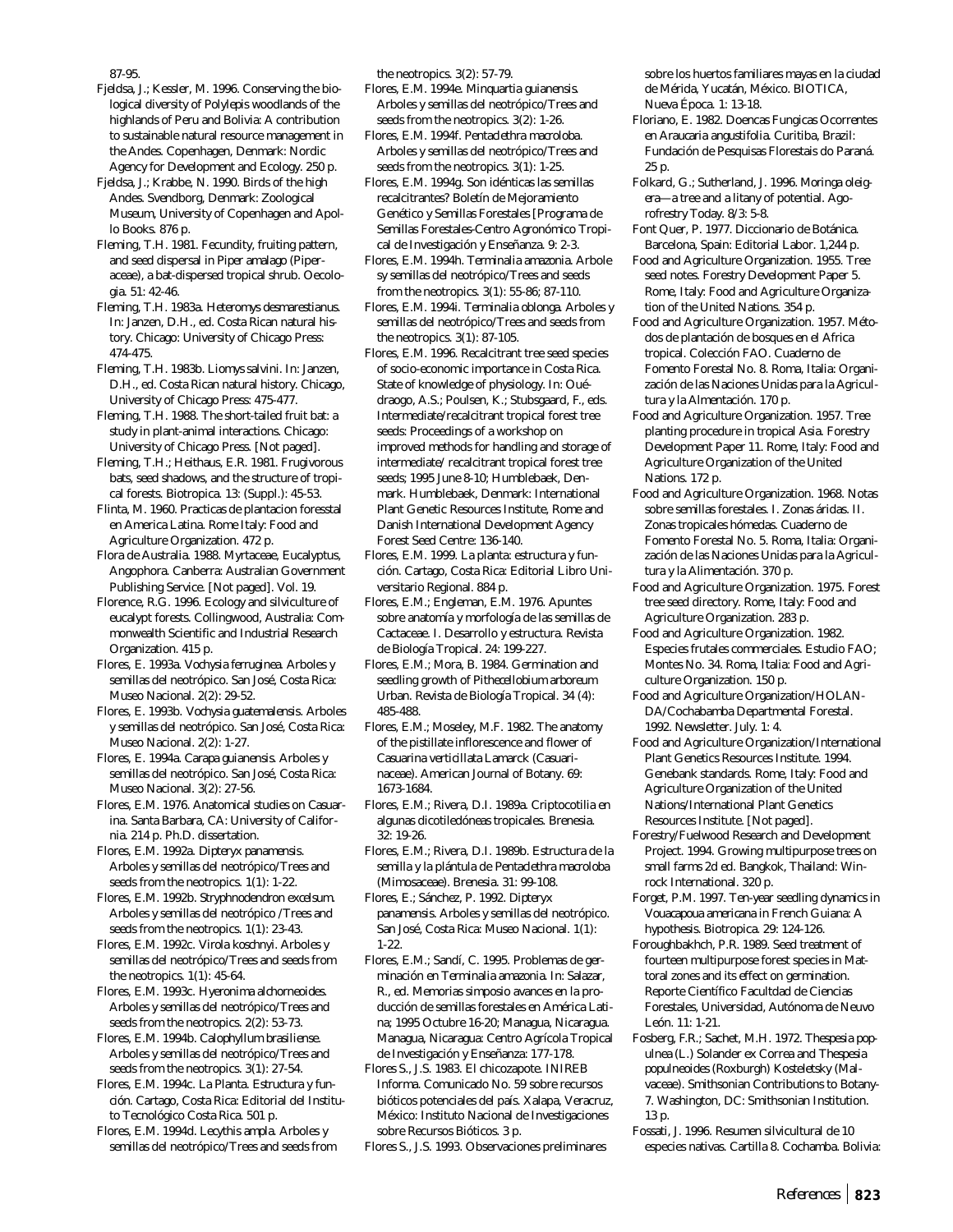87-95.

Fjeldsa, J.; Kessler, M. 1996. Conserving the biological diversity of Polylepis woodlands of the highlands of Peru and Bolivia: A contribution to sustainable natural resource management in the Andes. Copenhagen, Denmark: Nordic Agency for Development and Ecology. 250 p.

Fjeldsa, J.; Krabbe, N. 1990. Birds of the high Andes. Svendborg, Denmark: Zoological Museum, University of Copenhagen and Apollo Books. 876 p.

Fleming, T.H. 1981. Fecundity, fruiting pattern, and seed dispersal in Piper amalago (Piperaceae), a bat-dispersed tropical shrub. Oecologia. 51: 42-46.

Fleming, T.H. 1983a. Heteromys desmarestianus. In: Janzen, D.H., ed. Costa Rican natural history. Chicago: University of Chicago Press: 474-475.

Fleming, T.H. 1983b. Liomys salvini. In: Janzen, D.H., ed. Costa Rican natural history. Chicago, University of Chicago Press: 475-477.

Fleming, T.H. 1988. The short-tailed fruit bat: a study in plant-animal interactions. Chicago: University of Chicago Press. [Not paged].

Fleming, T.H.; Heithaus, E.R. 1981. Frugivorous bats, seed shadows, and the structure of tropical forests. Biotropica. 13: (Suppl.): 45-53.

Flinta, M. 1960. Practicas de plantacion foresstal en America Latina. Rome Italy: Food and Agriculture Organization. 472 p.

Flora de Australia. 1988. Myrtaceae, Eucalyptus, Angophora. Canberra: Australian Government Publishing Service. [Not paged]. Vol. 19.

Florence, R.G. 1996. Ecology and silviculture of eucalypt forests. Collingwood, Australia: Commonwealth Scientific and Industrial Research Organization. 415 p.

Flores, E. 1993a. Vochysia ferruginea. Arboles y semillas del neotrópico. San José, Costa Rica: Museo Nacional. 2(2): 29-52.

Flores, E. 1993b. Vochysia guatemalensis. Arboles y semillas del neotrópico. San José, Costa Rica: Museo Nacional. 2(2): 1-27.

Flores, E. 1994a. Carapa guianensis. Arboles y semillas del neotrópico. San José, Costa Rica: Museo Nacional. 3(2): 27-56.

Flores, E.M. 1976. Anatomical studies on Casuarina. Santa Barbara, CA: University of California. 214 p. Ph.D. dissertation.

Flores, E.M. 1992a. Dipteryx panamensis. Arboles y semillas del neotrópico/Trees and seeds from the neotropics. 1(1): 1-22.

Flores, E.M. 1992b. Stryphnodendron excelsum. Arboles y semillas del neotrópico /Trees and seeds from the neotropics. 1(1): 23-43.

Flores, E.M. 1992c. Virola koschnyi. Arboles y semillas del neotrópico/Trees and seeds from the neotropics. 1(1): 45-64.

Flores, E.M. 1993c. Hyeronima alchorneoides. Arboles y semillas del neotrópico/Trees and seeds from the neotropics. 2(2): 53-73.

Flores, E.M. 1994b. Calophyllum brasiliense. Arboles y semillas del neotrópico/Trees and seeds from the neotropics. 3(1): 27-54.

Flores, E.M. 1994c. La Planta. Estructura y función. Cartago, Costa Rica: Editorial del Instituto Tecnológico Costa Rica. 501 p.

Flores, E.M. 1994d. Lecythis ampla. Arboles y semillas del neotrópico/Trees and seeds from the neotropics. 3(2): 57-79.

Flores, E.M. 1994e. Minquartia guianensis. Arboles y semillas del neotrópico/Trees and seeds from the neotropics. 3(2): 1-26.

Flores, E.M. 1994f. Pentadethra macroloba. Arboles y semillas del neotrópico/Trees and seeds from the neotropics. 3(1): 1-25.

Flores, E.M. 1994g. Son idénticas las semillas recalcitrantes? Boletín de Mejoramiento Genético y Semillas Forestales [Programa de Semillas Forestales-Centro Agronómico Tropical de Investigación y Enseñanza. 9: 2-3.

Flores, E.M. 1994h. Terminalia amazonia. Arbole sy semillas del neotrópico/Trees and seeds from the neotropics. 3(1): 55-86; 87-110.

Flores, E.M. 1994i. Terminalia oblonga. Arboles y semillas del neotrópico/Trees and seeds from the neotropics. 3(1): 87-105.

Flores, E.M. 1996. Recalcitrant tree seed species of socio-economic importance in Costa Rica. State of knowledge of physiology. In: Ouédraogo, A.S.; Poulsen, K.; Stubsgaard, F., eds. Intermediate/recalcitrant tropical forest tree seeds: Proceedings of a workshop on improved methods for handling and storage of intermediate/ recalcitrant tropical forest tree seeds; 1995 June 8-10; Humblebaek, Denmark. Humblebaek, Denmark: International Plant Genetic Resources Institute, Rome and Danish International Development Agency Forest Seed Centre: 136-140.

Flores, E.M. 1999. La planta: estructura y función. Cartago, Costa Rica: Editorial Libro Universitario Regional. 884 p.

Flores, E.M.; Engleman, E.M. 1976. Apuntes sobre anatomía y morfología de las semillas de Cactaceae. I. Desarrollo y estructura. Revista de Biología Tropical. 24: 199-227.

Flores, E.M.; Mora, B. 1984. Germination and seedling growth of Pithecellobium arboreum Urban. Revista de Biología Tropical. 34 (4): 485-488.

Flores, E.M.; Moseley, M.F. 1982. The anatomy of the pistillate inflorescence and flower of Casuarina verticillata Lamarck (Casuarinaceae). American Journal of Botany. 69: 1673-1684.

Flores, E.M.; Rivera, D.I. 1989a. Criptocotilia en algunas dicotiledóneas tropicales. Brenesia. 32: 19-26.

Flores, E.M.; Rivera, D.I. 1989b. Estructura de la semilla y la plántula de Pentadethra macroloba (Mimosaceae). Brenesia. 31: 99-108.

Flores, E.; Sánchez, P. 1992. Dipteryx panamensis. Arboles y semillas del neotrópico. San José, Costa Rica: Museo Nacional. 1(1): 1-22.

Flores, E.M.; Sandí, C. 1995. Problemas de germinación en Terminalia amazonia. In: Salazar, R., ed. Memorias simposio avances en la producción de semillas forestales en América Latina; 1995 Octubre 16-20; Managua, Nicaragua. Managua, Nicaragua: Centro Agrícola Tropical de Investigación y Enseñanza: 177-178.

Flores S., J.S. 1983. El chicozapote. INIREB Informa. Comunicado No. 59 sobre recursos bióticos potenciales del país. Xalapa, Veracruz, México: Instituto Nacional de Investigaciones sobre Recursos Bióticos. 3 p.

Flores S., J.S. 1993. Observaciones preliminares sobre los huertos familiares mayas en la ciudad de Mérida, Yucatán, México. BIOTICA, Nueva Época. 1: 13-18.

Floriano, E. 1982. Doencas Fungicas Ocorrentes en Araucaria angustifolia. Curitiba, Brazil: Fundación de Pesquisas Florestais do Paraná. 25 p.

Folkard, G.; Sutherland, J. 1996. Moringa oleigera—a tree and a litany of potential. Agorofrestry Today. 8/3: 5-8.

Font Quer, P. 1977. Diccionario de Botánica. Barcelona, Spain: Editorial Labor. 1,244 p.

Food and Agriculture Organization. 1955. Tree seed notes. Forestry Development Paper 5. Rome, Italy: Food and Agriculture Organization of the United Nations. 354 p.

Food and Agriculture Organization. 1957. Métodos de plantación de bosques en el Africa tropical. Colección FAO. Cuaderno de Fomento Forestal No. 8. Roma, Italia: Organización de las Naciones Unidas para la Agricultura y la Almentación. 170 p.

Food and Agriculture Organization. 1957. Tree planting procedure in tropical Asia. Forestry Development Paper 11. Rome, Italy: Food and Agriculture Organization of the United Nations. 172 p.

Food and Agriculture Organization. 1968. Notas sobre semillas forestales. I. Zonas áridas. II. Zonas tropicales hómedas. Cuaderno de Fomento Forestal No. 5. Roma, Italia: Organización de las Naciones Unidas para la Agricultura y la Alimentación. 370 p.

Food and Agriculture Organization. 1975. Forest tree seed directory. Rome, Italy: Food and Agriculture Organization. 283 p.

Food and Agriculture Organization. 1982. Especies frutales commerciales. Estudio FAO; Montes No. 34. Roma, Italia: Food and Agriculture Organization. 150 p.

Food and Agriculture Organization/HOLANDA/Cochabamba Departmental Forestal. 1992. Newsletter. July. 1: 4.

Food and Agriculture Organization/International Plant Genetics Resources Institute. 1994. Genebank standards. Rome, Italy: Food and Agriculture Organization of the United Nations/International Plant Genetics Resources Institute. [Not paged].

Forestry/Fuelwood Research and Development Project. 1994. Growing multipurpose trees on small farms 2d ed. Bangkok, Thailand: Winrock International. 320 p.

Forget, P.M. 1997. Ten-year seedling dynamics in Vouacapoua americana in French Guiana: A hypothesis. Biotropica. 29: 124-126.

Foroughbakhch, P.R. 1989. Seed treatment of fourteen multipurpose forest species in Mattoral zones and its effect on germination. Reporte Científico Facultdad de Ciencias Forestales, Universidad, Autónoma de Neuvo León. 11: 1-21.

Fosberg, F.R.; Sachet, M.H. 1972. Thespesia populnea (L.) Solander ex Correa and Thespesia populneoides (Roxburgh) Kosteletsky (Malvaceae). Smithsonian Contributions to Botany-7. Washington, DC: Smithsonian Institution. 13 p.

Fossati, J. 1996. Resumen silvicultural de 10 especies nativas. Cartilla 8. Cochamba. Bolivia: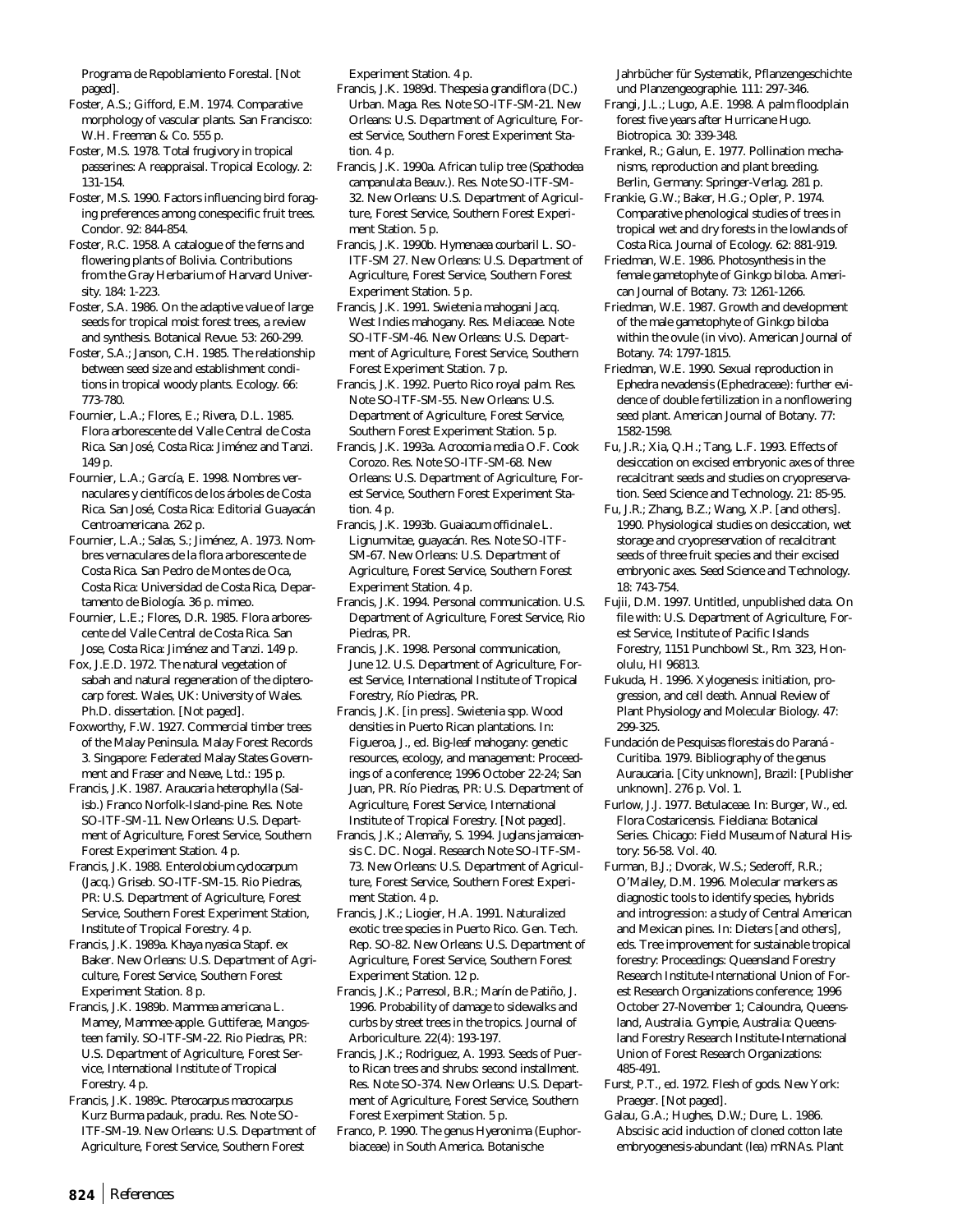Programa de Repoblamiento Forestal. [Not paged].

Foster, A.S.; Gifford, E.M. 1974. Comparative morphology of vascular plants. San Francisco: W.H. Freeman & Co. 555 p.

Foster, M.S. 1978. Total frugivory in tropical passerines: A reappraisal. Tropical Ecology. 2: 131-154.

Foster, M.S. 1990. Factors influencing bird foraging preferences among conespecific fruit trees. Condor. 92: 844-854.

Foster, R.C. 1958. A catalogue of the ferns and flowering plants of Bolivia. Contributions from the Gray Herbarium of Harvard University. 184: 1-223.

Foster, S.A. 1986. On the adaptive value of large seeds for tropical moist forest trees, a review and synthesis. Botanical Revue. 53: 260-299.

Foster, S.A.; Janson, C.H. 1985. The relationship between seed size and establishment conditions in tropical woody plants. Ecology. 66: 773-780.

Fournier, L.A.; Flores, E.; Rivera, D.L. 1985. Flora arborescente del Valle Central de Costa Rica. San José, Costa Rica: Jiménez and Tanzi. 149 p.

Fournier, L.A.; García, E. 1998. Nombres vernaculares y científicos de los árboles de Costa Rica. San José, Costa Rica: Editorial Guayacán Centroamericana. 262 p.

Fournier, L.A.; Salas, S.; Jiménez, A. 1973. Nombres vernaculares de la flora arborescente de Costa Rica. San Pedro de Montes de Oca, Costa Rica: Universidad de Costa Rica, Departamento de Biología. 36 p. mimeo.

Fournier, L.E.; Flores, D.R. 1985. Flora arborescente del Valle Central de Costa Rica. San Jose, Costa Rica: Jiménez and Tanzi. 149 p.

Fox, J.E.D. 1972. The natural vegetation of sabah and natural regeneration of the dipterocarp forest. Wales, UK: University of Wales. Ph.D. dissertation. [Not paged].

Foxworthy, F.W. 1927. Commercial timber trees of the Malay Peninsula. Malay Forest Records 3. Singapore: Federated Malay States Government and Fraser and Neave, Ltd.: 195 p.

Francis, J.K. 1987. *Araucaria heterophylla* (Salisb.) Franco Norfolk-Island-pine. Res. Note SO-ITF-SM-11. New Orleans: U.S. Department of Agriculture, Forest Service, Southern Forest Experiment Station. 4 p.

Francis, J.K. 1988. *Enterolobium cyclocarpum* (Jacq.) Griseb. SO-ITF-SM-15. Rio Piedras, PR: U.S. Department of Agriculture, Forest Service, Southern Forest Experiment Station, Institute of Tropical Forestry. 4 p.

Francis, J.K. 1989a. *Khaya nyasica* Stapf. ex Baker. New Orleans: U.S. Department of Agriculture, Forest Service, Southern Forest Experiment Station. 8 p.

Francis, J.K. 1989b. *Mammea americana* L. Mamey, Mammee-apple. Guttiferae, Mangosteen family. SO-ITF-SM-22. Rio Piedras, PR: U.S. Department of Agriculture, Forest Service, International Institute of Tropical Forestry. 4 p.

Francis, J.K. 1989c. *Pterocarpus macrocarpus* Kurz Burma padauk, pradu. Res. Note SO-ITF-SM-19. New Orleans: U.S. Department of Agriculture, Forest Service, Southern Forest Experiment Station. 4 p.

Francis, J.K. 1989d. *Thespesia grandiflora* (DC.) Urban. Maga. Res. Note SO-ITF-SM-21. New Orleans: U.S. Department of Agriculture, Forest Service, Southern Forest Experiment Station. 4 p.

Francis, J.K. 1990a. African tulip tree (*Spathodea campanulata* Beauv.). Res. Note SO-ITF-SM-32. New Orleans: U.S. Department of Agriculture, Forest Service, Southern Forest Experiment Station. 5 p.

Francis, J.K. 1990b. *Hymenaea courbaril* L. SO-ITF-SM 27. New Orleans: U.S. Department of Agriculture, Forest Service, Southern Forest Experiment Station. 5 p.

Francis, J.K. 1991. *Swietenia mahogani* Jacq. West Indies mahogany. Res. Meliaceae. Note SO-ITF-SM-46. New Orleans: U.S. Department of Agriculture, Forest Service, Southern Forest Experiment Station. 7 p.

Francis, J.K. 1992. Puerto Rico royal palm. Res. Note SO-ITF-SM-55. New Orleans: U.S. Department of Agriculture, Forest Service, Southern Forest Experiment Station. 5 p.

Francis, J.K. 1993a. *Acrocomia media* O.F. Cook Corozo. Res. Note SO-ITF-SM-68. New Orleans: U.S. Department of Agriculture, Forest Service, Southern Forest Experiment Station. 4 p.

Francis, J.K. 1993b. *Guaiacum officinale* L. Lignumvitae, guayacán. Res. Note SO-ITF-SM-67. New Orleans: U.S. Department of Agriculture, Forest Service, Southern Forest Experiment Station. 4 p.

Francis, J.K. 1994. Personal communication. U.S. Department of Agriculture, Forest Service, Rio Piedras, PR.

Francis, J.K. 1998. Personal communication, June 12. U.S. Department of Agriculture, Forest Service, International Institute of Tropical Forestry, Río Piedras, PR.

Francis, J.K. [in press]. *Swietenia* spp. Wood densities in Puerto Rican plantations. In: Figueroa, J., ed. Big-leaf mahogany: genetic resources, ecology, and management: Proceedings of a conference; 1996 October 22-24; San Juan, PR. Río Piedras, PR: U.S. Department of Agriculture, Forest Service, International Institute of Tropical Forestry. [Not paged].

Francis, J.K.; Alemañy, S. 1994. *Juglans jamaicensis* C. DC. Nogal. Research Note SO-ITF-SM-73. New Orleans: U.S. Department of Agriculture, Forest Service, Southern Forest Experiment Station. 4 p.

Francis, J.K.; Liogier, H.A. 1991. Naturalized exotic tree species in Puerto Rico. Gen. Tech. Rep. SO-82. New Orleans: U.S. Department of Agriculture, Forest Service, Southern Forest Experiment Station. 12 p.

Francis, J.K.; Parresol, B.R.; Marín de Patiño, J. 1996. Probability of damage to sidewalks and curbs by street trees in the tropics. Journal of Arboriculture. 22(4): 193-197.

Francis, J.K.; Rodriguez, A. 1993. Seeds of Puerto Rican trees and shrubs: second installment. Res. Note SO-374. New Orleans: U.S. Department of Agriculture, Forest Service, Southern Forest Exerpiment Station. 5 p.

Franco, P. 1990. The genus *Hyeronima* (Euphorbiaceae) in South America. Botanische Jahrbücher für Systematik, Pflanzengeschichte und Planzengeographie. 111: 297-346.

Frangi, J.L.; Lugo, A.E. 1998. A palm floodplain forest five years after Hurricane Hugo. Biotropica. 30: 339-348.

Frankel, R.; Galun, E. 1977. Pollination mechanisms, reproduction and plant breeding. Berlin, Germany: Springer-Verlag. 281 p.

Frankie, G.W.; Baker, H.G.; Opler, P. 1974. Comparative phenological studies of trees in tropical wet and dry forests in the lowlands of Costa Rica. Journal of Ecology. 62: 881-919.

Friedman, W.E. 1986. Photosynthesis in the female gametophyte of *Ginkgo biloba*. American Journal of Botany. 73: 1261-1266.

Friedman, W.E. 1987. Growth and development of the male gametophyte of *Ginkgo biloba* within the ovule (in vivo). American Journal of Botany. 74: 1797-1815.

Friedman, W.E. 1990. Sexual reproduction in *Ephedra nevadensis* (Ephedraceae): further evidence of double fertilization in a nonflowering seed plant. American Journal of Botany. 77: 1582-1598.

Fu, J.R.; Xia, Q.H.; Tang, L.F. 1993. Effects of desiccation on excised embryonic axes of three recalcitrant seeds and studies on cryopreservation. Seed Science and Technology. 21: 85-95.

Fu, J.R.; Zhang, B.Z.; Wang, X.P. [and others]. 1990. Physiological studies on desiccation, wet storage and cryopreservation of recalcitrant seeds of three fruit species and their excised embryonic axes. Seed Science and Technology. 18: 743-754.

Fujii, D.M. 1997. Untitled, unpublished data. On file with: U.S. Department of Agriculture, Forest Service, Institute of Pacific Islands Forestry, 1151 Punchbowl St., Rm. 323, Honolulu, HI 96813.

Fukuda, H. 1996. Xylogenesis: initiation, progression, and cell death. Annual Review of Plant Physiology and Molecular Biology. 47: 299-325.

Fundación de Pesquisas florestais do Paraná - Curitiba. 1979. Bibliography of the genus *Auraucaria*. [City unknown], Brazil: [Publisher unknown]. 276 p. Vol. 1.

Furlow, J.J. 1977. Betulaceae. In: Burger, W., ed. Flora Costaricensis. Fieldiana: Botanical Series. Chicago: Field Museum of Natural History: 56-58. Vol. 40.

Furman, B.J.; Dvorak, W.S.; Sederoff, R.R.; O'Malley, D.M. 1996. Molecular markers as diagnostic tools to identify species, hybrids and introgression: a study of Central American and Mexican pines. In: Dieters [and others], eds. Tree improvement for sustainable tropical forestry: Proceedings: Queensland Forestry Research Institute-International Union of Forest Research Organizations conference; 1996 October 27-November 1; Caloundra, Queensland, Australia. Gympie, Australia: Queensland Forestry Research Institute-International Union of Forest Research Organizations: 485-491.

Furst, P.T., ed. 1972. Flesh of gods. New York: Praeger. [Not paged].

Galau, G.A.; Hughes, D.W.; Dure, L. 1986. Abscisic acid induction of cloned cotton late embryogenesis-abundant (lea) mRNAs. Plant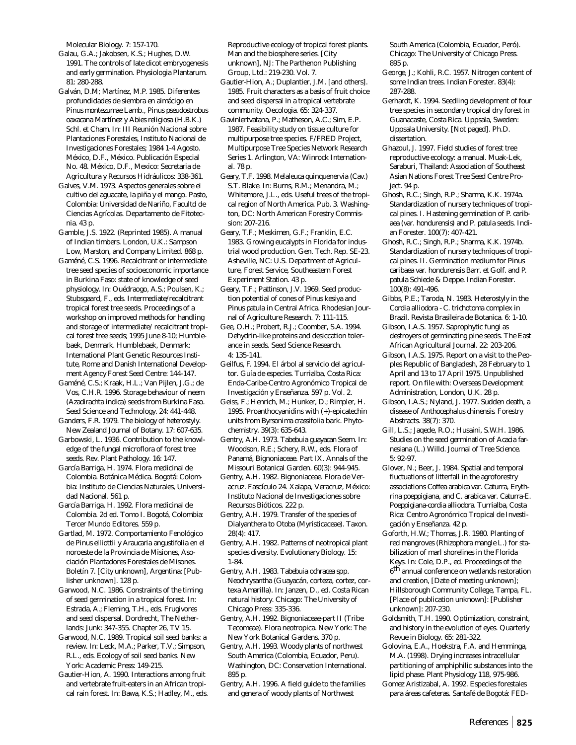Molecular Biology. 7: 157-170.

Galau, G.A.; Jakobsen, K.S.; Hughes, D.W. 1991. The controls of late dicot embryogenesis and early germination. Physiologia Plantarum. 81: 280-288.

Galván, D.M; Martínez, M.P. 1985. Diferentes profundidades de siembra en almácigo en *Pinus montezumae* Lamb., *Pinus pseudostrobus oaxacana* Martínez y *Abies religiosa* (H.B.K.) Schl. et Cham. In: III Reunión Nacional sobre Plantaciones Forestales, Instituto Nacional de Investigaciones Forestales; 1984 1-4 Agosto. México, D.F., México. Publicación Especial No. 48. México, D.F., Mexico: Secretaria de Agricultura y Recursos Hidráulicos: 338-361.

Galves, V.M. 1973. Aspectos generales sobre el cultivo del aguacate, la piña y el mango. Pasto, Colombia: Universidad de Nariño, Facultd de Ciencias Agrícolas. Departamento de Fitotecnia. 43 p.

Gamble, J.S. 1922. (Reprinted 1985). A manual of Indian timbers. London, U.K.: Sampson Low, Marston, and Company Limited. 868 p.

Gaméné, C.S. 1996. Recalcitrant or intermediate tree seed species of socioeconomic importance in Burkina Faso: state of knowledge of seed physiology. In: Ouédraogo, A.S.; Poulsen, K.; Stubsgaard, F., eds. Intermediate/recalcitrant tropical forest tree seeds. Proceedings of a workshop on improved methods for handling and storage of intermediate/ recalcitrant tropical forest tree seeds; 1995 June 8-10; Humblebaek, Denmark. Humblebaek, Denmark: International Plant Genetic Resources Institute, Rome and Danish International Development Agency Forest Seed Centre: 144-147.

Gaméné, C.S.; Kraak, H.L.; Van Pijlen, J.G.; de Vos, C.H.R. 1996. Storage behaviour of neem (*Azadirachta indica*) seeds from Burkina Faso. Seed Science and Technology. 24: 441-448.

Ganders, F.R. 1979. The biology of heterostyly. New Zealand Journal of Botany. 17: 607-635.

Garbowski, L. 1936. Contribution to the knowledge of the fungal microflora of forest tree seeds. Rev. Plant Pathology. 16: 147.

García Barriga, H. 1974. Flora medicinal de Colombia. Botánica Médica. Bogotá: Colombia: Instituto de Ciencias Naturales, Universidad Nacional. 561 p.

García Barriga, H. 1992. Flora medicinal de Colombia. 2d ed. Tomo I. Bogotá, Colombia: Tercer Mundo Editores. 559 p.

Gartlad, M. 1972. Comportamiento Fenológico de *Pinus elliottii* y *Araucaria angustifolia* en el noroeste de la Provincia de Misiones, Asociación Plantadores Forestales de Misones. Boletín 7. [City unknown], Argentina: [Publisher unknown]. 128 p.

Garwood, N.C. 1986. Constraints of the timing of seed germination in a tropical forest. In: Estrada, A.; Fleming, T.H., eds. Frugivores and seed dispersal. Dordrecht, The Netherlands: Junk: 347-355. Chapter 26, TV 15.

Garwood, N.C. 1989. Tropical soil seed banks: a review. In: Leck, M.A.; Parker, T.V.; Simpson, R.L., eds. Ecology of soil seed banks. New York: Academic Press: 149-215.

Gautier-Hion, A. 1990. Interactions among fruit and vertebrate fruit-eaters in an African tropical rain forest. In: Bawa, K.S.; Hadley, M., eds. Reproductive ecology of tropical forest plants. Man and the biosphere series. [City unknown], NJ: The Parthenon Publishing Group, Ltd.: 219-230. Vol. 7.

Gautier-Hion, A.; Duplantier, J.M. [and others]. 1985. Fruit characters as a basis of fruit choice and seed dispersal in a tropical vertebrate community. Oecologia. 65: 324-337.

Gavinlertvatana, P.; Matheson, A.C.; Sim, E.P. 1987. Feasibility study on tissue culture for multipurpose tree species. F/FRED Project, Multipurpose Tree Species Network Research Series 1. Arlington, VA: Winrock International. 78 p.

Geary, T.F. 1998. *Melaleuca quinquenervia* (Cav.) S.T. Blake. In: Burns, R.M.; Menandra, M.; Whitemore, J.L., eds. Useful trees of the tropical region of North America. Pub. 3. Washington, DC: North American Forestry Commission: 207-216.

Geary, T.F.; Meskimen, G.F.; Franklin, E.C. 1983. Growing eucalypts in Florida for industrial wood production. Gen. Tech. Rep. SE-23. Asheville, NC: U.S. Department of Agriculture, Forest Service, Southeastern Forest Experiment Station. 43 p.

Geary, T.F.; Pattinson, J.V. 1969. Seed production potential of cones of *Pinus kesiya* and *Pinus patula* in Central Africa. Rhodesian Journal of Agriculture Research. 7: 111-115.

Gee, O.H.; Probert, R.J.; Coomber, S.A. 1994. Dehydrin-like proteins and desiccation tolerance in seeds. Seed Science Research. 4: 135-141.

Geilfus, F. 1994. El árbol al servicio del agricultor. Guía de especies. Turrialba, Costa Rica: Enda-Caribe-Centro Agronómico Tropical de Investigación y Enseñanza. 597 p. Vol. 2.

Geiss, F.; Henrich, M.; Hunker, D.; Rimpler, H. 1995. Proanthocyanidins with (+)-epicatechin units from *Byrsonima crassifolia* bark. Phytochemistry. 39(3): 635-643.

Gentry, A.H. 1973. *Tabebuia guayacan* Seem. In: Woodson, R.E.; Schery, R.W., eds. Flora of Panamá, Bignoniaceae. Part IX. Annals of the Missouri Botanical Garden. 60(3): 944-945.

Gentry, A.H. 1982. Bignoniaceae. Flora de Veracruz. Fascículo 24. Xalapa, Veracruz, México: Instituto Nacional de Investigaciones sobre Recursos Bióticos. 222 p.

Gentry, A.H. 1979. Transfer of the species of *Dialyanthera* to *Otoba* (Myristicaceae). Taxon. 28(4): 417.

Gentry, A.H. 1982. Patterns of neotropical plant species diversity. Evolutionary Biology. 15: 1-84.

Gentry, A.H. 1983. *Tabebuia ochracea* spp. *Neochrysantha* (Guayacán, corteza, cortez, cortexa Amarilla). In: Janzen, D., ed. Costa Rican natural history. Chicago: The University of Chicago Press: 335-336.

Gentry, A.H. 1992. Bignoniaceae-part II (Tribe Tecomeae). Flora neotropica. New York: The New York Botanical Gardens. 370 p.

Gentry, A.H. 1993. Woody plants of northwest South America (Colombia, Ecuador, Peru). Washington, DC: Conservation International. 895 p.

Gentry, A.H. 1996. A field guide to the families and genera of woody plants of Northwest South America (Colombia, Ecuador, Peró). Chicago: The University of Chicago Press. 895 p.

George, J.; Kohli, R.C. 1957. Nitrogen content of some Indian trees. Indian Forester. 83(4): 287-288.

Gerhardt, K. 1994. Seedling development of four tree species in secondary tropical dry forest in Guanacaste, Costa Rica. Uppsala, Sweden: Uppsala University. [Not paged]. Ph.D. dissertation.

Ghazoul, J. 1997. Field studies of forest tree reproductive ecology: a manual. Muak-Lek, Saraburi, Thailand: Association of Southeast Asian Nations Forest Tree Seed Centre Project. 94 p.

Ghosh, R.C.; Singh, R.P.; Sharma, K.K. 1974a. Standardization of nursery techniques of tropical pines. I. Hastening germination of *P. caribaea* (var. *hondurensis*) and *P. patula* seeds. Indian Forester. 100(7): 407-421.

Ghosh, R.C.; Singh, R.P.; Sharma, K.K. 1974b. Standardization of nursery techniques of tropical pines. II. Germination medium for *Pinus caribaea* var. *hondurensis* Barr. et Golf. and *P. patula* Schiede & Deppe. Indian Forester. 100(8): 491-496.

Gibbs, P.E.; Taroda, N. 1983. Heterostyly in the *Cordia alliodora* - *C. trichotoma* complex in Brazil. Revista Brasileira de Botanica. 6: 1-10.

Gibson, I.A.S. 1957. Saprophytic fungi as destroyers of germinating pine seeds. The East African Agricultural Journal. 22: 203-206.

Gibson, I.A.S. 1975. Report on a visit to the Peoples Republic of Bangladesh, 28 February to 1 April and 13 to 17 April 1975. Unpublished report. On file with: Overseas Development Administration, London, U.K. 28 p.

Gibson, I.A.S.; Nyland, J. 1977. Sudden death, a disease of *Anthocephalus chinensis*. Forestry Abstracts. 38(7): 370.

Gill, L.S.; Jaqede, R.O.; Husaini, S.W.H. 1986. Studies on the seed germination of *Acacia farnesiana* (L.) Willd. Journal of Tree Science. 5: 92-97.

Glover, N.; Beer, J. 1984. Spatial and temporal fluctuations of litterfall in the agroforestry associations *Coffea arabica* var. Caturra, *Erythrina poeppigiana*, and *C. arabica* var. Caturra-*E. Poeppigiana*-*cordia alliodora*. Turrialba, Costa Rica: Centro Agronómico Tropical de Investigación y Enseñanza. 42 p.

Goforth, H.W.; Thomas, J.R. 1980. Planting of red mangroves (*Rhizophora mangle* L.) for stabilization of marl shorelines in the Florida Keys. In: Cole, D.P., ed. Proceedings of the 6th annual conference on wetlands restoration and creation, [Date of meeting unknown]; Hillsborough Community College, Tampa, FL. [Place of publication unknown]: [Publisher unknown]: 207-230.

Goldsmith, T.H. 1990. Optimization, constraint, and history in the evolution of eyes. Quarterly Revue in Biology. 65: 281-322.

Golovina, E.A., Hoekstra, F.A. and Hemminga, M.A. (1998). Drying increases intracellular partitioning of amphiphilic substances into the lipid phase. Plant Physiology 118, 975-986.

Gomez Aristizabal, A. 1992. Especies forestales para áreas cafeteras. Santafé de Bogotá: FED-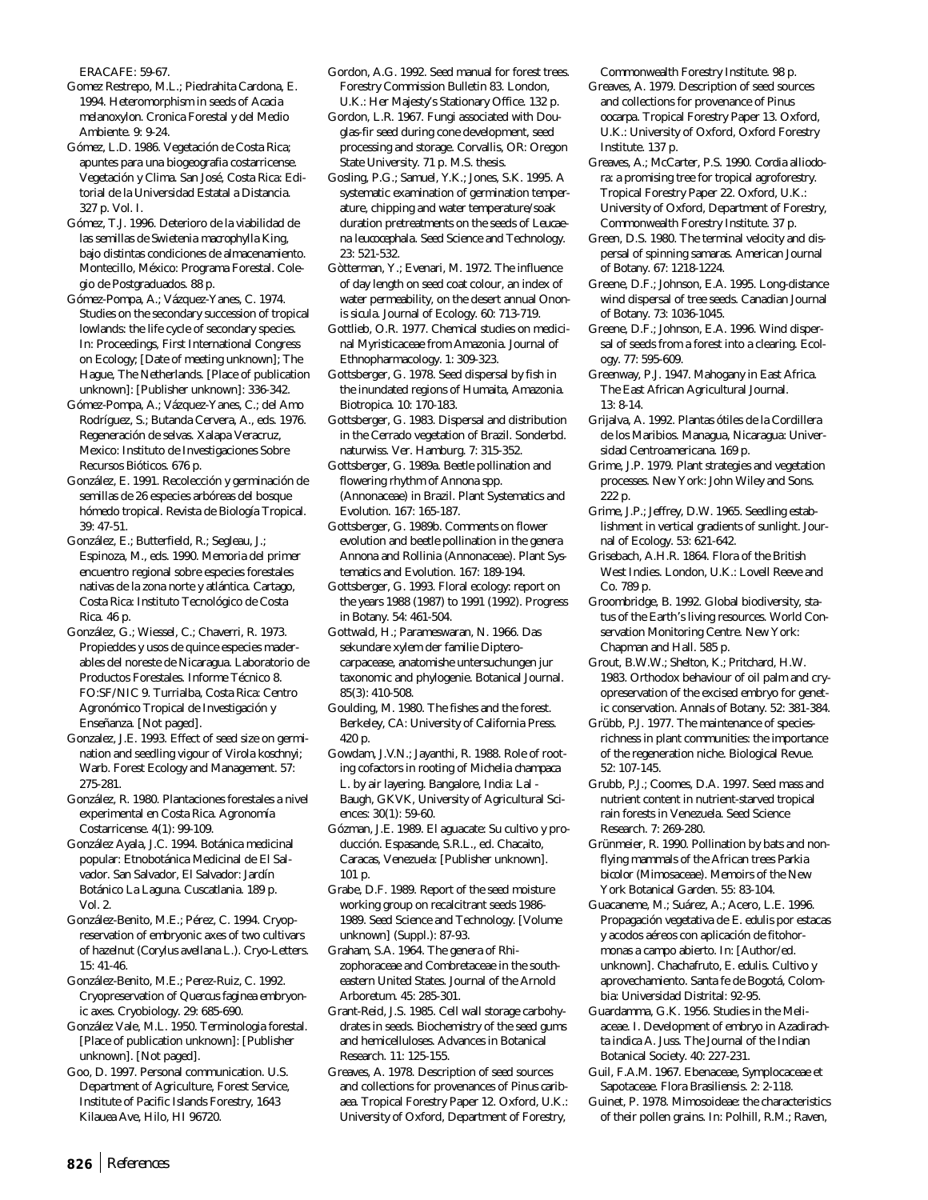ERACAFE: 59-67.

Gomez Restrepo, M.L.; Piedrahita Cardona, E. 1994. Heteromorphism in seeds of Acacia melanoxylon. Cronica Forestal y del Medio Ambiente. 9: 9-24.

Gómez, L.D. 1986. Vegetación de Costa Rica; apuntes para una biogeografía costarricense. Vegetación y Clima. San José, Costa Rica: Editorial de la Universidad Estatal a Distancia. 327 p. Vol. I.

Gómez, T.J. 1996. Deterioro de la viabilidad de las semillas de Swietenia macrophylla King, bajo distintas condiciones de almacenamiento. Montecillo, México: Programa Forestal. Colegio de Postgraduados. 88 p.

Gómez-Pompa, A.; Vázquez-Yanes, C. 1974. Studies on the secondary succession of tropical lowlands: the life cycle of secondary species. In: Proceedings, First International Congress on Ecology; [Date of meeting unknown]; The Hague, The Netherlands. [Place of publication unknown]: [Publisher unknown]: 336-342.

Gómez-Pompa, A.; Vázquez-Yanes, C.; del Amo Rodríguez, S.; Butanda Cervera, A., eds. 1976. Regeneración de selvas. Xalapa Veracruz, Mexico: Instituto de Investigaciones Sobre Recursos Bióticos. 676 p.

González, E. 1991. Recolección y germinación de semillas de 26 especies arbóreas del bosque hómedo tropical. Revista de Biología Tropical. 39: 47-51.

González, E.; Butterfield, R.; Segleau, J.; Espinoza, M., eds. 1990. Memoria del primer encuentro regional sobre especies forestales nativas de la zona norte y atlántica. Cartago, Costa Rica: Instituto Tecnológico de Costa Rica. 46 p.

González, G.; Wiessel, C.; Chaverri, R. 1973. Propieddes y usos de quince especies maderables del noreste de Nicaragua. Laboratorio de Productos Forestales. Informe Técnico 8. FO:SF/NIC 9. Turrialba, Costa Rica: Centro Agronómico Tropical de Investigación y Enseñanza. [Not paged].

Gonzalez, J.E. 1993. Effect of seed size on germination and seedling vigour of Virola koschnyi; Warb. Forest Ecology and Management. 57: 275-281.

González, R. 1980. Plantaciones forestales a nivel experimental en Costa Rica. Agronomía Costarricense. 4(1): 99-109.

González Ayala, J.C. 1994. Botánica medicinal popular: Etnobotánica Medicinal de El Salvador. San Salvador, El Salvador: Jardín Botánico La Laguna. Cuscatlania. 189 p. Vol. 2.

González-Benito, M.E.; Pérez, C. 1994. Cryopreservation of embryonic axes of two cultivars of hazelnut (Corylus avellana L.). Cryo-Letters. 15: 41-46.

González-Benito, M.E.; Perez-Ruiz, C. 1992. Cryopreservation of Quercus faginea embryonic axes. Cryobiology. 29: 685-690.

González Vale, M.L. 1950. Terminologia forestal. [Place of publication unknown]: [Publisher unknown]. [Not paged].

Goo, D. 1997. Personal communication. U.S. Department of Agriculture, Forest Service, Institute of Pacific Islands Forestry, 1643 Kilauea Ave, Hilo, HI 96720.

Gordon, A.G. 1992. Seed manual for forest trees. Forestry Commission Bulletin 83. London, U.K.: Her Majesty's Stationary Office. 132 p.

Gordon, L.R. 1967. Fungi associated with Douglas-fir seed during cone development, seed processing and storage. Corvallis, OR: Oregon State University. 71 p. M.S. thesis.

Gosling, P.G.; Samuel, Y.K.; Jones, S.K. 1995. A systematic examination of germination temperature, chipping and water temperature/soak duration pretreatments on the seeds of Leucaena leucocephala. Seed Science and Technology. 23: 521-532.

Gòtterman, Y.; Evenari, M. 1972. The influence of day length on seed coat colour, an index of water permeability, on the desert annual Ononis sicula. Journal of Ecology. 60: 713-719.

Gottlieb, O.R. 1977. Chemical studies on medicinal Myristicaceae from Amazonia. Journal of Ethnopharmacology. 1: 309-323.

Gottsberger, G. 1978. Seed dispersal by fish in the inundated regions of Humaita, Amazonia. Biotropica. 10: 170-183.

Gottsberger, G. 1983. Dispersal and distribution in the Cerrado vegetation of Brazil. Sonderbd. naturwiss. Ver. Hamburg. 7: 315-352.

Gottsberger, G. 1989a. Beetle pollination and flowering rhythm of Annona spp. (Annonaceae) in Brazil. Plant Systematics and Evolution. 167: 165-187.

Gottsberger, G. 1989b. Comments on flower evolution and beetle pollination in the genera Annona and Rollinia (Annonaceae). Plant Systematics and Evolution. 167: 189-194.

Gottsberger, G. 1993. Floral ecology: report on the years 1988 (1987) to 1991 (1992). Progress in Botany. 54: 461-504.

Gottwald, H.; Parameswaran, N. 1966. Das sekundare xylem der familie Dipterocarpacease, anatomishe untersuchungen jur taxonomic and phylogenie. Botanical Journal. 85(3): 410-508.

Goulding, M. 1980. The fishes and the forest. Berkeley, CA: University of California Press. 420 p.

Gowdam, J.V.N.; Jayanthi, R. 1988. Role of rooting cofactors in rooting of Michelia champaca L. by air layering. Bangalore, India: Lal - Baugh, GKVK, University of Agricultural Sciences: 30(1): 59-60.

Gózman, J.E. 1989. El aguacate: Su cultivo y producción. Espasande, S.R.L., ed. Chacaito, Caracas, Venezuela: [Publisher unknown]. 101 p.

Grabe, D.F. 1989. Report of the seed moisture working group on recalcitrant seeds 1986-1989. Seed Science and Technology. [Volume unknown] (Suppl.): 87-93.

Graham, S.A. 1964. The genera of Rhizophoraceae and Combretaceae in the southeastern United States. Journal of the Arnold Arboretum. 45: 285-301.

Grant-Reid, J.S. 1985. Cell wall storage carbohydrates in seeds. Biochemistry of the seed gums and hemicelluloses. Advances in Botanical Research. 11: 125-155.

Greaves, A. 1978. Description of seed sources and collections for provenances of Pinus caribaea. Tropical Forestry Paper 12. Oxford, U.K.: University of Oxford, Department of Forestry, Commonwealth Forestry Institute. 98 p.

Greaves, A. 1979. Description of seed sources and collections for provenance of Pinus oocarpa. Tropical Forestry Paper 13. Oxford, U.K.: University of Oxford, Oxford Forestry Institute. 137 p.

Greaves, A.; McCarter, P.S. 1990. Cordia alliodora: a promising tree for tropical agroforestry. Tropical Forestry Paper 22. Oxford, U.K.: University of Oxford, Department of Forestry, Commonwealth Forestry Institute. 37 p.

Green, D.S. 1980. The terminal velocity and dispersal of spinning samaras. American Journal of Botany. 67: 1218-1224.

Greene, D.F.; Johnson, E.A. 1995. Long-distance wind dispersal of tree seeds. Canadian Journal of Botany. 73: 1036-1045.

Greene, D.F.; Johnson, E.A. 1996. Wind dispersal of seeds from a forest into a clearing. Ecology. 77: 595-609.

Greenway, P.J. 1947. Mahogany in East Africa. The East African Agricultural Journal. 13: 8-14.

Grijalva, A. 1992. Plantas ótiles de la Cordillera de los Maribios. Managua, Nicaragua: Universidad Centroamericana. 169 p.

Grime, J.P. 1979. Plant strategies and vegetation processes. New York: John Wiley and Sons. 222 p.

Grime, J.P.; Jeffrey, D.W. 1965. Seedling establishment in vertical gradients of sunlight. Journal of Ecology. 53: 621-642.

Grisebach, A.H.R. 1864. Flora of the British West Indies. London, U.K.: Lovell Reeve and Co. 789 p.

Groombridge, B. 1992. Global biodiversity, status of the Earth's living resources. World Conservation Monitoring Centre. New York: Chapman and Hall. 585 p.

Grout, B.W.W.; Shelton, K.; Pritchard, H.W. 1983. Orthodox behaviour of oil palm and cryopreservation of the excised embryo for genetic conservation. Annals of Botany. 52: 381-384.

Grübb, P.J. 1977. The maintenance of species-richness in plant communities: the importance of the regeneration niche. Biological Revue. 52: 107-145.

Grubb, P.J.; Coomes, D.A. 1997. Seed mass and nutrient content in nutrient-starved tropical rain forests in Venezuela. Seed Science Research. 7: 269-280.

Grünmeier, R. 1990. Pollination by bats and non-flying mammals of the African trees Parkia bicolor (Mimosaceae). Memoirs of the New York Botanical Garden. 55: 83-104.

Guacaneme, M.; Suárez, A.; Acero, L.E. 1996. Propagación vegetativa de E. edulis por estacas y acodos aéreos con aplicación de fitohormonas a campo abierto. In: [Author/ed. unknown]. Chachafruto, E. edulis. Cultivo y aprovechamiento. Santa fe de Bogotá, Colombia: Universidad Distrital: 92-95.

Guardamma, G.K. 1956. Studies in the Meliaceae. I. Development of embryo in Azadirachta indica A. Juss. The Journal of the Indian Botanical Society. 40: 227-231.

Guil, F.A.M. 1967. Ebenaceae, Symplocaceae et Sapotaceae. Flora Brasiliensis. 2: 2-118.

Guinet, P. 1978. Mimosoideae: the characteristics of their pollen grains. In: Polhill, R.M.; Raven,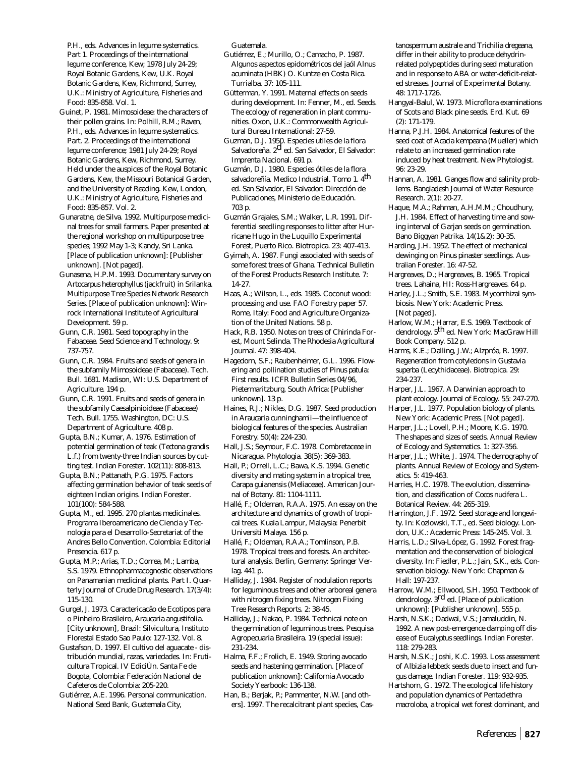P.H., eds. Advances in legume systematics. Part 1. Proceedings of the international legume conference, Kew; 1978 July 24-29; Royal Botanic Gardens, Kew, U.K. Royal Botanic Gardens, Kew, Richmond, Surrey, U.K.: Ministry of Agriculture, Fisheries and Food: 835-858. Vol. 1.

Guinet, P. 1981. Mimosoideae: the characters of their pollen grains. In: Polhill, R.M.; Raven, P.H., eds. Advances in legume systematics. Part. 2. Proceedings of the international legume conference; 1981 July 24-29; Royal Botanic Gardens, Kew, Richmond, Surrey. Held under the auspices of the Royal Botanic Gardens, Kew, the Missouri Botanical Garden, and the University of Reading. Kew, London, U.K.: Ministry of Agriculture, Fisheries and Food: 835-857. Vol. 2.

Gunaratne, de Silva. 1992. Multipurpose medicinal trees for small farmers. Paper presented at the regional workshop on multipurpose tree species; 1992 May 1-3; Kandy, Sri Lanka. [Place of publication unknown]: [Publisher unknown]. [Not paged].

Gunasena, H.P.M. 1993. Documentary survey on Artocarpus heterophyllus (jackfruit) in Srilanka. Multipurpose Tree Species Network Research Series. [Place of publication unknown]: Winrock International Institute of Agricultural Development. 59 p.

Gunn, C.R. 1981. Seed topography in the Fabaceae. Seed Science and Technology. 9: 737-757.

Gunn, C.R. 1984. Fruits and seeds of genera in the subfamily Mimosoideae (Fabaceae). Tech. Bull. 1681. Madison, WI: U.S. Department of Agriculture. 194 p.

Gunn, C.R. 1991. Fruits and seeds of genera in the subfamily Caesalpinioideae (Fabaceae) Tech. Bull. 1755. Washington, DC: U.S. Department of Agriculture. 408 p.

Gupta, B.N.; Kumar, A. 1976. Estimation of potential germination of teak (Tectona grandis L.f.) from twenty-three Indian sources by cutting test. Indian Forester. 102(11): 808-813.

Gupta, B.N.; Pattanath, P.G. 1975. Factors affecting germination behavior of teak seeds of eighteen Indian origins. Indian Forester. 101(100): 584-588.

Gupta, M., ed. 1995. 270 plantas medicinales. Programa Iberoamericano de Ciencia y Tecnologia para el Desarrollo-Secretariat of the Andres Bello Convention. Colombia: Editorial Presencia. 617 p.

Gupta, M.P.; Arias, T.D.; Correa, M.; Lamba, S.S. 1979. Ethnopharmacognostic observations on Panamanian medicinal plants. Part I. Quarterly Journal of Crude Drug Research. 17(3/4): 115-130.

Gurgel, J. 1973. Caractericacão de Ecotipos para o Pinheiro Brasileiro, Araucaria angustifolia. [City unknown], Brazil: Silvicultura, Instituto Florestal Estado Sao Paulo: 127-132. Vol. 8.

Gustafson, D. 1997. El cultivo del aguacate - distribución mundial, razas, variedades. In: Fruticultura Tropical. IV EdiciÙn. Santa Fe de Bogota, Colombia: Federación Nacional de Cafeteros de Colombia: 205-220.

Gutiérrez, A.E. 1996. Personal communication. National Seed Bank, Guatemala City, Guatemala.

Gutiérrez, E.; Murillo, O.; Camacho, P. 1987. Algunos aspectos epidométricos del jaól Alnus acuminata (HBK) O. Kuntze en Costa Rica. Turrialba. 37: 105-111.

Gütterman, Y. 1991. Maternal effects on seeds during development. In: Fenner, M., ed. Seeds. The ecology of regeneration in plant communities. Oxon, U.K.: Commonwealth Agricultural Bureau International: 27-59.

Guzman, D.J. 1950. Especies utiles de la flora Salvadoreña. 2d ed. San Salvador, El Salvador: Imprenta Nacional. 691 p.

Guzmán, D.J. 1980. Especies ótiles de la flora salvadoreñía. Medico Industrial. Tomo 1. 4th ed. San Salvador, El Salvador: Dirección de Publicaciones, Ministerio de Educación. 703 p.

Guzmán Grajales, S.M.; Walker, L.R. 1991. Differential seedling responses to litter after Hurricane Hugo in the Luquillo Experimental Forest, Puerto Rico. Biotropica. 23: 407-413.

Gyimah, A. 1987. Fungi associated with seeds of some forest trees of Ghana. Technical Bulletin of the Forest Products Research Institute. 7: 14-27.

Haas, A.; Wilson, L., eds. 1985. Coconut wood: processing and use. FAO Forestry paper 57. Rome, Italy: Food and Agriculture Organization of the United Nations. 58 p.

Hack, R.B. 1950. Notes on trees of Chirinda Forest, Mount Selinda. The Rhodesia Agricultural Journal. 47: 398-404.

Hagedorn, S.F.; Raubenheimer, G.L. 1996. Flowering and pollination studies of Pinus patula: First results. ICFR Bulletin Series 04/96, Pietermaritzburg, South Africa: [Publisher unknown]. 13 p.

Haines, R.J.; Nikles, D.G. 1987. Seed production in Araucaria cunninghamii—the influence of biological features of the species. Australian Forestry. 50(4): 224-230.

Hall, J.S.; Seymour, F.C. 1978. Combretaceae in Nicaragua. Phytologia. 38(5): 369-383.

Hall, P.; Orrell, L.C.; Bawa, K.S. 1994. Genetic diversity and mating system in a tropical tree, Carapa guianensis (Meliaceae). American Journal of Botany. 81: 1104-1111.

Hallé, F.; Oldeman, R.A.A. 1975. An essay on the architecture and dynamics of growth of tropical trees. Kuala Lampur, Malaysia: Penerbit Universiti Malaya. 156 p.

Hallé, F.; Oldeman, R.A.A.; Tomlinson, P.B. 1978. Tropical trees and forests. An architectural analysis. Berlin, Germany: Springer Verlag. 441 p.

Halliday, J. 1984. Register of nodulation reports for leguminous trees and other arboreal genera with nitrogen fixing trees. Nitrogen Fixing Tree Research Reports. 2: 38-45.

Halliday, J.; Nakao, P. 1984. Technical note on the germination of leguminous trees. Pesquisa Agropecuaria Brasileira. 19 (special issue): 231-234.

Halma, F.F.; Frolich, E. 1949. Storing avocado seeds and hastening germination. [Place of publication unknown]: California Avocado Society Yearbook: 136-138.

Han, B.; Berjak, P.; Pammenter, N.W. [and others]. 1997. The recalcitrant plant species, Castanospermum australe and Trichilia dregeana, differ in their ability to produce dehydrin-related polypeptides during seed maturation and in response to ABA or water-deficit-related stresses. Journal of Experimental Botany. 48: 1717-1726.

Hangyal-Balul, W. 1973. Microflora examinations of Scots and Black pine seeds. Erd. Kut. 69 (2): 171-179.

Hanna, P.J.H. 1984. Anatomical features of the seed coat of Acacia kempeana (Mueller) which relate to an increased germination rate induced by heat treatment. New Phytologist. 96: 23-29.

Hannan, A. 1981. Ganges flow and salinity problems. Bangladesh Journal of Water Resource Research. 2(1): 20-27.

Haque, M.A.; Rahman, A.H.M.M.; Choudhury, J.H. 1984. Effect of harvesting time and sowing interval of Garjan seeds on germination. Bano Biggyan Patrika. 14(1&2): 30-35.

Harding, J.H. 1952. The effect of mechanical dewinging on Pinus pinaster seedlings. Australian Forester. 16: 47-52.

Hargreaves, D.; Hargreaves, B. 1965. Tropical trees. Lahaina, HI: Ross-Hargreaves. 64 p.

Harley, J.L.; Smith, S.E. 1983. Mycorrhizal symbiosis. New York: Academic Press. [Not paged].

Harlow, W.M.; Harrar, E.S. 1969. Textbook of dendrology. 5th ed. New York: MacGraw Hill Book Company. 512 p.

Harms, K.E.; Dalling, J.W.; Alzpróa, R. 1997. Regeneration from cotyledons in Gustavia superba (Lecythidaceae). Biotropica. 29: 234-237.

Harper, J.L. 1967. A Darwinian approach to plant ecology. Journal of Ecology. 55: 247-270.

Harper, J.L. 1977. Population biology of plants. New York: Academic Press. [Not paged].

Harper, J.L.; Lovell, P.H.; Moore, K.G. 1970. The shapes and sizes of seeds. Annual Review of Ecology and Systematics. 1: 327-356.

Harper, J.L.; White, J. 1974. The demography of plants. Annual Review of Ecology and Systematics. 5: 419-463.

Harries, H.C. 1978. The evolution, dissemination, and classification of Cocos nucifera L. Botanical Review. 44: 265-319.

Harrington, J.F. 1972. Seed storage and longevity. In: Kozlowski, T.T., ed. Seed biology. London, U.K.: Academic Press: 145-245. Vol. 3.

Harris, L.D.; Silva-López, G. 1992. Forest fragmentation and the conservation of biological diversity. In: Fiedler, P.L.; Jain, S.K., eds. Conservation biology. New York: Chapman & Hall: 197-237.

Harrow, W.M.; Ellwood, S.H. 1950. Textbook of dendrology. 3rd ed. [Place of publication unknown]: [Publisher unknown]. 555 p.

Harsh, N.S.K.; Dadwal, V.S.; Jamaluddin, N. 1992. A new post-emergence damping off disease of Eucalyptus seedlings. Indian Forester. 118: 279-283.

Harsh, N.S.K.; Joshi, K.C. 1993. Loss assessment of Albizia lebbeck seeds due to insect and fungus damage. Indian Forester. 119: 932-935.

Hartshorn, G. 1972. The ecological life history and population dynamics of Pentaclethra macroloba, a tropical wet forest dominant, and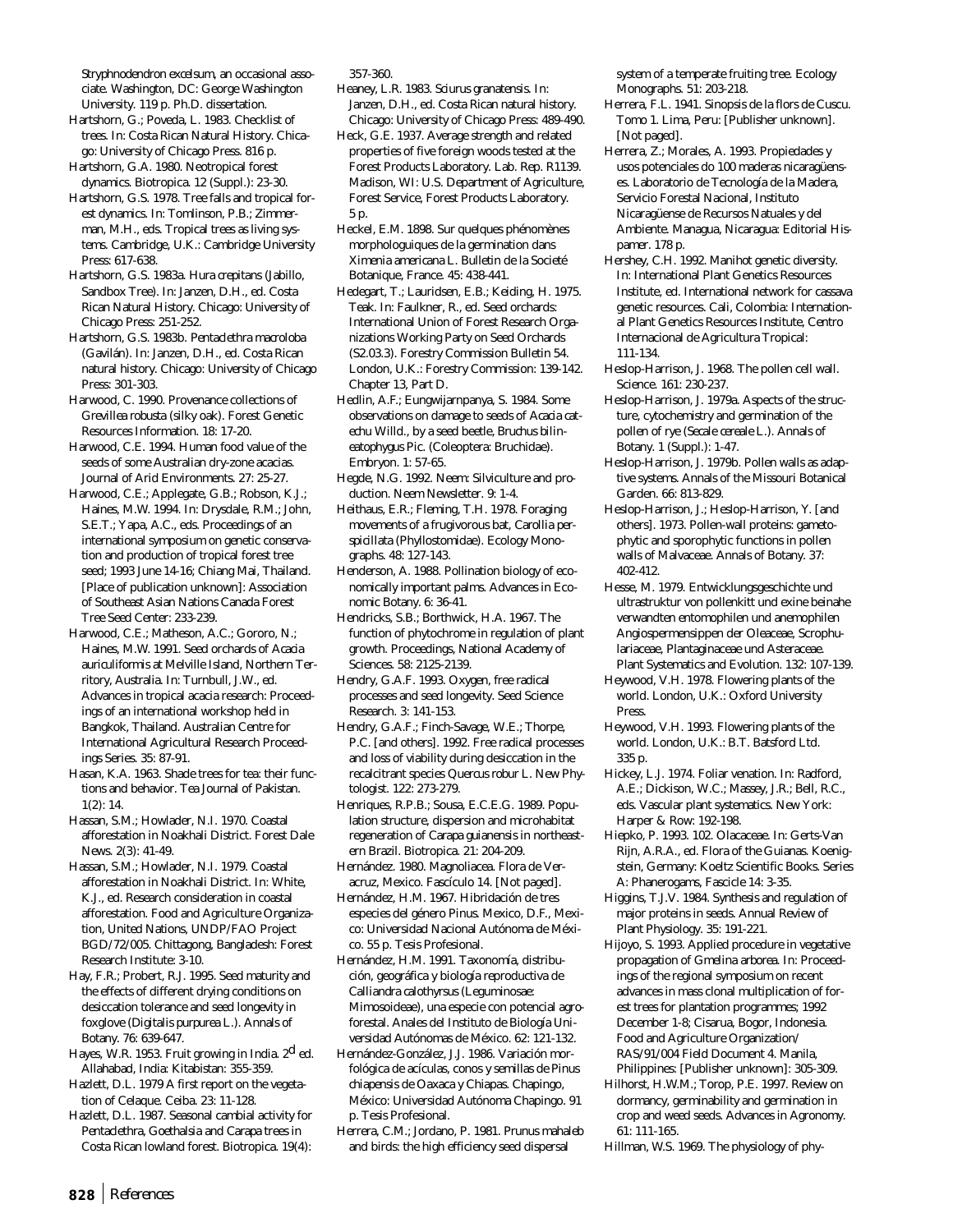Stryphnodendron excelsum, an occasional associate. Washington, DC: George Washington University. 119 p. Ph.D. dissertation.

Hartshorn, G.; Poveda, L. 1983. Checklist of trees. In: Costa Rican Natural History. Chicago: University of Chicago Press. 816 p.

Hartshorn, G.A. 1980. Neotropical forest dynamics. Biotropica. 12 (Suppl.): 23-30.

Hartshorn, G.S. 1978. Tree falls and tropical forest dynamics. In: Tomlinson, P.B.; Zimmerman, M.H., eds. Tropical trees as living systems. Cambridge, U.K.: Cambridge University Press: 617-638.

Hartshorn, G.S. 1983a. Hura crepitans (Jabillo, Sandbox Tree). In: Janzen, D.H., ed. Costa Rican Natural History. Chicago: University of Chicago Press: 251-252.

Hartshorn, G.S. 1983b. Pentaclethra macroloba (Gavilán). In: Janzen, D.H., ed. Costa Rican natural history. Chicago: University of Chicago Press: 301-303.

Harwood, C. 1990. Provenance collections of Grevillea robusta (silky oak). Forest Genetic Resources Information. 18: 17-20.

Harwood, C.E. 1994. Human food value of the seeds of some Australian dry-zone acacias. Journal of Arid Environments. 27: 25-27.

Harwood, C.E.; Applegate, G.B.; Robson, K.J.; Haines, M.W. 1994. In: Drysdale, R.M.; John, S.E.T.; Yapa, A.C., eds. Proceedings of an international symposium on genetic conservation and production of tropical forest tree seed; 1993 June 14-16; Chiang Mai, Thailand. [Place of publication unknown]: Association of Southeast Asian Nations Canada Forest Tree Seed Center: 233-239.

Harwood, C.E.; Matheson, A.C.; Gororo, N.; Haines, M.W. 1991. Seed orchards of Acacia auriculiformis at Melville Island, Northern Territory, Australia. In: Turnbull, J.W., ed. Advances in tropical acacia research: Proceedings of an international workshop held in Bangkok, Thailand. Australian Centre for International Agricultural Research Proceedings Series. 35: 87-91.

Hasan, K.A. 1963. Shade trees for tea: their functions and behavior. Tea Journal of Pakistan. 1(2): 14.

Hassan, S.M.; Howlader, N.I. 1970. Coastal afforestation in Noakhali District. Forest Dale News. 2(3): 41-49.

Hassan, S.M.; Howlader, N.I. 1979. Coastal afforestation in Noakhali District. In: White, K.J., ed. Research consideration in coastal afforestation. Food and Agriculture Organization, United Nations, UNDP/FAO Project BGD/72/005. Chittagong, Bangladesh: Forest Research Institute: 3-10.

Hay, F.R.; Probert, R.J. 1995. Seed maturity and the effects of different drying conditions on desiccation tolerance and seed longevity in foxglove (Digitalis purpurea L.). Annals of Botany. 76: 639-647.

Hayes, W.R. 1953. Fruit growing in India. 2d ed. Allahabad, India: Kitabistan: 355-359.

Hazlett, D.L. 1979 A first report on the vegetation of Celaque. Ceiba. 23: 11-128.

Hazlett, D.L. 1987. Seasonal cambial activity for Pentaclethra, Goethalsia and Carapa trees in Costa Rican lowland forest. Biotropica. 19(4): 357-360.

Heaney, L.R. 1983. Sciurus granatensis. In: Janzen, D.H., ed. Costa Rican natural history. Chicago: University of Chicago Press: 489-490.

Heck, G.E. 1937. Average strength and related properties of five foreign woods tested at the Forest Products Laboratory. Lab. Rep. R1139. Madison, WI: U.S. Department of Agriculture, Forest Service, Forest Products Laboratory. 5 p.

Heckel, E.M. 1898. Sur quelques phénomènes morphologuiques de la germination dans Ximenia americana L. Bulletin de la Societé Botanique, France. 45: 438-441.

Hedegart, T.; Lauridsen, E.B.; Keiding, H. 1975. Teak. In: Faulkner, R., ed. Seed orchards: International Union of Forest Research Organizations Working Party on Seed Orchards (S2.03.3). Forestry Commission Bulletin 54. London, U.K.: Forestry Commission: 139-142. Chapter 13, Part D.

Hedlin, A.F.; Eungwijarnpanya, S. 1984. Some observations on damage to seeds of Acacia catechu Willd., by a seed beetle, Bruchus bilineatophygus Pic. (Coleoptera: Bruchidae). Embryon. 1: 57-65.

Hegde, N.G. 1992. Neem: Silviculture and production. Neem Newsletter. 9: 1-4.

Heithaus, E.R.; Fleming, T.H. 1978. Foraging movements of a frugivorous bat, Carollia perspicillata (Phyllostomidae). Ecology Monographs. 48: 127-143.

Henderson, A. 1988. Pollination biology of economically important palms. Advances in Economic Botany. 6: 36-41.

Hendricks, S.B.; Borthwick, H.A. 1967. The function of phytochrome in regulation of plant growth. Proceedings, National Academy of Sciences. 58: 2125-2139.

Hendry, G.A.F. 1993. Oxygen, free radical processes and seed longevity. Seed Science Research. 3: 141-153.

Hendry, G.A.F.; Finch-Savage, W.E.; Thorpe, P.C. [and others]. 1992. Free radical processes and loss of viability during desiccation in the recalcitrant species Quercus robur L. New Phytologist. 122: 273-279.

Henriques, R.P.B.; Sousa, E.C.E.G. 1989. Population structure, dispersion and microhabitat regeneration of Carapa guianensis in northeastern Brazil. Biotropica. 21: 204-209.

Hernández. 1980. Magnoliacea. Flora de Veracruz, Mexico. Fascículo 14. [Not paged].

Hernández, H.M. 1967. Hibridación de tres especies del género Pinus. Mexico, D.F., Mexico: Universidad Nacional Autónoma de México. 55 p. Tesis Profesional.

Hernández, H.M. 1991. Taxonomía, distribución, geográfica y biología reproductiva de Calliandra calothyrsus (Leguminosae: Mimosoideae), una especie con potencial agroforestal. Anales del Instituto de Biología Universidad Autónomas de México. 62: 121-132.

Hernández-González, J.J. 1986. Variación morfológica de acículas, conos y semillas de Pinus chiapensis de Oaxaca y Chiapas. Chapingo, México: Universidad Autónoma Chapingo. 91 p. Tesis Profesional.

Herrera, C.M.; Jordano, P. 1981. Prunus mahaleb and birds: the high efficiency seed dispersal system of a temperate fruiting tree. Ecology Monographs. 51: 203-218.

Herrera, F.L. 1941. Sinopsis de la flors de Cuscu. Tomo 1. Lima, Peru: [Publisher unknown]. [Not paged].

Herrera, Z.; Morales, A. 1993. Propiedades y usos potenciales do 100 maderas nicaragüenses. Laboratorio de Tecnología de la Madera, Servicio Forestal Nacional, Instituto Nicaragüense de Recursos Natuales y del Ambiente. Managua, Nicaragua: Editorial Hispamer. 178 p.

Hershey, C.H. 1992. Manihot genetic diversity. In: International Plant Genetics Resources Institute, ed. International network for cassava genetic resources. Cali, Colombia: International Plant Genetics Resources Institute, Centro Internacional de Agricultura Tropical: 111-134.

Heslop-Harrison, J. 1968. The pollen cell wall. Science. 161: 230-237.

Heslop-Harrison, J. 1979a. Aspects of the structure, cytochemistry and germination of the pollen of rye (Secale cereale L.). Annals of Botany. 1 (Suppl.): 1-47.

Heslop-Harrison, J. 1979b. Pollen walls as adaptive systems. Annals of the Missouri Botanical Garden. 66: 813-829.

Heslop-Harrison, J.; Heslop-Harrison, Y. [and others]. 1973. Pollen-wall proteins: gametophytic and sporophytic functions in pollen walls of Malvaceae. Annals of Botany. 37: 402-412.

Hesse, M. 1979. Entwicklungsgeschichte und ultrastruktur von pollenkitt und exine beinahe verwandten entomophilen und anemophilen Angiospermensippen der Oleaceae, Scrophulariaceae, Plantaginaceae und Asteraceae. Plant Systematics and Evolution. 132: 107-139.

Heywood, V.H. 1978. Flowering plants of the world. London, U.K.: Oxford University Press.

Heywood, V.H. 1993. Flowering plants of the world. London, U.K.: B.T. Batsford Ltd. 335 p.

Hickey, L.J. 1974. Foliar venation. In: Radford, A.E.; Dickison, W.C.; Massey, J.R.; Bell, R.C., eds. Vascular plant systematics. New York: Harper & Row: 192-198.

Hiepko, P. 1993. 102. Olacaceae. In: Gerts-Van Rijn, A.R.A., ed. Flora of the Guianas. Koenigstein, Germany: Koeltz Scientific Books. Series A: Phanerogams, Fascicle 14: 3-35.

Higgins, T.J.V. 1984. Synthesis and regulation of major proteins in seeds. Annual Review of Plant Physiology. 35: 191-221.

Hijoyo, S. 1993. Applied procedure in vegetative propagation of Gmelina arborea. In: Proceedings of the regional symposium on recent advances in mass clonal multiplication of forest trees for plantation programmes; 1992 December 1-8; Cisarua, Bogor, Indonesia. Food and Agriculture Organization/ RAS/91/004 Field Document 4. Manila, Philippines: [Publisher unknown]: 305-309.

Hilhorst, H.W.M.; Torop, P.E. 1997. Review on dormancy, germinability and germination in crop and weed seeds. Advances in Agronomy. 61: 111-165.

Hillman, W.S. 1969. The physiology of phy-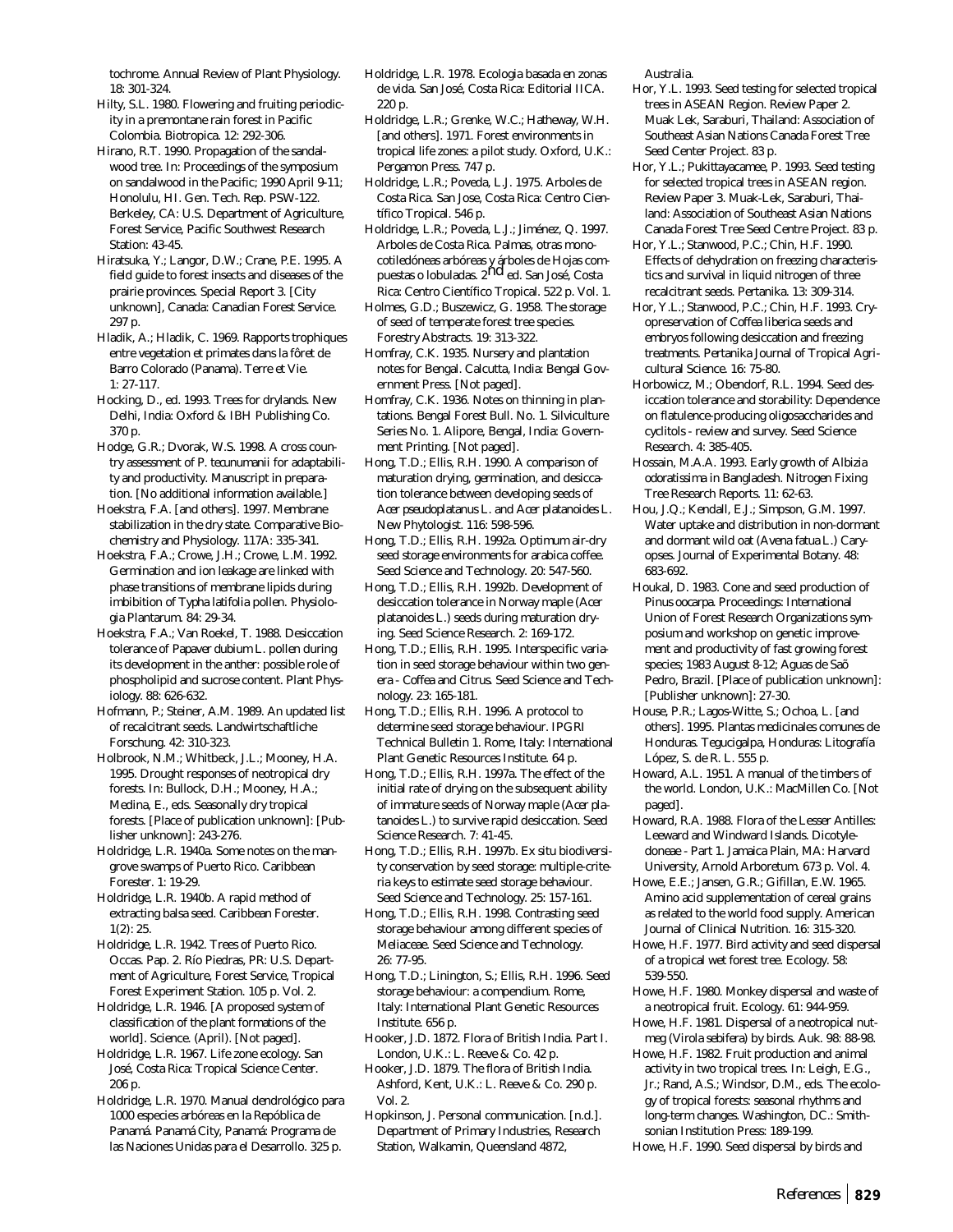tochrome. Annual Review of Plant Physiology. 18: 301-324.

Hilty, S.L. 1980. Flowering and fruiting periodicity in a premontane rain forest in Pacific Colombia. Biotropica. 12: 292-306.

Hirano, R.T. 1990. Propagation of the sandalwood tree. In: Proceedings of the symposium on sandalwood in the Pacific; 1990 April 9-11; Honolulu, HI. Gen. Tech. Rep. PSW-122. Berkeley, CA: U.S. Department of Agriculture, Forest Service, Pacific Southwest Research Station: 43-45.

Hiratsuka, Y.; Langor, D.W.; Crane, P.E. 1995. A field guide to forest insects and diseases of the prairie provinces. Special Report 3. [City unknown], Canada: Canadian Forest Service. 297 p.

Hladik, A.; Hladik, C. 1969. Rapports trophiques entre vegetation et primates dans la fôret de Barro Colorado (Panama). Terre et Vie. 1: 27-117.

Hocking, D., ed. 1993. Trees for drylands. New Delhi, India: Oxford & IBH Publishing Co. 370 p.

Hodge, G.R.; Dvorak, W.S. 1998. A cross country assessment of P. tecunumanii for adaptability and productivity. Manuscript in preparation. [No additional information available.]

Hoekstra, F.A. [and others]. 1997. Membrane stabilization in the dry state. Comparative Biochemistry and Physiology. 117A: 335-341.

Hoekstra, F.A.; Crowe, J.H.; Crowe, L.M. 1992. Germination and ion leakage are linked with phase transitions of membrane lipids during imbibition of Typha latifolia pollen. Physiologia Plantarum. 84: 29-34.

Hoekstra, F.A.; Van Roekel, T. 1988. Desiccation tolerance of Papaver dubium L. pollen during its development in the anther: possible role of phospholipid and sucrose content. Plant Physiology. 88: 626-632.

Hofmann, P.; Steiner, A.M. 1989. An updated list of recalcitrant seeds. Landwirtschaftliche Forschung. 42: 310-323.

Holbrook, N.M.; Whitbeck, J.L.; Mooney, H.A. 1995. Drought responses of neotropical dry forests. In: Bullock, D.H.; Mooney, H.A.; Medina, E., eds. Seasonally dry tropical forests. [Place of publication unknown]: [Publisher unknown]: 243-276.

Holdridge, L.R. 1940a. Some notes on the mangrove swamps of Puerto Rico. Caribbean Forester. 1: 19-29.

Holdridge, L.R. 1940b. A rapid method of extracting balsa seed. Caribbean Forester. 1(2): 25.

Holdridge, L.R. 1942. Trees of Puerto Rico. Occas. Pap. 2. Río Piedras, PR: U.S. Department of Agriculture, Forest Service, Tropical Forest Experiment Station. 105 p. Vol. 2.

Holdridge, L.R. 1946. [A proposed system of classification of the plant formations of the world]. Science. (April). [Not paged].

Holdridge, L.R. 1967. Life zone ecology. San José, Costa Rica: Tropical Science Center. 206 p.

Holdridge, L.R. 1970. Manual dendrológico para 1000 especies arbóreas en la Repóblica de Panamá. Panamá City, Panamá: Programa de las Naciones Unidas para el Desarrollo. 325 p.

Holdridge, L.R. 1978. Ecologia basada en zonas de vida. San José, Costa Rica: Editorial IICA. 220 p.

Holdridge, L.R.; Grenke, W.C.; Hatheway, W.H. [and others]. 1971. Forest environments in tropical life zones: a pilot study. Oxford, U.K.: Pergamon Press. 747 p.

Holdridge, L.R.; Poveda, L.J. 1975. Arboles de Costa Rica. San Jose, Costa Rica: Centro Científico Tropical. 546 p.

Holdridge, L.R.; Poveda, L.J.; Jiménez, Q. 1997. Arboles de Costa Rica. Palmas, otras monocotiledóneas arbóreas y árboles de Hojas compuestas o lobuladas. 2nd ed. San José, Costa Rica: Centro Científico Tropical. 522 p. Vol. 1.

Holmes, G.D.; Buszewicz, G. 1958. The storage of seed of temperate forest tree species. Forestry Abstracts. 19: 313-322.

Homfray, C.K. 1935. Nursery and plantation notes for Bengal. Calcutta, India: Bengal Government Press. [Not paged].

Homfray, C.K. 1936. Notes on thinning in plantations. Bengal Forest Bull. No. 1. Silviculture Series No. 1. Alipore, Bengal, India: Government Printing. [Not paged].

Hong, T.D.; Ellis, R.H. 1990. A comparison of maturation drying, germination, and desiccation tolerance between developing seeds of Acer pseudoplatanus L. and Acer platanoides L. New Phytologist. 116: 598-596.

Hong, T.D.; Ellis, R.H. 1992a. Optimum air-dry seed storage environments for arabica coffee. Seed Science and Technology. 20: 547-560.

Hong, T.D.; Ellis, R.H. 1992b. Development of desiccation tolerance in Norway maple (Acer platanoides L.) seeds during maturation drying. Seed Science Research. 2: 169-172.

Hong, T.D.; Ellis, R.H. 1995. Interspecific variation in seed storage behaviour within two genera - Coffea and Citrus. Seed Science and Technology. 23: 165-181.

Hong, T.D.; Ellis, R.H. 1996. A protocol to determine seed storage behaviour. IPGRI Technical Bulletin 1. Rome, Italy: International Plant Genetic Resources Institute. 64 p.

Hong, T.D.; Ellis, R.H. 1997a. The effect of the initial rate of drying on the subsequent ability of immature seeds of Norway maple (Acer platanoides L.) to survive rapid desiccation. Seed Science Research. 7: 41-45.

Hong, T.D.; Ellis, R.H. 1997b. Ex situ biodiversity conservation by seed storage: multiple-criteria keys to estimate seed storage behaviour. Seed Science and Technology. 25: 157-161.

Hong, T.D.; Ellis, R.H. 1998. Contrasting seed storage behaviour among different species of Meliaceae. Seed Science and Technology. 26: 77-95.

Hong, T.D.; Linington, S.; Ellis, R.H. 1996. Seed storage behaviour: a compendium. Rome, Italy: International Plant Genetic Resources Institute. 656 p.

Hooker, J.D. 1872. Flora of British India. Part I. London, U.K.: L. Reeve & Co. 42 p.

Hooker, J.D. 1879. The flora of British India. Ashford, Kent, U.K.: L. Reeve & Co. 290 p. Vol. 2.

Hopkinson, J. Personal communication. [n.d.]. Department of Primary Industries, Research Station, Walkamin, Queensland 4872, Australia.

Hor, Y.L. 1993. Seed testing for selected tropical trees in ASEAN Region. Review Paper 2. Muak Lek, Saraburi, Thailand: Association of Southeast Asian Nations Canada Forest Tree Seed Center Project. 83 p.

Hor, Y.L.; Pukittayacamee, P. 1993. Seed testing for selected tropical trees in ASEAN region. Review Paper 3. Muak-Lek, Saraburi, Thailand: Association of Southeast Asian Nations Canada Forest Tree Seed Centre Project. 83 p.

Hor, Y.L.; Stanwood, P.C.; Chin, H.F. 1990. Effects of dehydration on freezing characteristics and survival in liquid nitrogen of three recalcitrant seeds. Pertanika. 13: 309-314.

Hor, Y.L.; Stanwood, P.C.; Chin, H.F. 1993. Cryopreservation of Coffea liberica seeds and embryos following desiccation and freezing treatments. Pertanika Journal of Tropical Agricultural Science. 16: 75-80.

Horbowicz, M.; Obendorf, R.L. 1994. Seed desiccation tolerance and storability: Dependence on flatulence-producing oligosaccharides and cyclitols - review and survey. Seed Science Research. 4: 385-405.

Hossain, M.A.A. 1993. Early growth of Albizia odoratissima in Bangladesh. Nitrogen Fixing Tree Research Reports. 11: 62-63.

Hou, J.Q.; Kendall, E.J.; Simpson, G.M. 1997. Water uptake and distribution in non-dormant and dormant wild oat (Avena fatua L.) Caryopses. Journal of Experimental Botany. 48: 683-692.

Houkal, D. 1983. Cone and seed production of Pinus oocarpa. Proceedings: International Union of Forest Research Organizations symposium and workshop on genetic improvement and productivity of fast growing forest species; 1983 August 8-12; Aguas de Saõ Pedro, Brazil. [Place of publication unknown]: [Publisher unknown]: 27-30.

House, P.R.; Lagos-Witte, S.; Ochoa, L. [and others]. 1995. Plantas medicinales comunes de Honduras. Tegucigalpa, Honduras: Litografía López, S. de R. L. 555 p.

Howard, A.L. 1951. A manual of the timbers of the world. London, U.K.: MacMillen Co. [Not paged].

Howard, R.A. 1988. Flora of the Lesser Antilles: Leeward and Windward Islands. Dicotyledoneae - Part 1. Jamaica Plain, MA: Harvard University, Arnold Arboretum. 673 p. Vol. 4.

Howe, E.E.; Jansen, G.R.; Gifillan, E.W. 1965. Amino acid supplementation of cereal grains as related to the world food supply. American Journal of Clinical Nutrition. 16: 315-320.

Howe, H.F. 1977. Bird activity and seed dispersal of a tropical wet forest tree. Ecology. 58: 539-550.

Howe, H.F. 1980. Monkey dispersal and waste of a neotropical fruit. Ecology. 61: 944-959.

Howe, H.F. 1981. Dispersal of a neotropical nutmeg (Virola sebifera) by birds. Auk. 98: 88-98.

Howe, H.F. 1982. Fruit production and animal activity in two tropical trees. In: Leigh, E.G., Jr.; Rand, A.S.; Windsor, D.M., eds. The ecology of tropical forests: seasonal rhythms and long-term changes. Washington, DC.: Smithsonian Institution Press: 189-199.

Howe, H.F. 1990. Seed dispersal by birds and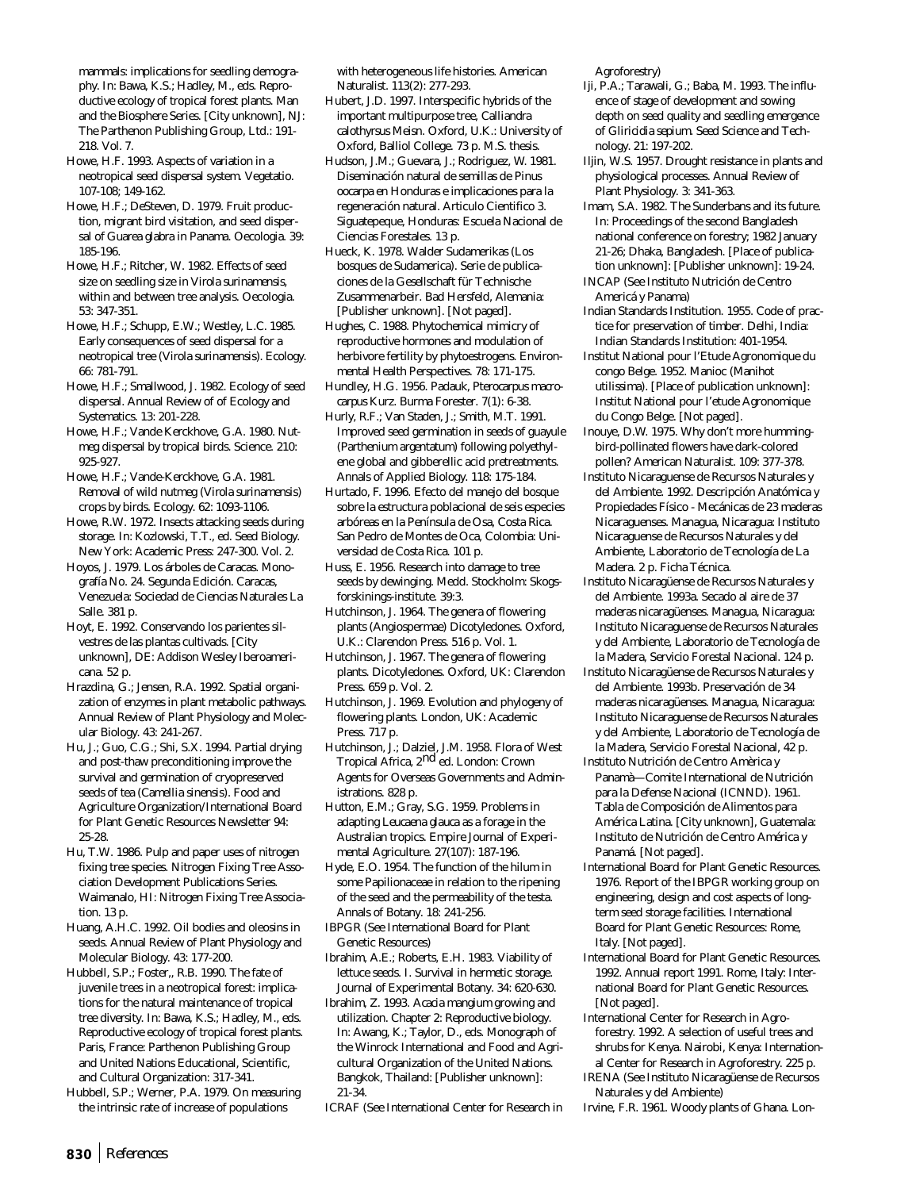mammals: implications for seedling demography. In: Bawa, K.S.; Hadley, M., eds. Reproductive ecology of tropical forest plants. Man and the Biosphere Series. [City unknown], NJ: The Parthenon Publishing Group, Ltd.: 191-218. Vol. 7.

Howe, H.F. 1993. Aspects of variation in a neotropical seed dispersal system. Vegetatio. 107-108; 149-162.

Howe, H.F.; DeSteven, D. 1979. Fruit production, migrant bird visitation, and seed dispersal of Guarea glabra in Panama. Oecologia. 39: 185-196.

Howe, H.F.; Ritcher, W. 1982. Effects of seed size on seedling size in Virola surinamensis, within and between tree analysis. Oecologia. 53: 347-351.

Howe, H.F.; Schupp, E.W.; Westley, L.C. 1985. Early consequences of seed dispersal for a neotropical tree (Virola surinamensis). Ecology. 66: 781-791.

Howe, H.F.; Smallwood, J. 1982. Ecology of seed dispersal. Annual Review of of Ecology and Systematics. 13: 201-228.

Howe, H.F.; Vande Kerckhove, G.A. 1980. Nutmeg dispersal by tropical birds. Science. 210: 925-927.

Howe, H.F.; Vande-Kerckhove, G.A. 1981. Removal of wild nutmeg (Virola surinamensis) crops by birds. Ecology. 62: 1093-1106.

Howe, R.W. 1972. Insects attacking seeds during storage. In: Kozlowski, T.T., ed. Seed Biology. New York: Academic Press: 247-300. Vol. 2.

Hoyos, J. 1979. Los árboles de Caracas. Monografía No. 24. Segunda Edición. Caracas, Venezuela: Sociedad de Ciencias Naturales La Salle. 381 p.

Hoyt, E. 1992. Conservando los parientes silvestres de las plantas cultivads. [City unknown], DE: Addison Wesley Iberoamericana. 52 p.

Hrazdina, G.; Jensen, R.A. 1992. Spatial organization of enzymes in plant metabolic pathways. Annual Review of Plant Physiology and Molecular Biology. 43: 241-267.

Hu, J.; Guo, C.G.; Shi, S.X. 1994. Partial drying and post-thaw preconditioning improve the survival and germination of cryopreserved seeds of tea (Camellia sinensis). Food and Agriculture Organization/International Board for Plant Genetic Resources Newsletter 94: 25-28.

Hu, T.W. 1986. Pulp and paper uses of nitrogen fixing tree species. Nitrogen Fixing Tree Association Development Publications Series. Waimanalo, HI: Nitrogen Fixing Tree Association. 13 p.

Huang, A.H.C. 1992. Oil bodies and oleosins in seeds. Annual Review of Plant Physiology and Molecular Biology. 43: 177-200.

Hubbell, S.P.; Foster,, R.B. 1990. The fate of juvenile trees in a neotropical forest: implications for the natural maintenance of tropical tree diversity. In: Bawa, K.S.; Hadley, M., eds. Reproductive ecology of tropical forest plants. Paris, France: Parthenon Publishing Group and United Nations Educational, Scientific, and Cultural Organization: 317-341.

Hubbell, S.P.; Werner, P.A. 1979. On measuring the intrinsic rate of increase of populations with heterogeneous life histories. American Naturalist. 113(2): 277-293.

Hubert, J.D. 1997. Interspecific hybrids of the important multipurpose tree, Calliandra calothyrsus Meisn. Oxford, U.K.: University of Oxford, Balliol College. 73 p. M.S. thesis.

Hudson, J.M.; Guevara, J.; Rodriguez, W. 1981. Diseminación natural de semillas de Pinus oocarpa en Honduras e implicaciones para la regeneración natural. Articulo Cientifico 3. Siguatepeque, Honduras: Escuela Nacional de Ciencias Forestales. 13 p.

Hueck, K. 1978. Walder Sudamerikas (Los bosques de Sudamerica). Serie de publicaciones de la Gesellschaft für Technische Zusammenarbeir. Bad Hersfeld, Alemania: [Publisher unknown]. [Not paged].

Hughes, C. 1988. Phytochemical mimicry of reproductive hormones and modulation of herbivore fertility by phytoestrogens. Environmental Health Perspectives. 78: 171-175.

Hundley, H.G. 1956. Padauk, Pterocarpus macrocarpus Kurz. Burma Forester. 7(1): 6-38.

Hurly, R.F.; Van Staden, J.; Smith, M.T. 1991. Improved seed germination in seeds of guayule (Parthenium argentatum) following polyethylene global and gibberellic acid pretreatments. Annals of Applied Biology. 118: 175-184.

Hurtado, F. 1996. Efecto del manejo del bosque sobre la estructura poblacional de seis especies arbóreas en la Península de Osa, Costa Rica. San Pedro de Montes de Oca, Colombia: Universidad de Costa Rica. 101 p.

Huss, E. 1956. Research into damage to tree seeds by dewinging. Medd. Stockholm: Skogsforskinings-institute. 39:3.

Hutchinson, J. 1964. The genera of flowering plants (Angiospermae) Dicotyledones. Oxford, U.K.: Clarendon Press. 516 p. Vol. 1.

Hutchinson, J. 1967. The genera of flowering plants. Dicotyledones. Oxford, UK: Clarendon Press. 659 p. Vol. 2.

Hutchinson, J. 1969. Evolution and phylogeny of flowering plants. London, UK: Academic Press. 717 p.

Hutchinson, J.; Dalziel, J.M. 1958. Flora of West Tropical Africa, 2nd ed. London: Crown Agents for Overseas Governments and Administrations. 828 p.

Hutton, E.M.; Gray, S.G. 1959. Problems in adapting Leucaena glauca as a forage in the Australian tropics. Empire Journal of Experimental Agriculture. 27(107): 187-196.

Hyde, E.O. 1954. The function of the hilum in some Papilionaceae in relation to the ripening of the seed and the permeability of the testa. Annals of Botany. 18: 241-256.

IBPGR (See International Board for Plant Genetic Resources)

Ibrahim, A.E.; Roberts, E.H. 1983. Viability of lettuce seeds. I. Survival in hermetic storage. Journal of Experimental Botany. 34: 620-630.

Ibrahim, Z. 1993. Acacia mangium growing and utilization. Chapter 2: Reproductive biology. In: Awang, K.; Taylor, D., eds. Monograph of the Winrock International and Food and Agricultural Organization of the United Nations. Bangkok, Thailand: [Publisher unknown]: 21-34.

ICRAF (See International Center for Research in Agroforestry)

Iji, P.A.; Tarawali, G.; Baba, M. 1993. The influence of stage of development and sowing depth on seed quality and seedling emergence of Gliricidia sepium. Seed Science and Technology. 21: 197-202.

Iljin, W.S. 1957. Drought resistance in plants and physiological processes. Annual Review of Plant Physiology. 3: 341-363.

Imam, S.A. 1982. The Sunderbans and its future. In: Proceedings of the second Bangladesh national conference on forestry; 1982 January 21-26; Dhaka, Bangladesh. [Place of publication unknown]: [Publisher unknown]: 19-24.

INCAP (See Instituto Nutrición de Centro Americá y Panama)

Indian Standards Institution. 1955. Code of practice for preservation of timber. Delhi, India: Indian Standards Institution: 401-1954.

Institut National pour l'Etude Agronomique du congo Belge. 1952. Manioc (Manihot utilissima). [Place of publication unknown]: Institut National pour l'etude Agronomique du Congo Belge. [Not paged].

Inouye, D.W. 1975. Why don't more hummingbird-pollinated flowers have dark-colored pollen? American Naturalist. 109: 377-378.

Instituto Nicaraguense de Recursos Naturales y del Ambiente. 1992. Descripción Anatómica y Propiedades Físico - Mecánicas de 23 maderas Nicaraguenses. Managua, Nicaragua: Instituto Nicaraguense de Recursos Naturales y del Ambiente, Laboratorio de Tecnología de La Madera. 2 p. Ficha Técnica.

Instituto Nicaragüense de Recursos Naturales y del Ambiente. 1993a. Secado al aire de 37 maderas nicaragüenses. Managua, Nicaragua: Instituto Nicaraguense de Recursos Naturales y del Ambiente, Laboratorio de Tecnología de la Madera, Servicio Forestal Nacional. 124 p.

Instituto Nicaragüense de Recursos Naturales y del Ambiente. 1993b. Preservación de 34 maderas nicaragüenses. Managua, Nicaragua: Instituto Nicaraguense de Recursos Naturales y del Ambiente, Laboratorio de Tecnología de la Madera, Servicio Forestal Nacional, 42 p.

Instituto Nutrición de Centro Amèrica y Panamà—Comite International de Nutrición para la Defense Nacional (ICNND). 1961. Tabla de Composición de Alimentos para América Latina. [City unknown], Guatemala: Instituto de Nutrición de Centro América y Panamá. [Not paged].

International Board for Plant Genetic Resources. 1976. Report of the IBPGR working group on engineering, design and cost aspects of long-term seed storage facilities. International Board for Plant Genetic Resources: Rome, Italy. [Not paged].

International Board for Plant Genetic Resources. 1992. Annual report 1991. Rome, Italy: International Board for Plant Genetic Resources. [Not paged].

International Center for Research in Agroforestry. 1992. A selection of useful trees and shrubs for Kenya. Nairobi, Kenya: International Center for Research in Agroforestry. 225 p.

IRENA (See Instituto Nicaragüense de Recursos Naturales y del Ambiente)

Irvine, F.R. 1961. Woody plants of Ghana. Lon-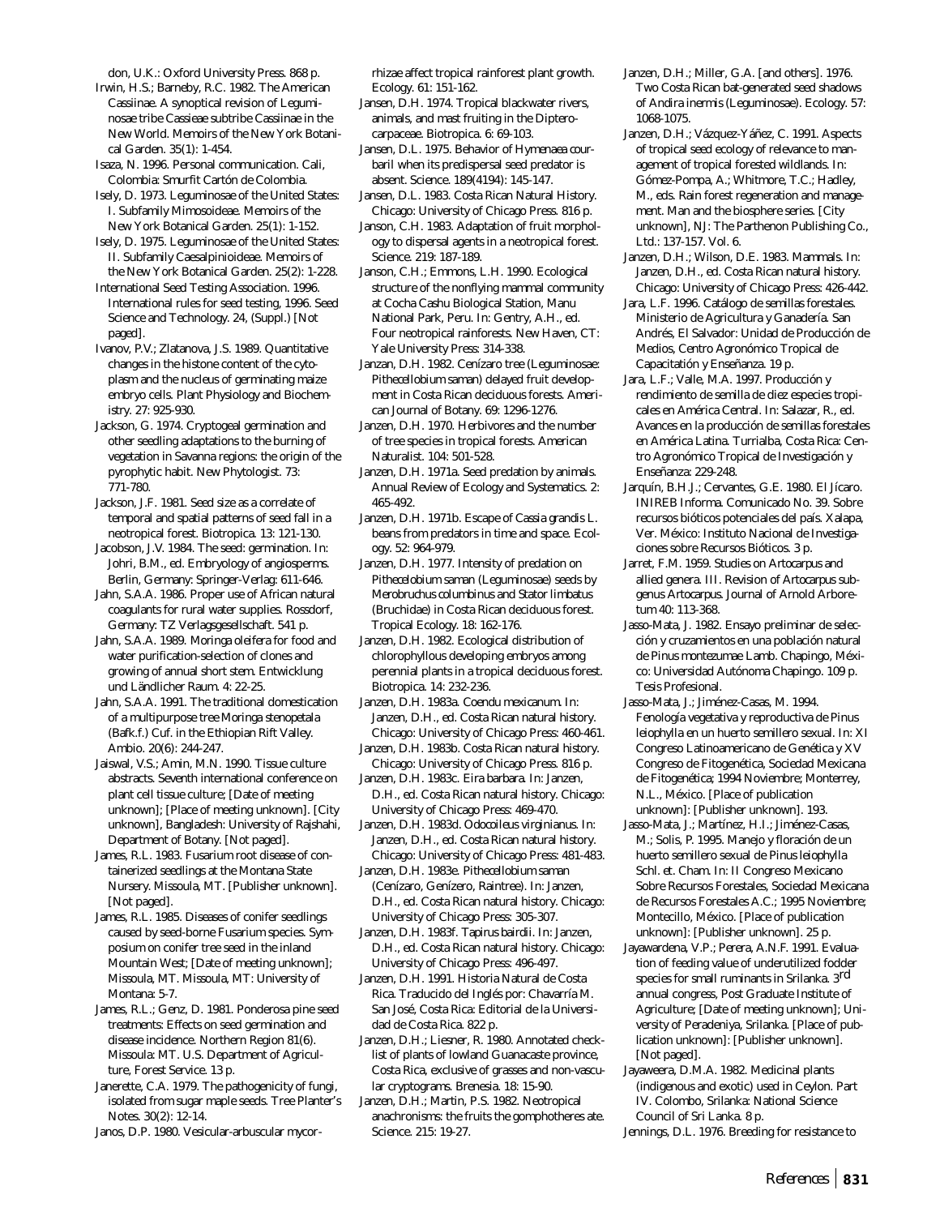don, U.K.: Oxford University Press. 868 p.

Irwin, H.S.; Barneby, R.C. 1982. The American Cassiinae. A synoptical revision of Leguminosae tribe Cassieae subtribe Cassiinae in the New World. Memoirs of the New York Botanical Garden. 35(1): 1-454.

Isaza, N. 1996. Personal communication. Cali, Colombia: Smurfit Cartón de Colombia.

Isely, D. 1973. Leguminosae of the United States: I. Subfamily Mimosoideae. Memoirs of the New York Botanical Garden. 25(1): 1-152.

Isely, D. 1975. Leguminosae of the United States: II. Subfamily Caesalpinioideae. Memoirs of the New York Botanical Garden. 25(2): 1-228.

International Seed Testing Association. 1996. International rules for seed testing, 1996. Seed Science and Technology. 24, (Suppl.) [Not paged].

Ivanov, P.V.; Zlatanova, J.S. 1989. Quantitative changes in the histone content of the cytoplasm and the nucleus of germinating maize embryo cells. Plant Physiology and Biochemistry. 27: 925-930.

Jackson, G. 1974. Cryptogeal germination and other seedling adaptations to the burning of vegetation in Savanna regions: the origin of the pyrophytic habit. New Phytologist. 73: 771-780.

Jackson, J.F. 1981. Seed size as a correlate of temporal and spatial patterns of seed fall in a neotropical forest. Biotropica. 13: 121-130.

Jacobson, J.V. 1984. The seed: germination. In: Johri, B.M., ed. Embryology of angiosperms. Berlin, Germany: Springer-Verlag: 611-646.

Jahn, S.A.A. 1986. Proper use of African natural coagulants for rural water supplies. Rossdorf, Germany: TZ Verlagsgesellschaft. 541 p.

Jahn, S.A.A. 1989. Moringa oleifera for food and water purification-selection of clones and growing of annual short stem. Entwicklung und Ländlicher Raum. 4: 22-25.

Jahn, S.A.A. 1991. The traditional domestication of a multipurpose tree Moringa stenopetala (Bafk.f.) Cuf. in the Ethiopian Rift Valley. Ambio. 20(6): 244-247.

Jaiswal, V.S.; Amin, M.N. 1990. Tissue culture abstracts. Seventh international conference on plant cell tissue culture; [Date of meeting unknown]; [Place of meeting unknown]. [City unknown], Bangladesh: University of Rajshahi, Department of Botany. [Not paged].

James, R.L. 1983. Fusarium root disease of containerized seedlings at the Montana State Nursery. Missoula, MT. [Publisher unknown]. [Not paged].

James, R.L. 1985. Diseases of conifer seedlings caused by seed-borne Fusarium species. Symposium on conifer tree seed in the inland Mountain West; [Date of meeting unknown]; Missoula, MT. Missoula, MT: University of Montana: 5-7.

James, R.L.; Genz, D. 1981. Ponderosa pine seed treatments: Effects on seed germination and disease incidence. Northern Region 81(6). Missoula: MT. U.S. Department of Agriculture, Forest Service. 13 p.

Janerette, C.A. 1979. The pathogenicity of fungi, isolated from sugar maple seeds. Tree Planter's Notes. 30(2): 12-14.

Janos, D.P. 1980. Vesicular-arbuscular mycorrhizae affect tropical rainforest plant growth. Ecology. 61: 151-162.

Jansen, D.H. 1974. Tropical blackwater rivers, animals, and mast fruiting in the Dipterocarpaceae. Biotropica. 6: 69-103.

Jansen, D.L. 1975. Behavior of Hymenaea courbaril when its predispersal seed predator is absent. Science. 189(4194): 145-147.

Jansen, D.L. 1983. Costa Rican Natural History. Chicago: University of Chicago Press. 816 p.

Janson, C.H. 1983. Adaptation of fruit morphology to dispersal agents in a neotropical forest. Science. 219: 187-189.

Janson, C.H.; Emmons, L.H. 1990. Ecological structure of the nonflying mammal community at Cocha Cashu Biological Station, Manu National Park, Peru. In: Gentry, A.H., ed. Four neotropical rainforests. New Haven, CT: Yale University Press: 314-338.

Janzan, D.H. 1982. Cenízaro tree (Leguminosae: Pithecellobium saman) delayed fruit development in Costa Rican deciduous forests. American Journal of Botany. 69: 1296-1276.

Janzen, D.H. 1970. Herbivores and the number of tree species in tropical forests. American Naturalist. 104: 501-528.

Janzen, D.H. 1971a. Seed predation by animals. Annual Review of Ecology and Systematics. 2: 465-492.

Janzen, D.H. 1971b. Escape of Cassia grandis L. beans from predators in time and space. Ecology. 52: 964-979.

Janzen, D.H. 1977. Intensity of predation on Pithecelobium saman (Leguminosae) seeds by Merobruchus columbinus and Stator limbatus (Bruchidae) in Costa Rican deciduous forest. Tropical Ecology. 18: 162-176.

Janzen, D.H. 1982. Ecological distribution of chlorophyllous developing embryos among perennial plants in a tropical deciduous forest. Biotropica. 14: 232-236.

Janzen, D.H. 1983a. Coendu mexicanum. In: Janzen, D.H., ed. Costa Rican natural history. Chicago: University of Chicago Press: 460-461.

Janzen, D.H. 1983b. Costa Rican natural history. Chicago: University of Chicago Press. 816 p.

Janzen, D.H. 1983c. Eira barbara. In: Janzen, D.H., ed. Costa Rican natural history. Chicago: University of Chicago Press: 469-470.

Janzen, D.H. 1983d. Odocoileus virginianus. In: Janzen, D.H., ed. Costa Rican natural history. Chicago: University of Chicago Press: 481-483.

Janzen, D.H. 1983e. Pithecellobium saman (Cenízaro, Genízero, Raintree). In: Janzen, D.H., ed. Costa Rican natural history. Chicago: University of Chicago Press: 305-307.

Janzen, D.H. 1983f. Tapirus bairdii. In: Janzen, D.H., ed. Costa Rican natural history. Chicago: University of Chicago Press: 496-497.

Janzen, D.H. 1991. Historia Natural de Costa Rica. Traducido del Inglés por: Chavarría M. San José, Costa Rica: Editorial de la Universidad de Costa Rica. 822 p.

Janzen, D.H.; Liesner, R. 1980. Annotated checklist of plants of lowland Guanacaste province, Costa Rica, exclusive of grasses and non-vascular cryptograms. Brenesia. 18: 15-90.

Janzen, D.H.; Martin, P.S. 1982. Neotropical anachronisms: the fruits the gomphotheres ate. Science. 215: 19-27.

Janzen, D.H.; Miller, G.A. [and others]. 1976. Two Costa Rican bat-generated seed shadows of Andira inermis (Leguminosae). Ecology. 57: 1068-1075.

Janzen, D.H.; Vázquez-Yáñez, C. 1991. Aspects of tropical seed ecology of relevance to management of tropical forested wildlands. In: Gómez-Pompa, A.; Whitmore, T.C.; Hadley, M., eds. Rain forest regeneration and management. Man and the biosphere series. [City unknown], NJ: The Parthenon Publishing Co., Ltd.: 137-157. Vol. 6.

Janzen, D.H.; Wilson, D.E. 1983. Mammals. In: Janzen, D.H., ed. Costa Rican natural history. Chicago: University of Chicago Press: 426-442.

Jara, L.F. 1996. Catálogo de semillas forestales. Ministerio de Agricultura y Ganadería. San Andrés, El Salvador: Unidad de Producción de Medios, Centro Agronómico Tropical de Capacitatión y Enseñanza. 19 p.

Jara, L.F.; Valle, M.A. 1997. Producción y rendimiento de semilla de diez especies tropicales en América Central. In: Salazar, R., ed. Avances en la producción de semillas forestales en América Latina. Turrialba, Costa Rica: Centro Agronómico Tropical de Investigación y Enseñanza: 229-248.

Jarquín, B.H.J.; Cervantes, G.E. 1980. El Jícaro. INIREB Informa. Comunicado No. 39. Sobre recursos bióticos potenciales del país. Xalapa, Ver. México: Instituto Nacional de Investigaciones sobre Recursos Bióticos. 3 p.

Jarret, F.M. 1959. Studies on Artocarpus and allied genera. III. Revision of Artocarpus subgenus Artocarpus. Journal of Arnold Arboretum 40: 113-368.

Jasso-Mata, J. 1982. Ensayo preliminar de selección y cruzamientos en una población natural de Pinus montezumae Lamb. Chapingo, México: Universidad Autónoma Chapingo. 109 p. Tesis Profesional.

Jasso-Mata, J.; Jiménez-Casas, M. 1994. Fenología vegetativa y reproductiva de Pinus leiophylla en un huerto semillero sexual. In: XI Congreso Latinoamericano de Genética y XV Congreso de Fitogenética, Sociedad Mexicana de Fitogenética; 1994 Noviembre; Monterrey, N.L., México. [Place of publication unknown]: [Publisher unknown]. 193.

Jasso-Mata, J.; Martínez, H.I.; Jiménez-Casas, M.; Solis, P. 1995. Manejo y floración de un huerto semillero sexual de Pinus leiophylla Schl. et. Cham. In: II Congreso Mexicano Sobre Recursos Forestales, Sociedad Mexicana de Recursos Forestales A.C.; 1995 Noviembre; Montecillo, México. [Place of publication unknown]: [Publisher unknown]. 25 p.

Jayawardena, V.P.; Perera, A.N.F. 1991. Evaluation of feeding value of underutilized fodder species for small ruminants in Srilanka. 3rd annual congress, Post Graduate Institute of Agriculture; [Date of meeting unknown]; University of Peradeniya, Srilanka. [Place of publication unknown]: [Publisher unknown]. [Not paged].

Jayaweera, D.M.A. 1982. Medicinal plants (indigenous and exotic) used in Ceylon. Part IV. Colombo, Srilanka: National Science Council of Sri Lanka. 8 p.

Jennings, D.L. 1976. Breeding for resistance to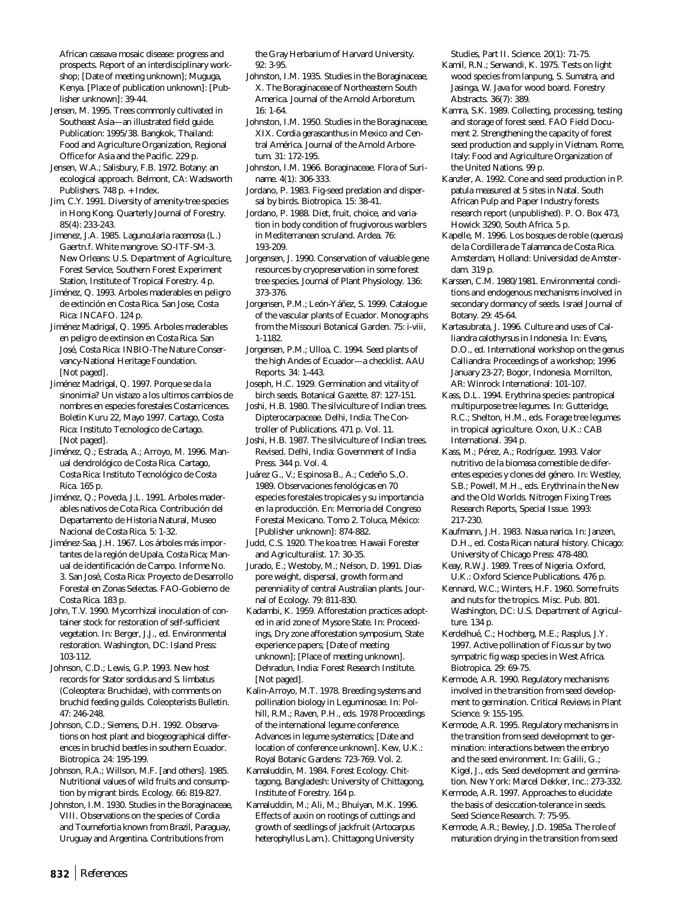African cassava mosaic disease: progress and prospects. Report of an interdisciplinary workshop; [Date of meeting unknown]; Muguga, Kenya. [Place of publication unknown]: [Publisher unknown]: 39-44.

Jensen, M. 1995. Trees commonly cultivated in Southeast Asia—an illustrated field guide. Publication: 1995/38. Bangkok, Thailand: Food and Agriculture Organization, Regional Office for Asia and the Pacific. 229 p.

Jensen, W.A.; Salisbury, F.B. 1972. Botany: an ecological approach. Belmont, CA: Wadsworth Publishers. 748 p. + Index.

Jim, C.Y. 1991. Diversity of amenity-tree species in Hong Kong. Quarterly Journal of Forestry. 85(4): 233-243.

Jimenez, J.A. 1985. Laguncularia racemosa (L.) Gaertn.f. White mangrove. SO-ITF-SM-3. New Orleans: U.S. Department of Agriculture, Forest Service, Southern Forest Experiment Station, Institute of Tropical Forestry. 4 p.

Jiménez, Q. 1993. Arboles maderables en peligro de extinción en Costa Rica. San Jose, Costa Rica: INCAFO. 124 p.

Jiménez Madrigal, Q. 1995. Arboles maderables en peligro de extinsion en Costa Rica. San José, Costa Rica: INBIO-The Nature Conservancy-National Heritage Foundation. [Not paged].

Jiménez Madrigal, Q. 1997. Porque se da la sinonimia? Un vistazo a los ultimos cambios de nombres en especies forestales Costarricences. Boletin Kuru 22, Mayo 1997. Cartago, Costa Rica: Instituto Tecnologico de Cartago. [Not paged].

Jiménez, Q.; Estrada, A.; Arroyo, M. 1996. Manual dendrológico de Costa Rica. Cartago, Costa Rica: Instituto Tecnológico de Costa Rica. 165 p.

Jiménez, Q.; Poveda, J.L. 1991. Arboles maderables nativos de Cota Rica. Contribución del Departamento de Historia Natural, Museo Nacional de Costa Rica. 5: 1-32.

Jiménez-Saa, J.H. 1967. Los árboles más importantes de la región de Upala, Costa Rica; Manual de identificación de Campo. Informe No. 3. San José, Costa Rica: Proyecto de Desarrollo Forestal en Zonas Selectas. FAO-Gobierno de Costa Rica. 183 p.

John, T.V. 1990. Mycorrhizal inoculation of container stock for restoration of self-sufficient vegetation. In: Berger, J.J., ed. Environmental restoration. Washington, DC: Island Press: 103-112.

Johnson, C.D.; Lewis, G.P. 1993. New host records for Stator sordidus and S. limbatus (Coleoptera: Bruchidae), with comments on bruchid feeding guilds. Coleopterists Bulletin. 47: 246-248.

Johnson, C.D.; Siemens, D.H. 1992. Observations on host plant and biogeographical differences in bruchid beetles in southern Ecuador. Biotropica. 24: 195-199.

Johnson, R.A.; Willson, M.F. [and others]. 1985. Nutritional values of wild fruits and consumption by migrant birds. Ecology. 66: 819-827.

Johnston, I.M. 1930. Studies in the Boraginaceae, VIII. Observations on the species of Cordia and Tournefortia known from Brazil, Paraguay, Uruguay and Argentina. Contributions from the Gray Herbarium of Harvard University. 92: 3-95.

Johnston, I.M. 1935. Studies in the Boraginaceae, X. The Boraginaceae of Northeastern South America. Journal of the Arnold Arboretum. 16: 1-64.

Johnston, I.M. 1950. Studies in the Boraginaceae, XIX. Cordia gerascanthus in Mexico and Central América. Journal of the Arnold Arboretum. 31: 172-195.

Johnston, I.M. 1966. Boraginaceae. Flora of Suriname. 4(1): 306-333.

Jordano, P. 1983. Fig-seed predation and dispersal by birds. Biotropica. 15: 38-41.

Jordano, P. 1988. Diet, fruit, choice, and variation in body condition of frugivorous warblers in Mediterranean scruland. Ardea. 76: 193-209.

Jorgensen, J. 1990. Conservation of valuable gene resources by cryopreservation in some forest tree species. Journal of Plant Physiology. 136: 373-376.

Jorgensen, P.M.; León-Yáñez, S. 1999. Catalogue of the vascular plants of Ecuador. Monographs from the Missouri Botanical Garden. 75: i-viii, 1-1182.

Jorgensen, P.M.; Ulloa, C. 1994. Seed plants of the high Andes of Ecuador—a checklist. AAU Reports. 34: 1-443.

Joseph, H.C. 1929. Germination and vitality of birch seeds. Botanical Gazette. 87: 127-151.

Joshi, H.B. 1980. The silviculture of Indian trees. Dipterocarpaceae. Delhi, India: The Controller of Publications. 471 p. Vol. 11.

Joshi, H.B. 1987. The silviculture of Indian trees. Revised. Delhi, India: Government of India Press. 344 p. Vol. 4.

Juárez G., V.; Espinosa B., A.; Cedeño S.,O. 1989. Observaciones fenológicas en 70 especies forestales tropicales y su importancia en la producción. En: Memoria del Congreso Forestal Mexicano. Tomo 2. Toluca, México: [Publisher unknown]: 874-882.

Judd, C.S. 1920. The koa tree. Hawaii Forester and Agriculturalist. 17: 30-35.

Jurado, E.; Westoby, M.; Nelson, D. 1991. Diaspore weight, dispersal, growth form and perenniality of central Australian plants. Journal of Ecology. 79: 811-830.

Kadambi, K. 1959. Afforestation practices adopted in arid zone of Mysore State. In: Proceedings, Dry zone afforestation symposium, State experience papers; [Date of meeting unknown]; [Place of meeting unknown]. Dehradun, India: Forest Research Institute. [Not paged].

Kalin-Arroyo, M.T. 1978. Breeding systems and pollination biology in Leguminosae. In: Polhill, R.M.; Raven, P.H., eds. 1978 Proceedings of the international legume conference. Advances in legume systematics; [Date and location of conference unknown]. Kew, U.K.: Royal Botanic Gardens: 723-769. Vol. 2.

Kamaluddin, M. 1984. Forest Ecology. Chittagong, Bangladesh: University of Chittagong, Institute of Forestry. 164 p.

Kamaluddin, M.; Ali, M.; Bhuiyan, M.K. 1996. Effects of auxin on rootings of cuttings and growth of seedlings of jackfruit (Artocarpus heterophyllus Lam.). Chittagong University Studies, Part II. Science. 20(1): 71-75.

Kamil, R.N.; Serwandi, K. 1975. Tests on light wood species from lanpung, S. Sumatra, and Jasinga, W. Java for wood board. Forestry Abstracts. 36(7): 389.

Kamra, S.K. 1989. Collecting, processing, testing and storage of forest seed. FAO Field Document 2. Strengthening the capacity of forest seed production and supply in Vietnam. Rome, Italy: Food and Agriculture Organization of the United Nations. 99 p.

Kanzler, A. 1992. Cone and seed production in P. patula measured at 5 sites in Natal. South African Pulp and Paper Industry forests research report (unpublished). P. O. Box 473, Howick 3290, South Africa. 5 p.

Kapelle, M. 1996. Los bosques de roble (quercus) de la Cordillera de Talamanca de Costa Rica. Amsterdam, Holland: Universidad de Amsterdam. 319 p.

Karssen, C.M. 1980/1981. Environmental conditions and endogenous mechanisms involved in secondary dormancy of seeds. Israel Journal of Botany. 29: 45-64.

Kartasubrata, J. 1996. Culture and uses of Calliandra calothyrsus in Indonesia. In: Evans, D.O., ed. International workshop on the genus Calliandra: Proceedings of a workshop; 1996 January 23-27; Bogor, Indonesia. Morrilton, AR: Winrock International: 101-107.

Kass, D.L. 1994. Erythrina species: pantropical multipurpose tree legumes. In: Gutteridge, R.C.; Shelton, H.M., eds. Forage tree legumes in tropical agriculture. Oxon, U.K.: CAB International. 394 p.

Kass, M.; Pérez, A.; Rodríguez. 1993. Valor nutritivo de la biomasa comestible de diferentes especies y clones del género. In: Westley, S.B.; Powell, M.H., eds. Erythrina in the New and the Old Worlds. Nitrogen Fixing Trees Research Reports, Special Issue. 1993: 217-230.

Kaufmann, J.H. 1983. Nasua narica. In: Janzen, D.H., ed. Costa Rican natural history. Chicago: University of Chicago Press: 478-480.

Keay, R.W.J. 1989. Trees of Nigeria. Oxford, U.K.: Oxford Science Publications. 476 p.

Kennard, W.C.; Winters, H.F. 1960. Some fruits and nuts for the tropics. Misc. Pub. 801. Washington, DC: U.S. Department of Agriculture. 134 p.

Kerdelhué, C.; Hochberg, M.E.; Rasplus, J.Y. 1997. Active pollination of Ficus sur by two sympatric fig wasp species in West Africa. Biotropica. 29: 69-75.

Kermode, A.R. 1990. Regulatory mechanisms involved in the transition from seed development to germination. Critical Reviews in Plant Science. 9: 155-195.

Kermode, A.R. 1995. Regulatory mechanisms in the transition from seed development to germination: interactions between the embryo and the seed environment. In: Galili, G.; Kigel, J., eds. Seed development and germination. New York: Marcel Dekker, Inc.: 273-332.

Kermode, A.R. 1997. Approaches to elucidate the basis of desiccation-tolerance in seeds. Seed Science Research. 7: 75-95.

Kermode, A.R.; Bewley, J.D. 1985a. The role of maturation drying in the transition from seed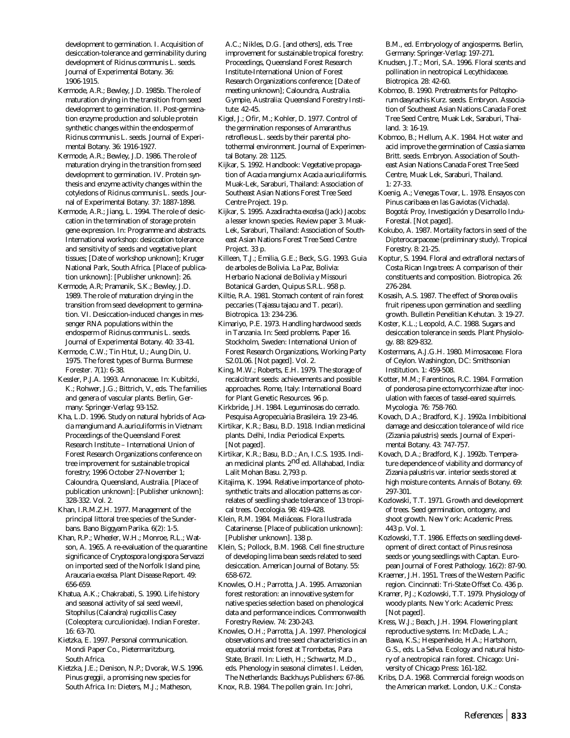development to germination. I. Acquisition of desiccation-tolerance and germinability during development of *Ricinus communis* L. seeds. Journal of Experimental Botany. 36: 1906-1915.

Kermode, A.R.; Bewley, J.D. 1985b. The role of maturation drying in the transition from seed development to germination. II. Post-germination enzyme production and soluble protein synthetic changes within the endosperm of *Ricinus communis* L. seeds. Journal of Experimental Botany. 36: 1916-1927.

Kermode, A.R.; Bewley, J.D. 1986. The role of maturation drying in the transition from seed development to germination. IV. Protein synthesis and enzyme activity changes within the cotyledons of *Ricinus communis* L. seeds. Journal of Experimental Botany. 37: 1887-1898.

Kermode, A.R.; Jiang, L. 1994. The role of desiccation in the termination of storage protein gene expression. In: Programme and abstracts. International workshop: desiccation tolerance and sensitivity of seeds and vegetative plant tissues; [Date of workshop unknown]; Kruger National Park, South Africa. [Place of publication unknown]: [Publisher unknown]: 26.

Kermode, A.R; Pramanik, S.K.; Bewley, J.D. 1989. The role of maturation drying in the transition from seed development to germination. VI. Desiccation-induced changes in messenger RNA populations within the endosperm of *Ricinus communis* L. seeds. Journal of Experimental Botany. 40: 33-41.

Kermode, C.W.; Tin Htut, U.; Aung Din, U. 1975. The forest types of Burma. Burmese Forester. 7(1): 6-38.

Kessler, P.J.A. 1993. Annonaceae. In: Kubitzki, K.; Rohwer, J.G.; Bittrich, V., eds. The families and genera of vascular plants. Berlin, Germany: Springer-Verlag: 93-152.

Kha, L.D. 1996. Study on natural hybrids of *Acacia mangium* and *A.auriculiformis* in Vietnam: Proceedings of the Queensland Forest Research Institute – International Union of Forest Research Organizations conference on tree improvement for sustainable tropical forestry; 1996 October 27-November 1; Caloundra, Queensland, Australia. [Place of publication unknown]: [Publisher unknown]: 328-332. Vol. 2.

Khan, I.R.M.Z.H. 1977. Management of the principal littoral tree species of the Sunderbans. Bano Biggyam Parika. 6(2): 1-5.

Khan, R.P.; Wheeler, W.H.; Monroe, R.L.; Watson, A. 1965. A re-evaluation of the quarantine significance of *Cryptospora longispora* Servazzi on imported seed of the Norfolk Island pine, *Araucaria excelsa*. Plant Disease Report. 49: 656-659.

Khatua, A.K.; Chakrabati, S. 1990. Life history and seasonal activity of sal seed weevil, *Sitophilus* (*Calandra*) *rugicollis* Casey (Coleoptera; curculionidae). Indian Forester. 16: 63-70.

Kietzka, E. 1997. Personal communication. Mondi Paper Co., Pietermaritzburg, South Africa.

Kietzka, J.E.; Denison, N.P.; Dvorak, W.S. 1996. *Pinus greggii*, a promising new species for South Africa. In: Dieters, M.J.; Matheson, A.C.; Nikles, D.G. [and others], eds. Tree improvement for sustainable tropical forestry: Proceedings, Queensland Forest Research Institute-International Union of Forest Research Organizations conference; [Date of meeting unknown]; Caloundra, Australia. Gympie, Australia: Queensland Forestry Institute: 42-45.

Kigel, J.; Ofir, M.; Kohler, D. 1977. Control of the germination responses of *Amaranthus retroflexus* L. seeds by their parental photothermal environment. Journal of Experimental Botany. 28: 1125.

Kijkar, S. 1992. Handbook: Vegetative propagation of *Acacia mangium* x *Acacia auriculiformis*. Muak-Lek, Saraburi, Thailand: Association of Southeast Asian Nations Forest Tree Seed Centre Project. 19 p.

Kijkar, S. 1995. *Azadirachta excelsa* (Jack) Jacobs: a lesser known species. Review paper 3. Muak-Lek, Saraburi, Thailand: Association of Southeast Asian Nations Forest Tree Seed Centre Project. 33 p.

Killeen, T.J.; Emilia, G.E.; Beck, S.G. 1993. Guia de arboles de Bolivia. La Paz, Bolivia: Herbario Nacional de Bolivia y Missouri Botanical Garden, Quipus S.R.L. 958 p.

Kiltie, R.A. 1981. Stomach content of rain forest peccaries (*Tajassu tajacu* and *T. pecari*). Biotropica. 13: 234-236.

Kimariyo, P.E. 1973. Handling hardwood seeds in Tanzania. In: Seed problems. Paper 16. Stockholm, Sweden: International Union of Forest Research Organizations, Working Party S2.01.06. [Not paged]. Vol. 2.

King, M.W.; Roberts, E.H. 1979. The storage of recalcitrant seeds: achievements and possible approaches. Rome, Italy: International Board for Plant Genetic Resources. 96 p.

Kirkbride, J.H. 1984. Leguminosas do cerrado. Pesquisa Agropecuària Brasileira. 19: 23-46.

Kirtikar, K.R.; Basu, B.D. 1918. Indian medicinal plants. Delhi, India: Periodical Experts. [Not paged].

Kirtikar, K.R.; Basu, B.D.; An, I.C.S. 1935. Indian medicinal plants. 2nd ed. Allahabad, India: Lalit Mohan Basu. 2,793 p.

Kitajima, K. 1994. Relative importance of photosynthetic traits and allocation patterns as correlates of seedling shade tolerance of 13 tropical trees. Oecologia. 98: 419-428.

Klein, R.M. 1984. Meliáceas. Flora Ilustrada Catarinense. [Place of publication unknown]: [Publisher unknown]. 138 p.

Klein, S.; Pollock, B.M. 1968. Cell fine structure of developing lima bean seeds related to seed desiccation. American Journal of Botany. 55: 658-672.

Knowles, O.H.; Parrotta, J.A. 1995. Amazonian forest restoration: an innovative system for native species selection based on phenological data and performance indices. Commonwealth Forestry Review. 74: 230-243.

Knowles, O.H.; Parrotta, J.A. 1997. Phenological observations and tree seed characteristics in an equatorial moist forest at Trombetas, Para State, Brazil. In: Lieth, H.; Schwartz, M.D., eds. Phenology in seasonal climates I. Leiden, The Netherlands: Backhuys Publishers: 67-86.

Knox, R.B. 1984. The pollen grain. In: Johri, B.M., ed. Embryology of angiosperms. Berlin, Germany: Springer-Verlag: 197-271.

Knudsen, J.T.; Mori, S.A. 1996. Floral scents and pollination in neotropical Lecythidaceae. Biotropica. 28: 42-60.

Kobmoo, B. 1990. Pretreatments for *Peltophorum dasyrachis* Kurz. seeds. Embryon. Association of Southeast Asian Nations Canada Forest Tree Seed Centre, Muak Lek, Saraburi, Thailand. 3: 16-19.

Kobmoo, B.; Hellum, A.K. 1984. Hot water and acid improve the germination of *Cassia siamea* Britt. seeds. Embryon. Association of Southeast Asian Nations Canada Forest Tree Seed Centre, Muak Lek, Saraburi, Thailand. 1: 27-33.

Koenig, A.; Venegas Tovar, L. 1978. Ensayos con *Pinus caribaea* en las Gaviotas (Vichada). Bogotá: Proy, Investigación y Desarrollo Indu-Forestal. [Not paged].

Kokubo, A. 1987. Mortality factors in seed of the Dipterocarpaceae (preliminary study). Tropical Forestry. 8: 21-25.

Koptur, S. 1994. Floral and extrafloral nectars of Costa Rican *Inga* trees: A comparison of their constituents and composition. Biotropica. 26: 276-284.

Kosasih, A.S. 1987. The effect of *Shorea ovalis* fruit ripeness upon germination and seedling growth. Bulletin Penelitian Kehutan. 3: 19-27.

Koster, K.L.; Leopold, A.C. 1988. Sugars and desiccation tolerance in seeds. Plant Physiology. 88: 829-832.

Kostermans, A.J.G.H. 1980. Mimosaceae. Flora of Ceylon. Washington, DC: Smithsonian Institution. 1: 459-508.

Kotter, M.M.; Farentinos, R.C. 1984. Formation of ponderosa pine ectomycorrhizae after inoculation with faeces of tassel-eared squirrels. Mycologia. 76: 758-760.

Kovach, D.A.; Bradford, K.J. 1992a. Imbibitional damage and desiccation tolerance of wild rice (*Zizania palustris*) seeds. Journal of Experimental Botany. 43: 747-757.

Kovach, D.A.; Bradford, K.J. 1992b. Temperature dependence of viability and dormancy of *Zizania palustris* var. *interior* seeds stored at high moisture contents. Annals of Botany. 69: 297-301.

Kozlowski, T.T. 1971. Growth and development of trees. Seed germination, ontogeny, and shoot growth. New York: Academic Press. 443 p. Vol. 1.

Kozlowski, T.T. 1986. Effects on seedling development of direct contact of *Pinus resinosa* seeds or young seedlings with Captan. European Journal of Forest Pathology. 16(2): 87-90.

Kraemer, J.H. 1951. Trees of the Western Pacific region. Cincinnati: Tri-State Offset Co. 436 p.

Kramer, P.J.; Kozlowski, T.T. 1979. Physiology of woody plants. New York: Academic Press: [Not paged].

Kress, W.J.; Beach, J.H. 1994. Flowering plant reproductive systems. In: McDade, L.A.; Bawa, K.S.; Hespenheide, H.A.; Hartshorn, G.S., eds. La Selva. Ecology and natural history of a neotropical rain forest. Chicago: University of Chicago Press: 161-182.

Kribs, D.A. 1968. Commercial foreign woods on the American market. London, U.K.: Consta-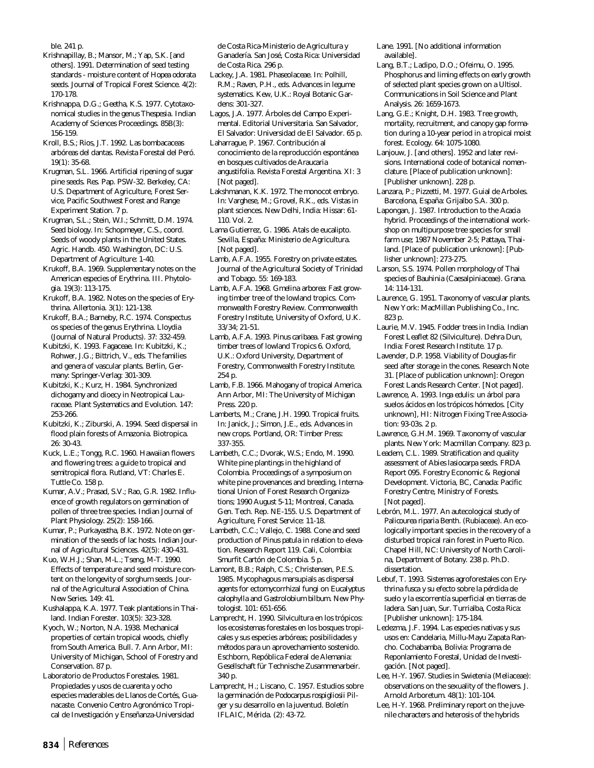ble. 241 p.

Krishnapillay, B.; Mansor, M.; Yap, S.K. [and others]. 1991. Determination of seed testing standards - moisture content of Hopea odorata seeds. Journal of Tropical Forest Science. 4(2): 170-178.

Krishnappa, D.G.; Geetha, K.S. 1977. Cytotaxonomical studies in the genus Thespesia. Indian Academy of Sciences Proceedings. 85B(3): 156-159.

Kroll, B.S.; Rios, J.T. 1992. Las bombacaceas arbóreas del dantas. Revista Forestal del Peró. 19(1): 35-68.

Krugman, S.L. 1966. Artificial ripening of sugar pine seeds. Res. Pap. PSW-32. Berkeley, CA: U.S. Department of Agriculture, Forest Service, Pacific Southwest Forest and Range Experiment Station. 7 p.

Krugman, S.L.; Stein, W.I.; Schmitt, D.M. 1974. Seed biology. In: Schopmeyer, C.S., coord. Seeds of woody plants in the United States. Agric. Handb. 450. Washington, DC: U.S. Department of Agriculture: 1-40.

Krukoff, B.A. 1969. Supplementary notes on the American especies of Erythrina. III. Phytologia. 19(3): 113-175.

Krukoff, B.A. 1982. Notes on the species of Erythrina. Allertonia. 3(1): 121-138.

Krukoff, B.A.; Barneby, R.C. 1974. Conspectus os species of the genus Erythrina. Lloydia (Journal of Natural Products). 37: 332-459.

Kubitzki, K. 1993. Fagaceae. In: Kubitzki, K.; Rohwer, J.G.; Bittrich, V., eds. The families and genera of vascular plants. Berlin, Germany: Springer-Verlag: 301-309.

Kubitzki, K.; Kurz, H. 1984. Synchronized dichogamy and dioecy in Neotropical Lauraceae. Plant Systematics and Evolution. 147: 253-266.

Kubitzki, K.; Ziburski, A. 1994. Seed dispersal in flood plain forests of Amazonia. Biotropica. 26: 30-43.

Kuck, L.E.; Tongg, R.C. 1960. Hawaiian flowers and flowering trees: a guide to tropical and semitropical flora. Rutland, VT: Charles E. Tuttle Co. 158 p.

Kumar, A.V.; Prasad, S.V.; Rao, G.R. 1982. Influence of growth regulators on germination of pollen of three tree species. Indian Journal of Plant Physiology. 25(2): 158-166.

Kumar, P.; Purkayastha, B.K. 1972. Note on germination of the seeds of lac hosts. Indian Journal of Agricultural Sciences. 42(5): 430-431.

Kuo, W.H.J.; Shan, M-L.; Tseng, M-T. 1990. Effects of temperature and seed moisture content on the longevity of sorghum seeds. Journal of the Agricultural Association of China. New Series. 149: 41.

Kushalappa, K.A. 1977. Teak plantations in Thailand. Indian Forester. 103(5): 323-328.

Kyoch, W.; Norton, N.A. 1938. Mechanical properties of certain tropical woods, chiefly from South America. Bull. 7. Ann Arbor, MI: University of Michigan, School of Forestry and Conservation. 87 p.

Laboratorio de Productos Forestales. 1981. Propiedades y usos de cuarenta y ocho especies maderables de Llanos de Cortés, Guanacaste. Convenio Centro Agronómico Tropical de Investigación y Enseñanza-Universidad de Costa Rica-Ministerio de Agricultura y Ganadería. San José, Costa Rica: Universidad de Costa Rica. 296 p.

Lackey, J.A. 1981. Phaseolaceae. In: Polhill, R.M.; Raven, P.H., eds. Advances in legume systematics. Kew, U.K.: Royal Botanic Gardens: 301-327.

Lagos, J.A. 1977. Árboles del Campo Experimental. Editorial Universitaria. San Salvador, El Salvador: Universidad de El Salvador. 65 p.

Laharrague, P. 1967. Contribución al conocimiento de la reproducción espontánea en bosques cultivados de Araucaria angustifolia. Revista Forestal Argentina. XI: 3 [Not paged].

Lakshmanan, K.K. 1972. The monocot embryo. In: Varghese, M.; Grovel, R.K., eds. Vistas in plant sciences. New Delhi, India: Hissar: 61-110. Vol. 2.

Lama Gutierrez, G. 1986. Atals de eucalipto. Sevilla, España: Ministerio de Agricultura. [Not paged].

Lamb, A.F.A. 1955. Forestry on private estates. Journal of the Agricultural Society of Trinidad and Tobago. 55: 169-183.

Lamb, A.F.A. 1968. Gmelina arborea: Fast growing timber tree of the lowland tropics. Commonwealth Forestry Review. Commonwealth Forestry Institute, University of Oxford, U.K. 33/34; 21-51.

Lamb, A.F.A. 1993. Pinus caribaea. Fast growing timber trees of lowland Tropics 6. Oxford, U.K.: Oxford University, Department of Forestry, Commonwealth Forestry Institute. 254 p.

Lamb, F.B. 1966. Mahogany of tropical America. Ann Arbor, MI: The University of Michigan Press. 220 p.

Lamberts, M.; Crane, J.H. 1990. Tropical fruits. In: Janick, J.; Simon, J.E., eds. Advances in new crops. Portland, OR: Timber Press: 337-355.

Lambeth, C.C.; Dvorak, W.S.; Endo, M. 1990. White pine plantings in the highland of Colombia. Proceedings of a symposium on white pine provenances and breeding, International Union of Forest Research Organizations; 1990 August 5-11; Montreal, Canada. Gen. Tech. Rep. NE-155. U.S. Department of Agriculture, Forest Service: 11-18.

Lambeth, C.C.; Vallejo, C. 1988. Cone and seed production of Pinus patula in relation to elevation. Research Report 119. Cali, Colombia: Smurfit Cartón de Colombia. 5 p.

Lamont, B.B.; Ralph, C.S.; Christensen, P.E.S. 1985. Mycophagous marsupials as dispersal agents for ectomycorrhizal fungi on Eucalyptus calophylla and Gastrolobium bilbum. New Phytologist. 101: 651-656.

Lamprecht, H. 1990. Silvicultura en los trópicos: los ecosistemas forestales en los bosques tropicales y sus especies arbóreas; posibilidades y métodos para un aprovechamiento sostenido. Eschborn, Repóblica Federal de Alemania: Gesellschaft für Technische Zusammenarbeir. 340 p.

Lamprecht, H.; Liscano, C. 1957. Estudios sobre la germinación de Podocarpus rospigliosii Pilger y su desarrollo en la juventud. Boletín IFLAIC, Mérida. (2): 43-72.

Lane. 1991. [No additional information available].

Lang, B.T.; Ladipo, D.O.; Ofeimu, O. 1995. Phosphorus and liming effects on early growth of selected plant species grown on a Ultisol. Communications in Soil Science and Plant Analysis. 26: 1659-1673.

Lang, G.E.; Knight, D.H. 1983. Tree growth, mortality, recruitment, and canopy gap formation during a 10-year period in a tropical moist forest. Ecology. 64: 1075-1080.

Lanjouw, J. [and others]. 1952 and later revisions. International code of botanical nomenclature. [Place of publication unknown]: [Publisher unknown]. 228 p.

Lanzara, P.; Pizzetti, M. 1977. Guial de Arboles. Barcelona, España: Grijalbo S.A. 300 p.

Lapongan, J. 1987. Introduction to the Acacia hybrid. Proceedings of the international workshop on multipurpose tree species for small farm use; 1987 November 2-5; Pattaya, Thailand. [Place of publication unknown]: [Publisher unknown]: 273-275.

Larson, S.S. 1974. Pollen morphology of Thai species of Bauhinia (Caesalpiniaceae). Grana. 14: 114-131.

Laurence, G. 1951. Taxonomy of vascular plants. New York: MacMillan Publishing Co., Inc. 823 p.

Laurie, M.V. 1945. Fodder trees in India. Indian Forest Leaflet 82 (Silviculture). Dehra Dun, India: Forest Research Institute. 17 p.

Lavender, D.P. 1958. Viability of Douglas-fir seed after storage in the cones. Research Note 31. [Place of publication unknown]: Oregon Forest Lands Research Center. [Not paged].

Lawrence, A. 1993. Inga edulis: un árbol para suelos ácidos en los trópicos hómedos. [City unknown], HI: Nitrogen Fixing Tree Association: 93-03s. 2 p.

Lawrence, G.H.M. 1969. Taxonomy of vascular plants. New York: Macmillan Company. 823 p.

Leadem, C.L. 1989. Stratification and quality assessment of Abies lasiocarpa seeds. FRDA Report 095. Forestry Economic & Regional Development. Victoria, BC, Canada: Pacific Forestry Centre, Ministry of Forests. [Not paged].

Lebrón, M.L. 1977. An autecological study of Palicourea riparia Benth. (Rubiaceae). An ecologically important species in the recovery of a disturbed tropical rain forest in Puerto Rico. Chapel Hill, NC: University of North Carolina, Department of Botany. 238 p. Ph.D. dissertation.

Lebuf, T. 1993. Sistemas agroforestales con Erythrina fusca y su efecto sobre la pérdida de suelo y la escorrentía superficial en tierras de ladera. San Juan, Sur. Turrialba, Costa Rica: [Publisher unknown]: 175-184.

Ledezma, J.F. 1994. Las especies nativas y sus usos en: Candelaria, Millu-Mayu Zapata Rancho. Cochabamba, Bolivia: Programa de Reponlamiento Forestal, Unidad de Investigación. [Not paged].

Lee, H-Y. 1967. Studies in Swietenia (Meliaceae): observations on the sexuality of the flowers. J. Arnold Arboretum. 48(1): 101-104.

Lee, H-Y. 1968. Preliminary report on the juvenile characters and heterosis of the hybrids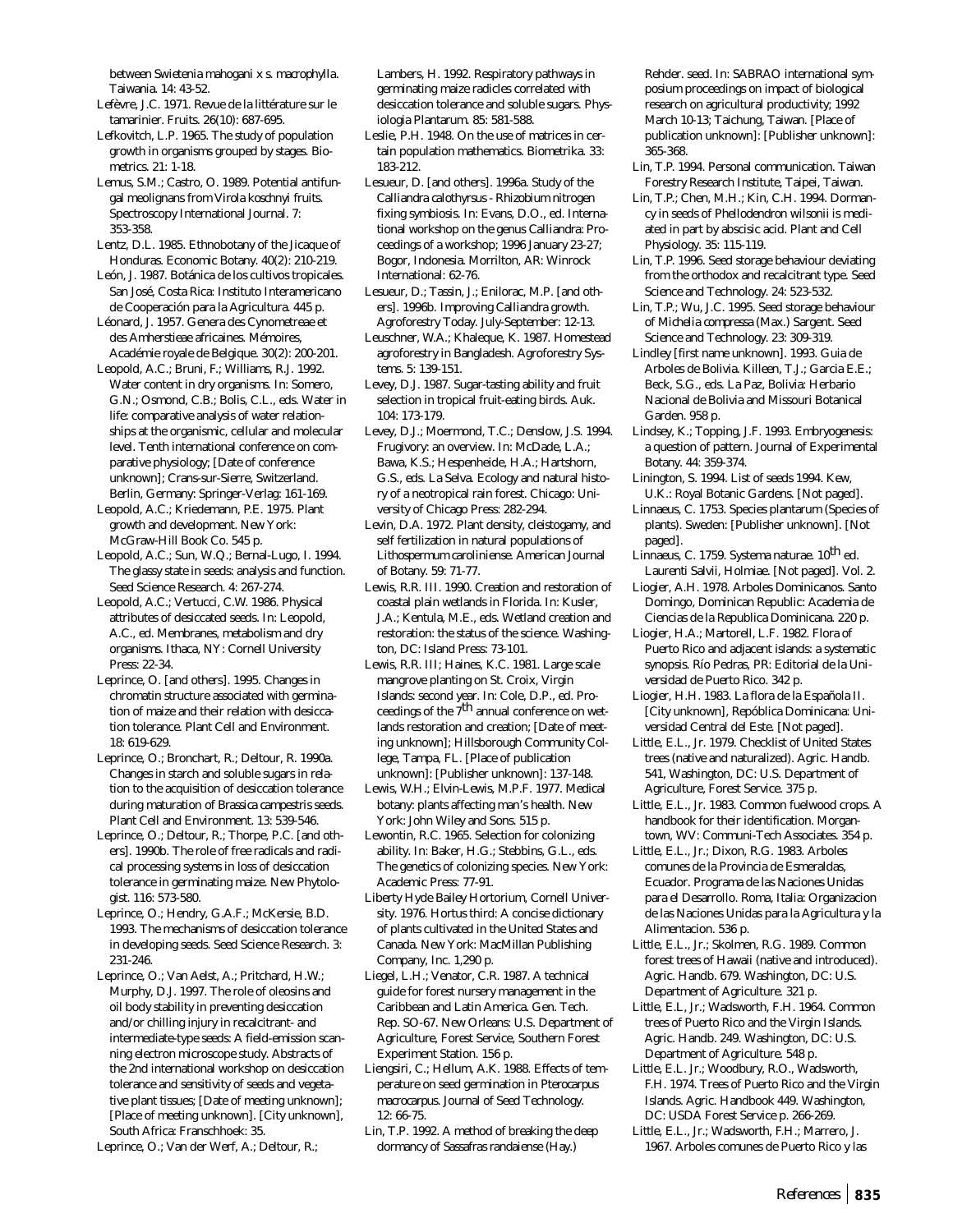between Swietenia mahogani x s. macrophylla. Taiwania. 14: 43-52.

Lefèvre, J.C. 1971. Revue de la littérature sur le tamarinier. Fruits. 26(10): 687-695.

Lefkovitch, L.P. 1965. The study of population growth in organisms grouped by stages. Biometrics. 21: 1-18.

Lemus, S.M.; Castro, O. 1989. Potential antifungal meolignans from Virola koschnyi fruits. Spectroscopy International Journal. 7: 353-358.

Lentz, D.L. 1985. Ethnobotany of the Jicaque of Honduras. Economic Botany. 40(2): 210-219.

León, J. 1987. Botánica de los cultivos tropicales. San José, Costa Rica: Instituto Interamericano de Cooperación para la Agricultura. 445 p.

Léonard, J. 1957. Genera des Cynometreae et des Amherstieae africaines. Mémoires, Académie royale de Belgique. 30(2): 200-201.

Leopold, A.C.; Bruni, F.; Williams, R.J. 1992. Water content in dry organisms. In: Somero, G.N.; Osmond, C.B.; Bolis, C.L., eds. Water in life: comparative analysis of water relationships at the organismic, cellular and molecular level. Tenth international conference on comparative physiology; [Date of conference unknown]; Crans-sur-Sierre, Switzerland. Berlin, Germany: Springer-Verlag: 161-169.

Leopold, A.C.; Kriedemann, P.E. 1975. Plant growth and development. New York: McGraw-Hill Book Co. 545 p.

Leopold, A.C.; Sun, W.Q.; Bernal-Lugo, I. 1994. The glassy state in seeds: analysis and function. Seed Science Research. 4: 267-274.

Leopold, A.C.; Vertucci, C.W. 1986. Physical attributes of desiccated seeds. In: Leopold, A.C., ed. Membranes, metabolism and dry organisms. Ithaca, NY: Cornell University Press: 22-34.

Leprince, O. [and others]. 1995. Changes in chromatin structure associated with germination of maize and their relation with desiccation tolerance. Plant Cell and Environment. 18: 619-629.

Leprince, O.; Bronchart, R.; Deltour, R. 1990a. Changes in starch and soluble sugars in relation to the acquisition of desiccation tolerance during maturation of Brassica campestris seeds. Plant Cell and Environment. 13: 539-546.

Leprince, O.; Deltour, R.; Thorpe, P.C. [and others]. 1990b. The role of free radicals and radical processing systems in loss of desiccation tolerance in germinating maize. New Phytologist. 116: 573-580.

Leprince, O.; Hendry, G.A.F.; McKersie, B.D. 1993. The mechanisms of desiccation tolerance in developing seeds. Seed Science Research. 3: 231-246.

Leprince, O.; Van Aelst, A.; Pritchard, H.W.; Murphy, D.J. 1997. The role of oleosins and oil body stability in preventing desiccation and/or chilling injury in recalcitrant- and intermediate-type seeds: A field-emission scanning electron microscope study. Abstracts of the 2nd international workshop on desiccation tolerance and sensitivity of seeds and vegetative plant tissues; [Date of meeting unknown]; [Place of meeting unknown]. [City unknown], South Africa: Franschhoek: 35.

Leprince, O.; Van der Werf, A.; Deltour, R.; Lambers, H. 1992. Respiratory pathways in germinating maize radicles correlated with desiccation tolerance and soluble sugars. Physiologia Plantarum. 85: 581-588.

Leslie, P.H. 1948. On the use of matrices in certain population mathematics. Biometrika. 33: 183-212.

Lesueur, D. [and others]. 1996a. Study of the Calliandra calothyrsus - Rhizobium nitrogen fixing symbiosis. In: Evans, D.O., ed. International workshop on the genus Calliandra: Proceedings of a workshop; 1996 January 23-27; Bogor, Indonesia. Morrilton, AR: Winrock International: 62-76.

Lesueur, D.; Tassin, J.; Enilorac, M.P. [and others]. 1996b. Improving Calliandra growth. Agroforestry Today. July-September: 12-13.

Leuschner, W.A.; Khaleque, K. 1987. Homestead agroforestry in Bangladesh. Agroforestry Systems. 5: 139-151.

Levey, D.J. 1987. Sugar-tasting ability and fruit selection in tropical fruit-eating birds. Auk. 104: 173-179.

Levey, D.J.; Moermond, T.C.; Denslow, J.S. 1994. Frugivory: an overview. In: McDade, L.A.; Bawa, K.S.; Hespenheide, H.A.; Hartshorn, G.S., eds. La Selva. Ecology and natural history of a neotropical rain forest. Chicago: University of Chicago Press: 282-294.

Levin, D.A. 1972. Plant density, cleistogamy, and self fertilization in natural populations of Lithospermum caroliniense. American Journal of Botany. 59: 71-77.

Lewis, R.R. III. 1990. Creation and restoration of coastal plain wetlands in Florida. In: Kusler, J.A.; Kentula, M.E., eds. Wetland creation and restoration: the status of the science. Washington, DC: Island Press: 73-101.

Lewis, R.R. III; Haines, K.C. 1981. Large scale mangrove planting on St. Croix, Virgin Islands: second year. In: Cole, D.P., ed. Proceedings of the 7th annual conference on wetlands restoration and creation; [Date of meeting unknown]; Hillsborough Community College, Tampa, FL. [Place of publication unknown]: [Publisher unknown]: 137-148.

Lewis, W.H.; Elvin-Lewis, M.P.F. 1977. Medical botany: plants affecting man's health. New York: John Wiley and Sons. 515 p.

Lewontin, R.C. 1965. Selection for colonizing ability. In: Baker, H.G.; Stebbins, G.L., eds. The genetics of colonizing species. New York: Academic Press: 77-91.

Liberty Hyde Bailey Hortorium, Cornell University. 1976. Hortus third: A concise dictionary of plants cultivated in the United States and Canada. New York: MacMillan Publishing Company, Inc. 1,290 p.

Liegel, L.H.; Venator, C.R. 1987. A technical guide for forest nursery management in the Caribbean and Latin America. Gen. Tech. Rep. SO-67. New Orleans: U.S. Department of Agriculture, Forest Service, Southern Forest Experiment Station. 156 p.

Liengsiri, C.; Hellum, A.K. 1988. Effects of temperature on seed germination in Pterocarpus macrocarpus. Journal of Seed Technology. 12: 66-75.

Lin, T.P. 1992. A method of breaking the deep dormancy of Sassafras randaiense (Hay.) Rehder. seed. In: SABRAO international symposium proceedings on impact of biological research on agricultural productivity; 1992 March 10-13; Taichung, Taiwan. [Place of publication unknown]: [Publisher unknown]: 365-368.

Lin, T.P. 1994. Personal communication. Taiwan Forestry Research Institute, Taipei, Taiwan.

Lin, T.P.; Chen, M.H.; Kin, C.H. 1994. Dormancy in seeds of Phellodendron wilsonii is mediated in part by abscisic acid. Plant and Cell Physiology. 35: 115-119.

Lin, T.P. 1996. Seed storage behaviour deviating from the orthodox and recalcitrant type. Seed Science and Technology. 24: 523-532.

Lin, T.P.; Wu, J.C. 1995. Seed storage behaviour of Michelia compressa (Max.) Sargent. Seed Science and Technology. 23: 309-319.

Lindley [first name unknown]. 1993. Guia de Arboles de Bolivia. Killeen, T.J.; Garcia E.E.; Beck, S.G., eds. La Paz, Bolivia: Herbario Nacional de Bolivia and Missouri Botanical Garden. 958 p.

Lindsey, K.; Topping, J.F. 1993. Embryogenesis: a question of pattern. Journal of Experimental Botany. 44: 359-374.

Linington, S. 1994. List of seeds 1994. Kew, U.K.: Royal Botanic Gardens. [Not paged].

Linnaeus, C. 1753. Species plantarum (Species of plants). Sweden: [Publisher unknown]. [Not paged].

Linnaeus, C. 1759. Systema naturae. 10th ed. Laurenti Salvii, Holmiae. [Not paged]. Vol. 2.

Liogier, A.H. 1978. Arboles Dominicanos. Santo Domingo, Dominican Republic: Academia de Ciencias de la Republica Dominicana. 220 p.

Liogier, H.A.; Martorell, L.F. 1982. Flora of Puerto Rico and adjacent islands: a systematic synopsis. Río Pedras, PR: Editorial de la Universidad de Puerto Rico. 342 p.

Liogier, H.H. 1983. La flora de la Española II. [City unknown], Repóblica Dominicana: Universidad Central del Este. [Not paged].

Little, E.L., Jr. 1979. Checklist of United States trees (native and naturalized). Agric. Handb. 541, Washington, DC: U.S. Department of Agriculture, Forest Service. 375 p.

Little, E.L., Jr. 1983. Common fuelwood crops. A handbook for their identification. Morgantown, WV: Communi-Tech Associates. 354 p.

Little, E.L., Jr.; Dixon, R.G. 1983. Arboles comunes de la Provincia de Esmeraldas, Ecuador. Programa de las Naciones Unidas para el Desarrollo. Roma, Italia: Organizacion de las Naciones Unidas para la Agricultura y la Alimentacion. 536 p.

Little, E.L., Jr.; Skolmen, R.G. 1989. Common forest trees of Hawaii (native and introduced). Agric. Handb. 679. Washington, DC: U.S. Department of Agriculture. 321 p.

Little, E.L, Jr.; Wadsworth, F.H. 1964. Common trees of Puerto Rico and the Virgin Islands. Agric. Handb. 249. Washington, DC: U.S. Department of Agriculture. 548 p.

Little, E.L. Jr.; Woodbury, R.O., Wadsworth, F.H. 1974. Trees of Puerto Rico and the Virgin Islands. Agric. Handbook 449. Washington, DC: USDA Forest Service p. 266-269.

Little, E.L., Jr.; Wadsworth, F.H.; Marrero, J. 1967. Arboles comunes de Puerto Rico y las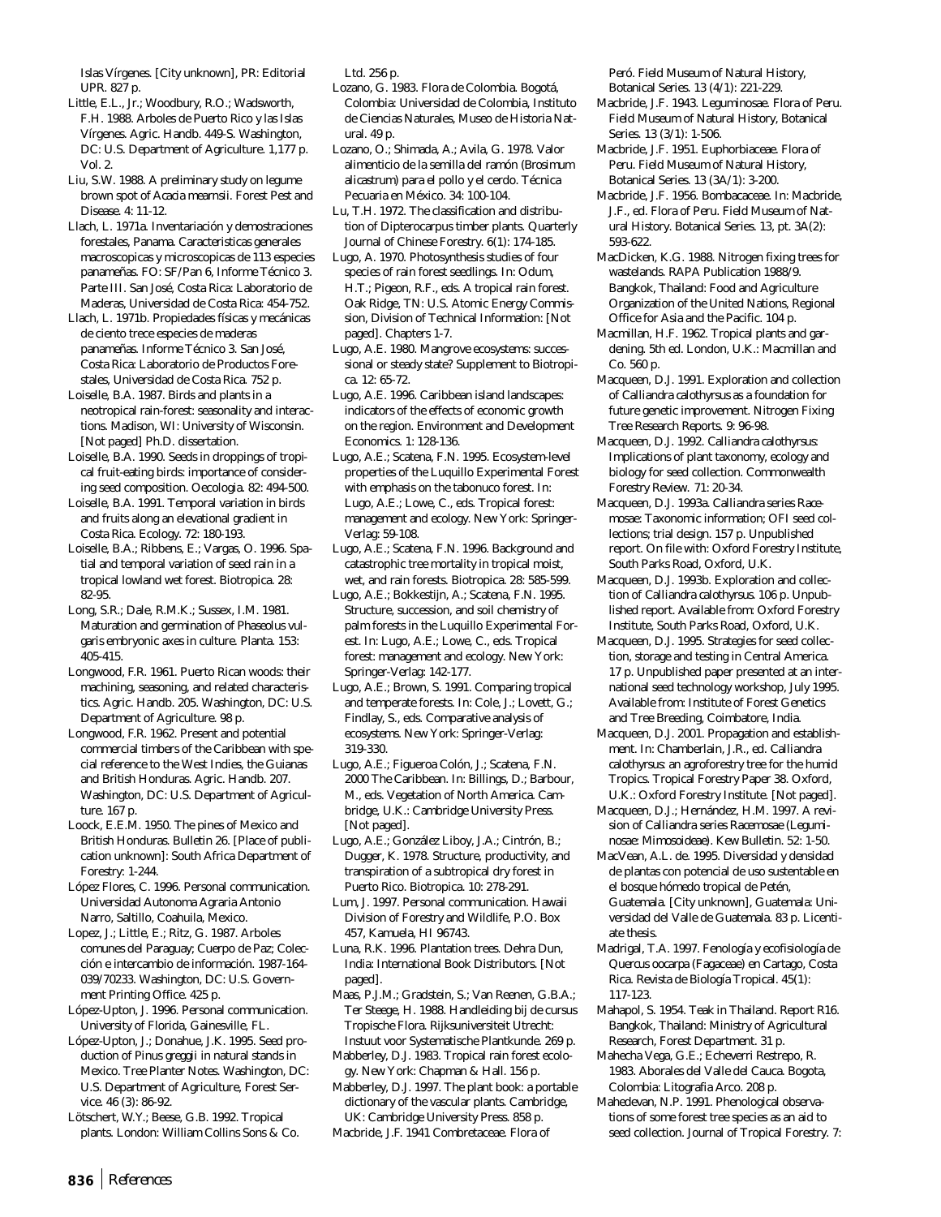Islas Vírgenes. [City unknown], PR: Editorial UPR. 827 p.

Little, E.L., Jr.; Woodbury, R.O.; Wadsworth, F.H. 1988. Arboles de Puerto Rico y las Islas Vírgenes. Agric. Handb. 449-S. Washington, DC: U.S. Department of Agriculture. 1,177 p. Vol. 2.

Liu, S.W. 1988. A preliminary study on legume brown spot of *Acacia mearnsii*. Forest Pest and Disease. 4: 11-12.

Llach, L. 1971a. Inventariación y demostraciones forestales, Panama. Caracteristicas generales macroscopicas y microscopicas de 113 especies panameñas. FO: SF/Pan 6, Informe Técnico 3. Parte III. San José, Costa Rica: Laboratorio de Maderas, Universidad de Costa Rica: 454-752.

Llach, L. 1971b. Propiedades físicas y mecánicas de ciento trece especies de maderas panameñas. Informe Técnico 3. San José, Costa Rica: Laboratorio de Productos Forestales, Universidad de Costa Rica. 752 p.

Loiselle, B.A. 1987. Birds and plants in a neotropical rain-forest: seasonality and interactions. Madison, WI: University of Wisconsin. [Not paged] Ph.D. dissertation.

Loiselle, B.A. 1990. Seeds in droppings of tropical fruit-eating birds: importance of considering seed composition. Oecologia. 82: 494-500.

Loiselle, B.A. 1991. Temporal variation in birds and fruits along an elevational gradient in Costa Rica. Ecology. 72: 180-193.

Loiselle, B.A.; Ribbens, E.; Vargas, O. 1996. Spatial and temporal variation of seed rain in a tropical lowland wet forest. Biotropica. 28: 82-95.

Long, S.R.; Dale, R.M.K.; Sussex, I.M. 1981. Maturation and germination of *Phaseolus vulgaris* embryonic axes in culture. Planta. 153: 405-415.

Longwood, F.R. 1961. Puerto Rican woods: their machining, seasoning, and related characteristics. Agric. Handb. 205. Washington, DC: U.S. Department of Agriculture. 98 p.

Longwood, F.R. 1962. Present and potential commercial timbers of the Caribbean with special reference to the West Indies, the Guianas and British Honduras. Agric. Handb. 207. Washington, DC: U.S. Department of Agriculture. 167 p.

Loock, E.E.M. 1950. The pines of Mexico and British Honduras. Bulletin 26. [Place of publication unknown]: South Africa Department of Forestry: 1-244.

López Flores, C. 1996. Personal communication. Universidad Autonoma Agraria Antonio Narro, Saltillo, Coahuila, Mexico.

Lopez, J.; Little, E.; Ritz, G. 1987. Arboles comunes del Paraguay; Cuerpo de Paz; Colección e intercambio de información. 1987-164-039/70233. Washington, DC: U.S. Government Printing Office. 425 p.

López-Upton, J. 1996. Personal communication. University of Florida, Gainesville, FL.

López-Upton, J.; Donahue, J.K. 1995. Seed production of *Pinus greggii* in natural stands in Mexico. Tree Planter Notes. Washington, DC: U.S. Department of Agriculture, Forest Service. 46 (3): 86-92.

Lötschert, W.Y.; Beese, G.B. 1992. Tropical plants. London: William Collins Sons & Co. Ltd. 256 p.

Lozano, G. 1983. Flora de Colombia. Bogotá, Colombia: Universidad de Colombia, Instituto de Ciencias Naturales, Museo de Historia Natural. 49 p.

Lozano, O.; Shimada, A.; Avila, G. 1978. Valor alimenticio de la semilla del ramón (*Brosimum alicastrum*) para el pollo y el cerdo. Técnica Pecuaria en México. 34: 100-104.

Lu, T.H. 1972. The classification and distribution of *Dipterocarpus* timber plants. Quarterly Journal of Chinese Forestry. 6(1): 174-185.

Lugo, A. 1970. Photosynthesis studies of four species of rain forest seedlings. In: Odum, H.T.; Pigeon, R.F., eds. A tropical rain forest. Oak Ridge, TN: U.S. Atomic Energy Commission, Division of Technical Information: [Not paged]. Chapters 1-7.

Lugo, A.E. 1980. Mangrove ecosystems: successional or steady state? Supplement to Biotropica. 12: 65-72.

Lugo, A.E. 1996. Caribbean island landscapes: indicators of the effects of economic growth on the region. Environment and Development Economics. 1: 128-136.

Lugo, A.E.; Scatena, F.N. 1995. Ecosystem-level properties of the Luquillo Experimental Forest with emphasis on the tabonuco forest. In: Lugo, A.E.; Lowe, C., eds. Tropical forest: management and ecology. New York: Springer-Verlag: 59-108.

Lugo, A.E.; Scatena, F.N. 1996. Background and catastrophic tree mortality in tropical moist, wet, and rain forests. Biotropica. 28: 585-599.

Lugo, A.E.; Bokkestijn, A.; Scatena, F.N. 1995. Structure, succession, and soil chemistry of palm forests in the Luquillo Experimental Forest. In: Lugo, A.E.; Lowe, C., eds. Tropical forest: management and ecology. New York: Springer-Verlag: 142-177.

Lugo, A.E.; Brown, S. 1991. Comparing tropical and temperate forests. In: Cole, J.; Lovett, G.; Findlay, S., eds. Comparative analysis of ecosystems. New York: Springer-Verlag: 319-330.

Lugo, A.E.; Figueroa Colón, J.; Scatena, F.N. 2000 The Caribbean. In: Billings, D.; Barbour, M., eds. Vegetation of North America. Cambridge, U.K.: Cambridge University Press. [Not paged].

Lugo, A.E.; González Liboy, J.A.; Cintrón, B.; Dugger, K. 1978. Structure, productivity, and transpiration of a subtropical dry forest in Puerto Rico. Biotropica. 10: 278-291.

Lum, J. 1997. Personal communication. Hawaii Division of Forestry and Wildlife, P.O. Box 457, Kamuela, HI 96743.

Luna, R.K. 1996. Plantation trees. Dehra Dun, India: International Book Distributors. [Not paged].

Maas, P.J.M.; Gradstein, S.; Van Reenen, G.B.A.; Ter Steege, H. 1988. Handleiding bij de cursus Tropische Flora. Rijksuniversiteit Utrecht: Instuut voor Systematische Plantkunde. 269 p.

Mabberley, D.J. 1983. Tropical rain forest ecology. New York: Chapman & Hall. 156 p.

Mabberley, D.J. 1997. The plant book: a portable dictionary of the vascular plants. Cambridge, UK: Cambridge University Press. 858 p.

Macbride, J.F. 1941 Combretaceae. Flora of Peró. Field Museum of Natural History, Botanical Series. 13 (4/1): 221-229.

Macbride, J.F. 1943. Leguminosae. Flora of Peru. Field Museum of Natural History, Botanical Series. 13 (3/1): 1-506.

Macbride, J.F. 1951. Euphorbiaceae. Flora of Peru. Field Museum of Natural History, Botanical Series. 13 (3A/1): 3-200.

Macbride, J.F. 1956. Bombacaceae. In: Macbride, J.F., ed. Flora of Peru. Field Museum of Natural History. Botanical Series. 13, pt. 3A(2): 593-622.

MacDicken, K.G. 1988. Nitrogen fixing trees for wastelands. RAPA Publication 1988/9. Bangkok, Thailand: Food and Agriculture Organization of the United Nations, Regional Office for Asia and the Pacific. 104 p.

Macmillan, H.F. 1962. Tropical plants and gardening. 5th ed. London, U.K.: Macmillan and Co. 560 p.

Macqueen, D.J. 1991. Exploration and collection of *Calliandra calothyrsus* as a foundation for future genetic improvement. Nitrogen Fixing Tree Research Reports. 9: 96-98.

Macqueen, D.J. 1992. *Calliandra calothyrsus*: Implications of plant taxonomy, ecology and biology for seed collection. Commonwealth Forestry Review. 71: 20-34.

Macqueen, D.J. 1993a. Calliandra series Racemosae: Taxonomic information; OFI seed collections; trial design. 157 p. Unpublished report. On file with: Oxford Forestry Institute, South Parks Road, Oxford, U.K.

Macqueen, D.J. 1993b. Exploration and collection of *Calliandra calothyrsus*. 106 p. Unpublished report. Available from: Oxford Forestry Institute, South Parks Road, Oxford, U.K.

Macqueen, D.J. 1995. Strategies for seed collection, storage and testing in Central America. 17 p. Unpublished paper presented at an international seed technology workshop, July 1995. Available from: Institute of Forest Genetics and Tree Breeding, Coimbatore, India.

Macqueen, D.J. 2001. Propagation and establishment. In: Chamberlain, J.R., ed. *Calliandra calothyrsus*: an agroforestry tree for the humid Tropics. Tropical Forestry Paper 38. Oxford, U.K.: Oxford Forestry Institute. [Not paged].

Macqueen, D.J.; Hernández, H.M. 1997. A revision of Calliandra series Racemosae (Leguminosae: Mimosoideae). Kew Bulletin. 52: 1-50.

MacVean, A.L. de. 1995. Diversidad y densidad de plantas con potencial de uso sustentable en el bosque hómedo tropical de Petén, Guatemala. [City unknown], Guatemala: Universidad del Valle de Guatemala. 83 p. Licentiate thesis.

Madrigal, T.A. 1997. Fenología y ecofisiología de *Quercus oocarpa* (Fagaceae) en Cartago, Costa Rica. Revista de Biología Tropical. 45(1): 117-123.

Mahapol, S. 1954. Teak in Thailand. Report R16. Bangkok, Thailand: Ministry of Agricultural Research, Forest Department. 31 p.

Mahecha Vega, G.E.; Echeverri Restrepo, R. 1983. Aborales del Valle del Cauca. Bogota, Colombia: Litografia Arco. 208 p.

Mahedevan, N.P. 1991. Phenological observations of some forest tree species as an aid to seed collection. Journal of Tropical Forestry. 7: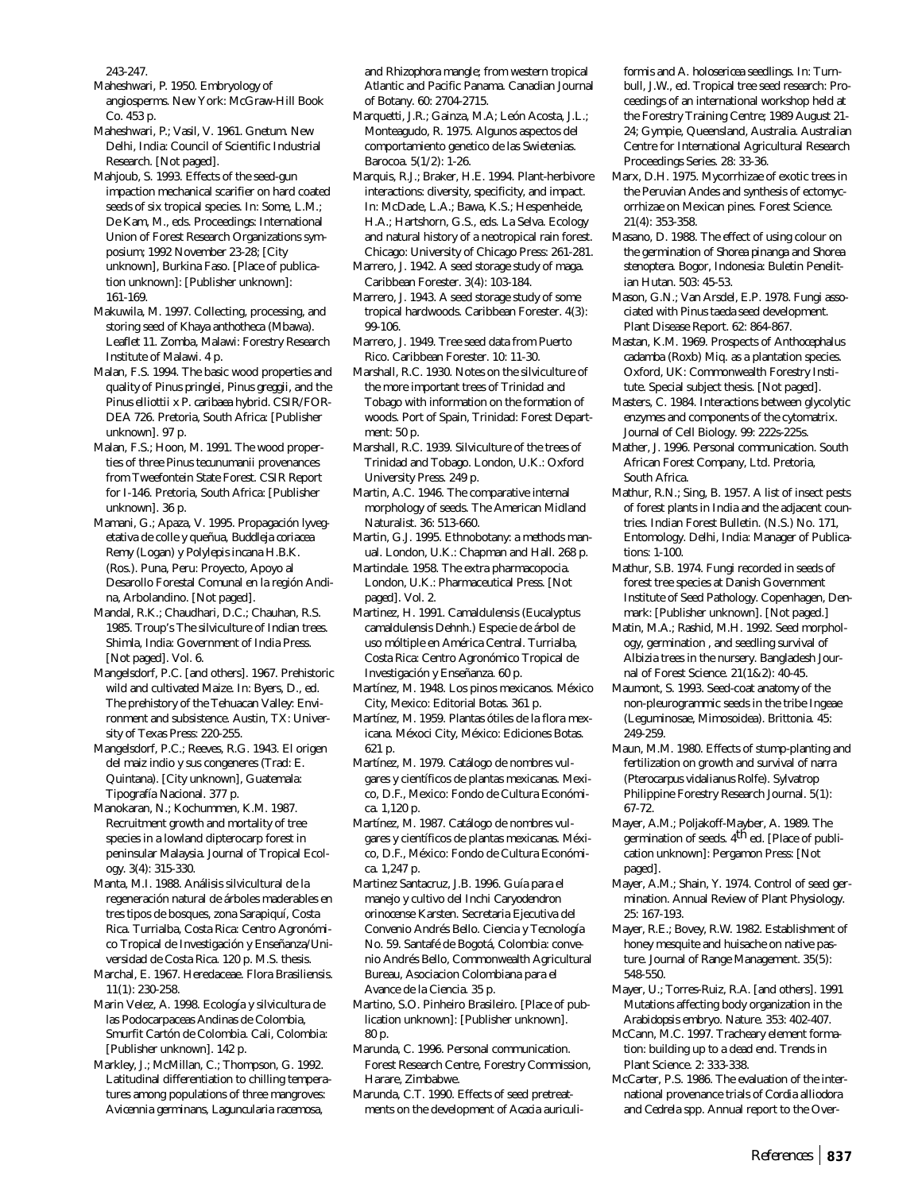243-247.

Maheshwari, P. 1950. Embryology of angiosperms. New York: McGraw-Hill Book Co. 453 p.

Maheshwari, P.; Vasil, V. 1961. Gnetum. New Delhi, India: Council of Scientific Industrial Research. [Not paged].

Mahjoub, S. 1993. Effects of the seed-gun impaction mechanical scarifier on hard coated seeds of six tropical species. In: Some, L.M.; De Kam, M., eds. Proceedings: International Union of Forest Research Organizations symposium; 1992 November 23-28; [City unknown], Burkina Faso. [Place of publication unknown]: [Publisher unknown]: 161-169.

Makuwila, M. 1997. Collecting, processing, and storing seed of Khaya anthotheca (Mbawa). Leaflet 11. Zomba, Malawi: Forestry Research Institute of Malawi. 4 p.

Malan, F.S. 1994. The basic wood properties and quality of Pinus pringlei, Pinus greggii, and the Pinus elliottii x P. caribaea hybrid. CSIR/FOR-DEA 726. Pretoria, South Africa: [Publisher unknown]. 97 p.

Malan, F.S.; Hoon, M. 1991. The wood properties of three Pinus tecunumanii provenances from Tweefontein State Forest. CSIR Report for I-146. Pretoria, South Africa: [Publisher unknown]. 36 p.

Mamani, G.; Apaza, V. 1995. Propagación lyvegetativa de colle y queñua, Buddleja coriacea Remy (Logan) y Polylepis incana H.B.K. (Ros.). Puna, Peru: Proyecto, Apoyo al Desarollo Forestal Comunal en la región Andina, Arbolandino. [Not paged].

Mandal, R.K.; Chaudhari, D.C.; Chauhan, R.S. 1985. Troup's The silviculture of Indian trees. Shimla, India: Government of India Press. [Not paged]. Vol. 6.

Mangelsdorf, P.C. [and others]. 1967. Prehistoric wild and cultivated Maize. In: Byers, D., ed. The prehistory of the Tehuacan Valley: Environment and subsistence. Austin, TX: University of Texas Press: 220-255.

Mangelsdorf, P.C.; Reeves, R.G. 1943. El origen del maiz indio y sus congeneres (Trad: E. Quintana). [City unknown], Guatemala: Tipografía Nacional. 377 p.

Manokaran, N.; Kochummen, K.M. 1987. Recruitment growth and mortality of tree species in a lowland dipterocarp forest in peninsular Malaysia. Journal of Tropical Ecology. 3(4): 315-330.

Manta, M.I. 1988. Análisis silvicultural de la regeneración natural de árboles maderables en tres tipos de bosques, zona Sarapiquí, Costa Rica. Turrialba, Costa Rica: Centro Agronómico Tropical de Investigación y Enseñanza/Universidad de Costa Rica. 120 p. M.S. thesis.

Marchal, E. 1967. Heredaceae. Flora Brasiliensis. 11(1): 230-258.

Marin Velez, A. 1998. Ecología y silvicultura de las Podocarpaceas Andinas de Colombia, Smurfit Cartón de Colombia. Cali, Colombia: [Publisher unknown]. 142 p.

Markley, J.; McMillan, C.; Thompson, G. 1992. Latitudinal differentiation to chilling temperatures among populations of three mangroves: Avicennia germinans, Laguncularia racemosa, and Rhizophora mangle; from western tropical Atlantic and Pacific Panama. Canadian Journal of Botany. 60: 2704-2715.

Marquetti, J.R.; Gainza, M.A; León Acosta, J.L.; Monteagudo, R. 1975. Algunos aspectos del comportamiento genetico de las Swietenias. Barocoa. 5(1/2): 1-26.

Marquis, R.J.; Braker, H.E. 1994. Plant-herbivore interactions: diversity, specificity, and impact. In: McDade, L.A.; Bawa, K.S.; Hespenheide, H.A.; Hartshorn, G.S., eds. La Selva. Ecology and natural history of a neotropical rain forest. Chicago: University of Chicago Press: 261-281.

Marrero, J. 1942. A seed storage study of maga. Caribbean Forester. 3(4): 103-184.

Marrero, J. 1943. A seed storage study of some tropical hardwoods. Caribbean Forester. 4(3): 99-106.

Marrero, J. 1949. Tree seed data from Puerto Rico. Caribbean Forester. 10: 11-30.

Marshall, R.C. 1930. Notes on the silviculture of the more important trees of Trinidad and Tobago with information on the formation of woods. Port of Spain, Trinidad: Forest Department: 50 p.

Marshall, R.C. 1939. Silviculture of the trees of Trinidad and Tobago. London, U.K.: Oxford University Press. 249 p.

Martin, A.C. 1946. The comparative internal morphology of seeds. The American Midland Naturalist. 36: 513-660.

Martin, G.J. 1995. Ethnobotany: a methods manual. London, U.K.: Chapman and Hall. 268 p.

Martindale. 1958. The extra pharmacopoeia. London, U.K.: Pharmaceutical Press. [Not paged]. Vol. 2.

Martinez, H. 1991. Camaldulensis (Eucalyptus camaldulensis Dehnh.) Especie de árbol de uso móltiple en América Central. Turrialba, Costa Rica: Centro Agronómico Tropical de Investigación y Enseñanza. 60 p.

Martínez, M. 1948. Los pinos mexicanos. México City, Mexico: Editorial Botas. 361 p.

Martínez, M. 1959. Plantas ótiles de la flora mexicana. Méxoci City, México: Ediciones Botas. 621 p.

Martínez, M. 1979. Catálogo de nombres vulgares y científicos de plantas mexicanas. Mexico, D.F., Mexico: Fondo de Cultura Económica. 1,120 p.

Martínez, M. 1987. Catálogo de nombres vulgares y científicos de plantas mexicanas. México, D.F., México: Fondo de Cultura Económica. 1,247 p.

Martinez Santacruz, J.B. 1996. Guía para el manejo y cultivo del Inchi Caryodendron orinocense Karsten. Secretaria Ejecutiva del Convenio Andrés Bello. Ciencia y Tecnología No. 59. Santafé de Bogotá, Colombia: convenio Andrés Bello, Commonwealth Agricultural Bureau, Asociacion Colombiana para el Avance de la Ciencia. 35 p.

Martino, S.O. Pinheiro Brasileiro. [Place of publication unknown]: [Publisher unknown]. 80 p.

Marunda, C. 1996. Personal communication. Forest Research Centre, Forestry Commission, Harare, Zimbabwe.

Marunda, C.T. 1990. Effects of seed pretreatments on the development of Acacia auriculiformis and A. holosericea seedlings. In: Turnbull, J.W., ed. Tropical tree seed research: Proceedings of an international workshop held at the Forestry Training Centre; 1989 August 21-24; Gympie, Queensland, Australia. Australian Centre for International Agricultural Research Proceedings Series. 28: 33-36.

Marx, D.H. 1975. Mycorrhizae of exotic trees in the Peruvian Andes and synthesis of ectomycorrhizae on Mexican pines. Forest Science. 21(4): 353-358.

Masano, D. 1988. The effect of using colour on the germination of Shorea pinanga and Shorea stenoptera. Bogor, Indonesia: Buletin Penelitian Hutan. 503: 45-53.

Mason, G.N.; Van Arsdel, E.P. 1978. Fungi associated with Pinus taeda seed development. Plant Disease Report. 62: 864-867.

Mastan, K.M. 1969. Prospects of Anthocephalus cadamba (Roxb) Miq. as a plantation species. Oxford, UK: Commonwealth Forestry Institute. Special subject thesis. [Not paged].

Masters, C. 1984. Interactions between glycolytic enzymes and components of the cytomatrix. Journal of Cell Biology. 99: 222s-225s.

Mather, J. 1996. Personal communication. South African Forest Company, Ltd. Pretoria, South Africa.

Mathur, R.N.; Sing, B. 1957. A list of insect pests of forest plants in India and the adjacent countries. Indian Forest Bulletin. (N.S.) No. 171, Entomology. Delhi, India: Manager of Publications: 1-100.

Mathur, S.B. 1974. Fungi recorded in seeds of forest tree species at Danish Government Institute of Seed Pathology. Copenhagen, Denmark: [Publisher unknown]. [Not paged.]

Matin, M.A.; Rashid, M.H. 1992. Seed morphology, germination , and seedling survival of Albizia trees in the nursery. Bangladesh Journal of Forest Science. 21(1&2): 40-45.

Maumont, S. 1993. Seed-coat anatomy of the non-pleurogrammic seeds in the tribe Ingeae (Leguminosae, Mimosoidea). Brittonia. 45: 249-259.

Maun, M.M. 1980. Effects of stump-planting and fertilization on growth and survival of narra (Pterocarpus vidalianus Rolfe). Sylvatrop Philippine Forestry Research Journal. 5(1): 67-72.

Mayer, A.M.; Poljakoff-Mayber, A. 1989. The germination of seeds. 4th ed. [Place of publication unknown]: Pergamon Press: [Not paged].

Mayer, A.M.; Shain, Y. 1974. Control of seed germination. Annual Review of Plant Physiology. 25: 167-193.

Mayer, R.E.; Bovey, R.W. 1982. Establishment of honey mesquite and huisache on native pasture. Journal of Range Management. 35(5): 548-550.

Mayer, U.; Torres-Ruiz, R.A. [and others]. 1991 Mutations affecting body organization in the Arabidopsis embryo. Nature. 353: 402-407.

McCann, M.C. 1997. Tracheary element formation: building up to a dead end. Trends in Plant Science. 2: 333-338.

McCarter, P.S. 1986. The evaluation of the international provenance trials of Cordia alliodora and Cedrela spp. Annual report to the Over-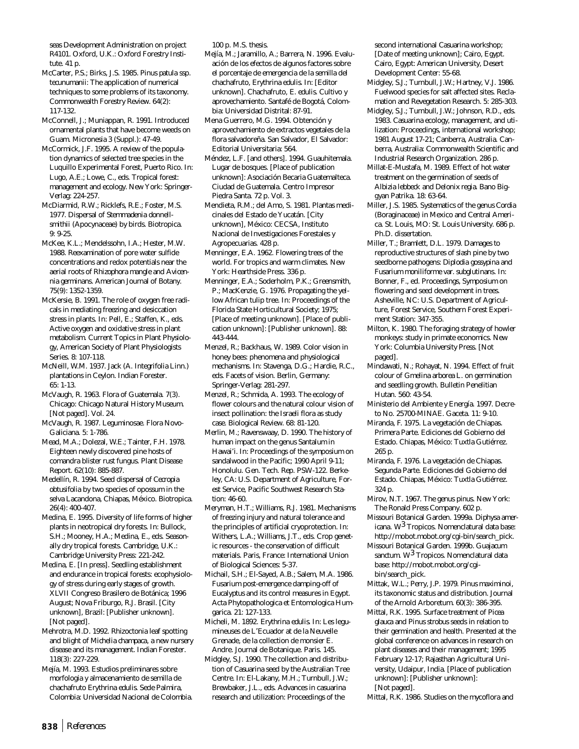seas Development Administration on project R4101. Oxford, U.K.: Oxford Forestry Institute. 41 p.

McCarter, P.S.; Birks, J.S. 1985. Pinus patula ssp. tecunumanii: The application of numerical techniques to some problems of its taxonomy. Commonwealth Forestry Review. 64(2): 117-132.

McConnell, J.; Muniappan, R. 1991. Introduced ornamental plants that have become weeds on Guam. Micronesia 3 (Suppl.): 47-49.

McCormick, J.F. 1995. A review of the population dynamics of selected tree species in the Luquillo Experimental Forest, Puerto Rico. In: Lugo, A.E.; Lowe, C., eds. Tropical forest: management and ecology. New York: Springer-Verlag: 224-257.

McDiarmid, R.W.; Ricklefs, R.E.; Foster, M.S. 1977. Dispersal of Stemmadenia donnell-smithii (Apocynaceae) by birds. Biotropica. 9: 9-25.

McKee, K.L.; Mendelssohn, I.A.; Hester, M.W. 1988. Reexamination of pore water sulfide concentrations and redox potentials near the aerial roots of Rhizophora mangle and Avicennia germinans. American Journal of Botany. 75(9): 1352-1359.

McKersie, B. 1991. The role of oxygen free radicals in mediating freezing and desiccation stress in plants. In: Pell, E.; Staffen, K., eds. Active oxygen and oxidative stress in plant metabolism. Current Topics in Plant Physiology, American Society of Plant Physiologists Series. 8: 107-118.

McNeill, W.M. 1937. Jack (A. Integrifolia Linn.) plantations in Ceylon. Indian Forester. 65: 1-13.

McVaugh, R. 1963. Flora of Guatemala. 7(3). Chicago: Chicago Natural History Museum. [Not paged]. Vol. 24.

McVaugh, R. 1987. Leguminosae. Flora Novo-Galiciana. 5: 1-786.

Mead, M.A.; Dolezal, W.E.; Tainter, F.H. 1978. Eighteen newly discovered pine hosts of comandra blister rust fungus. Plant Disease Report. 62(10): 885-887.

Medellín, R. 1994. Seed dispersal of Cecropia obtusifolia by two species of opossum in the selva Lacandona, Chiapas, México. Biotropica. 26(4): 400-407.

Medina, E. 1995. Diversity of life forms of higher plants in neotropical dry forests. In: Bullock, S.H.; Mooney, H.A.; Medina, E., eds. Seasonally dry tropical forests. Cambridge, U.K.: Cambridge University Press: 221-242.

Medina, E. [In press]. Seedling establishment and endurance in tropical forests: ecophysiology of stress during early stages of growth. XLVII Congreso Brasilero de Botánica; 1996 August; Nova Friburgo, R.J. Brasil. [City unknown], Brazil: [Publisher unknown]. [Not paged].

Mehrotra, M.D. 1992. Rhizoctonia leaf spotting and blight of Michelia champaca, a new nursery disease and its management. Indian Forester. 118(3): 227-229.

Mejía, M. 1993. Estudios preliminares sobre morfologia y almacenamiento de semilla de chachafruto Erythrina edulis. Sede Palmira, Colombia: Universidad Nacional de Colombia. 100 p. M.S. thesis.

Mejía, M.; Jaramillo, A.; Barrera, N. 1996. Evaluación de los efectos de algunos factores sobre el porcentaje de emergencia de la semilla del chachafruto, Erythrina edulis. In: [Editor unknown]. Chachafruto, E. edulis. Cultivo y aprovechamiento. Santafé de Bogotá, Colombia: Universidad Distrital: 87-91.

Mena Guerrero, M.G. 1994. Obtención y aprovechamiento de extractos vegetales de la flora salvadoreña. San Salvador, El Salvador: Editorial Universitaria: 564.

Méndez, L.F. [and others]. 1994. Guauhitemala. Lugar de bosques. [Place of publication unknown]: Asociación Becaria Guatemalteca. Ciudad de Guatemala. Centro Impresor Piedra Santa. 72 p. Vol. 3.

Mendieta, R.M.; del Amo, S. 1981. Plantas medicinales del Estado de Yucatán. [City unknown], México: CECSA, Instituto Nacional de Investigaciones Forestales y Agropecuarias. 428 p.

Menninger, E.A. 1962. Flowering trees of the world. For tropics and warm climates. New York: Hearthside Press. 336 p.

Menninger, E.A.; Soderholm, P.K.; Greensmith, P.; MacKenzie, G. 1976. Propagating the yellow African tulip tree. In: Proceedings of the Florida State Horticultural Society; 1975; [Place of meeting unknown]. [Place of publication unknown]: [Publisher unknown]. 88: 443-444.

Menzel, R.; Backhaus, W. 1989. Color vision in honey bees: phenomena and physiological mechanisms. In: Stavenga, D.G.; Hardie, R.C., eds. Facets of vision. Berlin, Germany: Springer-Verlag: 281-297.

Menzel, R.; Schmida, A. 1993. The ecology of flower colours and the natural colour vision of insect pollination: the Israeli flora as study case. Biological Review. 68: 81-120.

Merlin, M.; Ravenswaay, D. 1990. The history of human impact on the genus Santalum in Hawai'i. In: Proceedings of the symposium on sandalwood in the Pacific; 1990 April 9-11; Honolulu. Gen. Tech. Rep. PSW-122. Berkeley, CA: U.S. Department of Agriculture, Forest Service, Pacific Southwest Research Station: 46-60.

Meryman, H.T.; Williams, R.J. 1981. Mechanisms of freezing injury and natural tolerance and the principles of artificial cryoprotection. In: Withers, L.A.; Williams, J.T., eds. Crop genetic resources - the conservation of difficult materials. Paris, France: International Union of Biological Sciences: 5-37.

Michail, S.H.; El-Sayed, A.B.; Salem, M.A. 1986. Fusarium post-emergence damping-off of Eucalyptus and its control measures in Egypt. Acta Phytopathologica et Entomologica Humgarica. 21: 127-133.

Micheli, M. 1892. Erythrina edulis. In: Les legumineuses de L'Ecuador at de la Neuvelle Grenade, de la collection de monsier E. Andre. Journal de Botanique. Paris. 145.

Midgley, S.J. 1990. The collection and distribution of Casuarina seed by the Australian Tree Centre. In: El-Lakany, M.H.; Turnbull, J.W.; Brewbaker, J.L., eds. Advances in casuarina research and utilization: Proceedings of the second international Casuarina workshop; [Date of meeting unknown]; Cairo, Egypt. Cairo, Egypt: American University, Desert Development Center: 55-68.

Midgley, S.J.; Turnbull, J.W.; Hartney, V.J. 1986. Fuelwood species for salt affected sites. Reclamation and Revegetation Research. 5: 285-303.

Midgley, S.J.; Turnbull, J.W.; Johnson, R.D., eds. 1983. Casuarina ecology, management, and utilization: Proceedings, international workshop; 1981 August 17-21; Canberra, Australia. Canberra, Australia: Commonwealth Scientific and Industrial Research Organization. 286 p.

Millat-E-Mustafa, M. 1989. Effect of hot water treatment on the germination of seeds of Albizia lebbeck and Delonix regia. Bano Biggyan Patrika. 18: 63-64.

Miller, J.S. 1985. Systematics of the genus Cordia (Boraginaceae) in Mexico and Central America. St. Louis, MO: St. Louis University. 686 p. Ph.D. dissertation.

Miller, T.; Bramlett, D.L. 1979. Damages to reproductive structures of slash pine by two seedborne pathogens: Diplodia gossypina and Fusarium moniliforme var. subglutinans. In: Bonner, F., ed. Proceedings, Symposium on flowering and seed development in trees. Asheville, NC: U.S. Department of Agriculture, Forest Service, Southern Forest Experiment Station: 347-355.

Milton, K. 1980. The foraging strategy of howler monkeys: study in primate economics. New York: Columbia University Press. [Not paged].

Mindawati, N.; Rohayat, N. 1994. Effect of fruit colour of Gmelina arborea L. on germination and seedling growth. Bulletin Penelitian Hutan. 560: 43-54.

Ministerio del Ambiente y Energía. 1997. Decreto No. 25700-MINAE. Gaceta. 11: 9-10.

Miranda, F. 1975. La vegetación de Chiapas. Primera Parte. Ediciones del Gobierno del Estado. Chiapas, México: Tuxtla Gutiérrez. 265 p.

Miranda, F. 1976. La vegetación de Chiapas. Segunda Parte. Ediciones del Gobierno del Estado. Chiapas, México: Tuxtla Gutiérrez. 324 p.

Mirov, N.T. 1967. The genus pinus. New York: The Ronald Press Company. 602 p.

Missouri Botanical Garden. 1999a. Diphysa americana. $W^3$ Tropicos. Nomenclatural data base: http://mobot.mobot.org/cgi-bin/search_pick.

Missouri Botanical Garden. 1999b. Guajacum sanctum. $W^3$ Tropicos. Nomenclatural data base: http://mobot.mobot.org/cgi-bin/search_pick.

Mittak, W.L.; Perry, J.P. 1979. Pinus maximinoi, its taxonomic status and distribution. Journal of the Arnold Arboretum. 60(3): 386-395.

Mittal, R.K. 1995. Surface treatment of Picea glauca and Pinus strobus seeds in relation to their germination and health. Presented at the global conference on advances in research on plant diseases and their management; 1995 February 12-17; Rajasthan Agricultural University, Udaipur, India. [Place of publication unknown]: [Publisher unknown]: [Not paged].

Mittal, R.K. 1986. Studies on the mycoflora and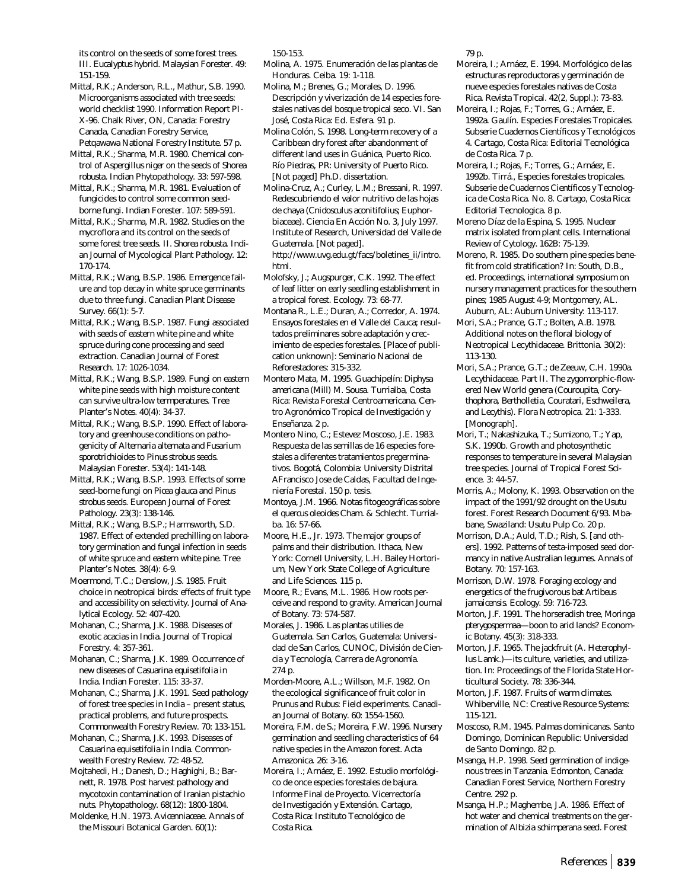its control on the seeds of some forest trees. III. Eucalyptus hybrid. Malaysian Forester. 49: 151-159.

Mittal, R.K.; Anderson, R.L., Mathur, S.B. 1990. Microorganisms associated with tree seeds: world checklist 1990. Information Report PI-X-96. Chalk River, ON, Canada: Forestry Canada, Canadian Forestry Service, Petqawawa National Forestry Institute. 57 p.

Mittal, R.K.; Sharma, M.R. 1980. Chemical control of *Aspergillus niger* on the seeds of *Shorea robusta*. Indian Phytopathology. 33: 597-598.

Mittal, R.K.; Sharma, M.R. 1981. Evaluation of fungicides to control some common seed-borne fungi. Indian Forester. 107: 589-591.

Mittal, R.K.; Sharma, M.R. 1982. Studies on the mycroflora and its control on the seeds of some forest tree seeds. II. *Shorea robusta*. Indian Journal of Mycological Plant Pathology. 12: 170-174.

Mittal, R.K.; Wang, B.S.P. 1986. Emergence failure and top decay in white spruce germinants due to three fungi. Canadian Plant Disease Survey. 66(1): 5-7.

Mittal, R.K.; Wang, B.S.P. 1987. Fungi associated with seeds of eastern white pine and white spruce during cone processing and seed extraction. Canadian Journal of Forest Research. 17: 1026-1034.

Mittal, R.K.; Wang, B.S.P. 1989. Fungi on eastern white pine seeds with high moisture content can survive ultra-low termperatures. Tree Planter's Notes. 40(4): 34-37.

Mittal, R.K.; Wang, B.S.P. 1990. Effect of laboratory and greenhouse conditions on pathogenicity of *Alternaria alternata* and *Fusarium sporotrichioides* to *Pinus strobus* seeds. Malaysian Forester. 53(4): 141-148.

Mittal, R.K.; Wang, B.S.P. 1993. Effects of some seed-borne fungi on *Picea glauca* and *Pinus strobus* seeds. European Journal of Forest Pathology. 23(3): 138-146.

Mittal, R.K.; Wang, B.S.P.; Harmsworth, S.D. 1987. Effect of extended prechilling on laboratory germination and fungal infection in seeds of white spruce and eastern white pine. Tree Planter's Notes. 38(4): 6-9.

Moermond, T.C.; Denslow, J.S. 1985. Fruit choice in neotropical birds: effects of fruit type and accessibility on selectivity. Journal of Analytical Ecology. 52: 407-420.

Mohanan, C.; Sharma, J.K. 1988. Diseases of exotic acacias in India. Journal of Tropical Forestry. 4: 357-361.

Mohanan, C.; Sharma, J.K. 1989. Occurrence of new diseases of *Casuarina equisetifolia* in India. Indian Forester. 115: 33-37.

Mohanan, C.; Sharma, J.K. 1991. Seed pathology of forest tree species in India – present status, practical problems, and future prospects. Commonwealth Forestry Review. 70: 133-151.

Mohanan, C.; Sharma, J.K. 1993. Diseases of *Casuarina equisetifolia* in India. Commonwealth Forestry Review. 72: 48-52.

Mojtahedi, H.; Danesh, D.; Haghighi, B.; Barnett, R. 1978. Post harvest pathology and mycotoxin contamination of Iranian pistachio nuts. Phytopathology. 68(12): 1800-1804.

Moldenke, H.N. 1973. Avicenniaceae. Annals of the Missouri Botanical Garden. 60(1): 150-153.

Molina, A. 1975. Enumeración de las plantas de Honduras. Ceiba. 19: 1-118.

Molina, M.; Brenes, G.; Morales, D. 1996. Descripción y viverización de 14 especies forestales nativas del bosque tropical seco. VI. San José, Costa Rica: Ed. Esfera. 91 p.

Molina Colón, S. 1998. Long-term recovery of a Caribbean dry forest after abandonment of different land uses in Guánica, Puerto Rico. Río Piedras, PR: University of Puerto Rico. [Not paged] Ph.D. dissertation.

Molina-Cruz, A.; Curley, L.M.; Bressani, R. 1997. Redescubriendo el valor nutritivo de las hojas de chaya (*Cnidosculus aconitifolius*; Euphorbiaceae). Ciencia En Acción No. 3, July 1997. Institute of Research, Universidad del Valle de Guatemala. [Not paged]. http://www.uvg.edu.gt/facs/boletines_ii/intro.html.

Molofsky, J.; Augspurger, C.K. 1992. The effect of leaf litter on early seedling establishment in a tropical forest. Ecology. 73: 68-77.

Montana R., L.E.; Duran, A.; Corredor, A. 1974. Ensayos forestales en el Valle del Cauca; resultados preliminares sobre adaptación y crecimiento de especies forestales. [Place of publication unknown]: Seminario Nacional de Reforestadores: 315-332.

Montero Mata, M. 1995. Guachipelín: *Diphysa americana* (Mill) M. Sousa. Turrialba, Costa Rica: Revista Forestal Centroamericana. Centro Agronómico Tropical de Investigación y Enseñanza. 2 p.

Montero Nino, C.; Estevez Moscoso, J.E. 1983. Respuesta de las semillas de 16 especies forestales a diferentes tratamientos pregerminativos. Bogotá, Colombia: University Distrital AFrancisco Jose de Caldas, Facultad de Ingeniería Forestal. 150 p. tesis.

Montoya, J.M. 1966. Notas fitogeográficas sobre el *quercus oleoides* Cham. & Schlecht. Turrialba. 16: 57-66.

Moore, H.E., Jr. 1973. The major groups of palms and their distribution. Ithaca, New York: Cornell University, L.H. Bailey Hortorium, New York State College of Agriculture and Life Sciences. 115 p.

Moore, R.; Evans, M.L. 1986. How roots perceive and respond to gravity. American Journal of Botany. 73: 574-587.

Morales, J. 1986. Las plantas utilies de Guatemala. San Carlos, Guatemala: Universidad de San Carlos, CUNOC, División de Ciencia y Tecnología, Carrera de Agronomía. 274 p.

Morden-Moore, A.L.; Willson, M.F. 1982. On the ecological significance of fruit color in *Prunus* and *Rubus*: Field experiments. Canadian Journal of Botany. 60: 1554-1560.

Moreira, F.M. de S.; Moreira, F.W. 1996. Nursery germination and seedling characteristics of 64 native species in the Amazon forest. Acta Amazonica. 26: 3-16.

Moreira, I.; Arnáez, E. 1992. Estudio morfológico de once especies forestales de bajura. Informe Final de Proyecto. Vicerrectoría de Investigación y Extensión. Cartago, Costa Rica: Instituto Tecnológico de Costa Rica. 79 p.

Moreira, I.; Arnáez, E. 1994. Morfológico de las estructuras reproductoras y germinación de nueve especies forestales nativas de Costa Rica. Revista Tropical. 42(2, Suppl.): 73-83.

Moreira, I.; Rojas, F.; Torres, G.; Arnáez, E. 1992a. Gaulín. Especies Forestales Tropicales. Subserie Cuadernos Científicos y Tecnológicos 4. Cartago, Costa Rica: Editorial Tecnológica de Costa Rica. 7 p.

Moreira, I.; Rojas, F.; Torres, G.; Arnáez, E. 1992b. Tirrá., Especies forestales tropicales. Subserie de Cuadernos Científicos y Tecnologica de Costa Rica. No. 8. Cartago, Costa Rica: Editorial Tecnologica. 8 p.

Moreno Díaz de la Espina, S. 1995. Nuclear matrix isolated from plant cells. International Review of Cytology. 162B: 75-139.

Moreno, R. 1985. Do southern pine species benefit from cold stratification? In: South, D.B., ed. Proceedings, international symposium on nursery management practices for the southern pines; 1985 August 4-9; Montgomery, AL. Auburn, AL: Auburn University: 113-117.

Mori, S.A.; Prance, G.T.; Bolten, A.B. 1978. Additional notes on the floral biology of Neotropical Lecythidaceae. Brittonia. 30(2): 113-130.

Mori, S.A.; Prance, G.T.; de Zeeuw, C.H. 1990a. Lecythidaceae. Part II. The zygomorphic-flowered New World genera (*Couroupita*, *Corythophora*, *Bertholletia*, *Couratari*, *Eschweilera*, and *Lecythis*). Flora Neotropica. 21: 1-333. [Monograph].

Mori, T.; Nakashizuka, T.; Sumizono, T.; Yap, S.K. 1990b. Growth and photosynthetic responses to temperature in several Malaysian tree species. Journal of Tropical Forest Science. 3: 44-57.

Morris, A.; Molony, K. 1993. Observation on the impact of the 1991/92 drought on the Usutu forest. Forest Research Document 6/93. Mbabane, Swaziland: Usutu Pulp Co. 20 p.

Morrison, D.A.; Auld, T.D.; Rish, S. [and others]. 1992. Patterns of testa-imposed seed dormancy in native Australian legumes. Annals of Botany. 70: 157-163.

Morrison, D.W. 1978. Foraging ecology and energetics of the frugivorous bat *Artibeus jamaicensis*. Ecology. 59: 716-723.

Morton, J.F. 1991. The horseradish tree, *Moringa pterygospermaa*—boon to arid lands? Economic Botany. 45(3): 318-333.

Morton, J.F. 1965. The jackfruit (*A. Heterophyllus* Lamk.)—its culture, varieties, and utilization. In: Proceedings of the Florida State Horticultural Society. 78: 336-344.

Morton, J.F. 1987. Fruits of warm climates. Whiberville, NC: Creative Resource Systems: 115-121.

Moscoso, R.M. 1945. Palmas dominicanas. Santo Domingo, Dominican Republic: Universidad de Santo Domingo. 82 p.

Msanga, H.P. 1998. Seed germination of indigenous trees in Tanzania. Edmonton, Canada: Canadian Forest Service, Northern Forestry Centre. 292 p.

Msanga, H.P.; Maghembe, J.A. 1986. Effect of hot water and chemical treatments on the germination of *Albizia schimperana* seed. Forest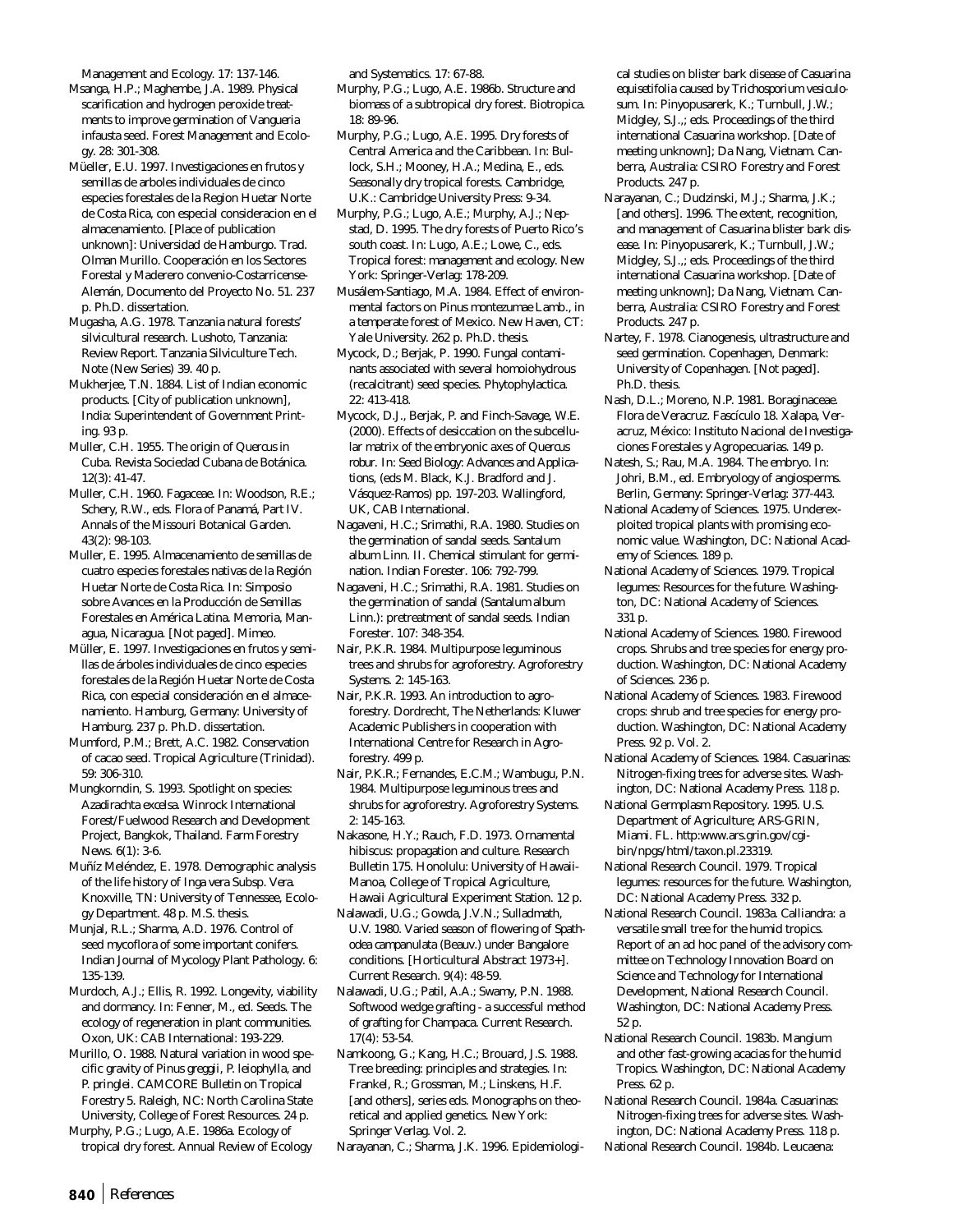Management and Ecology. 17: 137-146.

Msanga, H.P.; Maghembe, J.A. 1989. Physical scarification and hydrogen peroxide treatments to improve germination of Vangueria infausta seed. Forest Management and Ecology. 28: 301-308.

Müeller, E.U. 1997. Investigaciones en frutos y semillas de arboles individuales de cinco especies forestales de la Region Huetar Norte de Costa Rica, con especial consideracion en el almacenamiento. [Place of publication unknown]: Universidad de Hamburgo. Trad. Olman Murillo. Cooperación en los Sectores Forestal y Maderero convenio-Costarricense-Alemán, Documento del Proyecto No. 51. 237 p. Ph.D. dissertation.

Mugasha, A.G. 1978. Tanzania natural forests' silvicultural research. Lushoto, Tanzania: Review Report. Tanzania Silviculture Tech. Note (New Series) 39. 40 p.

Mukherjee, T.N. 1884. List of Indian economic products. [City of publication unknown], India: Superintendent of Government Printing. 93 p.

Muller, C.H. 1955. The origin of *Quercus* in Cuba. Revista Sociedad Cubana de Botánica. 12(3): 41-47.

Muller, C.H. 1960. Fagaceae. In: Woodson, R.E.; Schery, R.W., eds. Flora of Panamá, Part IV. Annals of the Missouri Botanical Garden. 43(2): 98-103.

Muller, E. 1995. Almacenamiento de semillas de cuatro especies forestales nativas de la Región Huetar Norte de Costa Rica. In: Simposio sobre Avances en la Producción de Semillas Forestales en América Latina. Memoria, Managua, Nicaragua. [Not paged]. Mimeo.

Müller, E. 1997. Investigaciones en frutos y semillas de árboles individuales de cinco especies forestales de la Región Huetar Norte de Costa Rica, con especial consideración en el almacenamiento. Hamburg, Germany: University of Hamburg. 237 p. Ph.D. dissertation.

Mumford, P.M.; Brett, A.C. 1982. Conservation of cacao seed. Tropical Agriculture (Trinidad). 59: 306-310.

Mungkorndin, S. 1993. Spotlight on species: *Azadirachta excelsa*. Winrock International Forest/Fuelwood Research and Development Project, Bangkok, Thailand. Farm Forestry News. 6(1): 3-6.

Muñíz Meléndez, E. 1978. Demographic analysis of the life history of *Inga vera* Subsp. *Vera*. Knoxville, TN: University of Tennessee, Ecology Department. 48 p. M.S. thesis.

Munjal, R.L.; Sharma, A.D. 1976. Control of seed mycoflora of some important conifers. Indian Journal of Mycology Plant Pathology. 6: 135-139.

Murdoch, A.J.; Ellis, R. 1992. Longevity, viability and dormancy. In: Fenner, M., ed. Seeds. The ecology of regeneration in plant communities. Oxon, UK: CAB International: 193-229.

Murillo, O. 1988. Natural variation in wood specific gravity of *Pinus greggii*, *P. leiophylla*, and *P. pringlei*. CAMCORE Bulletin on Tropical Forestry 5. Raleigh, NC: North Carolina State University, College of Forest Resources. 24 p.

Murphy, P.G.; Lugo, A.E. 1986a. Ecology of tropical dry forest. Annual Review of Ecology and Systematics. 17: 67-88.

Murphy, P.G.; Lugo, A.E. 1986b. Structure and biomass of a subtropical dry forest. Biotropica. 18: 89-96.

Murphy, P.G.; Lugo, A.E. 1995. Dry forests of Central America and the Caribbean. In: Bullock, S.H.; Mooney, H.A.; Medina, E., eds. Seasonally dry tropical forests. Cambridge, U.K.: Cambridge University Press: 9-34.

Murphy, P.G.; Lugo, A.E.; Murphy, A.J.; Nepstad, D. 1995. The dry forests of Puerto Rico's south coast. In: Lugo, A.E.; Lowe, C., eds. Tropical forest: management and ecology. New York: Springer-Verlag: 178-209.

Musálem-Santiago, M.A. 1984. Effect of environmental factors on *Pinus montezumae* Lamb., in a temperate forest of Mexico. New Haven, CT: Yale University. 262 p. Ph.D. thesis.

Mycock, D.; Berjak, P. 1990. Fungal contaminants associated with several homoiohydrous (recalcitrant) seed species. Phytophylactica. 22: 413-418.

Mycock, D.J., Berjak, P. and Finch-Savage, W.E. (2000). Effects of desiccation on the subcellular matrix of the embryonic axes of *Quercus robur*. In: Seed Biology: Advances and Applications, (eds M. Black, K.J. Bradford and J. Vásquez-Ramos) pp. 197-203. Wallingford, UK, CAB International.

Nagaveni, H.C.; Srimathi, R.A. 1980. Studies on the germination of sandal seeds. *Santalum album* Linn. II. Chemical stimulant for germination. Indian Forester. 106: 792-799.

Nagaveni, H.C.; Srimathi, R.A. 1981. Studies on the germination of sandal (*Santalum album* Linn.): pretreatment of sandal seeds. Indian Forester. 107: 348-354.

Nair, P.K.R. 1984. Multipurpose leguminous trees and shrubs for agroforestry. Agroforestry Systems. 2: 145-163.

Nair, P.K.R. 1993. An introduction to agroforestry. Dordrecht, The Netherlands: Kluwer Academic Publishers in cooperation with International Centre for Research in Agroforestry. 499 p.

Nair, P.K.R.; Fernandes, E.C.M.; Wambugu, P.N. 1984. Multipurpose leguminous trees and shrubs for agroforestry. Agroforestry Systems. 2: 145-163.

Nakasone, H.Y.; Rauch, F.D. 1973. Ornamental hibiscus: propagation and culture. Research Bulletin 175. Honolulu: University of Hawaii-Manoa, College of Tropical Agriculture, Hawaii Agricultural Experiment Station. 12 p.

Nalawadi, U.G.; Gowda, J.V.N.; Sulladmath, U.V. 1980. Varied season of flowering of *Spathodea campanulata* (Beauv.) under Bangalore conditions. [Horticultural Abstract 1973+]. Current Research. 9(4): 48-59.

Nalawadi, U.G.; Patil, A.A.; Swamy, P.N. 1988. Softwood wedge grafting - a successful method of grafting for Champaca. Current Research. 17(4): 53-54.

Namkoong, G.; Kang, H.C.; Brouard, J.S. 1988. Tree breeding: principles and strategies. In: Frankel, R.; Grossman, M.; Linskens, H.F. [and others], series eds. Monographs on theoretical and applied genetics. New York: Springer Verlag. Vol. 2.

Narayanan, C.; Sharma, J.K. 1996. Epidemiological studies on blister bark disease of *Casuarina equisetifolia* caused by *Trichosporium vesiculosum*. In: Pinyopusarerk, K.; Turnbull, J.W.; Midgley, S.J.,; eds. Proceedings of the third international Casuarina workshop. [Date of meeting unknown]; Da Nang, Vietnam. Canberra, Australia: CSIRO Forestry and Forest Products. 247 p.

Narayanan, C.; Dudzinski, M.J.; Sharma, J.K.; [and others]. 1996. The extent, recognition, and management of Casuarina blister bark disease. In: Pinyopusarerk, K.; Turnbull, J.W.; Midgley, S.J.,; eds. Proceedings of the third international Casuarina workshop. [Date of meeting unknown]; Da Nang, Vietnam. Canberra, Australia: CSIRO Forestry and Forest Products. 247 p.

Nartey, F. 1978. Cianogenesis, ultrastructure and seed germination. Copenhagen, Denmark: University of Copenhagen. [Not paged]. Ph.D. thesis.

Nash, D.L.; Moreno, N.P. 1981. Boraginaceae. Flora de Veracruz. Fascículo 18. Xalapa, Veracruz, México: Instituto Nacional de Investigaciones Forestales y Agropecuarias. 149 p.

Natesh, S.; Rau, M.A. 1984. The embryo. In: Johri, B.M., ed. Embryology of angiosperms. Berlin, Germany: Springer-Verlag: 377-443.

National Academy of Sciences. 1975. Underexploited tropical plants with promising economic value. Washington, DC: National Academy of Sciences. 189 p.

National Academy of Sciences. 1979. Tropical legumes: Resources for the future. Washington, DC: National Academy of Sciences. 331 p.

National Academy of Sciences. 1980. Firewood crops. Shrubs and tree species for energy production. Washington, DC: National Academy of Sciences. 236 p.

National Academy of Sciences. 1983. Firewood crops: shrub and tree species for energy production. Washington, DC: National Academy Press. 92 p. Vol. 2.

National Academy of Sciences. 1984. Casuarinas: Nitrogen-fixing trees for adverse sites. Washington, DC: National Academy Press. 118 p.

National Germplasm Repository. 1995. U.S. Department of Agriculture; ARS-GRIN, Miami. FL. http:www.ars.grin.gov/cgi-bin/npgs/html/taxon.pl.23319.

National Research Council. 1979. Tropical legumes: resources for the future. Washington, DC: National Academy Press. 332 p.

National Research Council. 1983a. Calliandra: a versatile small tree for the humid tropics. Report of an ad hoc panel of the advisory committee on Technology Innovation Board on Science and Technology for International Development, National Research Council. Washington, DC: National Academy Press. 52 p.

National Research Council. 1983b. Mangium and other fast-growing acacias for the humid Tropics. Washington, DC: National Academy Press. 62 p.

National Research Council. 1984a. Casuarinas: Nitrogen-fixing trees for adverse sites. Washington, DC: National Academy Press. 118 p.

National Research Council. 1984b. Leucaena: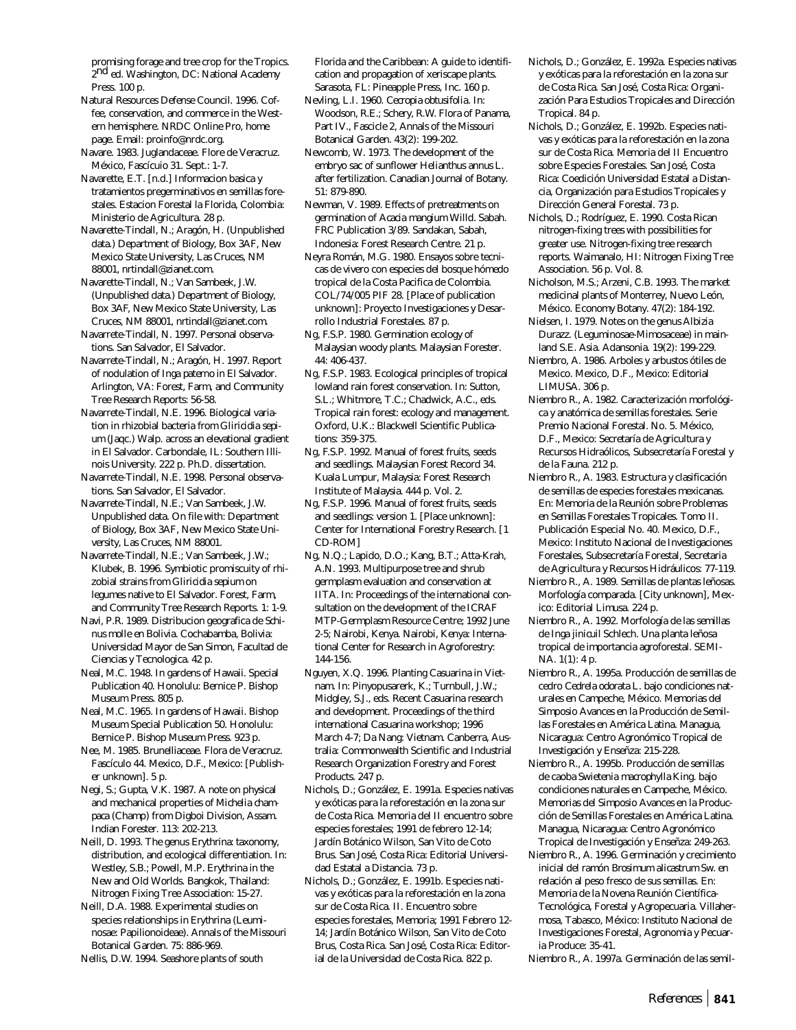promising forage and tree crop for the Tropics. 2nd ed. Washington, DC: National Academy Press. 100 p.

Natural Resources Defense Council. 1996. Coffee, conservation, and commerce in the Western hemisphere. NRDC Online Pro, home page. Email: proinfo@nrdc.org.

Navare. 1983. Juglandaceae. Flore de Veracruz. México, Fascícuio 31. Sept.: 1-7.

Navarette, E.T. [n.d.] Informacion basica y tratamientos pregerminativos en semillas forestales. Estacion Forestal la Florida, Colombia: Ministerio de Agricultura. 28 p.

Navarette-Tindall, N.; Aragón, H. (Unpublished data.) Department of Biology, Box 3AF, New Mexico State University, Las Cruces, NM 88001, nrtindall@zianet.com.

Navarette-Tindall, N.; Van Sambeek, J.W. (Unpublished data.) Department of Biology, Box 3AF, New Mexico State University, Las Cruces, NM 88001, nrtindall@zianet.com.

Navarrete-Tindall, N. 1997. Personal observations. San Salvador, El Salvador.

Navarrete-Tindall, N.; Aragón, H. 1997. Report of nodulation of Inga paterno in El Salvador. Arlington, VA: Forest, Farm, and Community Tree Research Reports: 56-58.

Navarrete-Tindall, N.E. 1996. Biological variation in rhizobial bacteria from Gliricidia sepium (Jacq.) Walp. across an elevational gradient in El Salvador. Carbondale, IL: Southern Illinois University. 222 p. Ph.D. dissertation.

Navarrete-Tindall, N.E. 1998. Personal observations. San Salvador, El Salvador.

Navarrete-Tindall, N.E.; Van Sambeek, J.W. Unpublished data. On file with: Department of Biology, Box 3AF, New Mexico State University, Las Cruces, NM 88001.

Navarrete-Tindall, N.E.; Van Sambeek, J.W.; Klubek, B. 1996. Symbiotic promiscuity of rhizobial strains from Gliricidia sepium on legumes native to El Salvador. Forest, Farm, and Community Tree Research Reports. 1: 1-9.

Navi, P.R. 1989. Distribucion geografica de Schinus molle en Bolivia. Cochabamba, Bolivia: Universidad Mayor de San Simon, Facultad de Ciencias y Tecnologica. 42 p.

Neal, M.C. 1948. In gardens of Hawaii. Special Publication 40. Honolulu: Bernice P. Bishop Museum Press. 805 p.

Neal, M.C. 1965. In gardens of Hawaii. Bishop Museum Special Publication 50. Honolulu: Bernice P. Bishop Museum Press. 923 p.

Nee, M. 1985. Brunelliaceae. Flora de Veracruz. Fascículo 44. Mexico, D.F., Mexico: [Publisher unknown]. 5 p.

Negi, S.; Gupta, V.K. 1987. A note on physical and mechanical properties of Michelia champaca (Champ) from Digboi Division, Assam. Indian Forester. 113: 202-213.

Neill, D. 1993. The genus Erythrina: taxonomy, distribution, and ecological differentiation. In: Westley, S.B.; Powell, M.P. Erythrina in the New and Old Worlds. Bangkok, Thailand: Nitrogen Fixing Tree Association: 15-27.

Neill, D.A. 1988. Experimental studies on species relationships in Erythrina (Leuminosae: Papilionoideae). Annals of the Missouri Botanical Garden. 75: 886-969.

Nellis, D.W. 1994. Seashore plants of south Florida and the Caribbean: A guide to identification and propagation of xeriscape plants. Sarasota, FL: Pineapple Press, Inc. 160 p.

Nevling, L.I. 1960. Cecropia obtusifolia. In: Woodson, R.E.; Schery, R.W. Flora of Panama, Part IV., Fascicle 2, Annals of the Missouri Botanical Garden. 43(2): 199-202.

Newcomb, W. 1973. The development of the embryo sac of sunflower Helianthus annus L. after fertilization. Canadian Journal of Botany. 51: 879-890.

Newman, V. 1989. Effects of pretreatments on germination of Acacia mangium Willd. Sabah. FRC Publication 3/89. Sandakan, Sabah, Indonesia: Forest Research Centre. 21 p.

Neyra Román, M.G. 1980. Ensayos sobre tecnicas de vivero con especies del bosque hómedo tropical de la Costa Pacifica de Colombia. COL/74/005 PIF 28. [Place of publication unknown]: Proyecto Investigaciones y Desarrollo Industrial Forestales. 87 p.

Ng, F.S.P. 1980. Germination ecology of Malaysian woody plants. Malaysian Forester. 44: 406-437.

Ng, F.S.P. 1983. Ecological principles of tropical lowland rain forest conservation. In: Sutton, S.L.; Whitmore, T.C.; Chadwick, A.C., eds. Tropical rain forest: ecology and management. Oxford, U.K.: Blackwell Scientific Publications: 359-375.

Ng, F.S.P. 1992. Manual of forest fruits, seeds and seedlings. Malaysian Forest Record 34. Kuala Lumpur, Malaysia: Forest Research Institute of Malaysia. 444 p. Vol. 2.

Ng, F.S.P. 1996. Manual of forest fruits, seeds and seedlings: version 1. [Place unknown]: Center for International Forestry Research. [1 CD-ROM]

Ng, N.Q.; Lapido, D.O.; Kang, B.T.; Atta-Krah, A.N. 1993. Multipurpose tree and shrub germplasm evaluation and conservation at IITA. In: Proceedings of the international consultation on the development of the ICRAF MTP-Germplasm Resource Centre; 1992 June 2-5; Nairobi, Kenya. Nairobi, Kenya: International Center for Research in Agroforestry: 144-156.

Nguyen, X.Q. 1996. Planting Casuarina in Vietnam. In: Pinyopusarerk, K.; Turnbull, J.W.; Midgley, S.J., eds. Recent Casuarina research and development. Proceedings of the third international Casuarina workshop; 1996 March 4-7; Da Nang: Vietnam. Canberra, Australia: Commonwealth Scientific and Industrial Research Organization Forestry and Forest Products. 247 p.

Nichols, D.; González, E. 1991a. Especies nativas y exóticas para la reforestación en la zona sur de Costa Rica. Memoria del II encuentro sobre especies forestales; 1991 de febrero 12-14; Jardín Botánico Wilson, San Vito de Coto Brus. San José, Costa Rica: Editorial Universidad Estatal a Distancia. 73 p.

Nichols, D.; González, E. 1991b. Especies nativas y exóticas para la reforestación en la zona sur de Costa Rica. II. Encuentro sobre especies forestales, Memoria; 1991 Febrero 12-14; Jardín Botánico Wilson, San Vito de Coto Brus, Costa Rica. San José, Costa Rica: Editorial de la Universidad de Costa Rica. 822 p.

Nichols, D.; González, E. 1992a. Especies nativas y exóticas para la reforestación en la zona sur de Costa Rica. San José, Costa Rica: Organización Para Estudios Tropicales and Dirección Tropical. 84 p.

Nichols, D.; González, E. 1992b. Especies nativas y exóticas para la reforestación en la zona sur de Costa Rica. Memoria del II Encuentro sobre Especies Forestales. San José, Costa Rica: Coedición Universidad Estatal a Distancia, Organización para Estudios Tropicales y Dirección General Forestal. 73 p.

Nichols, D.; Rodríguez, E. 1990. Costa Rican nitrogen-fixing trees with possibilities for greater use. Nitrogen-fixing tree research reports. Waimanalo, HI: Nitrogen Fixing Tree Association. 56 p. Vol. 8.

Nicholson, M.S.; Arzeni, C.B. 1993. The market medicinal plants of Monterrey, Nuevo León, México. Economy Botany. 47(2): 184-192.

Nielsen, I. 1979. Notes on the genus Albizia Durazz. (Leguminosae-Mimosaceae) in mainland S.E. Asia. Adansonia. 19(2): 199-229.

Niembro, A. 1986. Arboles y arbustos ótiles de Mexico. Mexico, D.F., Mexico: Editorial LIMUSA. 306 p.

Niembro R., A. 1982. Caracterización morfológica y anatómica de semillas forestales. Serie Premio Nacional Forestal. No. 5. México, D.F., Mexico: Secretaría de Agricultura y Recursos Hidraólicos, Subsecretaría Forestal y de la Fauna. 212 p.

Niembro R., A. 1983. Estructura y clasificación de semillas de especies forestales mexicanas. En: Memoria de la Reunión sobre Problemas en Semillas Forestales Tropicales. Tomo II. Publicación Especial No. 40. Mexico, D.F., Mexico: Instituto Nacional de Investigaciones Forestales, Subsecretaría Forestal, Secretaria de Agricultura y Recursos Hidráulicos: 77-119.

Niembro R., A. 1989. Semillas de plantas leñosas. Morfología comparada. [City unknown], Mexico: Editorial Limusa. 224 p.

Niembro R., A. 1992. Morfología de las semillas de Inga jinicuil Schlech. Una planta leñosa tropical de importancia agroforestal. SEMI-NA. 1(1): 4 p.

Niembro R., A. 1995a. Producción de semillas de cedro Cedrela odorata L. bajo condiciones naturales en Campeche, México. Memorias del Simposio Avances en la Producción de Semillas Forestales en América Latina. Managua, Nicaragua: Centro Agronómico Tropical de Investigación y Enseñza: 215-228.

Niembro R., A. 1995b. Producción de semillas de caoba Swietenia macrophylla King. bajo condiciones naturales en Campeche, México. Memorias del Simposio Avances en la Producción de Semillas Forestales en América Latina. Managua, Nicaragua: Centro Agronómico Tropical de Investigación y Enseñza: 249-263.

Niembro R., A. 1996. Germinación y crecimiento inicial del ramón Brosimum alicastrum Sw. en relación al peso fresco de sus semillas. En: Memoria de la Novena Reunión Científica-Tecnológica, Forestal y Agropecuaria. Villahermosa, Tabasco, México: Instituto Nacional de Investigaciones Forestal, Agronomia y Pecuaria Produce: 35-41.

Niembro R., A. 1997a. Germinación de las semil-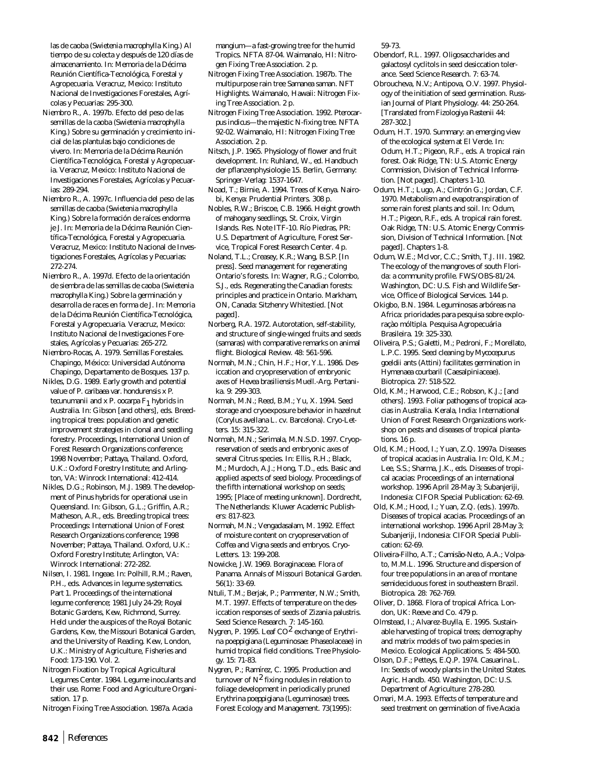las de caoba (Swietenia macrophylla King.) Al tiempo de su colecta y después de 120 días de almacenamiento. In: Memoria de la Décima Reunión Científica-Tecnológica, Forestal y Agropecuaria. Veracruz, Mexico: Instituto Nacional de Investigaciones Forestales, Agrícolas y Pecuarias: 295-300.

Niembro R., A. 1997b. Efecto del peso de las semillas de la caoba (Swietenia macrophylla King.) Sobre su germinación y crecimiento inicial de las plantulas bajo condiciones de vivero. In: Memoria de la Décima Reunión Científica-Tecnológica, Forestal y Agropecuaria. Veracruz, Mexico: Instituto Nacional de Investigaciones Forestales, Agrícolas y Pecuarias: 289-294.

Niembro R., A. 1997c. Influencia del peso de las semillas de caoba (Swietenia macrophylla King.) Sobre la formación de raíces endorma je J. In: Memoria de la Décima Reunión Científica-Tecnológica, Forestal y Agropecuaria. Veracruz, Mexico: Instituto Nacional de Investigaciones Forestales, Agrícolas y Pecuarias: 272-274.

Niembro R., A. 1997d. Efecto de la orientación de siembra de las semillas de caoba (Swietenia macrophylla King.) Sobre la germinación y desarrolla de races en forma de J. In: Memoria de la Décima Reunión Científica-Tecnológica, Forestal y Agropecuaria. Veracruz, Mexico: Instituto Nacional de Investigaciones Forestales, Agrícolas y Pecuarias: 265-272.

Niembro-Rocas, A. 1979. Semillas Forestales. Chapingo, México: Universidad Autónoma Chapingo, Departamento de Bosques. 137 p.

Nikles, D.G. 1989. Early growth and potential value of P. caribaea var. hondurensis x P. tecunumanii and x P. oocarpa $F_1$ hybrids in Australia. In: Gibson [and others], eds. Breeding tropical trees: population and genetic improvement strategies in clonal and seedling forestry. Proceedings, International Union of Forest Research Organizations conference; 1998 November; Pattaya, Thailand. Oxford, U.K.: Oxford Forestry Institute; and Arlington, VA: Winrock International: 412-414.

Nikles, D.G.; Robinson, M.J. 1989. The development of Pinus hybrids for operational use in Queensland. In: Gibson, G.L.; Griffin, A.R.; Matheson, A.R., eds. Breeding tropical trees: Proceedings: International Union of Forest Research Organizations conference; 1998 November; Pattaya, Thailand. Oxford, U.K.: Oxford Forestry Institute; Arlington, VA: Winrock International: 272-282.

Nilsen, I. 1981. Ingeae. In: Polhill, R.M.; Raven, P.H., eds. Advances in legume systematics. Part 1. Proceedings of the international legume conference; 1981 July 24-29; Royal Botanic Gardens, Kew, Richmond, Surrey. Held under the auspices of the Royal Botanic Gardens, Kew, the Missouri Botanical Garden, and the University of Reading. Kew, London, U.K.: Ministry of Agriculture, Fisheries and Food: 173-190. Vol. 2.

Nitrogen Fixation by Tropical Agricultural Legumes Center. 1984. Legume inoculants and their use. Rome: Food and Agriculture Organisation. 17 p.

Nitrogen Fixing Tree Association. 1987a. Acacia mangium—a fast-growing tree for the humid Tropics. NFTA 87-04. Waimanalo, HI: Nitrogen Fixing Tree Association. 2 p.

Nitrogen Fixing Tree Association. 1987b. The multipurpose rain tree Samanea saman. NFT Highlights. Waimanalo, Hawaii: Nitrogen Fixing Tree Association. 2 p.

Nitrogen Fixing Tree Association. 1992. Pterocarpus indicus—the majestic N-fixing tree. NFTA 92-02. Waimanalo, HI: Nitrogen Fixing Tree Association. 2 p.

Nitsch, J.P. 1965. Physiology of flower and fruit development. In: Ruhland, W., ed. Handbuch der pflanzenphysiologie 15. Berlin, Germany: Springer-Verlag: 1537-1647.

Noad, T.; Birnie, A. 1994. Trees of Kenya. Nairobi, Kenya: Prudential Printers. 308 p.

Nobles, R.W.; Briscoe, C.B. 1966. Height growth of mahogany seedlings, St. Croix, Virgin Islands. Res. Note ITF-10. Río Piedras, PR: U.S. Department of Agriculture, Forest Service, Tropical Forest Research Center. 4 p.

Noland, T.L.; Creasey, K.R.; Wang, B.S.P. [In press]. Seed management for regenerating Ontario's forests. In: Wagner, R.G.; Colombo, S.J., eds. Regenerating the Canadian forests: principles and practice in Ontario. Markham, ON, Canada: Sitzhenry Whitestied. [Not paged].

Norberg, R.A. 1972. Autorotation, self-stability, and structure of single-winged fruits and seeds (samaras) with comparative remarks on animal flight. Biological Review. 48: 561-596.

Normah, M.N.; Chin, H.F.; Hor, Y.L. 1986. Desiccation and cryopreservation of embryonic axes of Hevea brasiliensis Muell.-Arg. Pertanika. 9: 299-303.

Normah, M.N.; Reed, B.M.; Yu, X. 1994. Seed storage and cryoexposure behavior in hazelnut (Corylus avellana L. cv. Barcelona). Cryo-Letters. 15: 315-322.

Normah, M.N.; Serimala, M.N.S.D. 1997. Cryopreservation of seeds and embryonic axes of several Citrus species. In: Ellis, R.H.; Black, M.; Murdoch, A.J.; Hong, T.D., eds. Basic and applied aspects of seed biology. Proceedings of the fifth international workshop on seeds; 1995; [Place of meeting unknown]. Dordrecht, The Netherlands: Kluwer Academic Publishers: 817-823.

Normah, M.N.; Vengadasalam, M. 1992. Effect of moisture content on cryopreservation of Coffea and Vigna seeds and embryos. Cryo-Letters. 13: 199-208.

Nowicke, J.W. 1969. Boraginaceae. Flora of Panama. Annals of Missouri Botanical Garden. 56(1): 33-69.

Ntuli, T.M.; Berjak, P.; Pammenter, N.W.; Smith, M.T. 1997. Effects of temperature on the desiccation responses of seeds of Zizania palustris. Seed Science Research. 7: 145-160.

Nygren, P. 1995. Leaf $CO^2$ exchange of Erythrina poeppigiana (Leguminosae: Phaseolaceae) in humid tropical field conditions. Tree Physiology. 15: 71-83.

Nygren, P.; Ramírez, C. 1995. Production and turnover of $N^2$ fixing nodules in relation to foliage development in periodically pruned Erythrina poeppigiana (Leguminosae) trees. Forest Ecology and Management. 73(1995): 59-73.

Obendorf, R.L. 1997. Oligosaccharides and galactosyl cyclitols in seed desiccation tolerance. Seed Science Research. 7: 63-74.

Obroucheva, N.V.; Antipova, O.V. 1997. Physiology of the initiation of seed germination. Russian Journal of Plant Physiology. 44: 250-264. [Translated from Fizologiya Rastenii 44: 287-302.]

Odum, H.T. 1970. Summary: an emerging view of the ecological system at El Verde. In: Odum, H.T.; Pigeon, R.F., eds. A tropical rain forest. Oak Ridge, TN: U.S. Atomic Energy Commission, Division of Technical Information. [Not paged]. Chapters 1-10.

Odum, H.T.; Lugo, A.; Cintrón G.; Jordan, C.F. 1970. Metabolism and evapotranspiration of some rain forest plants and soil. In: Odum, H.T.; Pigeon, R.F., eds. A tropical rain forest. Oak Ridge, TN: U.S. Atomic Energy Commission, Division of Technical Information. [Not paged]. Chapters 1-8.

Odum, W.E.; McIvor, C.C.; Smith, T.J. III. 1982. The ecology of the mangroves of south Florida: a community profile. FWS/OBS-81/24. Washington, DC: U.S. Fish and Wildlife Service, Office of Biological Services. 144 p.

Okigbo, B.N. 1984. Leguminosas arbóreas na Africa: prioridades para pesquisa sobre exploraçào móltipla. Pesquisa Agropecuária Brasileira. 19: 325-330.

Oliveira, P.S.; Galetti, M.; Pedroni, F.; Morellato, L.P.C. 1995. Seed cleaning by Mycocepurus goeldii ants (Attini) facilitates germination in Hymenaea courbaril (Caesalpiniaceae). Biotropica. 27: 518-522.

Old, K.M.; Harwood, C.E.; Robson, K.J.; [and others]. 1993. Foliar pathogens of tropical acacias in Australia. Kerala, India: International Union of Forest Research Organizations workshop on pests and diseases of tropical plantations. 16 p.

Old, K.M.; Hood, I.; Yuan, Z.Q. 1997a. Diseases of tropical acacias in Australia. In: Old, K.M.; Lee, S.S.; Sharma, J.K., eds. Diseases of tropical acacias: Proceedings of an international workshop. 1996 April 28-May 3; Subanjeriji, Indonesia: CIFOR Special Publication: 62-69.

Old, K.M.; Hood, I.; Yuan, Z.Q. (eds.). 1997b. Diseases of tropical acacias. Proceedings of an international workshop. 1996 April 28-May 3; Subanjeriji, Indonesia: CIFOR Special Publication: 62-69.

Oliveira-Filho, A.T.; Camisão-Neto, A.A.; Volpato, M.M.L. 1996. Structure and dispersion of four tree populations in an area of montane semideciduous forest in southeastern Brazil. Biotropica. 28: 762-769.

Oliver, D. 1868. Flora of tropical Africa. London, UK: Reeve and Co. 479 p.

Olmstead, I.; Alvarez-Buylla, E. 1995. Sustainable harvesting of tropical trees; demography and matrix models of two palm species in Mexico. Ecological Applications. 5: 484-500.

Olson, D.F.; Petteys, E.Q.P. 1974. Casuarina L. In: Seeds of woody plants in the United States. Agric. Handb. 450. Washington, DC: U.S. Department of Agriculture: 278-280.

Omari, M.A. 1993. Effects of temperature and seed treatment on germination of five Acacia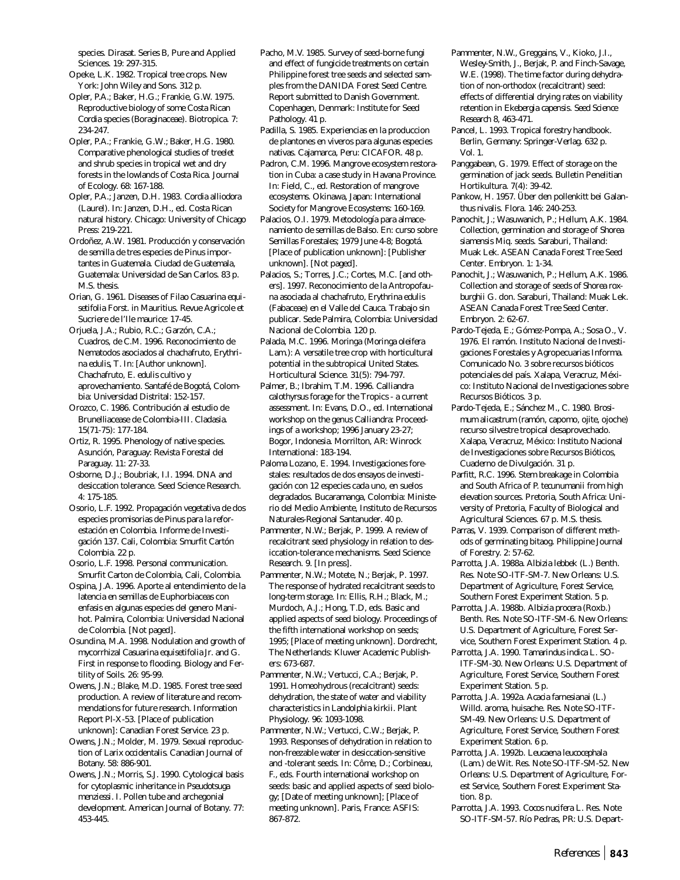species. Dirasat. Series B, Pure and Applied Sciences. 19: 297-315.

Opeke, L.K. 1982. Tropical tree crops. New York: John Wiley and Sons. 312 p.

Opler, P.A.; Baker, H.G.; Frankie, G.W. 1975. Reproductive biology of some Costa Rican Cordia species (Boraginaceae). Biotropica. 7: 234-247.

Opler, P.A.; Frankie, G.W.; Baker, H.G. 1980. Comparative phenological studies of treelet and shrub species in tropical wet and dry forests in the lowlands of Costa Rica. Journal of Ecology. 68: 167-188.

Opler, P.A.; Janzen, D.H. 1983. *Cordia alliodora* (Laurel). In: Janzen, D.H., ed. Costa Rican natural history. Chicago: University of Chicago Press: 219-221.

Ordoñez, A.W. 1981. Producción y conservación de semilla de tres especies de Pinus importantes in Guatemala. Ciudad de Guatemala, Guatemala: Universidad de San Carlos. 83 p. M.S. thesis.

Orian, G. 1961. Diseases of Filao *Casuarina equisetifolia* Forst. in Mauritius. Revue Agricole et Sucriere de l'Ile maurice: 17-45.

Orjuela, J.A.; Rubio, R.C.; Garzón, C.A.; Cuadros, de C.M. 1996. Reconocimiento de Nematodos asociados al chachafruto, *Erythrina edulis*, T. In: [Author unknown]. Chachafruto, *E. edulis* cultivo y aprovechamiento. Santafé de Bogotá, Colombia: Universidad Distrital: 152-157.

Orozco, C. 1986. Contribución al estudio de Brunelliacease de Colombia-III. Cladasia. 15(71-75): 177-184.

Ortiz, R. 1995. Phenology of native species. Asunción, Paraguay: Revista Forestal del Paraguay. 11: 27-33.

Osborne, D.J.; Boubriak, I.I. 1994. DNA and desiccation tolerance. Seed Science Research. 4: 175-185.

Osorio, L.F. 1992. Propagación vegetativa de dos especies promisorias de Pinus para la reforestación en Colombia. Informe de Investigación 137. Cali, Colombia: Smurfit Cartón Colombia. 22 p.

Osorio, L.F. 1998. Personal communication. Smurfit Carton de Colombia, Cali, Colombia.

Ospina, J.A. 1996. Aporte al entendimiento de la latencia en semillas de Euphorbiaceas con enfasis en algunas especies del genero Manihot. Palmira, Colombia: Universidad Nacional de Colombia. [Not paged].

Osundina, M.A. 1998. Nodulation and growth of mycorrhizal *Casuarina equisetifolia* Jr. and G. First in response to flooding. Biology and Fertility of Soils. 26: 95-99.

Owens, J.N.; Blake, M.D. 1985. Forest tree seed production. A review of literature and recommendations for future research. Information Report PI-X-53. [Place of publication unknown]: Canadian Forest Service. 23 p.

Owens, J.N.; Molder, M. 1979. Sexual reproduction of *Larix occidentalis*. Canadian Journal of Botany. 58: 886-901.

Owens, J.N.; Morris, S.J. 1990. Cytological basis for cytoplasmic inheritance in *Pseudotsuga menziessi*. I. Pollen tube and archegonial development. American Journal of Botany. 77: 453-445.

Pacho, M.V. 1985. Survey of seed-borne fungi and effect of fungicide treatments on certain Philippine forest tree seeds and selected samples from the DANIDA Forest Seed Centre. Report submitted to Danish Government. Copenhagen, Denmark: Institute for Seed Pathology. 41 p.

Padilla, S. 1985. Experiencias en la produccion de plantones en viveros para algunas especies nativas. Cajamarca, Peru: CICAFOR. 48 p.

Padron, C.M. 1996. Mangrove ecosystem restoration in Cuba: a case study in Havana Province. In: Field, C., ed. Restoration of mangrove ecosystems. Okinawa, Japan: International Society for Mangrove Ecosystems: 160-169.

Palacios, O.I. 1979. Metodología para almacenamiento de semillas de Balso. En: curso sobre Semillas Forestales; 1979 June 4-8; Bogotá. [Place of publication unknown]: [Publisher unknown]. [Not paged].

Palacios, S.; Torres, J.C.; Cortes, M.C. [and others]. 1997. Reconocimiento de la Antropofauna asociada al chachafruto, *Erythrina edulis* (Fabaceae) en el Valle del Cauca. Trabajo sin publicar. Sede Palmira, Colombia: Universidad Nacional de Colombia. 120 p.

Palada, M.C. 1996. Moringa (*Moringa oleifera* Lam.): A versatile tree crop with horticultural potential in the subtropical United States. Horticultural Science. 31(5): 794-797.

Palmer, B.; Ibrahim, T.M. 1996. *Calliandra calothyrsus* forage for the Tropics - a current assessment. In: Evans, D.O., ed. International workshop on the genus Calliandra: Proceedings of a workshop; 1996 January 23-27; Bogor, Indonesia. Morrilton, AR: Winrock International: 183-194.

Paloma Lozano, E. 1994. Investigaciones forestales: resultados de dos ensayos de investigación con 12 especies cada uno, en suelos degradados. Bucaramanga, Colombia: Ministerio del Medio Ambiente, Instituto de Recursos Naturales-Regional Santanuder. 40 p.

Pammenter, N.W.; Berjak, P. 1999. A review of recalcitrant seed physiology in relation to desiccation-tolerance mechanisms. Seed Science Research. 9. [In press].

Pammenter, N.W.; Motete, N.; Berjak, P. 1997. The response of hydrated recalcitrant seeds to long-term storage. In: Ellis, R.H.; Black, M.; Murdoch, A.J.; Hong, T.D, eds. Basic and applied aspects of seed biology. Proceedings of the fifth international workshop on seeds; 1995; [Place of meeting unknown]. Dordrecht, The Netherlands: Kluwer Academic Publishers: 673-687.

Pammenter, N.W.; Vertucci, C.A.; Berjak, P. 1991. Homeohydrous (recalcitrant) seeds: dehydration, the state of water and viability characteristics in *Landolphia kirkii*. Plant Physiology. 96: 1093-1098.

Pammenter, N.W.; Vertucci, C.W.; Berjak, P. 1993. Responses of dehydration in relation to non-freezable water in desiccation-sensitive and -tolerant seeds. In: Côme, D.; Corbineau, F., eds. Fourth international workshop on seeds: basic and applied aspects of seed biology; [Date of meeting unknown]; [Place of meeting unknown]. Paris, France: ASFIS: 867-872.

Pammenter, N.W., Greggains, V., Kioko, J.I., Wesley-Smith, J., Berjak, P. and Finch-Savage, W.E. (1998). The time factor during dehydration of non-orthodox (recalcitrant) seed: effects of differential drying rates on viability retention in *Ekebergia capensis*. Seed Science Research 8, 463-471.

Pancel, L. 1993. Tropical forestry handbook. Berlin, Germany: Springer-Verlag. 632 p. Vol. 1.

Panggabean, G. 1979. Effect of storage on the germination of jack seeds. Bulletin Penelitian Hortikultura. 7(4): 39-42.

Pankow, H. 1957. Über den pollenkitt bei *Galanthus nivalis*. Flora. 146: 240-253.

Panochit, J.; Wasuwanich, P.; Hellum, A.K. 1984. Collection, germination and storage of *Shorea siamensis* Miq. seeds. Saraburi, Thailand: Muak Lek. ASEAN Canada Forest Tree Seed Center. Embryon. 1: 1-34.

Panochit, J.; Wasuwanich, P.; Hellum, A.K. 1986. Collection and storage of seeds of *Shorea roxburghii* G. don. Saraburi, Thailand: Muak Lek. ASEAN Canada Forest Tree Seed Center. Embryon. 2: 62-67.

Pardo-Tejeda, E.; Gómez-Pompa, A.; Sosa O., V. 1976. El ramón. Instituto Nacional de Investigaciones Forestales y Agropecuarias Informa. Comunicado No. 3 sobre recursos bióticos potenciales del país. Xalapa, Veracruz, México: Instituto Nacional de Investigaciones sobre Recursos Bióticos. 3 p.

Pardo-Tejeda, E.; Sánchez M., C. 1980. *Brosimum alicastrum* (ramón, capomo, ojite, ojoche) recurso silvestre tropical desaprovechado. Xalapa, Veracruz, México: Instituto Nacional de Investigaciones sobre Recursos Bióticos, Cuaderno de Divulgación. 31 p.

Parfitt, R.C. 1996. Stem breakage in Colombia and South Africa of *P. tecunumanii* from high elevation sources. Pretoria, South Africa: University of Pretoria, Faculty of Biological and Agricultural Sciences. 67 p. M.S. thesis.

Parras, V. 1939. Comparison of different methods of germinating bitaog. Philippine Journal of Forestry. 2: 57-62.

Parrotta, J.A. 1988a. *Albizia lebbek* (L.) Benth. Res. Note SO-ITF-SM-7. New Orleans: U.S. Department of Agriculture, Forest Service, Southern Forest Experiment Station. 5 p.

Parrotta, J.A. 1988b. *Albizia procera* (Roxb.) Benth. Res. Note SO-ITF-SM-6. New Orleans: U.S. Department of Agriculture, Forest Service, Southern Forest Experiment Station. 4 p.

Parrotta, J.A. 1990. *Tamarindus indica* L. SO-ITF-SM-30. New Orleans: U.S. Department of Agriculture, Forest Service, Southern Forest Experiment Station. 5 p.

Parrotta, J.A. 1992a. *Acacia farnesianai* (L.) Willd. aroma, huisache. Res. Note SO-ITF-SM-49. New Orleans: U.S. Department of Agriculture, Forest Service, Southern Forest Experiment Station. 6 p.

Parrotta, J.A. 1992b. *Leucaena leucocephala* (Lam.) de Wit. Res. Note SO-ITF-SM-52. New Orleans: U.S. Department of Agriculture, Forest Service, Southern Forest Experiment Station. 8 p.

Parrotta, J.A. 1993. *Cocos nucifera* L. Res. Note SO-ITF-SM-57. Río Pedras, PR: U.S. Depart-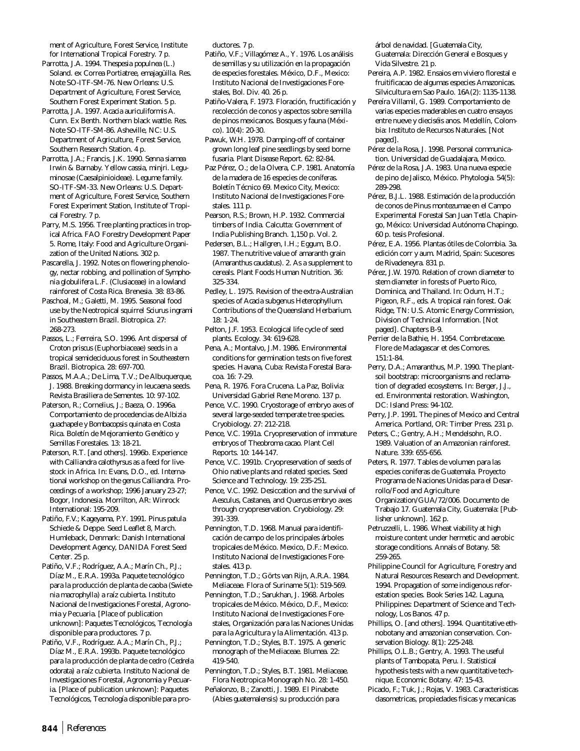ment of Agriculture, Forest Service, Institute for International Tropical Forestry. 7 p.

Parrotta, J.A. 1994. Thespesia populnea (L.) Soland. ex Correa Portiatree, emajagüilla. Res. Note SO-ITF-SM-76. New Orleans: U.S. Department of Agriculture, Forest Service, Southern Forest Experiment Station. 5 p.

Parrotta, J.A. 1997. Acacia auriculiformis A. Cunn. Ex Benth. Northern black wattle. Res. Note SO-ITF-SM-86. Asheville, NC: U.S. Department of Agriculture, Forest Service, Southern Research Station. 4 p.

Parrotta, J.A.; Francis, J.K. 1990. Senna siamea Irwin & Barnaby. Yellow cassia, minjri. Leguminosae (Caesalpinioideae). Legume family. SO-ITF-SM-33. New Orleans: U.S. Department of Agriculture, Forest Service, Southern Forest Experiment Station, Institute of Tropical Forestry. 7 p.

Parry, M.S. 1956. Tree planting practices in tropical Africa. FAO Forestry Development Paper 5. Rome, Italy: Food and Agriculture Organization of the United Nations. 302 p.

Pascarella, J. 1992. Notes on flowering phenology, nectar robbing, and pollination of Symphonia globulifera L.F. (Clusiaceae) in a lowland rainforest of Costa Rica. Brenesia. 38: 83-86.

Paschoal, M.; Galetti, M. 1995. Seasonal food use by the Neotropical squirrel Sciurus ingrami in Southeastern Brazil. Biotropica. 27: 268-273.

Passos, L.; Ferreira, S.O. 1996. Ant dispersal of Croton priscus (Euphorbiaceae) seeds in a tropical semideciduous forest in Southeastern Brazil. Biotropica. 28: 697-700.

Passos, M.A.A.; De Lima, T.V.; De Albuquerque, J. 1988. Breaking dormancy in leucaena seeds. Revista Brasiliera de Sementes. 10: 97-102.

Paterson, R.; Cornelius, J.; Baeza, O. 1996a. Comportamiento de procedencias de Albizia guachapele y Bombacopsis quinata en Costa Rica. Boletín de Mejoramiento Genético y Semillas Forestales. 13: 18-21.

Paterson, R.T. [and others]. 1996b. Experience with Calliandra calothyrsus as a feed for livestock in Africa. In: Evans, D.O., ed. International workshop on the genus Calliandra. Proceedings of a workshop; 1996 January 23-27; Bogor, Indonesia. Morrilton, AR: Winrock International: 195-209.

Patiño, F.V.; Kageyama, P.Y. 1991. Pinus patula Schiede & Deppe. Seed Leaflet 8, March. Humleback, Denmark: Danish International Development Agency, DANIDA Forest Seed Center. 25 p.

Patiño, V.F.; Rodríguez, A.A.; Marín Ch., P.J.; Díaz M., E.R.A. 1993a. Paquete tecnológico para la producción de planta de caoba (Swietenia macrophylla) a raíz cubierta. Instituto Nacional de Investigaciones Forestal, Agronomia y Pecuaria. [Place of publication unknown]: Paquetes Tecnológicos, Tecnología disponible para productores. 7 p.

Patiño, V.F., Rodríguez. A.A.; Marín Ch., P.J.; Díaz M., E.R.A. 1993b. Paquete tecnológico para la producción de planta de cedro (Cedrela odorata) a raíz cubierta. Instituto Nacional de Investigaciones Forestal, Agronomia y Pecuaria. [Place of publication unknown]: Paquetes Tecnológicos, Tecnología disponible para productores. 7 p.

Patiño, V.F.; Villagómez A., Y. 1976. Los análisis de semillas y su utilización en la propagación de especies forestales. México, D.F., Mexico: Instituto Nacional de Investigaciones Forestales, Bol. Div. 40. 26 p.

Patiño-Valera, F. 1973. Floración, fructificación y recolección de conos y aspectos sobre semilla de pinos mexicanos. Bosques y fauna (México). 10(4): 20-30.

Pawuk, W.H. 1978. Damping-off of container grown long leaf pine seedlings by seed borne fusaria. Plant Disease Report. 62: 82-84.

Paz Pérez, O.; de la Olvera, C.P. 1981. Anatomía de la madera de 16 especies de coníferas. Boletín Técnico 69. Mexico City, Mexico: Instituto Nacional de Investigaciones Forestales. 111 p.

Pearson, R.S.; Brown, H.P. 1932. Commercial timbers of India. Calcutta: Government of India Publishing Branch. 1,150 p. Vol. 2.

Pedersen, B.L.; Hallgren, I.H.; Eggum, B.O. 1987. The nutritive value of amaranth grain (Amaranthus caudatus). 2. As a supplement to cereals. Plant Foods Human Nutrition. 36: 325-334.

Pedley, L. 1975. Revision of the extra-Australian species of Acacia subgenus Heterophyllum. Contributions of the Queensland Herbarium. 18: 1-24.

Pelton, J.F. 1953. Ecological life cycle of seed plants. Ecology. 34: 619-628.

Pena, A.; Montalvo, J.M. 1986. Environmental conditions for germination tests on five forest species. Havana, Cuba: Revista Forestal Baracoa. 16: 7-29.

Pena, R. 1976. Fora Crucena. La Paz, Bolivia: Universidad Gabriel Rene Moreno. 137 p.

Pence, V.C. 1990. Cryostorage of embryo axes of several large-seeded temperate tree species. Cryobiology. 27: 212-218.

Pence, V.C. 1991a. Cryopreservation of immature embryos of Theobroma cacao. Plant Cell Reports. 10: 144-147.

Pence, V.C. 1991b. Cryopreservation of seeds of Ohio native plants and related species. Seed Science and Technology. 19: 235-251.

Pence, V.C. 1992. Desiccation and the survival of Aesculus, Castanea, and Quercus embryo axes through cryopreservation. Cryobiology. 29: 391-339.

Pennington, T.D. 1968. Manual para identificación de campo de los principales árboles tropicales de México. Mexico, D.F.: Mexico. Instituto Nacional de Investigaciones Forestales. 413 p.

Pennington, T.D.; Görts van Rijn, A.R.A. 1984. Meliaceae. Flora of Suriname 5(1): 519-569.

Pennington, T.D.; Sarukhan, J. 1968. Arboles tropicales de México. México, D.F., Mexico: Instituto Nacional de Investigaciones Forestales, Organización para las Naciones Unidas para la Agricultura y la Alimentación. 413 p.

Pennington, T.D.; Styles, B.T. 1975. A generic monograph of the Meliaceae. Blumea. 22: 419-540.

Pennington, T.D.; Styles, B.T. 1981. Meliaceae. Flora Neotropica Monograph No. 28: 1-450.

Peñalonzo, B.; Zanotti, J. 1989. El Pinabete (Abies guatemalensis) su producción para árbol de navidad. [Guatemala City, Guatemala: Dirección General e Bosques y Vida Silvestre. 21 p.

Pereira, A.P. 1982. Ensaios em viviero florestal e fruitificacao de algumas especies Amazonicas. Silvicultura em Sao Paulo. 16A(2): 1135-1138.

Pereíra Villamil, G. 1989. Comportamiento de varias especies maderables en cuatro ensayos entre nueve y dieciséis anos. Medellín, Colombia: Instituto de Recursos Naturales. [Not paged].

Pérez de la Rosa, J. 1998. Personal communication. Universidad de Guadalajara, Mexico.

Pérez de la Rosa, J.A. 1983. Una nueva especie de pino de Jalisco, México. Phytologia. 54(5): 289-298.

Pérez, B.J.L. 1988. Estimación de la producción de conos de Pinus montezumae en el Campo Experimental Forestal San Juan Tetla. Chapingo, México: Universidad Autónoma Chapingo. 60 p. tesis Profesional.

Pérez, E.A. 1956. Plantas ótiles de Colombia. 3a. edición corr y aum. Madrid, Spain: Sucesores de Rivadeneyra. 831 p.

Pérez, J.W. 1970. Relation of crown diameter to stem diameter in forests of Puerto Rico, Dominica, and Thailand. In: Odum, H.T.; Pigeon, R.F., eds. A tropical rain forest. Oak Ridge, TN: U.S. Atomic Energy Commission, Division of Technical Information. [Not paged]. Chapters B-9.

Perrier de la Bathie, H. 1954. Combretaceae. Flore de Madagascar et des Comores. 151:1-84.

Perry, D.A.; Amaranthus, M.P. 1990. The plant-soil bootstrap: microorganisms and reclamation of degraded ecosystems. In: Berger, J.J., ed. Environmental restoration. Washington, DC: Island Press: 94-102.

Perry, J.P. 1991. The pines of Mexico and Central America. Portland, OR: Timber Press. 231 p.

Peters, C.; Gentry, A.H.; Mendelsohn, R.O. 1989. Valuation of an Amazonian rainforest. Nature. 339: 655-656.

Peters, R. 1977. Tables de volumen para las especies coniferas de Guatemala. Proyecto Programa de Naciones Unidas para el Desarrollo/Food and Agriculture Organization/GUA/72/006. Documento de Trabajo 17. Guatemala City, Guatemala: [Publisher unknown]. 162 p.

Petruzzelli, L. 1986. Wheat viability at high moisture content under hermetic and aerobic storage conditions. Annals of Botany. 58: 259-265.

Philippine Council for Agriculture, Forestry and Natural Resources Research and Development. 1994. Propagation of some indigenous reforestation species. Book Series 142. Laguna, Philippines: Department of Science and Technology, Los Banos. 47 p.

Phillips, O. [and others]. 1994. Quantitative ethnobotany and amazonian conservation. Conservation Biology. 8(1): 225-248.

Phillips, O.L.B.; Gentry, A. 1993. The useful plants of Tambopata, Peru. I. Statistical hypothesis tests with a new quantitative technique. Economic Botany. 47: 15-43.

Picado, F.; Tuk, J.; Rojas, V. 1983. Caracteristicas dasometricas, propiedades fisicas y mecanicas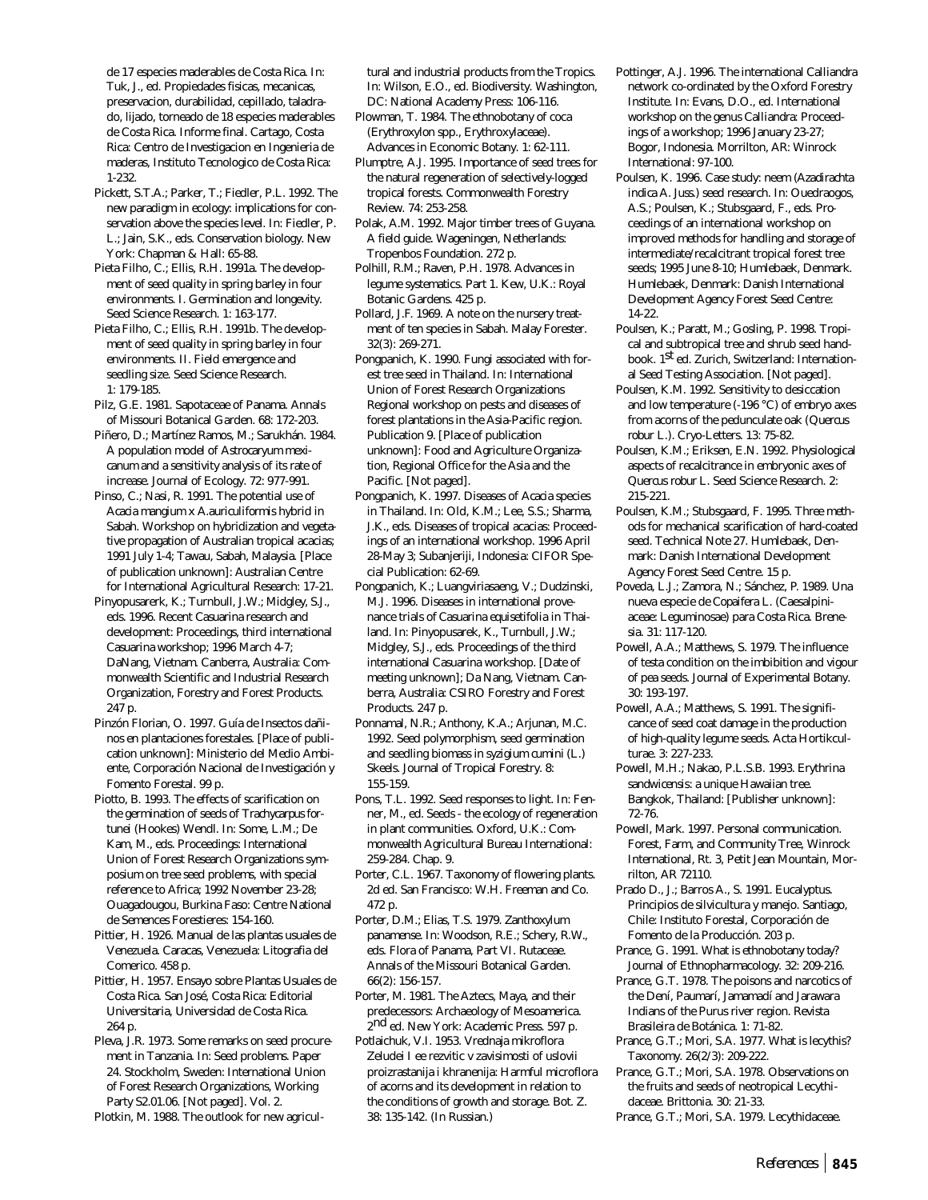de 17 especies maderables de Costa Rica. In: Tuk, J., ed. Propiedades fisicas, mecanicas, preservacion, durabilidad, cepillado, taladrado, lijado, torneado de 18 especies maderables de Costa Rica. Informe final. Cartago, Costa Rica: Centro de Investigacion en Ingenieria de maderas, Instituto Tecnologico de Costa Rica: 1-232.

Pickett, S.T.A.; Parker, T.; Fiedler, P.L. 1992. The new paradigm in ecology: implications for conservation above the species level. In: Fiedler, P. L.; Jain, S.K., eds. Conservation biology. New York: Chapman & Hall: 65-88.

Pieta Filho, C.; Ellis, R.H. 1991a. The development of seed quality in spring barley in four environments. I. Germination and longevity. Seed Science Research. 1: 163-177.

Pieta Filho, C.; Ellis, R.H. 1991b. The development of seed quality in spring barley in four environments. II. Field emergence and seedling size. Seed Science Research. 1: 179-185.

Pilz, G.E. 1981. Sapotaceae of Panama. Annals of Missouri Botanical Garden. 68: 172-203.

Piñero, D.; Martínez Ramos, M.; Sarukhán. 1984. A population model of *Astrocaryum mexicanum* and a sensitivity analysis of its rate of increase. Journal of Ecology. 72: 977-991.

Pinso, C.; Nasi, R. 1991. The potential use of *Acacia mangium* x *A.auriculiformis* hybrid in Sabah. Workshop on hybridization and vegetative propagation of Australian tropical acacias; 1991 July 1-4; Tawau, Sabah, Malaysia. [Place of publication unknown]: Australian Centre for International Agricultural Research: 17-21.

Pinyopusarerk, K.; Turnbull, J.W.; Midgley, S.J., eds. 1996. Recent Casuarina research and development: Proceedings, third international Casuarina workshop; 1996 March 4-7; DaNang, Vietnam. Canberra, Australia: Commonwealth Scientific and Industrial Research Organization, Forestry and Forest Products. 247 p.

Pinzón Florian, O. 1997. Guía de Insectos dañinos en plantaciones forestales. [Place of publication unknown]: Ministerio del Medio Ambiente, Corporación Nacional de Investigación y Fomento Forestal. 99 p.

Piotto, B. 1993. The effects of scarification on the germination of seeds of *Trachycarpus fortunei* (Hookes) Wendl. In: Some, L.M.; De Kam, M., eds. Proceedings: International Union of Forest Research Organizations symposium on tree seed problems, with special reference to Africa; 1992 November 23-28; Ouagadougou, Burkina Faso: Centre National de Semences Forestieres: 154-160.

Pittier, H. 1926. Manual de las plantas usuales de Venezuela. Caracas, Venezuela: Litografia del Comerico. 458 p.

Pittier, H. 1957. Ensayo sobre Plantas Usuales de Costa Rica. San José, Costa Rica: Editorial Universitaria, Universidad de Costa Rica. 264 p.

Pleva, J.R. 1973. Some remarks on seed procurement in Tanzania. In: Seed problems. Paper 24. Stockholm, Sweden: International Union of Forest Research Organizations, Working Party S2.01.06. [Not paged]. Vol. 2.

Plotkin, M. 1988. The outlook for new agricultural and industrial products from the Tropics. In: Wilson, E.O., ed. Biodiversity. Washington, DC: National Academy Press: 106-116.

Plowman, T. 1984. The ethnobotany of coca (*Erythroxylon* spp., Erythroxylaceae). Advances in Economic Botany. 1: 62-111.

Plumptre, A.J. 1995. Importance of seed trees for the natural regeneration of selectively-logged tropical forests. Commonwealth Forestry Review. 74: 253-258.

Polak, A.M. 1992. Major timber trees of Guyana. A field guide. Wageningen, Netherlands: Tropenbos Foundation. 272 p.

Polhill, R.M.; Raven, P.H. 1978. Advances in legume systematics. Part 1. Kew, U.K.: Royal Botanic Gardens. 425 p.

Pollard, J.F. 1969. A note on the nursery treatment of ten species in Sabah. Malay Forester. 32(3): 269-271.

Pongpanich, K. 1990. Fungi associated with forest tree seed in Thailand. In: International Union of Forest Research Organizations Regional workshop on pests and diseases of forest plantations in the Asia-Pacific region. Publication 9. [Place of publication unknown]: Food and Agriculture Organization, Regional Office for the Asia and the Pacific. [Not paged].

Pongpanich, K. 1997. Diseases of *Acacia* species in Thailand. In: Old, K.M.; Lee, S.S.; Sharma, J.K., eds. Diseases of tropical acacias: Proceedings of an international workshop. 1996 April 28-May 3; Subanjeriji, Indonesia: CIFOR Special Publication: 62-69.

Pongpanich, K.; Luangviriasaeng, V.; Dudzinski, M.J. 1996. Diseases in international provenance trials of *Casuarina equisetifolia* in Thailand. In: Pinyopusarek, K., Turnbull, J.W.; Midgley, S.J., eds. Proceedings of the third international Casuarina workshop. [Date of meeting unknown]; Da Nang, Vietnam. Canberra, Australia: CSIRO Forestry and Forest Products. 247 p.

Ponnamal, N.R.; Anthony, K.A.; Arjunan, M.C. 1992. Seed polymorphism, seed germination and seedling biomass in *syzigium cumini* (L.) Skeels. Journal of Tropical Forestry. 8: 155-159.

Pons, T.L. 1992. Seed responses to light. In: Fenner, M., ed. Seeds - the ecology of regeneration in plant communities. Oxford, U.K.: Commonwealth Agricultural Bureau International: 259-284. Chap. 9.

Porter, C.L. 1967. Taxonomy of flowering plants. 2d ed. San Francisco: W.H. Freeman and Co. 472 p.

Porter, D.M.; Elias, T.S. 1979. Zanthoxylum panamense. In: Woodson, R.E.; Schery, R.W., eds. Flora of Panama, Part VI. Rutaceae. Annals of the Missouri Botanical Garden. 66(2): 156-157.

Porter, M. 1981. The Aztecs, Maya, and their predecessors: Archaeology of Mesoamerica. 2nd ed. New York: Academic Press. 597 p.

Potlaichuk, V.I. 1953. Vrednaja mikroflora Zeludei I ee rezvitic v zavisimosti of uslovii proizrastanija i khranenija: Harmful microflora of acorns and its development in relation to the conditions of growth and storage. Bot. Z. 38: 135-142. (In Russian.)

Pottinger, A.J. 1996. The international Calliandra network co-ordinated by the Oxford Forestry Institute. In: Evans, D.O., ed. International workshop on the genus Calliandra: Proceedings of a workshop; 1996 January 23-27; Bogor, Indonesia. Morrilton, AR: Winrock International: 97-100.

Poulsen, K. 1996. Case study: neem (*Azadirachta indica* A. Juss.) seed research. In: Ouedraogos, A.S.; Poulsen, K.; Stubsgaard, F., eds. Proceedings of an international workshop on improved methods for handling and storage of intermediate/recalcitrant tropical forest tree seeds; 1995 June 8-10; Humlebaek, Denmark. Humlebaek, Denmark: Danish International Development Agency Forest Seed Centre: 14-22.

Poulsen, K.; Paratt, M.; Gosling, P. 1998. Tropical and subtropical tree and shrub seed handbook. 1st ed. Zurich, Switzerland: International Seed Testing Association. [Not paged].

Poulsen, K.M. 1992. Sensitivity to desiccation and low temperature (-196 °C) of embryo axes from acorns of the pedunculate oak (*Quercus robur* L.). Cryo-Letters. 13: 75-82.

Poulsen, K.M.; Eriksen, E.N. 1992. Physiological aspects of recalcitrance in embryonic axes of *Quercus robur* L. Seed Science Research. 2: 215-221.

Poulsen, K.M.; Stubsgaard, F. 1995. Three methods for mechanical scarification of hard-coated seed. Technical Note 27. Humlebaek, Denmark: Danish International Development Agency Forest Seed Centre. 15 p.

Poveda, L.J.; Zamora, N.; Sánchez, P. 1989. Una nueva especie de *Copaifera* L. (Caesalpiniaceae: Leguminosae) para Costa Rica. Brenesia. 31: 117-120.

Powell, A.A.; Matthews, S. 1979. The influence of testa condition on the imbibition and vigour of pea seeds. Journal of Experimental Botany. 30: 193-197.

Powell, A.A.; Matthews, S. 1991. The significance of seed coat damage in the production of high-quality legume seeds. Acta Hortikculturae. 3: 227-233.

Powell, M.H.; Nakao, P.L.S.B. 1993. *Erythrina sandwicensis*: a unique Hawaiian tree. Bangkok, Thailand: [Publisher unknown]: 72-76.

Powell, Mark. 1997. Personal communication. Forest, Farm, and Community Tree, Winrock International, Rt. 3, Petit Jean Mountain, Morrilton, AR 72110.

Prado D., J.; Barros A., S. 1991. Eucalyptus. Principios de silvicultura y manejo. Santiago, Chile: Instituto Forestal, Corporación de Fomento de la Producción. 203 p.

Prance, G. 1991. What is ethnobotany today? Journal of Ethnopharmacology. 32: 209-216.

Prance, G.T. 1978. The poisons and narcotics of the Dení, Paumarí, Jamamadí and Jarawara Indians of the Purus river region. Revista Brasileira de Botánica. 1: 71-82.

Prance, G.T.; Mori, S.A. 1977. What is lecythis? Taxonomy. 26(2/3): 209-222.

Prance, G.T.; Mori, S.A. 1978. Observations on the fruits and seeds of neotropical Lecythidaceae. Brittonia. 30: 21-33.

Prance, G.T.; Mori, S.A. 1979. Lecythidaceae.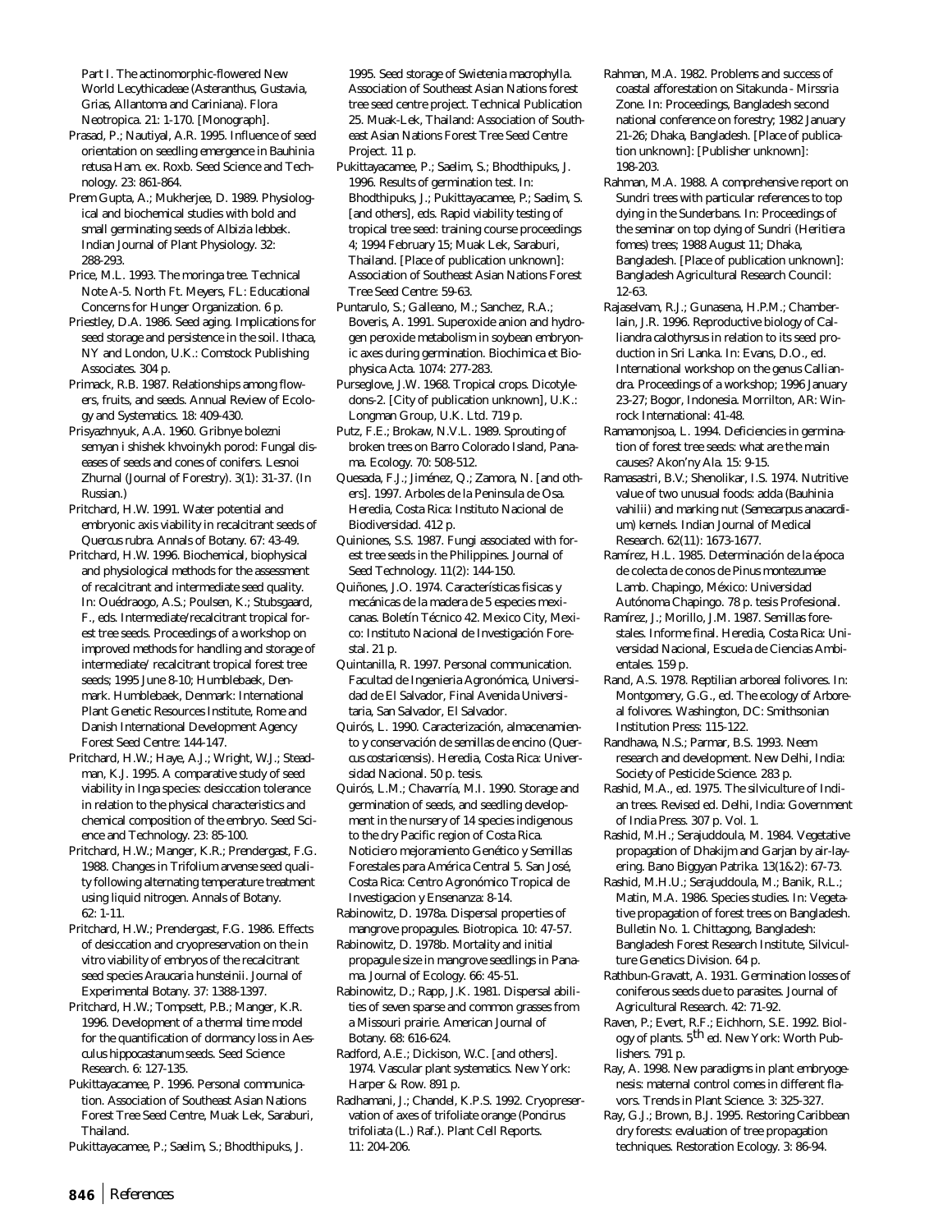Part I. The actinomorphic-flowered New World Lecythicadeae (Asteranthus, Gustavia, Grias, Allantoma and Cariniana). Flora Neotropica. 21: 1-170. [Monograph].

Prasad, P.; Nautiyal, A.R. 1995. Influence of seed orientation on seedling emergence in Bauhinia retusa Ham. ex. Roxb. Seed Science and Technology. 23: 861-864.

Prem Gupta, A.; Mukherjee, D. 1989. Physiological and biochemical studies with bold and small germinating seeds of Albizia lebbek. Indian Journal of Plant Physiology. 32: 288-293.

Price, M.L. 1993. The moringa tree. Technical Note A-5. North Ft. Meyers, FL: Educational Concerns for Hunger Organization. 6 p.

Priestley, D.A. 1986. Seed aging. Implications for seed storage and persistence in the soil. Ithaca, NY and London, U.K.: Comstock Publishing Associates. 304 p.

Primack, R.B. 1987. Relationships among flowers, fruits, and seeds. Annual Review of Ecology and Systematics. 18: 409-430.

Prisyazhnyuk, A.A. 1960. Gribnye bolezni semyan i shishek khvoinykh porod: Fungal diseases of seeds and cones of conifers. Lesnoi Zhurnal (Journal of Forestry). 3(1): 31-37. (In Russian.)

Pritchard, H.W. 1991. Water potential and embryonic axis viability in recalcitrant seeds of Quercus rubra. Annals of Botany. 67: 43-49.

Pritchard, H.W. 1996. Biochemical, biophysical and physiological methods for the assessment of recalcitrant and intermediate seed quality. In: Ouédraogo, A.S.; Poulsen, K.; Stubsgaard, F., eds. Intermediate/recalcitrant tropical forest tree seeds. Proceedings of a workshop on improved methods for handling and storage of intermediate/ recalcitrant tropical forest tree seeds; 1995 June 8-10; Humblebaek, Denmark. Humblebaek, Denmark: International Plant Genetic Resources Institute, Rome and Danish International Development Agency Forest Seed Centre: 144-147.

Pritchard, H.W.; Haye, A.J.; Wright, W.J.; Steadman, K.J. 1995. A comparative study of seed viability in Inga species: desiccation tolerance in relation to the physical characteristics and chemical composition of the embryo. Seed Science and Technology. 23: 85-100.

Pritchard, H.W.; Manger, K.R.; Prendergast, F.G. 1988. Changes in Trifolium arvense seed quality following alternating temperature treatment using liquid nitrogen. Annals of Botany. 62: 1-11.

Pritchard, H.W.; Prendergast, F.G. 1986. Effects of desiccation and cryopreservation on the in vitro viability of embryos of the recalcitrant seed species Araucaria hunsteinii. Journal of Experimental Botany. 37: 1388-1397.

Pritchard, H.W.; Tompsett, P.B.; Manger, K.R. 1996. Development of a thermal time model for the quantification of dormancy loss in Aesculus hippocastanum seeds. Seed Science Research. 6: 127-135.

Pukittayacamee, P. 1996. Personal communication. Association of Southeast Asian Nations Forest Tree Seed Centre, Muak Lek, Saraburi, Thailand.

Pukittayacamee, P.; Saelim, S.; Bhodthipuks, J. 1995. Seed storage of Swietenia macrophylla. Association of Southeast Asian Nations forest tree seed centre project. Technical Publication 25. Muak-Lek, Thailand: Association of Southeast Asian Nations Forest Tree Seed Centre Project. 11 p.

Pukittayacamee, P.; Saelim, S.; Bhodthipuks, J. 1996. Results of germination test. In: Bhodthipuks, J.; Pukittayacamee, P.; Saelim, S. [and others], eds. Rapid viability testing of tropical tree seed: training course proceedings 4; 1994 February 15; Muak Lek, Saraburi, Thailand. [Place of publication unknown]: Association of Southeast Asian Nations Forest Tree Seed Centre: 59-63.

Puntarulo, S.; Galleano, M.; Sanchez, R.A.; Boveris, A. 1991. Superoxide anion and hydrogen peroxide metabolism in soybean embryonic axes during germination. Biochimica et Biophysica Acta. 1074: 277-283.

Purseglove, J.W. 1968. Tropical crops. Dicotyledons-2. [City of publication unknown], U.K.: Longman Group, U.K. Ltd. 719 p.

Putz, F.E.; Brokaw, N.V.L. 1989. Sprouting of broken trees on Barro Colorado Island, Panama. Ecology. 70: 508-512.

Quesada, F.J.; Jiménez, Q.; Zamora, N. [and others]. 1997. Arboles de la Peninsula de Osa. Heredia, Costa Rica: Instituto Nacional de Biodiversidad. 412 p.

Quiniones, S.S. 1987. Fungi associated with forest tree seeds in the Philippines. Journal of Seed Technology. 11(2): 144-150.

Quiñones, J.O. 1974. Características fisicas y mecánicas de la madera de 5 especies mexicanas. Boletín Técnico 42. Mexico City, Mexico: Instituto Nacional de Investigación Forestal. 21 p.

Quintanilla, R. 1997. Personal communication. Facultad de Ingenieria Agronómica, Universidad de El Salvador, Final Avenida Universitaria, San Salvador, El Salvador.

Quirós, L. 1990. Caracterización, almacenamiento y conservación de semillas de encino (Quercus costaricensis). Heredia, Costa Rica: Universidad Nacional. 50 p. tesis.

Quirós, L.M.; Chavarría, M.I. 1990. Storage and germination of seeds, and seedling development in the nursery of 14 species indigenous to the dry Pacific region of Costa Rica. Noticiero mejoramiento Genético y Semillas Forestales para América Central 5. San José, Costa Rica: Centro Agronómico Tropical de Investigacion y Ensenanza: 8-14.

Rabinowitz, D. 1978a. Dispersal properties of mangrove propagules. Biotropica. 10: 47-57.

Rabinowitz, D. 1978b. Mortality and initial propagule size in mangrove seedlings in Panama. Journal of Ecology. 66: 45-51.

Rabinowitz, D.; Rapp, J.K. 1981. Dispersal abilities of seven sparse and common grasses from a Missouri prairie. American Journal of Botany. 68: 616-624.

Radford, A.E.; Dickison, W.C. [and others]. 1974. Vascular plant systematics. New York: Harper & Row. 891 p.

Radhamani, J.; Chandel, K.P.S. 1992. Cryopreservation of axes of trifoliate orange (Poncirus trifoliata (L.) Raf.). Plant Cell Reports. 11: 204-206.

Rahman, M.A. 1982. Problems and success of coastal afforestation on Sitakunda - Mirssria Zone. In: Proceedings, Bangladesh second national conference on forestry; 1982 January 21-26; Dhaka, Bangladesh. [Place of publication unknown]: [Publisher unknown]: 198-203.

Rahman, M.A. 1988. A comprehensive report on Sundri trees with particular references to top dying in the Sunderbans. In: Proceedings of the seminar on top dying of Sundri (Heritiera fomes) trees; 1988 August 11; Dhaka, Bangladesh. [Place of publication unknown]: Bangladesh Agricultural Research Council: 12-63.

Rajaselvam, R.J.; Gunasena, H.P.M.; Chamberlain, J.R. 1996. Reproductive biology of Calliandra calothyrsus in relation to its seed production in Sri Lanka. In: Evans, D.O., ed. International workshop on the genus Calliandra. Proceedings of a workshop; 1996 January 23-27; Bogor, Indonesia. Morrilton, AR: Winrock International: 41-48.

Ramamonjsoa, L. 1994. Deficiencies in germination of forest tree seeds: what are the main causes? Akon'ny Ala. 15: 9-15.

Ramasastri, B.V.; Shenolikar, I.S. 1974. Nutritive value of two unusual foods: adda (Bauhinia vahilii) and marking nut (Semecarpus anacardium) kernels. Indian Journal of Medical Research. 62(11): 1673-1677.

Ramírez, H.L. 1985. Determinación de la época de colecta de conos de Pinus montezumae Lamb. Chapingo, México: Universidad Autónoma Chapingo. 78 p. tesis Profesional.

Ramírez, J.; Morillo, J.M. 1987. Semillas forestales. Informe final. Heredia, Costa Rica: Universidad Nacional, Escuela de Ciencias Ambientales. 159 p.

Rand, A.S. 1978. Reptilian arboreal folivores. In: Montgomery, G.G., ed. The ecology of Arboreal folivores. Washington, DC: Smithsonian Institution Press: 115-122.

Randhawa, N.S.; Parmar, B.S. 1993. Neem research and development. New Delhi, India: Society of Pesticide Science. 283 p.

Rashid, M.A., ed. 1975. The silviculture of Indian trees. Revised ed. Delhi, India: Government of India Press. 307 p. Vol. 1.

Rashid, M.H.; Serajuddoula, M. 1984. Vegetative propagation of Dhakijm and Garjan by air-layering. Bano Biggyan Patrika. 13(1&2): 67-73.

Rashid, M.H.U.; Serajuddoula, M.; Banik, R.L.; Matin, M.A. 1986. Species studies. In: Vegetative propagation of forest trees on Bangladesh. Bulletin No. 1. Chittagong, Bangladesh: Bangladesh Forest Research Institute, Silviculture Genetics Division. 64 p.

Rathbun-Gravatt, A. 1931. Germination losses of coniferous seeds due to parasites. Journal of Agricultural Research. 42: 71-92.

Raven, P.; Evert, R.F.; Eichhorn, S.E. 1992. Biology of plants. 5th ed. New York: Worth Publishers. 791 p.

Ray, A. 1998. New paradigms in plant embryogenesis: maternal control comes in different flavors. Trends in Plant Science. 3: 325-327.

Ray, G.J.; Brown, B.J. 1995. Restoring Caribbean dry forests: evaluation of tree propagation techniques. Restoration Ecology. 3: 86-94.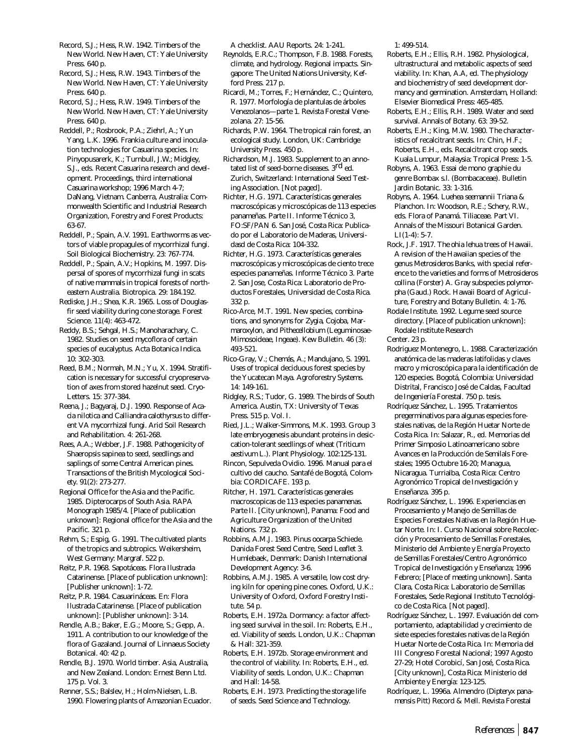Record, S.J.; Hess, R.W. 1942. Timbers of the New World. New Haven, CT: Yale University Press. 640 p.

Record, S.J.; Hess, R.W. 1943. Timbers of the New World. New Haven, CT: Yale University Press. 640 p.

Record, S.J.; Hess, R.W. 1949. Timbers of the New World. New Haven, CT: Yale University Press. 640 p.

Reddell, P.; Rosbrook, P.A.; Ziehrl, A.; Yun Yang, L.K. 1996. Frankia culture and inoculation technologies for Casuarina species. In: Pinyopusarerk, K.; Turnbull, J.W.; Midgley, S.J., eds. Recent Casuarina research and development. Proceedings, third international Casuarina workshop; 1996 March 4-7; DaNang, Vietnam. Canberra, Australia: Commonwealth Scientific and Industrial Research Organization, Forestry and Forest Products: 63-67.

Reddell, P.; Spain, A.V. 1991. Earthworms as vectors of viable propagules of mycorrhizal fungi. Soil Biological Biochemistry. 23: 767-774.

Reddell, P.; Spain, A.V.; Hopkins, M. 1997. Dispersal of spores of mycorrhizal fungi in scats of native mammals in tropical forests of northeastern Australia. Biotropica. 29: 184.192.

Rediske, J.H.; Shea, K.R. 1965. Loss of Douglas-fir seed viability during cone storage. Forest Science. 11(4): 463-472.

Reddy, B.S.; Sehgal, H.S.; Manoharachary, C. 1982. Studies on seed mycoflora of certain species of eucalyptus. Acta Botanica Indica. 10: 302-303.

Reed, B.M.; Normah, M.N.; Yu, X. 1994. Stratification is necessary for successful cryopreservation of axes from stored hazelnut seed. Cryo-Letters. 15: 377-384.

Reena, J.; Bagyaraj, D.J. 1990. Response of Acacia nilotica and Calliandra calothyrsus to different VA mycorrhizal fungi. Arid Soil Research and Rehabilitation. 4: 261-268.

Rees, A.A.; Webber, J.F. 1988. Pathogenicity of Shaeropsis sapinea to seed, seedlings and saplings of some Central American pines. Transactions of the British Mycological Society. 91(2): 273-277.

Regional Office for the Asia and the Pacific. 1985. Dipterocarps of South Asia. RAPA Monograph 1985/4. [Place of publication unknown]: Regional office for the Asia and the Pacific. 321 p.

Rehm, S.; Espig, G. 1991. The cultivated plants of the tropics and subtropics. Weikersheim, West Germany: Margraf. 522 p.

Reitz, P.R. 1968. Sapotáceas. Flora Ilustrada Catarinense. [Place of publication unknown]: [Publisher unknown]: 1-72.

Reitz, P.R. 1984. Casuarináceas. En: Flora Ilustrada Catarinense. [Place of publication unknown]: [Publisher unknown]: 3-14.

Rendle, A.B.; Baker, E.G.; Moore, S.; Gepp, A. 1911. A contribution to our knowledge of the flora of Gazaland. Journal of Linnaeus Society Botanical. 40: 42 p.

Rendle, B.J. 1970. World timber. Asia, Australia, and New Zealand. London: Ernest Benn Ltd. 175 p. Vol. 3.

Renner, S.S.; Balslev, H.; Holm-Nielsen, L.B. 1990. Flowering plants of Amazonian Ecuador. A checklist. AAU Reports. 24: 1-241.

Reynolds, E.R.C.; Thompson, F.B. 1988. Forests, climate, and hydrology. Regional impacts. Singapore: The United Nations University, Kefford Press. 217 p.

Ricardi, M.; Torres, F.; Hernández, C.; Quintero, R. 1977. Morfología de plantulas de árboles Venezolanos—parte 1. Revista Forestal Venezolana. 27: 15-56.

Richards, P.W. 1964. The tropical rain forest, an ecological study. London, UK: Cambridge University Press. 450 p.

Richardson, M.J. 1983. Supplement to an annotated list of seed-borne diseases. 3rd ed. Zurich, Switzerland: International Seed Testing Association. [Not paged].

Richter, H.G. 1971. Características generales macroscópicas y microscópicas de 113 especies panameñas. Parte II. Informe Técnico 3, FO:SF/PAN 6. San José, Costa Rica: Publicado por el Laboratorio de Maderas, Universidasd de Costa Rica: 104-332.

Richter, H.G. 1973. Características generales macroscópicas y microscópicas de ciento trece especies panameñas. Informe Técnico 3. Parte 2. San Jose, Costa Rica: Laboratorio de Productos Forestales, Universidad de Costa Rica. 332 p.

Rico-Arce, M.T. 1991. New species, combinations, and synonyms for Zygia, Cojoba, Marmaroxylon, and Pithecellobium (Leguminosae-Mimosoideae, Ingeae). Kew Bulletin. 46 (3): 493-521.

Rico-Gray, V.; Chemás, A.; Mandujano, S. 1991. Uses of tropical deciduous forest species by the Yucatecan Maya. Agroforestry Systems. 14: 149-161.

Ridgley, R.S.; Tudor, G. 1989. The birds of South America. Austin, TX: University of Texas Press. 515 p. Vol. I.

Ried, J.L.; Walker-Simmons, M.K. 1993. Group 3 late embryogenesis abundant proteins in desiccation-tolerant seedlings of wheat (Triticum aestivum L.). Plant Physiology. 102:125-131.

Rincon, Sepulveda Ovidio. 1996. Manual para el cultivo del caucho. Santafé de Bogotá, Colombia: CORDICAFE. 193 p.

Ritcher, H. 1971. Características generales macroscopicas de 113 especies panamenas. Parte II. [City unknown], Panama: Food and Agriculture Organization of the United Nations. 732 p.

Robbins, A.M.J. 1983. Pinus oocarpa Schiede. Danida Forest Seed Centre, Seed Leaflet 3. Humlebaek, Denmark: Danish International Development Agency: 3-6.

Robbins, A.M.J. 1985. A versatile, low cost drying kiln for opening pine cones. Oxford, U.K.: University of Oxford, Oxford Forestry Institute. 54 p.

Roberts, E.H. 1972a. Dormancy: a factor affecting seed survival in the soil. In: Roberts, E.H., ed. Viability of seeds. London, U.K.: Chapman & Hall: 321-359.

Roberts, E.H. 1972b. Storage environment and the control of viability. In: Roberts, E.H., ed. Viability of seeds. London, U.K.: Chapman and Hall: 14-58.

Roberts, E.H. 1973. Predicting the storage life of seeds. Seed Science and Technology. 1: 499-514.

Roberts, E.H.; Ellis, R.H. 1982. Physiological, ultrastructural and metabolic aspects of seed viability. In: Khan, A.A, ed. The physiology and biochemistry of seed development dormancy and germination. Amsterdam, Holland: Elsevier Biomedical Press: 465-485.

Roberts, E.H.; Ellis, R.H. 1989. Water and seed survival. Annals of Botany. 63: 39-52.

Roberts, E.H.; King, M.W. 1980. The characteristics of recalcitrant seeds. In: Chin, H.F.; Roberts, E.H., eds. Recalcitrant crop seeds. Kuala Lumpur, Malaysia: Tropical Press: 1-5.

Robyns, A. 1963. Essai de mono graphie du genre Bombax s.l. (Bombacaceae). Bulletin Jardin Botanic. 33: 1-316.

Robyns, A. 1964. Luehea seemannii Triana & Planchon. In: Woodson, R.E.; Schery, R.W., eds. Flora of Panamá. Tiliaceae. Part VI. Annals of the Missouri Botanical Garden. LI(1-4): 5-7.

Rock, J.F. 1917. The ohia lehua trees of Hawaii. A revision of the Hawaiian species of the genus Metrosideros Banks, with special reference to the varieties and forms of Metrosideros collina (Forster) A. Gray subspecies polymorpha (Gaud.) Rock. Hawaii Board of Agriculture, Forestry and Botany Bulletin. 4: 1-76.

Rodale Institute. 1992. Legume seed source directory. [Place of publication unknown]: Rodale Institute Research Center. 23 p.

Rodriguez Montenegro, L. 1988. Caracterización anatómica de las maderas latifolidas y claves macro y microscópica para la identificación de 120 especies. Bogotá, Colombia: Universidad Distrital, Francisco José de Caldas, Facultad de Ingeniería Forestal. 750 p. tesis.

Rodríquez Sánchez, L. 1995. Tratamientos pregerminativos para algunas especies forestales nativas, de la Región Huetar Norte de Costa Rica. In: Salazar, R., ed. Memorias del Primer Simposio Latinoamericano sobre Avances en la Producción de Semilals Forestales; 1995 Octubre 16-20; Managua, Nicaragua. Turrialba, Costa Rica: Centro Agronómico Tropical de Investigación y Enseñanza. 395 p.

Rodríguez Sánchez, L. 1996. Experiencias en Procesamiento y Manejo de Semillas de Especies Forestales Nativas en la Región Huetar Norte. In: I. Curso Nacional sobre Recolección y Procesamiento de Semillas Forestales, Ministerio del Ambiente y Energía Proyecto de Semillas Forestales/Centro Agronómico Tropical de Investigación y Enseñanza; 1996 Febrero; [Place of meeting unknown]. Santa Clara, Costa Rica: Laboratorio de Semillas Forestales, Sede Regional Instituto Tecnológico de Costa Rica. [Not paged].

Rodríguez Sánchez, L. 1997. Evaluación del comportamiento, adaptabilidad y crecimiento de siete especies forestales nativas de la Región Huetar Norte de Costa Rica. In: Memoria del III Congreso Forestal Nacional; 1997 Agosto 27-29; Hotel Corobicí, San José, Costa Rica. [City unknown], Costa Rica: Ministerio del Ambiente y Energía: 123-125.

Rodríquez, L. 1996a. Almendro (Dipteryx panamensis Pitt) Record & Mell. Revista Forestal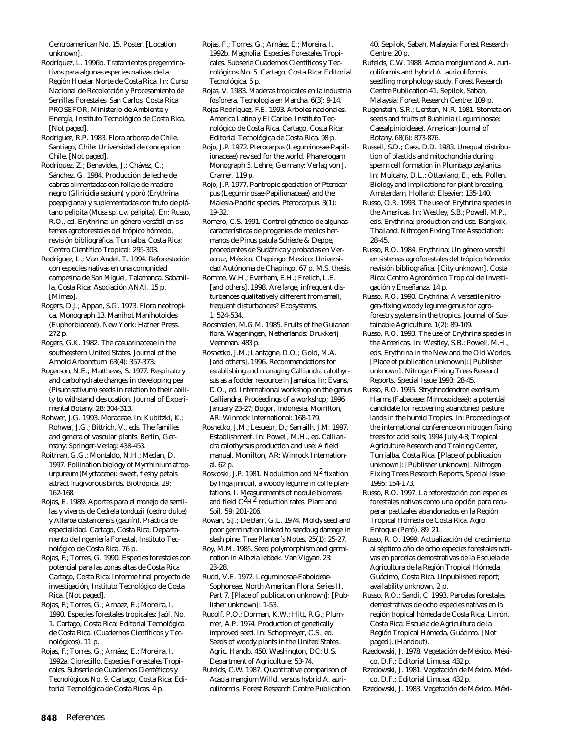Centroamerican No. 15. Poster. [Location unknown].

Rodríquez, L. 1996b. Tratamientos pregerminativos para algunas especies nativas de la Región Huetar Norte de Costa Rica. In: Curso Nacional de Recolección y Procesamiento de Semillas Forestales. San Carlos, Costa Rica: PROSEFOR, Ministerio de Ambiente y Energía, Instituto Tecnológico de Costa Rica. [Not paged].

Rodriguez, R.P. 1983. Flora arborea de Chile. Santiago, Chile: Universidad de concepcion Chile. [Not paged].

Rodríquez, Z.; Benavides, J.; Chávez, C.; Sánchez, G. 1984. Producción de leche de cabras alimentadas con follaje de madero negro (*Gliricidia sepium*) y poró (*Erythrina poeppigiana*) y suplementadas con fruto de plátano pelipita (*Musa* sp. c.v. pelipita). En: Russo, R.O., ed. Erythrina: un género versátil en sistemas agroforestales del trópico hómedo, revisión bibliográfica. Turrialba, Costa Rica: Centro Científico Tropical: 295-303.

Rodríguez, L.; Van Andel, T. 1994. Reforestación con especies nativas en una comunidad campesina de San Miguel, Talamanca. Sabanilla, Costa Rica: Asociación ANAI. 15 p. [Mimeo].

Rogers, D.J.; Appan, S.G. 1973. Flora neotropica. Monograph 13. Manihot Manihotoides (Euphorbiaceae). New York: Hafner Press. 272 p.

Rogers, G.K. 1982. The casuarinaceae in the southeastern United States. Journal of the Arnold Arboretum. 63(4): 357-373.

Rogerson, N.E.; Matthews, S. 1977. Respiratory and carbohydrate changes in developing pea (*Pisum sativum*) seeds in relation to their ability to withstand desiccation. Journal of Experimental Botany. 28: 304-313.

Rohwer, J.G. 1993. Moraceae. In: Kubitzki, K.; Rohwer, J.G.; Bittrich, V., eds. The families and genera of vascular plants. Berlin, Germany: Springer-Verlag: 438-453.

Roitman, G.G.; Montaldo, N.H.; Medan, D. 1997. Pollination biology of *Myrrhinium atropurpureum* (Myrtaceae): sweet, fleshy petals attract frugivorous birds. Biotropica. 29: 162-168.

Rojas, E. 1989. Aportes para el manejo de semillas y viveros de *Cedrela tonduzii* (cedro dulce) y *Alfaroa costaricensis* (gaulín). Práctica de especialidad. Cartago, Costa Rica: Departamento de Ingeniería Forestal, Instituto Tecnológico de Costa Rica. 76 p.

Rojas, F.; Torres, G. 1990. Especies forestales con potencial para las zonas altas de Costa Rica. Cartago, Costa Rica: Informe final proyecto de investigación, Instituto Tecnológico de Costa Rica. [Not paged].

Rojas, F.; Torres, G.; Arnaez, E.; Moreira, I. 1990. Especies forestales tropicales: Jaól. No. 1. Cartago, Costa Rica: Editorial Tecnológica de Costa Rica. (Cuadernos Científicos y Tecnológicos). 11 p.

Rojas, F.; Torres, G.; Arnáez, E.; Moreira, I. 1992a. Ciprecillo. Especies Forestales Tropicales. Subserie de Cuadernos Cientéficos y Tecnológicos No. 9. Cartago, Costa Rica: Editorial Tecnológica de Costa Ricas. 4 p.

Rojas, F.; Torres, G.; Arnáez, E.; Moreira, I. 1992b. Magnolia. Especies Forestales Tropicales. Subserie Cuadernos Científicos y Tecnológicos No. 5. Cartago, Costa Rica: Editorial Tecnológica. 6 p.

Rojas, V. 1983. Maderas tropicales en la industria fosforera. Tecnologia en Marcha. 6(3): 9-14.

Rojas Rodríquez, F.E. 1993. Arboles nacionales. America Latina y El Caribe. Instituto Tecnológico de Costa Rica. Cartago, Costa Rica: Editorial Tecnológica de Costa Rica. 98 p.

Rojo, J.P. 1972. Pterocarpus (Leguminosae-Papilionaceae) revised for the world. Phanerogam Monograph 5. Lehre, Germany: Verlag von J. Cramer. 119 p.

Rojo, J.P. 1977. Pantropic speciation of *Pterocarpus* (Leguminosae-Papilionaceae) and the Malesia-Pacific species. Pterocarpus. 3(1): 19-32.

Romero, C.S. 1991. Control génetico de algunas características de progenies de medios hermanos de *Pinus patula* Schiede & Deppe, procedentes de Sudáfrica y probadas en Veracruz, México. Chapingo, Mexico: Universidad Autónoma de Chapingo. 67 p. M.S. thesis.

Romme, W.H.; Everham, E.H.; Frelich, L.E. [and others]. 1998. Are large, infrequent disturbances qualitatively different from small, frequent disturbances? Ecosystems. 1: 524-534.

Roosmalen, M.G.M. 1985. Fruits of the Guianan flora. Wageningen, Netherlands: Drukkerij Veenman. 483 p.

Roshetko, J.M.; Lantagne, D.O.; Gold, M.A. [and others]. 1996. Recommendations for establishing and managing *Calliandra calothyrsus* as a fodder resource in Jamaica. In: Evans, D.O., ed. International workshop on the genus *Calliandra*. Proceedings of a workshop; 1996 January 23-27; Bogor, Indonesia. Morrilton, AR: Winrock International: 168-179.

Roshetko, J.M.; Lesueur, D.; Sarrailh, J.M. 1997. Establishment. In: Powell, M.H., ed. *Calliandra calothyrsus* production and use: A field manual. Morrilton, AR: Winrock International. 62 p.

Roskoski, J.P. 1981. Nodulation and $N^2$ fixation by *Inga jinicuil*, a woody legume in coffe plantations. I. Measurements of nodule biomass and field $C^2H^2$ reduction rates. Plant and Soil. 59: 201-206.

Rowan, S.J.; De Barr, G.L. 1974. Moldy seed and poor germination linked to seedbug damage in slash pine. Tree Planter's Notes. 25(1): 25-27.

Roy, M.M. 1985. Seed polymorphism and germination in *Albizia lebbek*. Van Vigyan. 23: 23-28.

Rudd, V.E. 1972. Leguminosae-Faboideae-Sophoreae. North American Flora. Series II, Part 7. [Place of publication unknown]: [Publisher unknown]: 1-53.

Rudolf, P.O.; Dorman, K.W.; Hitt, R.G.; Plummer, A.P. 1974. Production of genetically improved seed. In: Schopmeyer, C.S., ed. Seeds of woody plants in the United States. Agric. Handb. 450. Washington, DC: U.S. Department of Agriculture: 53-74.

Rufelds, C.W. 1987. Quantitative comparison of *Acacia mangium* Willd. versus hybrid *A. auriculiformis*. Forest Research Centre Publication 40. Sepilok, Sabah, Malaysia: Forest Research Centre: 20 p.

Rufelds, C.W. 1988. *Acacia mangium* and *A. auriculiformis* and hybrid *A. auriculiformis* seedling morphology study. Forest Research Centre Publication 41. Sepilok, Sabah, Malaysia: Forest Research Centre: 109 p.

Rugenstein, S.R.; Lersten, N.R. 1981. Stomata on seeds and fruits of *Buahinia* (Leguminosae: Caesalpinioideae). American Journal of Botany. 68(6): 873-876.

Russell, S.D.; Cass, D.D. 1983. Unequal distribution of plastids and mitochondria during sperm cell formation in *Plumbago zeylanica*. In: Mulcahy, D.L.; Ottaviano, E., eds. Pollen. Biology and implications for plant breeding. Amsterdam, Holland: Elsevier: 135-140.

Russo, O.R. 1993. The use of *Erythrina* species in the Americas. In: Westley, S.B.; Powell, M.P., eds. Erythrina; production and use. Bangkok, Thailand: Nitrogen Fixing Tree Association: 28-45.

Russo, R.O. 1984. Erythrina: Un género versátil en sistemas agroforestales del trópico hómedo: revisión bibliográfica. [City unknown], Costa Rica: Centro Agronómico Tropical de Investigación y Enseñanza. 14 p.

Russo, R.O. 1990. Erythrina: A versatile nitrogen-fixing woody legume genus for agroforestry systems in the tropics. Journal of Sustainable Agriculture. 1(2): 89-109.

Russo, R.O. 1993. The use of *Erythrina* species in the Americas. In: Westley, S.B.; Powell, M.H., eds. Erythrina in the New and the Old Worlds. [Place of publication unknown]: [Publisher unknown]. Nitrogen Fixing Trees Research Reports, Special Issue 1993: 28-45.

Russo, R.O. 1995. *Stryphnodendron excelsum* Harms (Fabaceae: Mimosoideae): a potential candidate for recovering abandoned pasture lands in the humid Tropics. In: Proceedings of the international conference on nitrogen fixing trees for acid soils; 1994 July 4-8; Tropical Agriculture Research and Training Center, Turrialba, Costa Rica. [Place of publication unknown]: [Publisher unknown]. Nitrogen Fixing Trees Research Reports, Special Issue 1995: 164-173.

Russo, R.O. 1997. La reforestación con especies forestales nativas como una opción para recuperar pastizales abandonados en la Región Tropical Hómeda de Costa Rica. Agro Enfoque (Peró). 89: 21.

Russo, R. O. 1999. Actualización del crecimiento al séptimo año de ocho especies forestales nativas en parcelas demostrativas de la Escuela de Agricultura de la Región Tropical Hómeda, Guácimo, Costa Rica. Unpublished report; availability unknown. 2 p.

Russo, R.O.; Sandí, C. 1993. Parcelas forestales demostrativas de ocho especies nativas en la región tropical hómeda de Costa Rica. Limón, Costa Rica: Escuela de Agricultura de la Región Tropical Hómeda, Guácimo. [Not paged]. (Handout).

Rzedowski, J. 1978. Vegetación de México. México, D.F.: Editorial Limusa. 432 p.

Rzedowski, J. 1981. Vegetación de México. México, D.F.: Editorial Limusa. 432 p.

Rzedowski, J. 1983. Vegetación de México. Méxi-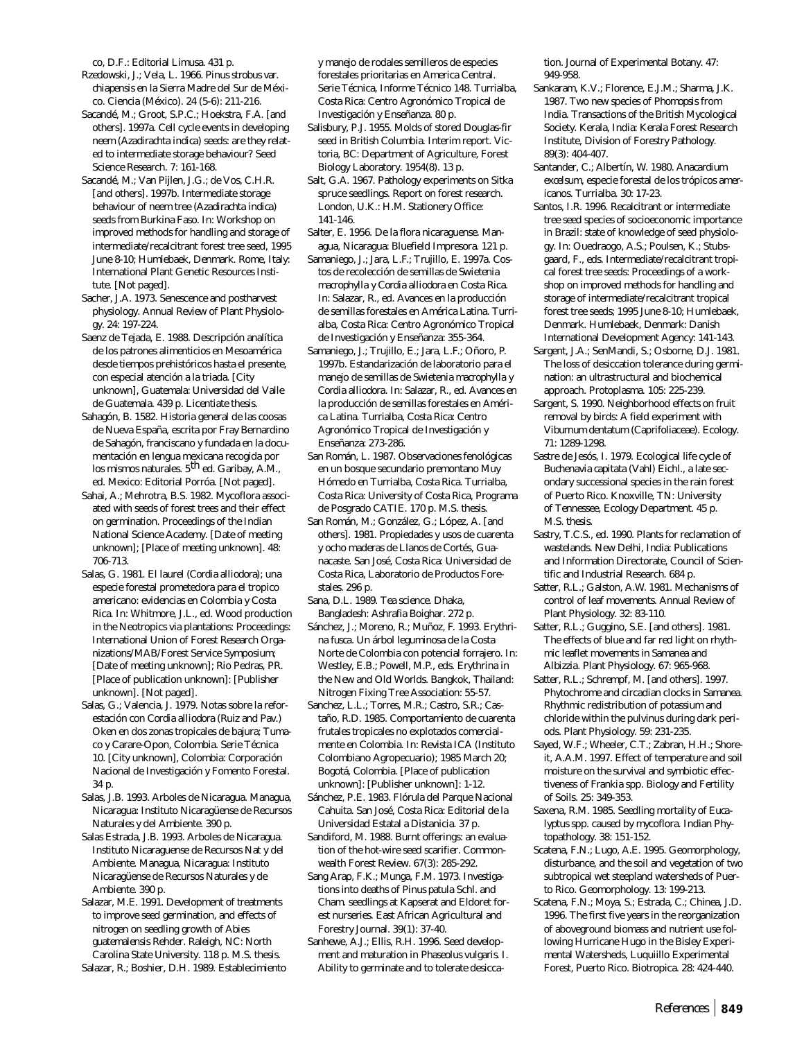co, D.F.: Editorial Limusa. 431 p.

Rzedowski, J.; Vela, L. 1966. Pinus strobus var. chiapensis en la Sierra Madre del Sur de México. Ciencia (México). 24 (5-6): 211-216.

Sacandé, M.; Groot, S.P.C.; Hoekstra, F.A. [and others]. 1997a. Cell cycle events in developing neem (Azadirachta indica) seeds: are they related to intermediate storage behaviour? Seed Science Research. 7: 161-168.

Sacandé, M.; Van Pijlen, J.G.; de Vos, C.H.R. [and others]. 1997b. Intermediate storage behaviour of neem tree (Azadirachta indica) seeds from Burkina Faso. In: Workshop on improved methods for handling and storage of intermediate/recalcitrant forest tree seed, 1995 June 8-10; Humlebaek, Denmark. Rome, Italy: International Plant Genetic Resources Institute. [Not paged].

Sacher, J.A. 1973. Senescence and postharvest physiology. Annual Review of Plant Physiology. 24: 197-224.

Saenz de Tejada, E. 1988. Descripción analítica de los patrones alimenticios en Mesoamérica desde tiempos prehistóricos hasta el presente, con especial atención a la triada. [City unknown], Guatemala: Universidad del Valle de Guatemala. 439 p. Licentiate thesis.

Sahagón, B. 1582. Historia general de las coosas de Nueva España, escrita por Fray Bernardino de Sahagón, franciscano y fundada en la documentación en lengua mexicana recogida por los mismos naturales. 5th ed. Garibay, A.M., ed. Mexico: Editorial Porróa. [Not paged].

Sahai, A.; Mehrotra, B.S. 1982. Mycoflora associated with seeds of forest trees and their effect on germination. Proceedings of the Indian National Science Academy. [Date of meeting unknown]; [Place of meeting unknown]. 48: 706-713.

Salas, G. 1981. El laurel (Cordia alliodora); una especie forestal prometedora para el tropico americano: evidencias en Colombia y Costa Rica. In: Whitmore, J.L., ed. Wood production in the Neotropics via plantations: Proceedings: International Union of Forest Research Organizations/MAB/Forest Service Symposium; [Date of meeting unknown]; Rio Pedras, PR. [Place of publication unknown]: [Publisher unknown]. [Not paged].

Salas, G.; Valencia, J. 1979. Notas sobre la reforestación con Cordia alliodora (Ruiz and Pav.) Oken en dos zonas tropicales de bajura; Tumaco y Carare-Opon, Colombia. Serie Técnica 10. [City unknown], Colombia: Corporación Nacional de Investigación y Fomento Forestal. 34 p.

Salas, J.B. 1993. Arboles de Nicaragua. Managua, Nicaragua: Instituto Nicaragüense de Recursos Naturales y del Ambiente. 390 p.

Salas Estrada, J.B. 1993. Arboles de Nicaragua. Instituto Nicaraguense de Recursos Nat y del Ambiente. Managua, Nicaragua: Instituto Nicaragüense de Recursos Naturales y de Ambiente. 390 p.

Salazar, M.E. 1991. Development of treatments to improve seed germination, and effects of nitrogen on seedling growth of Abies guatemalensis Rehder. Raleigh, NC: North Carolina State University. 118 p. M.S. thesis.

Salazar, R.; Boshier, D.H. 1989. Establecimiento y manejo de rodales semilleros de especies forestales prioritarias en America Central. Serie Técnica, Informe Técnico 148. Turrialba, Costa Rica: Centro Agronómico Tropical de Investigación y Enseñanza. 80 p.

Salisbury, P.J. 1955. Molds of stored Douglas-fir seed in British Columbia. Interim report. Victoria, BC: Department of Agriculture, Forest Biology Laboratory. 1954(8). 13 p.

Salt, G.A. 1967. Pathology experiments on Sitka spruce seedlings. Report on forest research. London, U.K.: H.M. Stationery Office: 141-146.

Salter, E. 1956. De la flora nicaraguense. Managua, Nicaragua: Bluefield Impresora. 121 p.

Samaniego, J.; Jara, L.F.; Trujillo, E. 1997a. Costos de recolección de semillas de Swietenia macrophylla y Cordia alliodora en Costa Rica. In: Salazar, R., ed. Avances en la producción de semillas forestales en América Latina. Turrialba, Costa Rica: Centro Agronómico Tropical de Investigación y Enseñanza: 355-364.

Samaniego, J.; Trujillo, E.; Jara, L.F.; Oñoro, P. 1997b. Estandarización de laboratorio para el manejo de semillas de Swietenia macrophylla y Cordia alliodora. In: Salazar, R., ed. Avances en la producción de semillas forestales en América Latina. Turrialba, Costa Rica: Centro Agronómico Tropical de Investigación y Enseñanza: 273-286.

San Román, L. 1987. Observaciones fenológicas en un bosque secundario premontano Muy Hómedo en Turrialba, Costa Rica. Turrialba, Costa Rica: University of Costa Rica, Programa de Posgrado CATIE. 170 p. M.S. thesis.

San Román, M.; González, G.; López, A. [and others]. 1981. Propiedades y usos de cuarenta y ocho maderas de Llanos de Cortés, Guanacaste. San José, Costa Rica: Universidad de Costa Rica, Laboratorio de Productos Forestales. 296 p.

Sana, D.L. 1989. Tea science. Dhaka, Bangladesh: Ashrafia Boighar. 272 p.

Sánchez, J.; Moreno, R.; Muñoz, F. 1993. Erythrina fusca. Un árbol leguminosa de la Costa Norte de Colombia con potencial forrajero. In: Westley, E.B.; Powell, M.P., eds. Erythrina in the New and Old Worlds. Bangkok, Thailand: Nitrogen Fixing Tree Association: 55-57.

Sanchez, L.L.; Torres, M.R.; Castro, S.R.; Castaño, R.D. 1985. Comportamiento de cuarenta frutales tropicales no explotados comercialmente en Colombia. In: Revista ICA (Instituto Colombiano Agropecuario); 1985 March 20; Bogotá, Colombia. [Place of publication unknown]: [Publisher unknown]: 1-12.

Sánchez, P.E. 1983. Flórula del Parque Nacional Cahuita. San José, Costa Rica: Editorial de la Universidad Estatal a Distanicia. 37 p.

Sandiford, M. 1988. Burnt offerings: an evaluation of the hot-wire seed scarifier. Commonwealth Forest Review. 67(3): 285-292.

Sang Arap, F.K.; Munga, F.M. 1973. Investigations into deaths of Pinus patula Schl. and Cham. seedlings at Kapserat and Eldoret forest nurseries. East African Agricultural and Forestry Journal. 39(1): 37-40.

Sanhewe, A.J.; Ellis, R.H. 1996. Seed development and maturation in Phaseolus vulgaris. I. Ability to germinate and to tolerate desiccation. Journal of Experimental Botany. 47: 949-958.

Sankaram, K.V.; Florence, E.J.M.; Sharma, J.K. 1987. Two new species of Phomopsis from India. Transactions of the British Mycological Society. Kerala, India: Kerala Forest Research Institute, Division of Forestry Pathology. 89(3): 404-407.

Santander, C.; Albertín, W. 1980. Anacardium excelsum, especie forestal de los trópicos americanos. Turrialba. 30: 17-23.

Santos, I.R. 1996. Recalcitrant or intermediate tree seed species of socioeconomic importance in Brazil: state of knowledge of seed physiology. In: Ouedraogo, A.S.; Poulsen, K.; Stubsgaard, F., eds. Intermediate/recalcitrant tropical forest tree seeds: Proceedings of a workshop on improved methods for handling and storage of intermediate/recalcitrant tropical forest tree seeds; 1995 June 8-10; Humlebaek, Denmark. Humlebaek, Denmark: Danish International Development Agency: 141-143.

Sargent, J.A.; SenMandi, S.; Osborne, D.J. 1981. The loss of desiccation tolerance during germination: an ultrastructural and biochemical approach. Protoplasma. 105: 225-239.

Sargent, S. 1990. Neighborhood effects on fruit removal by birds: A field experiment with Viburnum dentatum (Caprifoliaceae). Ecology. 71: 1289-1298.

Sastre de Jesós, I. 1979. Ecological life cycle of Buchenavia capitata (Vahl) Eichl., a late secondary successional species in the rain forest of Puerto Rico. Knoxville, TN: University of Tennessee, Ecology Department. 45 p. M.S. thesis.

Sastry, T.C.S., ed. 1990. Plants for reclamation of wastelands. New Delhi, India: Publications and Information Directorate, Council of Scientific and Industrial Research. 684 p.

Satter, R.L.; Galston, A.W. 1981. Mechanisms of control of leaf movements. Annual Review of Plant Physiology. 32: 83-110.

Satter, R.L.; Guggino, S.E. [and others]. 1981. The effects of blue and far red light on rhythmic leaflet movements in Samanea and Albizzia. Plant Physiology. 67: 965-968.

Satter, R.L.; Schrempf, M. [and others]. 1997. Phytochrome and circadian clocks in Samanea. Rhythmic redistribution of potassium and chloride within the pulvinus during dark periods. Plant Physiology. 59: 231-235.

Sayed, W.F.; Wheeler, C.T.; Zabran, H.H.; Shoreit, A.A.M. 1997. Effect of temperature and soil moisture on the survival and symbiotic effectiveness of Frankia spp. Biology and Fertility of Soils. 25: 349-353.

Saxena, R.M. 1985. Seedling mortality of Eucalyptus spp. caused by mycoflora. Indian Phytopathology. 38: 151-152.

Scatena, F.N.; Lugo, A.E. 1995. Geomorphology, disturbance, and the soil and vegetation of two subtropical wet steepland watersheds of Puerto Rico. Geomorphology. 13: 199-213.

Scatena, F.N.; Moya, S.; Estrada, C.; Chinea, J.D. 1996. The first five years in the reorganization of aboveground biomass and nutrient use following Hurricane Hugo in the Bisley Experimental Watersheds, Luquiillo Experimental Forest, Puerto Rico. Biotropica. 28: 424-440.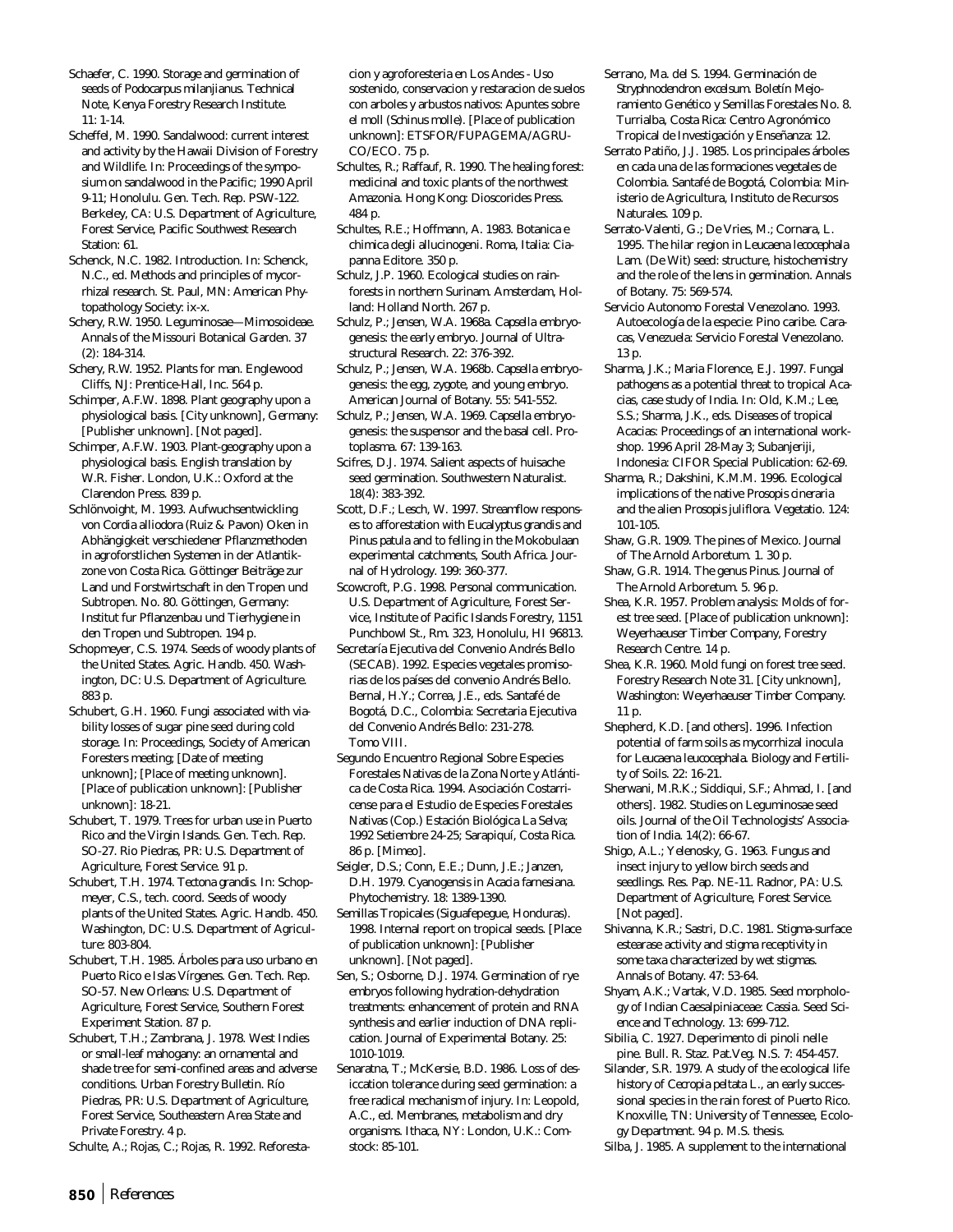Schaefer, C. 1990. Storage and germination of seeds of Podocarpus milanjianus. Technical Note, Kenya Forestry Research Institute. 11: 1-14.

Scheffel, M. 1990. Sandalwood: current interest and activity by the Hawaii Division of Forestry and Wildlife. In: Proceedings of the symposium on sandalwood in the Pacific; 1990 April 9-11; Honolulu. Gen. Tech. Rep. PSW-122. Berkeley, CA: U.S. Department of Agriculture, Forest Service, Pacific Southwest Research Station: 61.

Schenck, N.C. 1982. Introduction. In: Schenck, N.C., ed. Methods and principles of mycorrhizal research. St. Paul, MN: American Phytopathology Society: ix-x.

Schery, R.W. 1950. Leguminosae—Mimosoideae. Annals of the Missouri Botanical Garden. 37 (2): 184-314.

Schery, R.W. 1952. Plants for man. Englewood Cliffs, NJ: Prentice-Hall, Inc. 564 p.

Schimper, A.F.W. 1898. Plant geography upon a physiological basis. [City unknown], Germany: [Publisher unknown]. [Not paged].

Schimper, A.F.W. 1903. Plant-geography upon a physiological basis. English translation by W.R. Fisher. London, U.K.: Oxford at the Clarendon Press. 839 p.

Schlönvoight, M. 1993. Aufwuchsentwickling von Cordia alliodora (Ruiz & Pavon) Oken in Abhängigkeit verschiedener Pflanzmethoden in agroforstlichen Systemen in der Atlantikzone von Costa Rica. Göttinger Beiträge zur Land und Forstwirtschaft in den Tropen und Subtropen. No. 80. Göttingen, Germany: Institut fur Pflanzenbau und Tierhygiene in den Tropen und Subtropen. 194 p.

Schopmeyer, C.S. 1974. Seeds of woody plants of the United States. Agric. Handb. 450. Washington, DC: U.S. Department of Agriculture. 883 p.

Schubert, G.H. 1960. Fungi associated with viability losses of sugar pine seed during cold storage. In: Proceedings, Society of American Foresters meeting; [Date of meeting unknown]; [Place of meeting unknown]. [Place of publication unknown]: [Publisher unknown]: 18-21.

Schubert, T. 1979. Trees for urban use in Puerto Rico and the Virgin Islands. Gen. Tech. Rep. SO-27. Rio Piedras, PR: U.S. Department of Agriculture, Forest Service. 91 p.

Schubert, T.H. 1974. Tectona grandis. In: Schopmeyer, C.S., tech. coord. Seeds of woody plants of the United States. Agric. Handb. 450. Washington, DC: U.S. Department of Agriculture: 803-804.

Schubert, T.H. 1985. Árboles para uso urbano en Puerto Rico e Islas Vírgenes. Gen. Tech. Rep. SO-57. New Orleans: U.S. Department of Agriculture, Forest Service, Southern Forest Experiment Station. 87 p.

Schubert, T.H.; Zambrana, J. 1978. West Indies or small-leaf mahogany: an ornamental and shade tree for semi-confined areas and adverse conditions. Urban Forestry Bulletin. Río Piedras, PR: U.S. Department of Agriculture, Forest Service, Southeastern Area State and Private Forestry. 4 p.

Schulte, A.; Rojas, C.; Rojas, R. 1992. Reforestacion y agroforesteria en Los Andes - Uso sostenido, conservacion y restaracion de suelos con arboles y arbustos nativos: Apuntes sobre el moll (Schinus molle). [Place of publication unknown]: ETSFOR/FUPAGEMA/AGRUCO/ECO. 75 p.

Schultes, R.; Raffauf, R. 1990. The healing forest: medicinal and toxic plants of the northwest Amazonia. Hong Kong: Dioscorides Press. 484 p.

Schultes, R.E.; Hoffmann, A. 1983. Botanica e chimica degli allucinogeni. Roma, Italia: Ciapanna Editore. 350 p.

Schulz, J.P. 1960. Ecological studies on rainforests in northern Surinam. Amsterdam, Holland: Holland North. 267 p.

Schulz, P.; Jensen, W.A. 1968a. Capsella embryogenesis: the early embryo. Journal of Ultrastructural Research. 22: 376-392.

Schulz, P.; Jensen, W.A. 1968b. Capsella embryogenesis: the egg, zygote, and young embryo. American Journal of Botany. 55: 541-552.

Schulz, P.; Jensen, W.A. 1969. Capsella embryogenesis: the suspensor and the basal cell. Protoplasma. 67: 139-163.

Scifres, D.J. 1974. Salient aspects of huisache seed germination. Southwestern Naturalist. 18(4): 383-392.

Scott, D.F.; Lesch, W. 1997. Streamflow responses to afforestation with Eucalyptus grandis and Pinus patula and to felling in the Mokobulaan experimental catchments, South Africa. Journal of Hydrology. 199: 360-377.

Scowcroft, P.G. 1998. Personal communication. U.S. Department of Agriculture, Forest Service, Institute of Pacific Islands Forestry, 1151 Punchbowl St., Rm. 323, Honolulu, HI 96813.

Secretaría Ejecutiva del Convenio Andrés Bello (SECAB). 1992. Especies vegetales promisorias de los países del convenio Andrés Bello. Bernal, H.Y.; Correa, J.E., eds. Santafé de Bogotá, D.C., Colombia: Secretaria Ejecutiva del Convenio Andrés Bello: 231-278. Tomo VIII.

Segundo Encuentro Regional Sobre Especies Forestales Nativas de la Zona Norte y Atlántica de Costa Rica. 1994. Asociación Costarricense para el Estudio de Especies Forestales Nativas (Cop.) Estación Biológica La Selva; 1992 Setiembre 24-25; Sarapiquí, Costa Rica. 86 p. [Mimeo].

Seigler, D.S.; Conn, E.E.; Dunn, J.E.; Janzen, D.H. 1979. Cyanogensis in Acacia farnesiana. Phytochemistry. 18: 1389-1390.

Semillas Tropicales (Siguafepegue, Honduras). 1998. Internal report on tropical seeds. [Place of publication unknown]: [Publisher unknown]. [Not paged].

Sen, S.; Osborne, D.J. 1974. Germination of rye embryos following hydration-dehydration treatments: enhancement of protein and RNA synthesis and earlier induction of DNA replication. Journal of Experimental Botany. 25: 1010-1019.

Senaratna, T.; McKersie, B.D. 1986. Loss of desiccation tolerance during seed germination: a free radical mechanism of injury. In: Leopold, A.C., ed. Membranes, metabolism and dry organisms. Ithaca, NY: London, U.K.: Comstock: 85-101.

Serrano, Ma. del S. 1994. Germinación de Stryphnodendron excelsum. Boletín Mejoramiento Genético y Semillas Forestales No. 8. Turrialba, Costa Rica: Centro Agronómico Tropical de Investigación y Enseñanza: 12.

Serrato Patiño, J.J. 1985. Los principales árboles en cada una de las formaciones vegetales de Colombia. Santafé de Bogotá, Colombia: Ministerio de Agricultura, Instituto de Recursos Naturales. 109 p.

Serrato-Valenti, G.; De Vries, M.; Cornara, L. 1995. The hilar region in Leucaena lecocephala Lam. (De Wit) seed: structure, histochemistry and the role of the lens in germination. Annals of Botany. 75: 569-574.

Servicio Autonomo Forestal Venezolano. 1993. Autoecología de la especie: Pino caribe. Caracas, Venezuela: Servicio Forestal Venezolano. 13 p.

Sharma, J.K.; Maria Florence, E.J. 1997. Fungal pathogens as a potential threat to tropical Acacias, case study of India. In: Old, K.M.; Lee, S.S.; Sharma, J.K., eds. Diseases of tropical Acacias: Proceedings of an international workshop. 1996 April 28-May 3; Subanjeriji, Indonesia: CIFOR Special Publication: 62-69.

Sharma, R.; Dakshini, K.M.M. 1996. Ecological implications of the native Prosopis cineraria and the alien Prosopis juliflora. Vegetatio. 124: 101-105.

Shaw, G.R. 1909. The pines of Mexico. Journal of The Arnold Arboretum. 1. 30 p.

Shaw, G.R. 1914. The genus Pinus. Journal of The Arnold Arboretum. 5. 96 p.

Shea, K.R. 1957. Problem analysis: Molds of forest tree seed. [Place of publication unknown]: Weyerhaeuser Timber Company, Forestry Research Centre. 14 p.

Shea, K.R. 1960. Mold fungi on forest tree seed. Forestry Research Note 31. [City unknown], Washington: Weyerhaeuser Timber Company. 11 p.

Shepherd, K.D. [and others]. 1996. Infection potential of farm soils as mycorrhizal inocula for Leucaena leucocephala. Biology and Fertility of Soils. 22: 16-21.

Sherwani, M.R.K.; Siddiqui, S.F.; Ahmad, I. [and others]. 1982. Studies on Leguminosae seed oils. Journal of the Oil Technologists' Association of India. 14(2): 66-67.

Shigo, A.L.; Yelenosky, G. 1963. Fungus and insect injury to yellow birch seeds and seedlings. Res. Pap. NE-11. Radnor, PA: U.S. Department of Agriculture, Forest Service. [Not paged].

Shivanna, K.R.; Sastri, D.C. 1981. Stigma-surface estearase activity and stigma receptivity in some taxa characterized by wet stigmas. Annals of Botany. 47: 53-64.

Shyam, A.K.; Vartak, V.D. 1985. Seed morphology of Indian Caesalpiniaceae: Cassia. Seed Science and Technology. 13: 699-712.

Sibilia, C. 1927. Deperimento di pinoli nelle pine. Bull. R. Staz. Pat.Veg. N.S. 7: 454-457.

Silander, S.R. 1979. A study of the ecological life history of Cecropia peltata L., an early successional species in the rain forest of Puerto Rico. Knoxville, TN: University of Tennessee, Ecology Department. 94 p. M.S. thesis.

Silba, J. 1985. A supplement to the international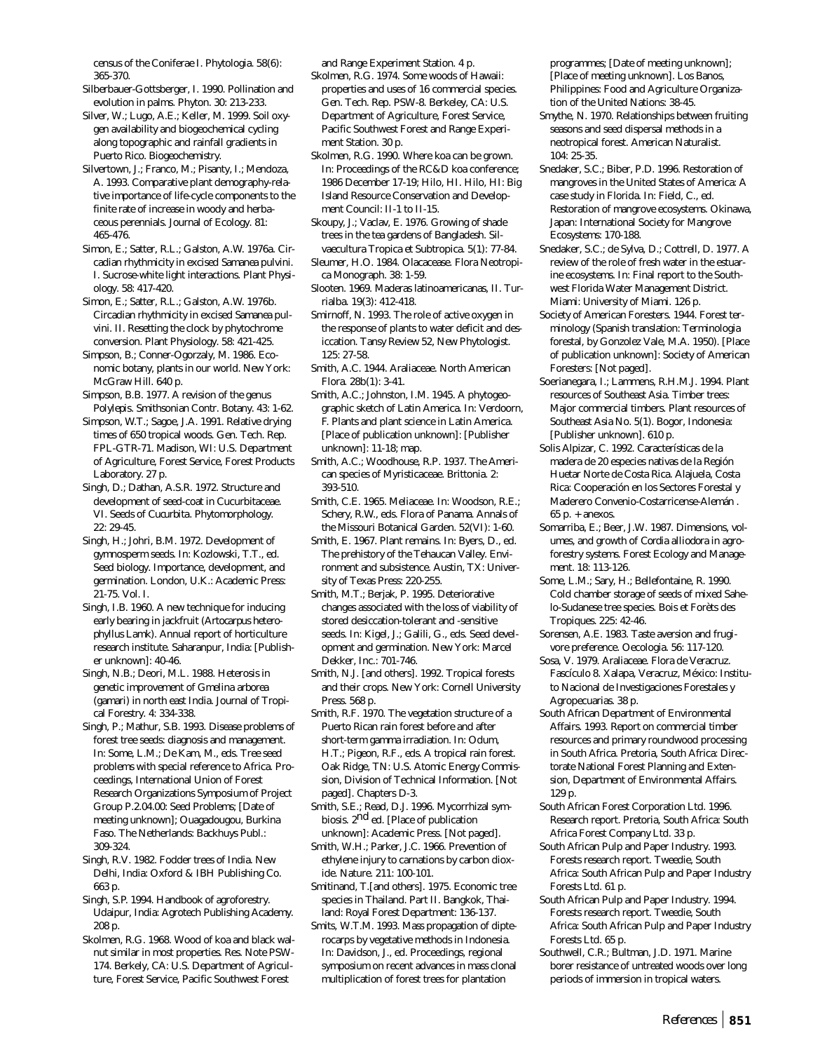census of the Coniferae I. Phytologia. 58(6): 365-370.

Silberbauer-Gottsberger, I. 1990. Pollination and evolution in palms. Phyton. 30: 213-233.

Silver, W.; Lugo, A.E.; Keller, M. 1999. Soil oxygen availability and biogeochemical cycling along topographic and rainfall gradients in Puerto Rico. Biogeochemistry.

Silvertown, J.; Franco, M.; Pisanty, I.; Mendoza, A. 1993. Comparative plant demography-relative importance of life-cycle components to the finite rate of increase in woody and herbaceous perennials. Journal of Ecology. 81: 465-476.

Simon, E.; Satter, R.L.; Galston, A.W. 1976a. Circadian rhythmicity in excised *Samanea* pulvini. I. Sucrose-white light interactions. Plant Physiology. 58: 417-420.

Simon, E.; Satter, R.L.; Galston, A.W. 1976b. Circadian rhythmicity in excised *Samanea* pulvini. II. Resetting the clock by phytochrome conversion. Plant Physiology. 58: 421-425.

Simpson, B.; Conner-Ogorzaly, M. 1986. Economic botany, plants in our world. New York: McGraw Hill. 640 p.

Simpson, B.B. 1977. A revision of the genus *Polylepis*. Smithsonian Contr. Botany. 43: 1-62.

Simpson, W.T.; Sagoe, J.A. 1991. Relative drying times of 650 tropical woods. Gen. Tech. Rep. FPL-GTR-71. Madison, WI: U.S. Department of Agriculture, Forest Service, Forest Products Laboratory. 27 p.

Singh, D.; Dathan, A.S.R. 1972. Structure and development of seed-coat in Cucurbitaceae. VI. Seeds of *Cucurbita*. Phytomorphology. 22: 29-45.

Singh, H.; Johri, B.M. 1972. Development of gymnosperm seeds. In: Kozlowski, T.T., ed. Seed biology. Importance, development, and germination. London, U.K.: Academic Press: 21-75. Vol. I.

Singh, I.B. 1960. A new technique for inducing early bearing in jackfruit (*Artocarpus heterophyllus* Lamk). Annual report of horticulture research institute. Saharanpur, India: [Publisher unknown]: 40-46.

Singh, N.B.; Deori, M.L. 1988. Heterosis in genetic improvement of *Gmelina arborea* (gamari) in north east India. Journal of Tropical Forestry. 4: 334-338.

Singh, P.; Mathur, S.B. 1993. Disease problems of forest tree seeds: diagnosis and management. In: Some, L.M.; De Kam, M., eds. Tree seed problems with special reference to Africa. Proceedings, International Union of Forest Research Organizations Symposium of Project Group P.2.04.00: Seed Problems; [Date of meeting unknown]; Ouagadougou, Burkina Faso. The Netherlands: Backhuys Publ.: 309-324.

Singh, R.V. 1982. Fodder trees of India. New Delhi, India: Oxford & IBH Publishing Co. 663 p.

Singh, S.P. 1994. Handbook of agroforestry. Udaipur, India: Agrotech Publishing Academy. 208 p.

Skolmen, R.G. 1968. Wood of koa and black walnut similar in most properties. Res. Note PSW-174. Berkely, CA: U.S. Department of Agriculture, Forest Service, Pacific Southwest Forest and Range Experiment Station. 4 p.

Skolmen, R.G. 1974. Some woods of Hawaii: properties and uses of 16 commercial species. Gen. Tech. Rep. PSW-8. Berkeley, CA: U.S. Department of Agriculture, Forest Service, Pacific Southwest Forest and Range Experiment Station. 30 p.

Skolmen, R.G. 1990. Where koa can be grown. In: Proceedings of the RC&D koa conference; 1986 December 17-19; Hilo, HI. Hilo, HI: Big Island Resource Conservation and Development Council: II-1 to II-15.

Skoupy, J.; Vaclav, E. 1976. Growing of shade trees in the tea gardens of Bangladesh. Silvaecultura Tropica et Subtropica. 5(1): 77-84.

Sleumer, H.O. 1984. Olacaceae. Flora Neotropica Monograph. 38: 1-59.

Slooten. 1969. Maderas latinoamericanas, II. Turrialba. 19(3): 412-418.

Smirnoff, N. 1993. The role of active oxygen in the response of plants to water deficit and desiccation. Tansy Review 52, New Phytologist. 125: 27-58.

Smith, A.C. 1944. Araliaceae. North American Flora. 28b(1): 3-41.

Smith, A.C.; Johnston, I.M. 1945. A phytogeographic sketch of Latin America. In: Verdoorn, F. Plants and plant science in Latin America. [Place of publication unknown]: [Publisher unknown]: 11-18; map.

Smith, A.C.; Woodhouse, R.P. 1937. The American species of Myristicaceae. Brittonia. 2: 393-510.

Smith, C.E. 1965. Meliaceae. In: Woodson, R.E.; Schery, R.W., eds. Flora of Panama. Annals of the Missouri Botanical Garden. 52(VI): 1-60.

Smith, E. 1967. Plant remains. In: Byers, D., ed. The prehistory of the Tehaucan Valley. Environment and subsistence. Austin, TX: University of Texas Press: 220-255.

Smith, M.T.; Berjak, P. 1995. Deteriorative changes associated with the loss of viability of stored desiccation-tolerant and -sensitive seeds. In: Kigel, J.; Galili, G., eds. Seed development and germination. New York: Marcel Dekker, Inc.: 701-746.

Smith, N.J. [and others]. 1992. Tropical forests and their crops. New York: Cornell University Press. 568 p.

Smith, R.F. 1970. The vegetation structure of a Puerto Rican rain forest before and after short-term gamma irradiation. In: Odum, H.T.; Pigeon, R.F., eds. A tropical rain forest. Oak Ridge, TN: U.S. Atomic Energy Commission, Division of Technical Information. [Not paged]. Chapters D-3.

Smith, S.E.; Read, D.J. 1996. Mycorrhizal symbiosis. 2nd ed. [Place of publication unknown]: Academic Press. [Not paged].

Smith, W.H.; Parker, J.C. 1966. Prevention of ethylene injury to carnations by carbon dioxide. Nature. 211: 100-101.

Smitinand, T.[and others]. 1975. Economic tree species in Thailand. Part II. Bangkok, Thailand: Royal Forest Department: 136-137.

Smits, W.T.M. 1993. Mass propagation of dipterocarps by vegetative methods in Indonesia. In: Davidson, J., ed. Proceedings, regional symposium on recent advances in mass clonal multiplication of forest trees for plantation programmes; [Date of meeting unknown]; [Place of meeting unknown]. Los Banos, Philippines: Food and Agriculture Organization of the United Nations: 38-45.

Smythe, N. 1970. Relationships between fruiting seasons and seed dispersal methods in a neotropical forest. American Naturalist. 104: 25-35.

Snedaker, S.C.; Biber, P.D. 1996. Restoration of mangroves in the United States of America: A case study in Florida. In: Field, C., ed. Restoration of mangrove ecosystems. Okinawa, Japan: International Society for Mangrove Ecosystems: 170-188.

Snedaker, S.C.; de Sylva, D.; Cottrell, D. 1977. A review of the role of fresh water in the estuarine ecosystems. In: Final report to the Southwest Florida Water Management District. Miami: University of Miami. 126 p.

Society of American Foresters. 1944. Forest terminology (Spanish translation: Terminologia forestal, by Gonzolez Vale, M.A. 1950). [Place of publication unknown]: Society of American Foresters: [Not paged].

Soerianegara, I.; Lammens, R.H.M.J. 1994. Plant resources of Southeast Asia. Timber trees: Major commercial timbers. Plant resources of Southeast Asia No. 5(1). Bogor, Indonesia: [Publisher unknown]. 610 p.

Solis Alpizar, C. 1992. Características de la madera de 20 especies nativas de la Región Huetar Norte de Costa Rica. Alajuela, Costa Rica: Cooperación en los Sectores Forestal y Maderero Convenio-Costarricense-Alemán . 65 p. + anexos.

Somarriba, E.; Beer, J.W. 1987. Dimensions, volumes, and growth of *Cordia alliodora* in agroforestry systems. Forest Ecology and Management. 18: 113-126.

Some, L.M.; Sary, H.; Bellefontaine, R. 1990. Cold chamber storage of seeds of mixed Sahelo-Sudanese tree species. Bois et Forèts des Tropiques. 225: 42-46.

Sorensen, A.E. 1983. Taste aversion and frugivore preference. Oecologia. 56: 117-120.

Sosa, V. 1979. Araliaceae. Flora de Veracruz. Fascículo 8. Xalapa, Veracruz, México: Instituto Nacional de Investigaciones Forestales y Agropecuarias. 38 p.

South African Department of Environmental Affairs. 1993. Report on commercial timber resources and primary roundwood processing in South Africa. Pretoria, South Africa: Directorate National Forest Planning and Extension, Department of Environmental Affairs. 129 p.

South African Forest Corporation Ltd. 1996. Research report. Pretoria, South Africa: South Africa Forest Company Ltd. 33 p.

South African Pulp and Paper Industry. 1993. Forests research report. Tweedie, South Africa: South African Pulp and Paper Industry Forests Ltd. 61 p.

South African Pulp and Paper Industry. 1994. Forests research report. Tweedie, South Africa: South African Pulp and Paper Industry Forests Ltd. 65 p.

Southwell, C.R.; Bultman, J.D. 1971. Marine borer resistance of untreated woods over long periods of immersion in tropical waters.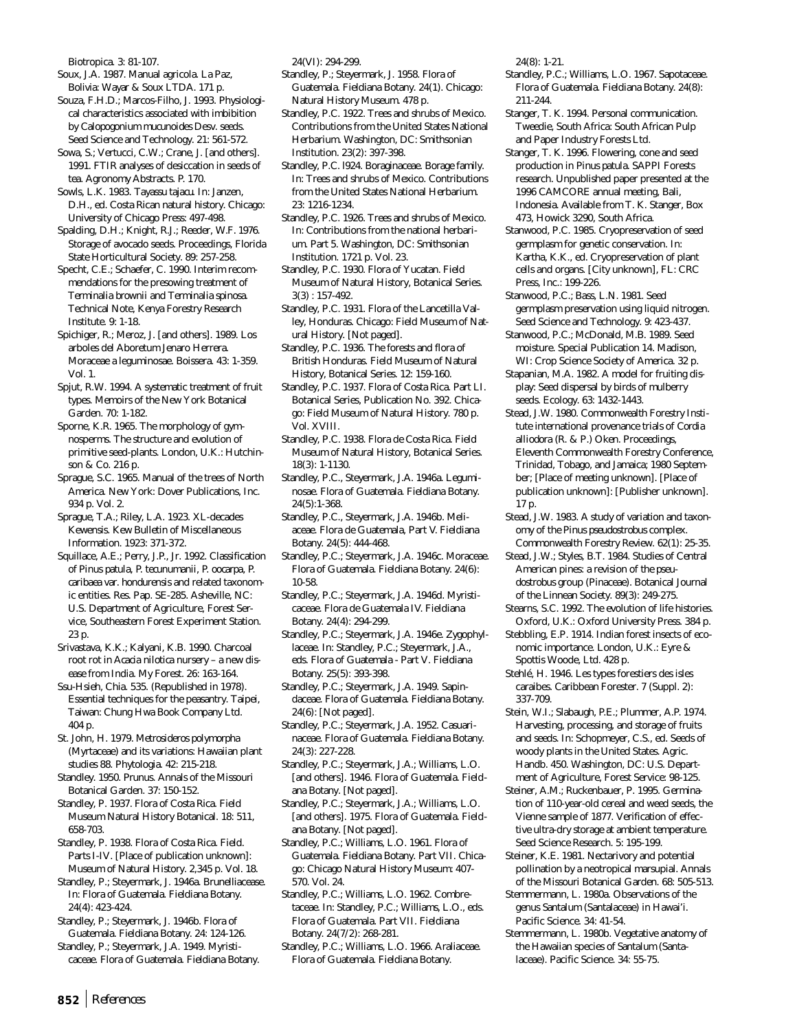Biotropica. 3: 81-107.

Soux, J.A. 1987. Manual agricola. La Paz, Bolivia: Wayar & Soux LTDA. 171 p.

Souza, F.H.D.; Marcos-Filho, J. 1993. Physiological characteristics associated with imbibition by Calopogonium mucunoides Desv. seeds. Seed Science and Technology. 21: 561-572.

Sowa, S.; Vertucci, C.W.; Crane, J. [and others]. 1991. FTIR analyses of desiccation in seeds of tea. Agronomy Abstracts. P. 170.

Sowls, L.K. 1983. *Tayassu tajacu*. In: Janzen, D.H., ed. Costa Rican natural history. Chicago: University of Chicago Press: 497-498.

Spalding, D.H.; Knight, R.J.; Reeder, W.F. 1976. Storage of avocado seeds. Proceedings, Florida State Horticultural Society. 89: 257-258.

Specht, C.E.; Schaefer, C. 1990. Interim recommendations for the presowing treatment of *Terminalia brownii* and *Terminalia spinosa*. Technical Note, Kenya Forestry Research Institute. 9: 1-18.

Spichiger, R.; Meroz, J. [and others]. 1989. Los arboles del Aboretum Jenaro Herrera. Moraceae a leguminosae. Boissera. 43: 1-359. Vol. 1.

Spjut, R.W. 1994. A systematic treatment of fruit types. Memoirs of the New York Botanical Garden. 70: 1-182.

Sporne, K.R. 1965. The morphology of gymnosperms. The structure and evolution of primitive seed-plants. London, U.K.: Hutchinson & Co. 216 p.

Sprague, S.C. 1965. Manual of the trees of North America. New York: Dover Publications, Inc. 934 p. Vol. 2.

Sprague, T.A.; Riley, L.A. 1923. XL-decades Kewensis. Kew Bulletin of Miscellaneous Information. 1923: 371-372.

Squillace, A.E.; Perry, J.P., Jr. 1992. Classification of *Pinus patula*, *P. tecunumanii*, *P. oocarpa*, *P. caribaea* var. *hondurensis* and related taxonomic entities. Res. Pap. SE-285. Asheville, NC: U.S. Department of Agriculture, Forest Service, Southeastern Forest Experiment Station. 23 p.

Srivastava, K.K.; Kalyani, K.B. 1990. Charcoal root rot in *Acacia nilotica* nursery – a new disease from India. My Forest. 26: 163-164.

Ssu-Hsieh, Chia. 535. (Republished in 1978). Essential techniques for the peasantry. Taipei, Taiwan: Chung Hwa Book Company Ltd. 404 p.

St. John, H. 1979. *Metrosideros polymorpha* (Myrtaceae) and its variations: Hawaiian plant studies 88. Phytologia. 42: 215-218.

Standley. 1950. Prunus. Annals of the Missouri Botanical Garden. 37: 150-152.

Standley, P. 1937. Flora of Costa Rica. Field Museum Natural History Botanical. 18: 511, 658-703.

Standley, P. 1938. Flora of Costa Rica. Field. Parts I-IV. [Place of publication unknown]: Museum of Natural History. 2,345 p. Vol. 18.

Standley, P.; Steyermark, J. 1946a. Brunelliaceae. In: Flora of Guatemala. Fieldiana Botany. 24(4): 423-424.

Standley, P.; Steyermark, J. 1946b. Flora of Guatemala. Fieldiana Botany. 24: 124-126.

Standley, P.; Steyermark, J.A. 1949. Myristicaceae. Flora of Guatemala. Fieldiana Botany. 24(VI): 294-299.

Standley, P.; Steyermark, J. 1958. Flora of Guatemala. Fieldiana Botany. 24(1). Chicago: Natural History Museum. 478 p.

Standley, P.C. 1922. Trees and shrubs of Mexico. Contributions from the United States National Herbarium. Washington, DC: Smithsonian Institution. 23(2): 397-398.

Standley, P.C. l924. Boraginaceae. Borage family. In: Trees and shrubs of Mexico. Contributions from the United States National Herbarium. 23: 1216-1234.

Standley, P.C. 1926. Trees and shrubs of Mexico. In: Contributions from the national herbarium. Part 5. Washington, DC: Smithsonian Institution. 1721 p. Vol. 23.

Standley, P.C. 1930. Flora of Yucatan. Field Museum of Natural History, Botanical Series. 3(3) : 157-492.

Standley, P.C. 1931. Flora of the Lancetilla Valley, Honduras. Chicago: Field Museum of Natural History. [Not paged].

Standley, P.C. 1936. The forests and flora of British Honduras. Field Museum of Natural History, Botanical Series. 12: 159-160.

Standley, P.C. 1937. Flora of Costa Rica. Part LI. Botanical Series, Publication No. 392. Chicago: Field Museum of Natural History. 780 p. Vol. XVIII.

Standley, P.C. 1938. Flora de Costa Rica. Field Museum of Natural History, Botanical Series. 18(3): 1-1130.

Standley, P.C., Steyermark, J.A. 1946a. Leguminosae. Flora of Guatemala. Fieldiana Botany. 24(5):1-368.

Standley, P.C., Steyermark, J.A. 1946b. Meliaceae. Flora de Guatemala, Part V. Fieldiana Botany. 24(5): 444-468.

Standley, P.C.; Steyermark, J.A. 1946c. Moraceae. Flora of Guatemala. Fieldiana Botany. 24(6): 10-58.

Standley, P.C.; Steyermark, J.A. 1946d. Myristicaceae. Flora de Guatemala IV. Fieldiana Botany. 24(4): 294-299.

Standley, P.C.; Steyermark, J.A. 1946e. Zygophyllaceae. In: Standley, P.C.; Steyermark, J.A., eds. Flora of Guatemala - Part V. Fieldiana Botany. 25(5): 393-398.

Standley, P.C.; Steyermark, J.A. 1949. Sapindaceae. Flora of Guatemala. Fieldiana Botany. 24(6): [Not paged].

Standley, P.C.; Steyermark, J.A. 1952. Casuarinaceae. Flora of Guatemala. Fieldiana Botany. 24(3): 227-228.

Standley, P.C.; Steyermark, J.A.; Williams, L.O. [and others]. 1946. Flora of Guatemala. Fieldana Botany. [Not paged].

Standley, P.C.; Steyermark, J.A.; Williams, L.O. [and others]. 1975. Flora of Guatemala. Fieldana Botany. [Not paged].

Standley, P.C.; Williams, L.O. 1961. Flora of Guatemala. Fieldiana Botany. Part VII. Chicago: Chicago Natural History Museum: 407-570. Vol. 24.

Standley, P.C.; Williams, L.O. 1962. Combretaceae. In: Standley, P.C.; Williams, L.O., eds. Flora of Guatemala. Part VII. Fieldiana Botany. 24(7/2): 268-281.

Standley, P.C.; Williams, L.O. 1966. Araliaceae. Flora of Guatemala. Fieldiana Botany. 24(8): 1-21.

Standley, P.C.; Williams, L.O. 1967. Sapotaceae. Flora of Guatemala. Fieldiana Botany. 24(8): 211-244.

Stanger, T. K. 1994. Personal communication. Tweedie, South Africa: South African Pulp and Paper Industry Forests Ltd.

Stanger, T. K. 1996. Flowering, cone and seed production in *Pinus patula*. SAPPI Forests research. Unpublished paper presented at the 1996 CAMCORE annual meeting, Bali, Indonesia. Available from T. K. Stanger, Box 473, Howick 3290, South Africa.

Stanwood, P.C. 1985. Cryopreservation of seed germplasm for genetic conservation. In: Kartha, K.K., ed. Cryopreservation of plant cells and organs. [City unknown], FL: CRC Press, Inc.: 199-226.

Stanwood, P.C.; Bass, L.N. 1981. Seed germplasm preservation using liquid nitrogen. Seed Science and Technology. 9: 423-437.

Stanwood, P.C.; McDonald, M.B. 1989. Seed moisture. Special Publication 14. Madison, WI: Crop Science Society of America. 32 p.

Stapanian, M.A. 1982. A model for fruiting display: Seed dispersal by birds of mulberry seeds. Ecology. 63: 1432-1443.

Stead, J.W. 1980. Commonwealth Forestry Institute international provenance trials of *Cordia alliodora* (R. & P.) Oken. Proceedings, Eleventh Commonwealth Forestry Conference, Trinidad, Tobago, and Jamaica; 1980 September; [Place of meeting unknown]. [Place of publication unknown]: [Publisher unknown]. 17 p.

Stead, J.W. 1983. A study of variation and taxonomy of the *Pinus pseudostrobus* complex. Commonwealth Forestry Review. 62(1): 25-35.

Stead, J.W.; Styles, B.T. 1984. Studies of Central American pines: a revision of the *pseudostrobus* group (Pinaceae). Botanical Journal of the Linnean Society. 89(3): 249-275.

Stearns, S.C. 1992. The evolution of life histories. Oxford, U.K.: Oxford University Press. 384 p.

Stebbling, E.P. 1914. Indian forest insects of economic importance. London, U.K.: Eyre & Spottis Woode, Ltd. 428 p.

Stehlé, H. 1946. Les types forestiers des isles caraibes. Caribbean Forester. 7 (Suppl. 2): 337-709.

Stein, W.I.; Slabaugh, P.E.; Plummer, A.P. 1974. Harvesting, processing, and storage of fruits and seeds. In: Schopmeyer, C.S., ed. Seeds of woody plants in the United States. Agric. Handb. 450. Washington, DC: U.S. Department of Agriculture, Forest Service: 98-125.

Steiner, A.M.; Ruckenbauer, P. 1995. Germination of 110-year-old cereal and weed seeds, the Vienne sample of 1877. Verification of effective ultra-dry storage at ambient temperature. Seed Science Research. 5: 195-199.

Steiner, K.E. 1981. Nectarivory and potential pollination by a neotropical marsupial. Annals of the Missouri Botanical Garden. 68: 505-513.

Stemmermann, L. 1980a. Observations of the genus *Santalum* (Santalaceae) in Hawai'i. Pacific Science. 34: 41-54.

Stemmermann, L. 1980b. Vegetative anatomy of the Hawaiian species of *Santalum* (Santalaceae). Pacific Science. 34: 55-75.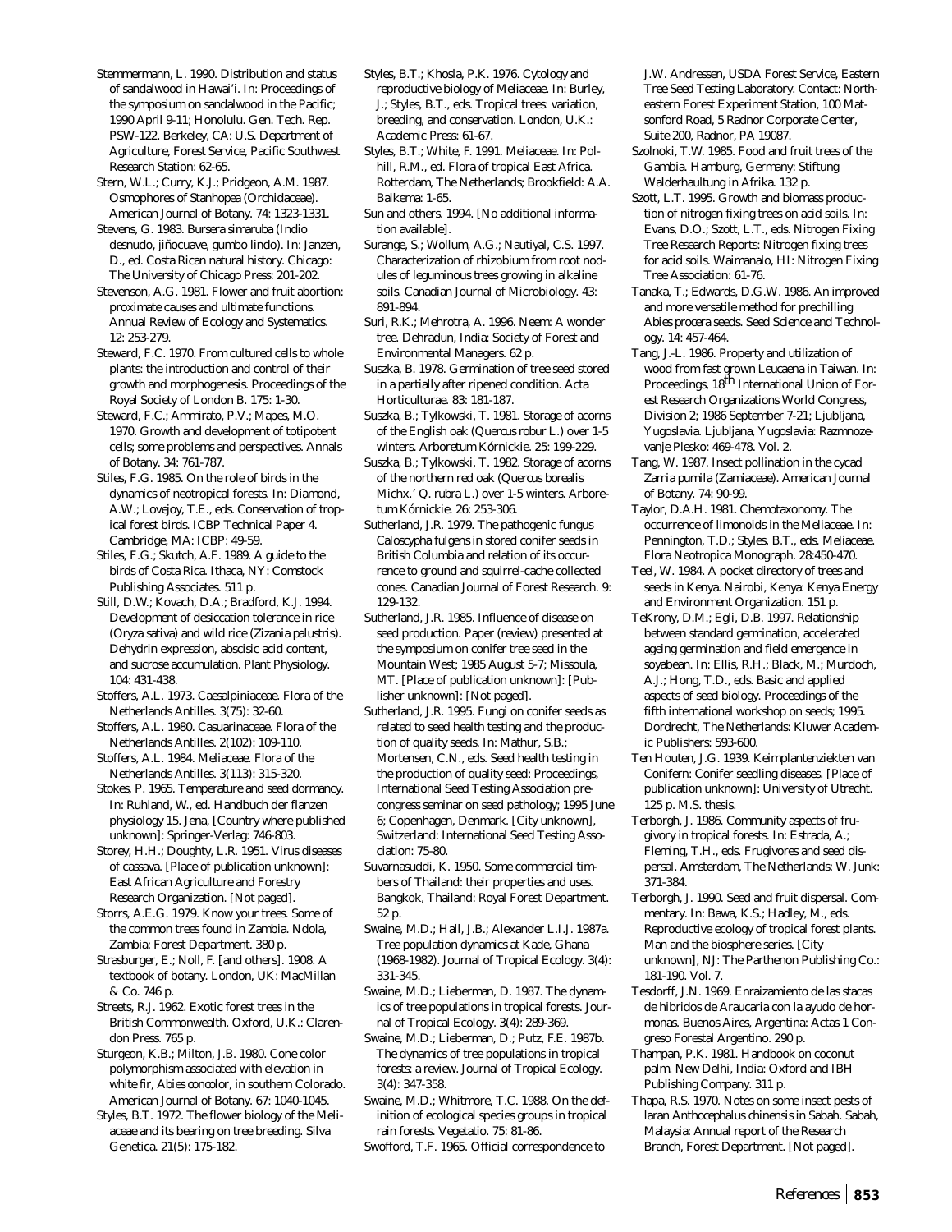Stemmermann, L. 1990. Distribution and status of sandalwood in Hawai'i. In: Proceedings of the symposium on sandalwood in the Pacific; 1990 April 9-11; Honolulu. Gen. Tech. Rep. PSW-122. Berkeley, CA: U.S. Department of Agriculture, Forest Service, Pacific Southwest Research Station: 62-65.

Stern, W.L.; Curry, K.J.; Pridgeon, A.M. 1987. Osmophores of Stanhopea (Orchidaceae). American Journal of Botany. 74: 1323-1331.

Stevens, G. 1983. Bursera simaruba (Indio desnudo, jiñocuave, gumbo lindo). In: Janzen, D., ed. Costa Rican natural history. Chicago: The University of Chicago Press: 201-202.

Stevenson, A.G. 1981. Flower and fruit abortion: proximate causes and ultimate functions. Annual Review of Ecology and Systematics. 12: 253-279.

Steward, F.C. 1970. From cultured cells to whole plants: the introduction and control of their growth and morphogenesis. Proceedings of the Royal Society of London B. 175: 1-30.

Steward, F.C.; Ammirato, P.V.; Mapes, M.O. 1970. Growth and development of totipotent cells; some problems and perspectives. Annals of Botany. 34: 761-787.

Stiles, F.G. 1985. On the role of birds in the dynamics of neotropical forests. In: Diamond, A.W.; Lovejoy, T.E., eds. Conservation of tropical forest birds. ICBP Technical Paper 4. Cambridge, MA: ICBP: 49-59.

Stiles, F.G.; Skutch, A.F. 1989. A guide to the birds of Costa Rica. Ithaca, NY: Comstock Publishing Associates. 511 p.

Still, D.W.; Kovach, D.A.; Bradford, K.J. 1994. Development of desiccation tolerance in rice (Oryza sativa) and wild rice (Zizania palustris). Dehydrin expression, abscisic acid content, and sucrose accumulation. Plant Physiology. 104: 431-438.

Stoffers, A.L. 1973. Caesalpiniaceae. Flora of the Netherlands Antilles. 3(75): 32-60.

Stoffers, A.L. 1980. Casuarinaceae. Flora of the Netherlands Antilles. 2(102): 109-110.

Stoffers, A.L. 1984. Meliaceae. Flora of the Netherlands Antilles. 3(113): 315-320.

Stokes, P. 1965. Temperature and seed dormancy. In: Ruhland, W., ed. Handbuch der flanzen physiology 15. Jena, [Country where published unknown]: Springer-Verlag: 746-803.

Storey, H.H.; Doughty, L.R. 1951. Virus diseases of cassava. [Place of publication unknown]: East African Agriculture and Forestry Research Organization. [Not paged].

Storrs, A.E.G. 1979. Know your trees. Some of the common trees found in Zambia. Ndola, Zambia: Forest Department. 380 p.

Strasburger, E.; Noll, F. [and others]. 1908. A textbook of botany. London, UK: MacMillan & Co. 746 p.

Streets, R.J. 1962. Exotic forest trees in the British Commonwealth. Oxford, U.K.: Clarendon Press. 765 p.

Sturgeon, K.B.; Milton, J.B. 1980. Cone color polymorphism associated with elevation in white fir, Abies concolor, in southern Colorado. American Journal of Botany. 67: 1040-1045.

Styles, B.T. 1972. The flower biology of the Meliaceae and its bearing on tree breeding. Silva Genetica. 21(5): 175-182.

Styles, B.T.; Khosla, P.K. 1976. Cytology and reproductive biology of Meliaceae. In: Burley, J.; Styles, B.T., eds. Tropical trees: variation, breeding, and conservation. London, U.K.: Academic Press: 61-67.

Styles, B.T.; White, F. 1991. Meliaceae. In: Polhill, R.M., ed. Flora of tropical East Africa. Rotterdam, The Netherlands; Brookfield: A.A. Balkema: 1-65.

Sun and others. 1994. [No additional information available].

Surange, S.; Wollum, A.G.; Nautiyal, C.S. 1997. Characterization of rhizobium from root nodules of leguminous trees growing in alkaline soils. Canadian Journal of Microbiology. 43: 891-894.

Suri, R.K.; Mehrotra, A. 1996. Neem: A wonder tree. Dehradun, India: Society of Forest and Environmental Managers. 62 p.

Suszka, B. 1978. Germination of tree seed stored in a partially after ripened condition. Acta Horticulturae. 83: 181-187.

Suszka, B.; Tylkowski, T. 1981. Storage of acorns of the English oak (Quercus robur L.) over 1-5 winters. Arboretum Kórnickie. 25: 199-229.

Suszka, B.; Tylkowski, T. 1982. Storage of acorns of the northern red oak (Quercus borealis Michx.' Q. rubra L.) over 1-5 winters. Arboretum Kórnickie. 26: 253-306.

Sutherland, J.R. 1979. The pathogenic fungus Caloscypha fulgens in stored conifer seeds in British Columbia and relation of its occurrence to ground and squirrel-cache collected cones. Canadian Journal of Forest Research. 9: 129-132.

Sutherland, J.R. 1985. Influence of disease on seed production. Paper (review) presented at the symposium on conifer tree seed in the Mountain West; 1985 August 5-7; Missoula, MT. [Place of publication unknown]: [Publisher unknown]: [Not paged].

Sutherland, J.R. 1995. Fungi on conifer seeds as related to seed health testing and the production of quality seeds. In: Mathur, S.B.; Mortensen, C.N., eds. Seed health testing in the production of quality seed: Proceedings, International Seed Testing Association precongress seminar on seed pathology; 1995 June 6; Copenhagen, Denmark. [City unknown], Switzerland: International Seed Testing Association: 75-80.

Suvarnasuddi, K. 1950. Some commercial timbers of Thailand: their properties and uses. Bangkok, Thailand: Royal Forest Department. 52 p.

Swaine, M.D.; Hall, J.B.; Alexander L.I.J. 1987a. Tree population dynamics at Kade, Ghana (1968-1982). Journal of Tropical Ecology. 3(4): 331-345.

Swaine, M.D.; Lieberman, D. 1987. The dynamics of tree populations in tropical forests. Journal of Tropical Ecology. 3(4): 289-369.

Swaine, M.D.; Lieberman, D.; Putz, F.E. 1987b. The dynamics of tree populations in tropical forests: a review. Journal of Tropical Ecology. 3(4): 347-358.

Swaine, M.D.; Whitmore, T.C. 1988. On the definition of ecological species groups in tropical rain forests. Vegetatio. 75: 81-86.

Swofford, T.F. 1965. Official correspondence to J.W. Andressen, USDA Forest Service, Eastern Tree Seed Testing Laboratory. Contact: Northeastern Forest Experiment Station, 100 Matsonford Road, 5 Radnor Corporate Center, Suite 200, Radnor, PA 19087.

Szolnoki, T.W. 1985. Food and fruit trees of the Gambia. Hamburg, Germany: Stiftung Walderhaultung in Afrika. 132 p.

Szott, L.T. 1995. Growth and biomass production of nitrogen fixing trees on acid soils. In: Evans, D.O.; Szott, L.T., eds. Nitrogen Fixing Tree Research Reports: Nitrogen fixing trees for acid soils. Waimanalo, HI: Nitrogen Fixing Tree Association: 61-76.

Tanaka, T.; Edwards, D.G.W. 1986. An improved and more versatile method for prechilling Abies procera seeds. Seed Science and Technology. 14: 457-464.

Tang, J.-L. 1986. Property and utilization of wood from fast grown Leucaena in Taiwan. In: Proceedings, 18th International Union of Forest Research Organizations World Congress, Division 2; 1986 September 7-21; Ljubljana, Yugoslavia. Ljubljana, Yugoslavia: Razmnozevanje Plesko: 469-478. Vol. 2.

Tang, W. 1987. Insect pollination in the cycad Zamia pumila (Zamiaceae). American Journal of Botany. 74: 90-99.

Taylor, D.A.H. 1981. Chemotaxonomy. The occurrence of limonoids in the Meliaceae. In: Pennington, T.D.; Styles, B.T., eds. Meliaceae. Flora Neotropica Monograph. 28:450-470.

Teel, W. 1984. A pocket directory of trees and seeds in Kenya. Nairobi, Kenya: Kenya Energy and Environment Organization. 151 p.

TeKrony, D.M.; Egli, D.B. 1997. Relationship between standard germination, accelerated ageing germination and field emergence in soyabean. In: Ellis, R.H.; Black, M.; Murdoch, A.J.; Hong, T.D., eds. Basic and applied aspects of seed biology. Proceedings of the fifth international workshop on seeds; 1995. Dordrecht, The Netherlands: Kluwer Academic Publishers: 593-600.

Ten Houten, J.G. 1939. Keimplantenziekten van Conifern: Conifer seedling diseases. [Place of publication unknown]: University of Utrecht. 125 p. M.S. thesis.

Terborgh, J. 1986. Community aspects of frugivory in tropical forests. In: Estrada, A.; Fleming, T.H., eds. Frugivores and seed dispersal. Amsterdam, The Netherlands: W. Junk: 371-384.

Terborgh, J. 1990. Seed and fruit dispersal. Commentary. In: Bawa, K.S.; Hadley, M., eds. Reproductive ecology of tropical forest plants. Man and the biosphere series. [City unknown], NJ: The Parthenon Publishing Co.: 181-190. Vol. 7.

Tesdorff, J.N. 1969. Enraizamiento de las stacas de hibridos de Araucaria con la ayudo de hormonas. Buenos Aires, Argentina: Actas 1 Congreso Forestal Argentino. 290 p.

Thampan, P.K. 1981. Handbook on coconut palm. New Delhi, India: Oxford and IBH Publishing Company. 311 p.

Thapa, R.S. 1970. Notes on some insect pests of laran Anthocephalus chinensis in Sabah. Sabah, Malaysia: Annual report of the Research Branch, Forest Department. [Not paged].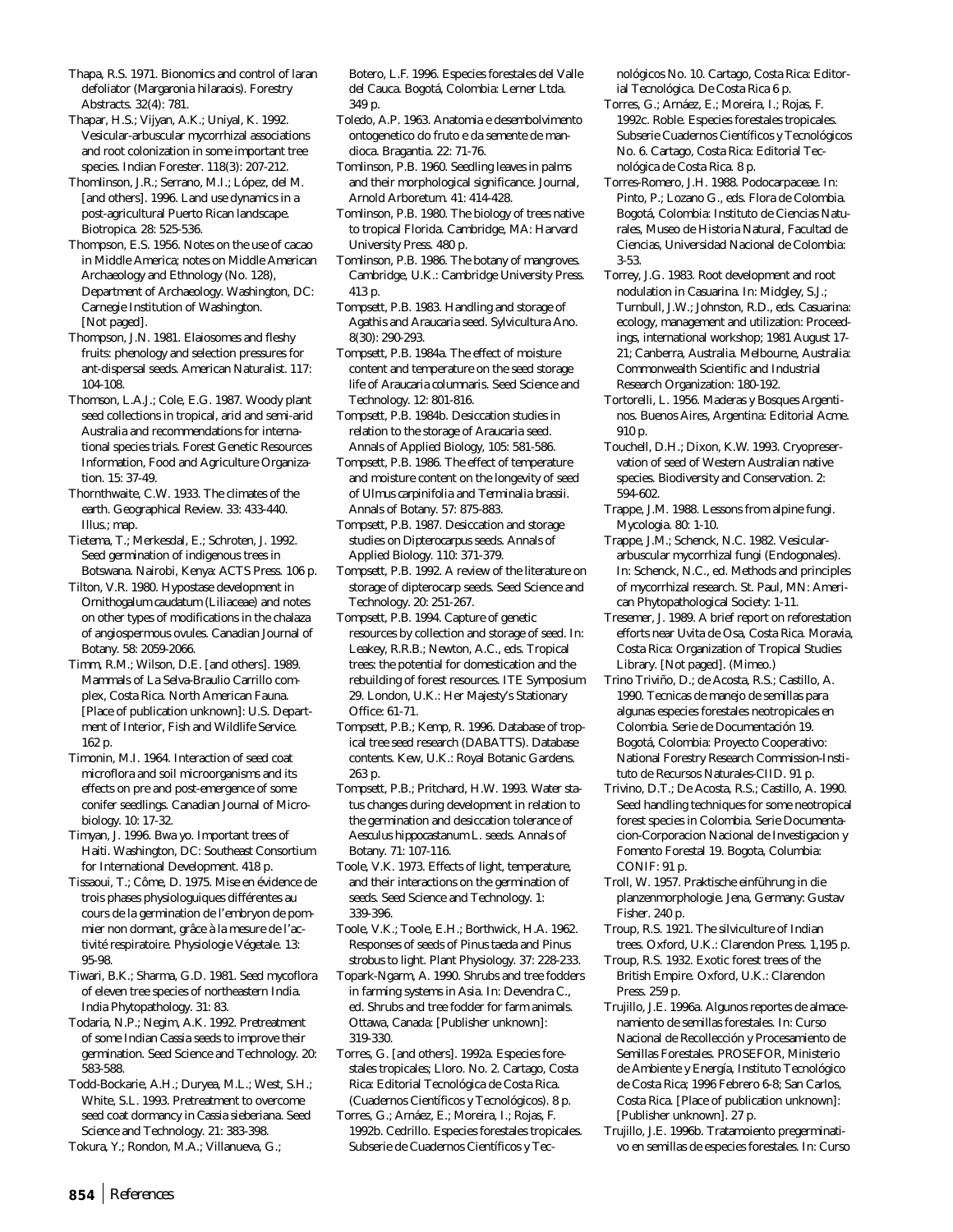Thapa, R.S. 1971. Bionomics and control of laran defoliator (Margaronia hilaraois). Forestry Abstracts. 32(4): 781.

Thapar, H.S.; Vijyan, A.K.; Uniyal, K. 1992. Vesicular-arbuscular mycorrhizal associations and root colonization in some important tree species. Indian Forester. 118(3): 207-212.

Thomlinson, J.R.; Serrano, M.I.; López, del M. [and others]. 1996. Land use dynamics in a post-agricultural Puerto Rican landscape. Biotropica. 28: 525-536.

Thompson, E.S. 1956. Notes on the use of cacao in Middle America; notes on Middle American Archaeology and Ethnology (No. 128), Department of Archaeology. Washington, DC: Carnegie Institution of Washington. [Not paged].

Thompson, J.N. 1981. Elaiosomes and fleshy fruits: phenology and selection pressures for ant-dispersal seeds. American Naturalist. 117: 104-108.

Thomson, L.A.J.; Cole, E.G. 1987. Woody plant seed collections in tropical, arid and semi-arid Australia and recommendations for international species trials. Forest Genetic Resources Information, Food and Agriculture Organization. 15: 37-49.

Thornthwaite, C.W. 1933. The climates of the earth. Geographical Review. 33: 433-440. Illus.; map.

Tietema, T.; Merkesdal, E.; Schroten, J. 1992. Seed germination of indigenous trees in Botswana. Nairobi, Kenya: ACTS Press. 106 p.

Tilton, V.R. 1980. Hypostase development in Ornithogalum caudatum (Liliaceae) and notes on other types of modifications in the chalaza of angiospermous ovules. Canadian Journal of Botany. 58: 2059-2066.

Timm, R.M.; Wilson, D.E. [and others]. 1989. Mammals of La Selva-Braulio Carrillo complex, Costa Rica. North American Fauna. [Place of publication unknown]: U.S. Department of Interior, Fish and Wildlife Service. 162 p.

Timonin, M.I. 1964. Interaction of seed coat microflora and soil microorganisms and its effects on pre and post-emergence of some conifer seedlings. Canadian Journal of Microbiology. 10: 17-32.

Timyan, J. 1996. Bwa yo. Important trees of Haiti. Washington, DC: Southeast Consortium for International Development. 418 p.

Tissaoui, T.; Côme, D. 1975. Mise en évidence de trois phases physiologuiques différentes au cours de la germination de l'embryon de pommier non dormant, grâce à la mesure de l'activité respiratoire. Physiologie Végetale. 13: 95-98.

Tiwari, B.K.; Sharma, G.D. 1981. Seed mycoflora of eleven tree species of northeastern India. India Phytopathology. 31: 83.

Todaria, N.P.; Negim, A.K. 1992. Pretreatment of some Indian Cassia seeds to improve their germination. Seed Science and Technology. 20: 583-588.

Todd-Bockarie, A.H.; Duryea, M.L.; West, S.H.; White, S.L. 1993. Pretreatment to overcome seed coat dormancy in Cassia sieberiana. Seed Science and Technology. 21: 383-398.

Tokura, Y.; Rondon, M.A.; Villanueva, G.; Botero, L.F. 1996. Especies forestales del Valle del Cauca. Bogotá, Colombia: Lerner Ltda. 349 p.

Toledo, A.P. 1963. Anatomia e desembolvimento ontogenetico do fruto e da semente de mandioca. Bragantia. 22: 71-76.

Tomlinson, P.B. 1960. Seedling leaves in palms and their morphological significance. Journal, Arnold Arboretum. 41: 414-428.

Tomlinson, P.B. 1980. The biology of trees native to tropical Florida. Cambridge, MA: Harvard University Press. 480 p.

Tomlinson, P.B. 1986. The botany of mangroves. Cambridge, U.K.: Cambridge University Press. 413 p.

Tompsett, P.B. 1983. Handling and storage of Agathis and Araucaria seed. Sylvicultura Ano. 8(30): 290-293.

Tompsett, P.B. 1984a. The effect of moisture content and temperature on the seed storage life of Araucaria columnaris. Seed Science and Technology. 12: 801-816.

Tompsett, P.B. 1984b. Desiccation studies in relation to the storage of Araucaria seed. Annals of Applied Biology, 105: 581-586.

Tompsett, P.B. 1986. The effect of temperature and moisture content on the longevity of seed of Ulmus carpinifolia and Terminalia brassii. Annals of Botany. 57: 875-883.

Tompsett, P.B. 1987. Desiccation and storage studies on Dipterocarpus seeds. Annals of Applied Biology. 110: 371-379.

Tompsett, P.B. 1992. A review of the literature on storage of dipterocarp seeds. Seed Science and Technology. 20: 251-267.

Tompsett, P.B. 1994. Capture of genetic resources by collection and storage of seed. In: Leakey, R.R.B.; Newton, A.C., eds. Tropical trees: the potential for domestication and the rebuilding of forest resources. ITE Symposium 29. London, U.K.: Her Majesty's Stationary Office: 61-71.

Tompsett, P.B.; Kemp, R. 1996. Database of tropical tree seed research (DABATTS). Database contents. Kew, U.K.: Royal Botanic Gardens. 263 p.

Tompsett, P.B.; Pritchard, H.W. 1993. Water status changes during development in relation to the germination and desiccation tolerance of Aesculus hippocastanum L. seeds. Annals of Botany. 71: 107-116.

Toole, V.K. 1973. Effects of light, temperature, and their interactions on the germination of seeds. Seed Science and Technology. 1: 339-396.

Toole, V.K.; Toole, E.H.; Borthwick, H.A. 1962. Responses of seeds of Pinus taeda and Pinus strobus to light. Plant Physiology. 37: 228-233.

Topark-Ngarm, A. 1990. Shrubs and tree fodders in farming systems in Asia. In: Devendra C., ed. Shrubs and tree fodder for farm animals. Ottawa, Canada: [Publisher unknown]: 319-330.

Torres, G. [and others]. 1992a. Especies forestales tropicales; Lloro. No. 2. Cartago, Costa Rica: Editorial Tecnológica de Costa Rica. (Cuadernos Científicos y Tecnológicos). 8 p.

Torres, G.; Arnáez, E.; Moreira, I.; Rojas, F. 1992b. Cedrillo. Especies forestales tropicales. Subserie de Cuadernos Científicos y Tecnológicos No. 10. Cartago, Costa Rica: Editorial Tecnológica. De Costa Rica 6 p.

Torres, G.; Arnáez, E.; Moreira, I.; Rojas, F. 1992c. Roble. Especies forestales tropicales. Subserie Cuadernos Científicos y Tecnológicos No. 6. Cartago, Costa Rica: Editorial Tecnológica de Costa Rica. 8 p.

Torres-Romero, J.H. 1988. Podocarpaceae. In: Pinto, P.; Lozano G., eds. Flora de Colombia. Bogotá, Colombia: Instituto de Ciencias Naturales, Museo de Historia Natural, Facultad de Ciencias, Universidad Nacional de Colombia: 3-53.

Torrey, J.G. 1983. Root development and root nodulation in Casuarina. In: Midgley, S.J.; Turnbull, J.W.; Johnston, R.D., eds. Casuarina: ecology, management and utilization: Proceedings, international workshop; 1981 August 17-21; Canberra, Australia. Melbourne, Australia: Commonwealth Scientific and Industrial Research Organization: 180-192.

Tortorelli, L. 1956. Maderas y Bosques Argentinos. Buenos Aires, Argentina: Editorial Acme. 910 p.

Touchell, D.H.; Dixon, K.W. 1993. Cryopreservation of seed of Western Australian native species. Biodiversity and Conservation. 2: 594-602.

Trappe, J.M. 1988. Lessons from alpine fungi. Mycologia. 80: 1-10.

Trappe, J.M.; Schenck, N.C. 1982. Vesicular-arbuscular mycorrhizal fungi (Endogonales). In: Schenck, N.C., ed. Methods and principles of mycorrhizal research. St. Paul, MN: American Phytopathological Society: 1-11.

Tresemer, J. 1989. A brief report on reforestation efforts near Uvita de Osa, Costa Rica. Moravia, Costa Rica: Organization of Tropical Studies Library. [Not paged]. (Mimeo.)

Trino Triviño, D.; de Acosta, R.S.; Castillo, A. 1990. Tecnicas de manejo de semillas para algunas especies forestales neotropicales en Colombia. Serie de Documentación 19. Bogotá, Colombia: Proyecto Cooperativo: National Forestry Research Commission-Instituto de Recursos Naturales-CIID. 91 p.

Trivino, D.T.; De Acosta, R.S.; Castillo, A. 1990. Seed handling techniques for some neotropical forest species in Colombia. Serie Documentacion-Corporacion Nacional de Investigacion y Fomento Forestal 19. Bogota, Columbia: CONIF: 91 p.

Troll, W. 1957. Praktische einführung in die planzenmorphologie. Jena, Germany: Gustav Fisher. 240 p.

Troup, R.S. 1921. The silviculture of Indian trees. Oxford, U.K.: Clarendon Press. 1,195 p.

Troup, R.S. 1932. Exotic forest trees of the British Empire. Oxford, U.K.: Clarendon Press. 259 p.

Trujillo, J.E. 1996a. Algunos reportes de almacenamiento de semillas forestales. In: Curso Nacional de Recollección y Procesamiento de Semillas Forestales. PROSEFOR, Ministerio de Ambiente y Energía, Instituto Tecnológico de Costa Rica; 1996 Febrero 6-8; San Carlos, Costa Rica. [Place of publication unknown]: [Publisher unknown]. 27 p.

Trujillo, J.E. 1996b. Tratamoiento pregerminativo en semillas de especies forestales. In: Curso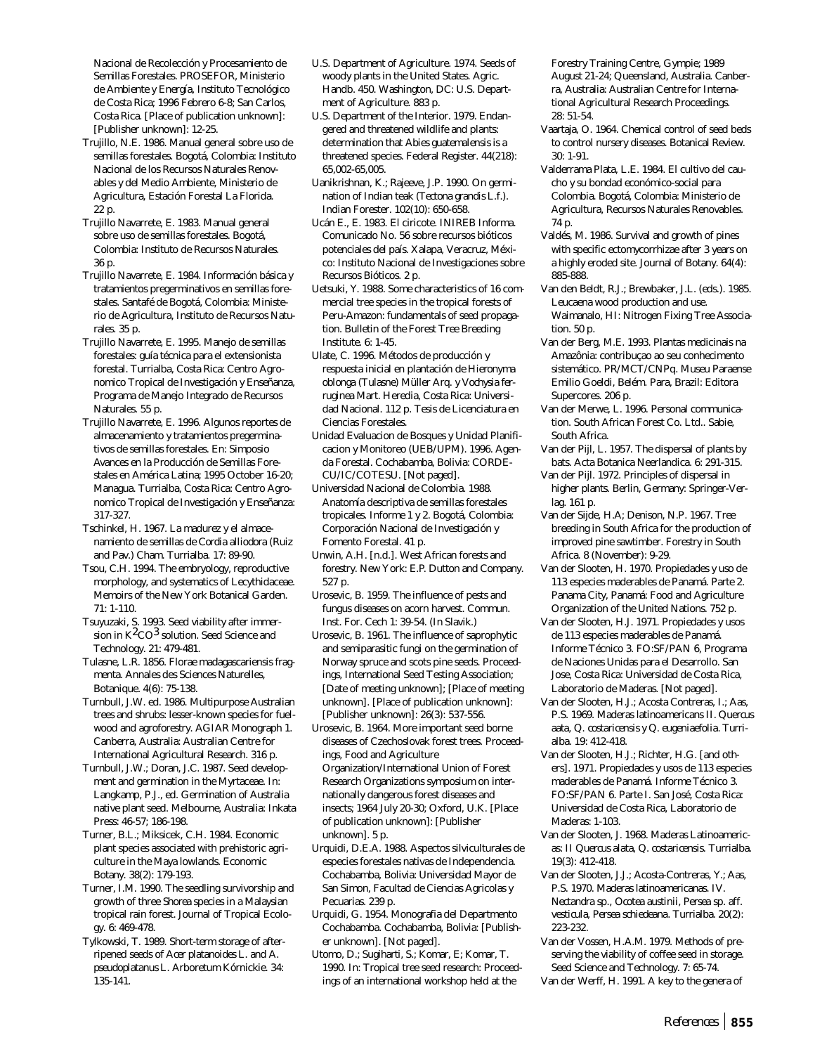Nacional de Recolección y Procesamiento de Semillas Forestales. PROSEFOR, Ministerio de Ambiente y Energía, Instituto Tecnológico de Costa Rica; 1996 Febrero 6-8; San Carlos, Costa Rica. [Place of publication unknown]: [Publisher unknown]: 12-25.

Trujillo, N.E. 1986. Manual general sobre uso de semillas forestales. Bogotá, Colombia: Instituto Nacional de los Recursos Naturales Renovables y del Medio Ambiente, Ministerio de Agricultura, Estación Forestal La Florida. 22 p.

Trujillo Navarrete, E. 1983. Manual general sobre uso de semillas forestales. Bogotá, Colombia: Instituto de Recursos Naturales. 36 p.

Trujillo Navarrete, E. 1984. Información básica y tratamientos pregerminativos en semillas forestales. Santafé de Bogotá, Colombia: Ministerio de Agricultura, Instituto de Recursos Naturales. 35 p.

Trujillo Navarrete, E. 1995. Manejo de semillas forestales: guía técnica para el extensionista forestal. Turrialba, Costa Rica: Centro Agronomico Tropical de Investigación y Enseñanza, Programa de Manejo Integrado de Recursos Naturales. 55 p.

Trujillo Navarrete, E. 1996. Algunos reportes de almacenamiento y tratamientos pregerminativos de semillas forestales. En: Simposio Avances en la Producción de Semillas Forestales en América Latina; 1995 October 16-20; Managua. Turrialba, Costa Rica: Centro Agronomico Tropical de Investigación y Enseñanza: 317-327.

Tschinkel, H. 1967. La madurez y el almacenamiento de semillas de Cordia alliodora (Ruiz and Pav.) Cham. Turrialba. 17: 89-90.

Tsou, C.H. 1994. The embryology, reproductive morphology, and systematics of Lecythidaceae. Memoirs of the New York Botanical Garden. 71: 1-110.

Tsuyuzaki, S. 1993. Seed viability after immersion in $K^2CO^3$ solution. Seed Science and Technology. 21: 479-481.

Tulasne, L.R. 1856. Florae madagascariensis fragmenta. Annales des Sciences Naturelles, Botanique. 4(6): 75-138.

Turnbull, J.W. ed. 1986. Multipurpose Australian trees and shrubs: lesser-known species for fuelwood and agroforestry. AGIAR Monograph 1. Canberra, Australia: Australian Centre for International Agricultural Research. 316 p.

Turnbull, J.W.; Doran, J.C. 1987. Seed development and germination in the Myrtaceae. In: Langkamp, P.J., ed. Germination of Australia native plant seed. Melbourne, Australia: Inkata Press: 46-57; 186-198.

Turner, B.L.; Miksicek, C.H. 1984. Economic plant species associated with prehistoric agriculture in the Maya lowlands. Economic Botany. 38(2): 179-193.

Turner, I.M. 1990. The seedling survivorship and growth of three Shorea species in a Malaysian tropical rain forest. Journal of Tropical Ecology. 6: 469-478.

Tylkowski, T. 1989. Short-term storage of after-ripened seeds of Acer platanoides L. and A. pseudoplatanus L. Arboretum Kórnickie. 34: 135-141.

U.S. Department of Agriculture. 1974. Seeds of woody plants in the United States. Agric. Handb. 450. Washington, DC: U.S. Department of Agriculture. 883 p.

U.S. Department of the Interior. 1979. Endangered and threatened wildlife and plants: determination that Abies guatemalensis is a threatened species. Federal Register. 44(218): 65,002-65,005.

Uanikrishnan, K.; Rajeeve, J.P. 1990. On germination of Indian teak (Tectona grandis L.f.). Indian Forester. 102(10): 650-658.

Ucán E., E. 1983. El ciricote. INIREB Informa. Comunicado No. 56 sobre recursos bióticos potenciales del país. Xalapa, Veracruz, México: Instituto Nacional de Investigaciones sobre Recursos Bióticos. 2 p.

Uetsuki, Y. 1988. Some characteristics of 16 commercial tree species in the tropical forests of Peru-Amazon: fundamentals of seed propagation. Bulletin of the Forest Tree Breeding Institute. 6: 1-45.

Ulate, C. 1996. Métodos de producción y respuesta inicial en plantación de Hieronyma oblonga (Tulasne) Müller Arq. y Vochysia ferruginea Mart. Heredia, Costa Rica: Universidad Nacional. 112 p. Tesis de Licenciatura en Ciencias Forestales.

Unidad Evaluacion de Bosques y Unidad Planificacion y Monitoreo (UEB/UPM). 1996. Agenda Forestal. Cochabamba, Bolivia: CORDECU/IC/COTESU. [Not paged].

Universidad Nacional de Colombia. 1988. Anatomía descriptiva de semillas forestales tropicales. Informe 1 y 2. Bogotá, Colombia: Corporación Nacional de Investigación y Fomento Forestal. 41 p.

Unwin, A.H. [n.d.]. West African forests and forestry. New York: E.P. Dutton and Company. 527 p.

Urosevic, B. 1959. The influence of pests and fungus diseases on acorn harvest. Commun. Inst. For. Cech 1: 39-54. (In Slavik.)

Urosevic, B. 1961. The influence of saprophytic and semiparasitic fungi on the germination of Norway spruce and scots pine seeds. Proceedings, International Seed Testing Association; [Date of meeting unknown]; [Place of meeting unknown]. [Place of publication unknown]: [Publisher unknown]: 26(3): 537-556.

Urosevic, B. 1964. More important seed borne diseases of Czechoslovak forest trees. Proceedings, Food and Agriculture Organization/International Union of Forest Research Organizations symposium on internationally dangerous forest diseases and insects; 1964 July 20-30; Oxford, U.K. [Place of publication unknown]: [Publisher unknown]. 5 p.

Urquidi, D.E.A. 1988. Aspectos silviculturales de especies forestales nativas de Independencia. Cochabamba, Bolivia: Universidad Mayor de San Simon, Facultad de Ciencias Agricolas y Pecuarias. 239 p.

Urquidi, G. 1954. Monografia del Departmento Cochabamba. Cochabamba, Bolivia: [Publisher unknown]. [Not paged].

Utomo, D.; Sugiharti, S.; Komar, E; Komar, T. 1990. In: Tropical tree seed research: Proceedings of an international workshop held at the Forestry Training Centre, Gympie; 1989 August 21-24; Queensland, Australia. Canberra, Australia: Australian Centre for International Agricultural Research Proceedings. 28: 51-54.

Vaartaja, O. 1964. Chemical control of seed beds to control nursery diseases. Botanical Review. 30: 1-91.

Valderrama Plata, L.E. 1984. El cultivo del caucho y su bondad económico-social para Colombia. Bogotá, Colombia: Ministerio de Agricultura, Recursos Naturales Renovables. 74 p.

Valdés, M. 1986. Survival and growth of pines with specific ectomycorrhizae after 3 years on a highly eroded site. Journal of Botany. 64(4): 885-888.

Van den Beldt, R.J.; Brewbaker, J.L. (eds.). 1985. Leucaena wood production and use. Waimanalo, HI: Nitrogen Fixing Tree Association. 50 p.

Van der Berg, M.E. 1993. Plantas medicinais na Amazônia: contribuçao ao seu conhecimento sistemático. PR/MCT/CNPq. Museu Paraense Emilio Goeldi, Belém. Para, Brazil: Editora Supercores. 206 p.

Van der Merwe, L. 1996. Personal communication. South African Forest Co. Ltd.. Sabie, South Africa.

Van der Pijl, L. 1957. The dispersal of plants by bats. Acta Botanica Neerlandica. 6: 291-315.

Van der Pijl. 1972. Principles of dispersal in higher plants. Berlin, Germany: Springer-Verlag. 161 p.

Van der Sijde, H.A; Denison, N.P. 1967. Tree breeding in South Africa for the production of improved pine sawtimber. Forestry in South Africa. 8 (November): 9-29.

Van der Slooten, H. 1970. Propiedades y uso de 113 especies maderables de Panamá. Parte 2. Panama City, Panamá: Food and Agriculture Organization of the United Nations. 752 p.

Van der Slooten, H.J. 1971. Propiedades y usos de 113 especies maderables de Panamá. Informe Técnico 3. FO:SF/PAN 6, Programa de Naciones Unidas para el Desarrollo. San Jose, Costa Rica: Universidad de Costa Rica, Laboratorio de Maderas. [Not paged].

Van der Slooten, H.J.; Acosta Contreras, I.; Aas, P.S. 1969. Maderas latinoamericans II. Quercus aata, Q. costaricensis y Q. eugeniaefolia. Turrialba. 19: 412-418.

Van der Slooten, H.J.; Richter, H.G. [and others]. 1971. Propiedades y usos de 113 especies maderables de Panamá. Informe Técnico 3. FO:SF/PAN 6. Parte I. San José, Costa Rica: Universidad de Costa Rica, Laboratorio de Maderas: 1-103.

Van der Slooten, J. 1968. Maderas Latinoamericas: II Quercus alata, Q. costaricensis. Turrialba. 19(3): 412-418.

Van der Slooten, J.J.; Acosta-Contreras, Y.; Aas, P.S. 1970. Maderas latinoamericanas. IV. Nectandra sp., Ocotea austinii, Persea sp. aff. vesticula, Persea schiedeana. Turrialba. 20(2): 223-232.

Van der Vossen, H.A.M. 1979. Methods of preserving the viability of coffee seed in storage. Seed Science and Technology. 7: 65-74.

Van der Werff, H. 1991. A key to the genera of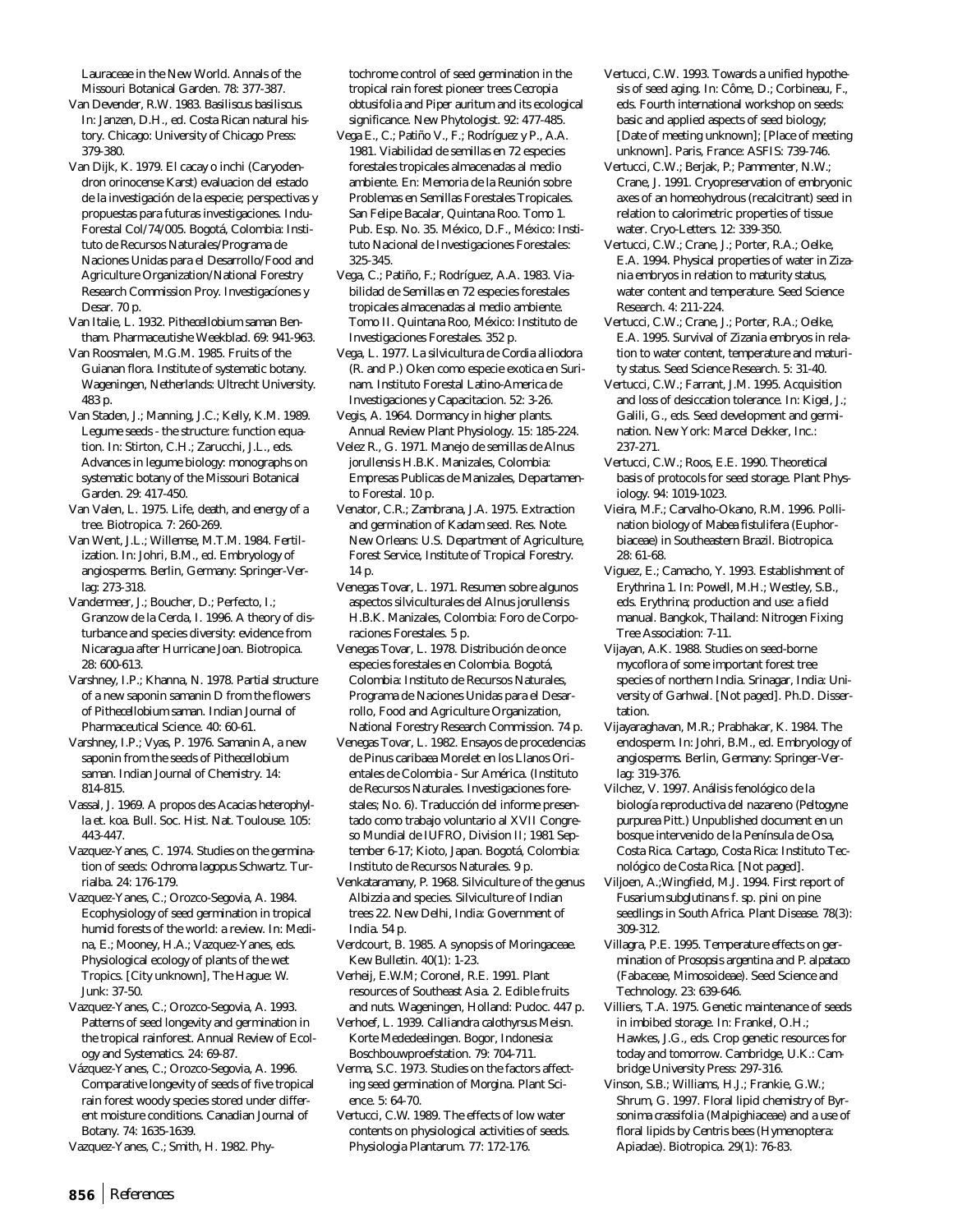Lauraceae in the New World. Annals of the Missouri Botanical Garden. 78: 377-387.

Van Devender, R.W. 1983. *Basiliscus basiliscus*. In: Janzen, D.H., ed. Costa Rican natural history. Chicago: University of Chicago Press: 379-380.

Van Dijk, K. 1979. El cacay o inchi (*Caryodendron orinocense* Karst) evaluacion del estado de la investigación de la especie; perspectivas y propuestas para futuras investigaciones. Indu-Forestal Col/74/005. Bogotá, Colombia: Instituto de Recursos Naturales/Programa de Naciones Unidas para el Desarrollo/Food and Agriculture Organization/National Forestry Research Commission Proy. Investigacíones y Desar. 70 p.

Van Italie, L. 1932. *Pithecellobium saman* Bentham. Pharmaceutishe Weekblad. 69: 941-963.

Van Roosmalen, M.G.M. 1985. Fruits of the Guianan flora. Institute of systematic botany. Wageningen, Netherlands: Ultrecht University. 483 p.

Van Staden, J.; Manning, J.C.; Kelly, K.M. 1989. Legume seeds - the structure: function equation. In: Stirton, C.H.; Zarucchi, J.L., eds. Advances in legume biology: monographs on systematic botany of the Missouri Botanical Garden. 29: 417-450.

Van Valen, L. 1975. Life, death, and energy of a tree. Biotropica. 7: 260-269.

Van Went, J.L.; Willemse, M.T.M. 1984. Fertilization. In: Johri, B.M., ed. Embryology of angiosperms. Berlin, Germany: Springer-Verlag: 273-318.

Vandermeer, J.; Boucher, D.; Perfecto, I.; Granzow de la Cerda, I. 1996. A theory of disturbance and species diversity: evidence from Nicaragua after Hurricane Joan. Biotropica. 28: 600-613.

Varshney, I.P.; Khanna, N. 1978. Partial structure of a new saponin samanin D from the flowers of *Pithecellobium saman*. Indian Journal of Pharmaceutical Science. 40: 60-61.

Varshney, I.P.; Vyas, P. 1976. Samanin A, a new saponin from the seeds of *Pithecellobium saman*. Indian Journal of Chemistry. 14: 814-815.

Vassal, J. 1969. A propos des Acacias heterophylla et. koa. Bull. Soc. Hist. Nat. Toulouse. 105: 443-447.

Vazquez-Yanes, C. 1974. Studies on the germination of seeds: *Ochroma lagopus* Schwartz. Turrialba. 24: 176-179.

Vazquez-Yanes, C.; Orozco-Segovia, A. 1984. Ecophysiology of seed germination in tropical humid forests of the world: a review. In: Medina, E.; Mooney, H.A.; Vazquez-Yanes, eds. Physiological ecology of plants of the wet Tropics. [City unknown], The Hague: W. Junk: 37-50.

Vazquez-Yanes, C.; Orozco-Segovia, A. 1993. Patterns of seed longevity and germination in the tropical rainforest. Annual Review of Ecology and Systematics. 24: 69-87.

Vázquez-Yanes, C.; Orozco-Segovia, A. 1996. Comparative longevity of seeds of five tropical rain forest woody species stored under different moisture conditions. Canadian Journal of Botany. 74: 1635-1639.

Vazquez-Yanes, C.; Smith, H. 1982. Phytochrome control of seed germination in the tropical rain forest pioneer trees *Cecropia obtusifolia* and *Piper auritum* and its ecological significance. New Phytologist. 92: 477-485.

Vega E., C.; Patiño V., F.; Rodríguez y P., A.A. 1981. Viabilidad de semillas en 72 especies forestales tropicales almacenadas al medio ambiente. En: Memoria de la Reunión sobre Problemas en Semillas Forestales Tropicales. San Felipe Bacalar, Quintana Roo. Tomo 1. Pub. Esp. No. 35. México, D.F., México: Instituto Nacional de Investigaciones Forestales: 325-345.

Vega, C.; Patiño, F.; Rodríguez, A.A. 1983. Viabilidad de Semillas en 72 especies forestales tropicales almacenadas al medio ambiente. Tomo II. Quintana Roo, México: Instituto de Investigaciones Forestales. 352 p.

Vega, L. 1977. La silvicultura de *Cordia alliodora* (R. and P.) Oken como especie exotica en Surinam. Instituto Forestal Latino-America de Investigaciones y Capacitacion. 52: 3-26.

Vegis, A. 1964. Dormancy in higher plants. Annual Review Plant Physiology. 15: 185-224.

Velez R., G. 1971. Manejo de semillas de *Alnus jorullensis* H.B.K. Manizales, Colombia: Empresas Publicas de Manizales, Departamento Forestal. 10 p.

Venator, C.R.; Zambrana, J.A. 1975. Extraction and germination of Kadam seed. Res. Note. New Orleans: U.S. Department of Agriculture, Forest Service, Institute of Tropical Forestry. 14 p.

Venegas Tovar, L. 1971. Resumen sobre algunos aspectos silviculturales del *Alnus jorullensis* H.B.K. Manizales, Colombia: Foro de Corporaciones Forestales. 5 p.

Venegas Tovar, L. 1978. Distribución de once especies forestales en Colombia. Bogotá, Colombia: Instituto de Recursos Naturales, Programa de Naciones Unidas para el Desarrollo, Food and Agriculture Organization, National Forestry Research Commission. 74 p.

Venegas Tovar, L. 1982. Ensayos de procedencias de *Pinus caribaea* Morelet en los Llanos Orientales de Colombia - Sur América. (Instituto de Recursos Naturales. Investigaciones forestales; No. 6). Traducción del informe presentado como trabajo voluntario al XVII Congreso Mundial de IUFRO, Division II; 1981 September 6-17; Kioto, Japan. Bogotá, Colombia: Instituto de Recursos Naturales. 9 p.

Venkataramany, P. 1968. Silviculture of the genus *Albizzia* and species. Silviculture of Indian trees 22. New Delhi, India: Government of India. 54 p.

Verdcourt, B. 1985. A synopsis of Moringaceae. Kew Bulletin. 40(1): 1-23.

Verheij, E.W.M; Coronel, R.E. 1991. Plant resources of Southeast Asia. 2. Edible fruits and nuts. Wageningen, Holland: Pudoc. 447 p.

Verhoef, L. 1939. *Calliandra calothyrsus* Meisn. Korte Mededeelingen. Bogor, Indonesia: Boschbouwproefstation. 79: 704-711.

Verma, S.C. 1973. Studies on the factors affecting seed germination of Morgina. Plant Science. 5: 64-70.

Vertucci, C.W. 1989. The effects of low water contents on physiological activities of seeds. Physiologia Plantarum. 77: 172-176.

Vertucci, C.W. 1993. Towards a unified hypothesis of seed aging. In: Côme, D.; Corbineau, F., eds. Fourth international workshop on seeds: basic and applied aspects of seed biology; [Date of meeting unknown]; [Place of meeting unknown]. Paris, France: ASFIS: 739-746.

Vertucci, C.W.; Berjak, P.; Pammenter, N.W.; Crane, J. 1991. Cryopreservation of embryonic axes of an homeohydrous (recalcitrant) seed in relation to calorimetric properties of tissue water. Cryo-Letters. 12: 339-350.

Vertucci, C.W.; Crane, J.; Porter, R.A.; Oelke, E.A. 1994. Physical properties of water in *Zizania* embryos in relation to maturity status, water content and temperature. Seed Science Research. 4: 211-224.

Vertucci, C.W.; Crane, J.; Porter, R.A.; Oelke, E.A. 1995. Survival of *Zizania* embryos in relation to water content, temperature and maturity status. Seed Science Research. 5: 31-40.

Vertucci, C.W.; Farrant, J.M. 1995. Acquisition and loss of desiccation tolerance. In: Kigel, J.; Galili, G., eds. Seed development and germination. New York: Marcel Dekker, Inc.: 237-271.

Vertucci, C.W.; Roos, E.E. 1990. Theoretical basis of protocols for seed storage. Plant Physiology. 94: 1019-1023.

Vieira, M.F.; Carvalho-Okano, R.M. 1996. Pollination biology of *Mabea fistulifera* (Euphorbiaceae) in Southeastern Brazil. Biotropica. 28: 61-68.

Viguez, E.; Camacho, Y. 1993. Establishment of *Erythrina* 1. In: Powell, M.H.; Westley, S.B., eds. *Erythrina*; production and use: a field manual. Bangkok, Thailand: Nitrogen Fixing Tree Association: 7-11.

Vijayan, A.K. 1988. Studies on seed-borne mycoflora of some important forest tree species of northern India. Srinagar, India: University of Garhwal. [Not paged]. Ph.D. Dissertation.

Vijayaraghavan, M.R.; Prabhakar, K. 1984. The endosperm. In: Johri, B.M., ed. Embryology of angiosperms. Berlin, Germany: Springer-Verlag: 319-376.

Vilchez, V. 1997. Análisis fenológico de la biología reproductiva del nazareno (*Peltogyne purpurea* Pitt.) Unpublished document en un bosque intervenido de la Península de Osa, Costa Rica. Cartago, Costa Rica: Instituto Tecnológico de Costa Rica. [Not paged].

Viljoen, A.;Wingfield, M.J. 1994. First report of *Fusarium subglutinans* f. sp. *pini* on pine seedlings in South Africa. Plant Disease. 78(3): 309-312.

Villagra, P.E. 1995. Temperature effects on germination of *Prosopsis argentina* and *P. alpataco* (Fabaceae, Mimosoideae). Seed Science and Technology. 23: 639-646.

Villiers, T.A. 1975. Genetic maintenance of seeds in imbibed storage. In: Frankel, O.H.; Hawkes, J.G., eds. Crop genetic resources for today and tomorrow. Cambridge, U.K.: Cambridge University Press: 297-316.

Vinson, S.B.; Williams, H.J.; Frankie, G.W.; Shrum, G. 1997. Floral lipid chemistry of *Byrsonima crassifolia* (Malpighiaceae) and a use of floral lipids by *Centris* bees (Hymenoptera: Apiadae). Biotropica. 29(1): 76-83.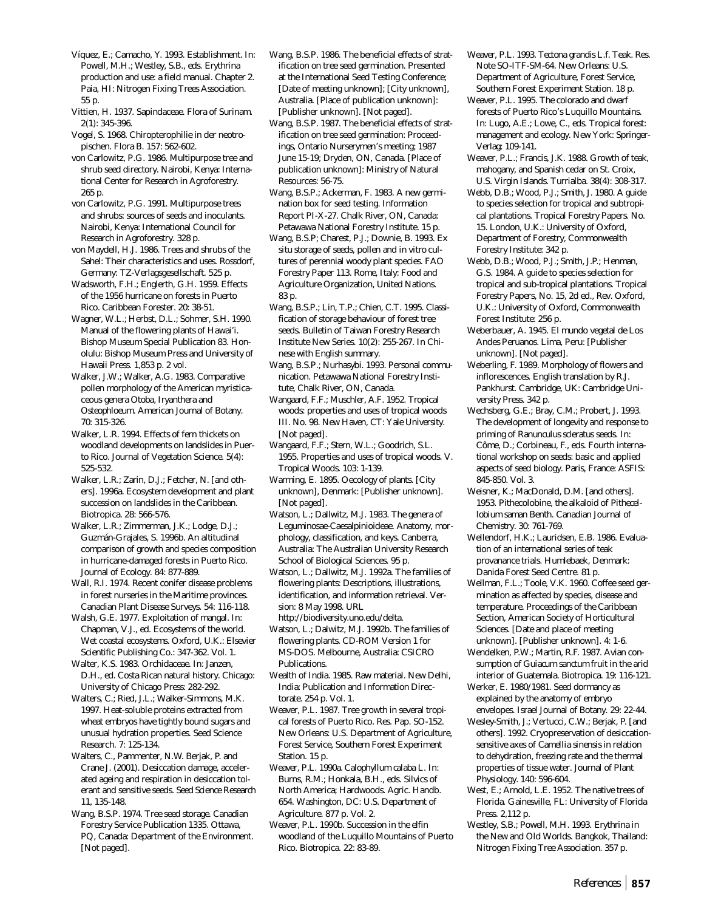Víquez, E.; Camacho, Y. 1993. Establishment. In: Powell, M.H.; Westley, S.B., eds. Erythrina production and use: a field manual. Chapter 2. Paia, HI: Nitrogen Fixing Trees Association. 55 p.

Vittien, H. 1937. Sapindaceae. Flora of Surinam. 2(1): 345-396.

Vogel, S. 1968. Chiropterophilie in der neotropischen. Flora B. 157: 562-602.

von Carlowitz, P.G. 1986. Multipurpose tree and shrub seed directory. Nairobi, Kenya: International Center for Research in Agroforestry. 265 p.

von Carlowitz, P.G. 1991. Multipurpose trees and shrubs: sources of seeds and inoculants. Nairobi, Kenya: International Council for Research in Agroforestry. 328 p.

von Maydell, H.J. 1986. Trees and shrubs of the Sahel: Their characteristics and uses. Rossdorf, Germany: TZ-Verlagsgesellschaft. 525 p.

Wadsworth, F.H.; Englerth, G.H. 1959. Effects of the 1956 hurricane on forests in Puerto Rico. Caribbean Forester. 20: 38-51.

Wagner, W.L.; Herbst, D.L.; Sohmer, S.H. 1990. Manual of the flowering plants of Hawai'i. Bishop Museum Special Publication 83. Honolulu: Bishop Museum Press and University of Hawaii Press. 1,853 p. 2 vol.

Walker, J.W.; Walker, A.G. 1983. Comparative pollen morphology of the American myristicaceous genera Otoba, Iryanthera and Osteophloeum. American Journal of Botany. 70: 315-326.

Walker, L.R. 1994. Effects of fern thickets on woodland developments on landslides in Puerto Rico. Journal of Vegetation Science. 5(4): 525-532.

Walker, L.R.; Zarin, D.J.; Fetcher, N. [and others]. 1996a. Ecosystem development and plant succession on landslides in the Caribbean. Biotropica. 28: 566-576.

Walker, L.R.; Zimmerman, J.K.; Lodge, D.J.; Guzmán-Grajales, S. 1996b. An altitudinal comparison of growth and species composition in hurricane-damaged forests in Puerto Rico. Journal of Ecology. 84: 877-889.

Wall, R.I. 1974. Recent conifer disease problems in forest nurseries in the Maritime provinces. Canadian Plant Disease Surveys. 54: 116-118.

Walsh, G.E. 1977. Exploitation of mangal. In: Chapman, V.J., ed. Ecosystems of the world. Wet coastal ecosystems. Oxford, U.K.: Elsevier Scientific Publishing Co.: 347-362. Vol. 1.

Walter, K.S. 1983. Orchidaceae. In: Janzen, D.H., ed. Costa Rican natural history. Chicago: University of Chicago Press: 282-292.

Walters, C.; Ried, J.L.; Walker-Simmons, M.K. 1997. Heat-soluble proteins extracted from wheat embryos have tightly bound sugars and unusual hydration properties. Seed Science Research. 7: 125-134.

Walters, C., Pammenter, N.W. Berjak, P. and Crane J. (2001). Desiccation damage, accelerated ageing and respiration in desiccation tolerant and sensitive seeds. Seed Science Research 11, 135-148.

Wang, B.S.P. 1974. Tree seed storage. Canadian Forestry Service Publication 1335. Ottawa, PQ, Canada: Department of the Environment. [Not paged].

Wang, B.S.P. 1986. The beneficial effects of stratification on tree seed germination. Presented at the International Seed Testing Conference; [Date of meeting unknown]; [City unknown], Australia. [Place of publication unknown]: [Publisher unknown]. [Not paged].

Wang, B.S.P. 1987. The beneficial effects of stratification on tree seed germination: Proceedings, Ontario Nurserymen's meeting; 1987 June 15-19; Dryden, ON, Canada. [Place of publication unknown]: Ministry of Natural Resources: 56-75.

Wang, B.S.P.; Ackerman, F. 1983. A new germination box for seed testing. Information Report PI-X-27. Chalk River, ON, Canada: Petawawa National Forestry Institute. 15 p.

Wang, B.S.P; Charest, P.J.; Downie, B. 1993. Ex situ storage of seeds, pollen and in vitro cultures of perennial woody plant species. FAO Forestry Paper 113. Rome, Italy: Food and Agriculture Organization, United Nations. 83 p.

Wang, B.S.P.; Lin, T.P.; Chien, C.T. 1995. Classification of storage behaviour of forest tree seeds. Bulletin of Taiwan Forestry Research Institute New Series. 10(2): 255-267. In Chinese with English summary.

Wang, B.S.P.; Nurhasybi. 1993. Personal communication. Petawawa National Forestry Institute, Chalk River, ON, Canada.

Wangaard, F.F.; Muschler, A.F. 1952. Tropical woods: properties and uses of tropical woods III. No. 98. New Haven, CT: Yale University. [Not paged].

Wangaard, F.F.; Stern, W.L.; Goodrich, S.L. 1955. Properties and uses of tropical woods. V. Tropical Woods. 103: 1-139.

Warming, E. 1895. Oecology of plants. [City unknown], Denmark: [Publisher unknown]. [Not paged].

Watson, L.; Dallwitz, M.J. 1983. The genera of Leguminosae-Caesalpinioideae. Anatomy, morphology, classification, and keys. Canberra, Australia: The Australian University Research School of Biological Sciences. 95 p.

Watson, L.; Dallwitz, M.J. 1992a. The families of flowering plants: Descriptions, illustrations, identification, and information retrieval. Version: 8 May 1998. URL http://biodiversity.uno.edu/delta.

Watson, L.; Dalwitz, M.J. 1992b. The families of flowering plants. CD-ROM Version 1 for MS-DOS. Melbourne, Australia: CSICRO Publications.

Wealth of India. 1985. Raw material. New Delhi, India: Publication and Information Directorate. 254 p. Vol. 1.

Weaver, P.L. 1987. Tree growth in several tropical forests of Puerto Rico. Res. Pap. SO-152. New Orleans: U.S. Department of Agriculture, Forest Service, Southern Forest Experiment Station. 15 p.

Weaver, P.L. 1990a. Calophyllum calaba L. In: Burns, R.M.; Honkala, B.H., eds. Silvics of North America; Hardwoods. Agric. Handb. 654. Washington, DC: U.S. Department of Agriculture. 877 p. Vol. 2.

Weaver, P.L. 1990b. Succession in the elfin woodland of the Luquillo Mountains of Puerto Rico. Biotropica. 22: 83-89.

Weaver, P.L. 1993. Tectona grandis L.f. Teak. Res. Note SO-ITF-SM-64. New Orleans: U.S. Department of Agriculture, Forest Service, Southern Forest Experiment Station. 18 p.

Weaver, P.L. 1995. The colorado and dwarf forests of Puerto Rico's Luquillo Mountains. In: Lugo, A.E.; Lowe, C., eds. Tropical forest: management and ecology. New York: Springer-Verlag: 109-141.

Weaver, P.L.; Francis, J.K. 1988. Growth of teak, mahogany, and Spanish cedar on St. Croix, U.S. Virgin Islands. Turrialba. 38(4): 308-317.

Webb, D.B.; Wood, P.J.; Smith, J. 1980. A guide to species selection for tropical and subtropical plantations. Tropical Forestry Papers. No. 15. London, U.K.: University of Oxford, Department of Forestry, Commonwealth Forestry Institute: 342 p.

Webb, D.B.; Wood, P.J.; Smith, J.P.; Henman, G.S. 1984. A guide to species selection for tropical and sub-tropical plantations. Tropical Forestry Papers, No. 15, 2d ed., Rev. Oxford, U.K.: University of Oxford, Commonwealth Forest Institute: 256 p.

Weberbauer, A. 1945. El mundo vegetal de Los Andes Peruanos. Lima, Peru: [Publisher unknown]. [Not paged].

Weberling, F. 1989. Morphology of flowers and inflorescences. English translation by R.J. Pankhurst. Cambridge, UK: Cambridge University Press. 342 p.

Wechsberg, G.E.; Bray, C.M.; Probert, J. 1993. The development of longevity and response to priming of Ranunculus scleratus seeds. In: Côme, D.; Corbineau, F., eds. Fourth international workshop on seeds: basic and applied aspects of seed biology. Paris, France: ASFIS: 845-850. Vol. 3.

Weisner, K.; MacDonald, D.M. [and others]. 1953. Pithecolobine, the alkaloid of Pithecellobium saman Benth. Canadian Journal of Chemistry. 30: 761-769.

Wellendorf, H.K.; Lauridsen, E.B. 1986. Evaluation of an international series of teak provanance trials. Humlebaek, Denmark: Danida Forest Seed Centre. 81 p.

Wellman, F.L.; Toole, V.K. 1960. Coffee seed germination as affected by species, disease and temperature. Proceedings of the Caribbean Section, American Society of Horticultural Sciences. [Date and place of meeting unknown]. [Publisher unknown]. 4: 1-6.

Wendelken, P.W.; Martin, R.F. 1987. Avian consumption of Guiacum sanctum fruit in the arid interior of Guatemala. Biotropica. 19: 116-121.

Werker, E. 1980/1981. Seed dormancy as explained by the anatomy of embryo envelopes. Israel Journal of Botany. 29: 22-44.

Wesley-Smith, J.; Vertucci, C.W.; Berjak, P. [and others]. 1992. Cryopreservation of desiccation-sensitive axes of Camellia sinensis in relation to dehydration, freezing rate and the thermal properties of tissue water. Journal of Plant Physiology. 140: 596-604.

West, E.; Arnold, L.E. 1952. The native trees of Florida. Gainesville, FL: University of Florida Press. 2,112 p.

Westley, S.B.; Powell, M.H. 1993. Erythrina in the New and Old Worlds. Bangkok, Thailand: Nitrogen Fixing Tree Association. 357 p.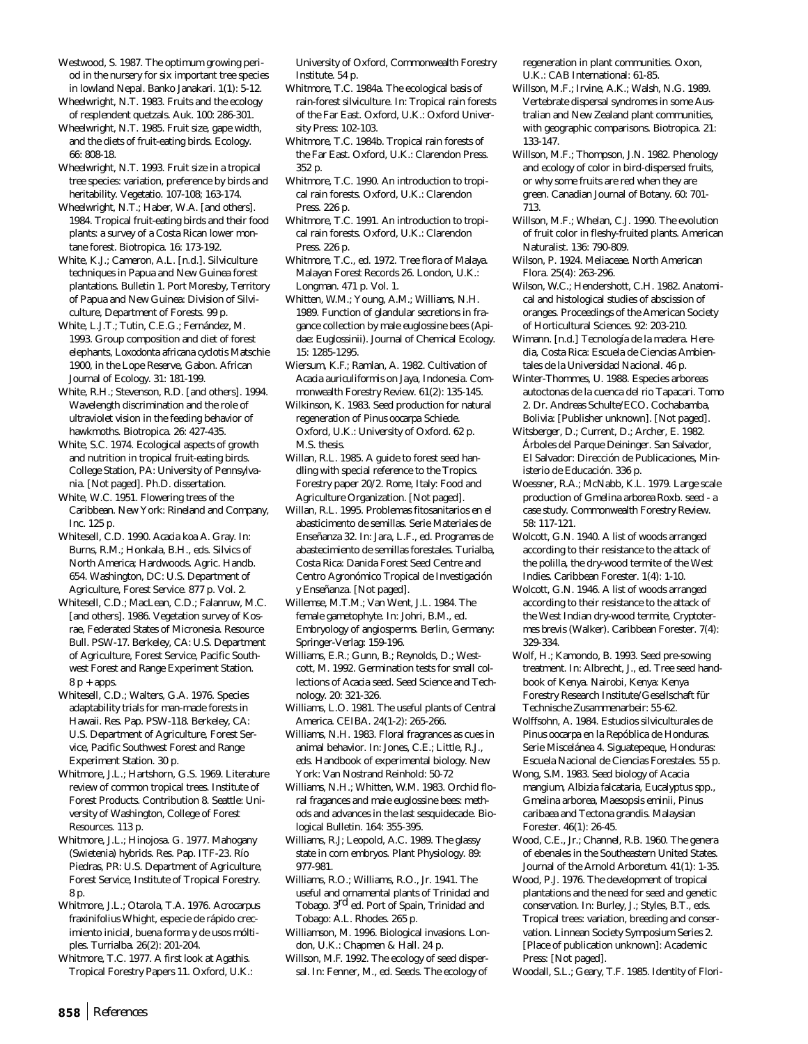Westwood, S. 1987. The optimum growing period in the nursery for six important tree species in lowland Nepal. Banko Janakari. 1(1): 5-12.

Wheelwright, N.T. 1983. Fruits and the ecology of resplendent quetzals. Auk. 100: 286-301.

Wheelwright, N.T. 1985. Fruit size, gape width, and the diets of fruit-eating birds. Ecology. 66: 808-18.

Wheelwright, N.T. 1993. Fruit size in a tropical tree species: variation, preference by birds and heritability. Vegetatio. 107-108; 163-174.

Wheelwright, N.T.; Haber, W.A. [and others]. 1984. Tropical fruit-eating birds and their food plants: a survey of a Costa Rican lower montane forest. Biotropica. 16: 173-192.

White, K.J.; Cameron, A.L. [n.d.]. Silviculture techniques in Papua and New Guinea forest plantations. Bulletin 1. Port Moresby, Territory of Papua and New Guinea: Division of Silviculture, Department of Forests. 99 p.

White, L.J.T.; Tutin, C.E.G.; Fernández, M. 1993. Group composition and diet of forest elephants, *Loxodonta africana cyclotis* Matschie 1900, in the Lope Reserve, Gabon. African Journal of Ecology. 31: 181-199.

White, R.H.; Stevenson, R.D. [and others]. 1994. Wavelength discrimination and the role of ultraviolet vision in the feeding behavior of hawkmoths. Biotropica. 26: 427-435.

White, S.C. 1974. Ecological aspects of growth and nutrition in tropical fruit-eating birds. College Station, PA: University of Pennsylvania. [Not paged]. Ph.D. dissertation.

White, W.C. 1951. Flowering trees of the Caribbean. New York: Rineland and Company, Inc. 125 p.

Whitesell, C.D. 1990. *Acacia koa* A. Gray. In: Burns, R.M.; Honkala, B.H., eds. Silvics of North America; Hardwoods. Agric. Handb. 654. Washington, DC: U.S. Department of Agriculture, Forest Service. 877 p. Vol. 2.

Whitesell, C.D.; MacLean, C.D.; Falanruw, M.C. [and others]. 1986. Vegetation survey of Kosrae, Federated States of Micronesia. Resource Bull. PSW-17. Berkeley, CA: U.S. Department of Agriculture, Forest Service, Pacific Southwest Forest and Range Experiment Station. 8 p + apps.

Whitesell, C.D.; Walters, G.A. 1976. Species adaptability trials for man-made forests in Hawaii. Res. Pap. PSW-118. Berkeley, CA: U.S. Department of Agriculture, Forest Service, Pacific Southwest Forest and Range Experiment Station. 30 p.

Whitmore, J.L.; Hartshorn, G.S. 1969. Literature review of common tropical trees. Institute of Forest Products. Contribution 8. Seattle: University of Washington, College of Forest Resources. 113 p.

Whitmore, J.L.; Hinojosa. G. 1977. Mahogany (*Swietenia*) hybrids. Res. Pap. ITF-23. Río Piedras, PR: U.S. Department of Agriculture, Forest Service, Institute of Tropical Forestry. 8 p.

Whitmore, J.L.; Otarola, T.A. 1976. *Acrocarpus fraxinifolius* Whight, especie de rápido crecimiento inicial, buena forma y de usos móltiples. Turrialba. 26(2): 201-204.

Whitmore, T.C. 1977. A first look at *Agathis*. Tropical Forestry Papers 11. Oxford, U.K.: University of Oxford, Commonwealth Forestry Institute. 54 p.

Whitmore, T.C. 1984a. The ecological basis of rain-forest silviculture. In: Tropical rain forests of the Far East. Oxford, U.K.: Oxford University Press: 102-103.

Whitmore, T.C. 1984b. Tropical rain forests of the Far East. Oxford, U.K.: Clarendon Press. 352 p.

Whitmore, T.C. 1990. An introduction to tropical rain forests. Oxford, U.K.: Clarendon Press. 226 p.

Whitmore, T.C. 1991. An introduction to tropical rain forests. Oxford, U.K.: Clarendon Press. 226 p.

Whitmore, T.C., ed. 1972. Tree flora of Malaya. Malayan Forest Records 26. London, U.K.: Longman. 471 p. Vol. 1.

Whitten, W.M.; Young, A.M.; Williams, N.H. 1989. Function of glandular secretions in fragance collection by male euglossine bees (Apidae: Euglossinii). Journal of Chemical Ecology. 15: 1285-1295.

Wiersum, K.F.; Ramlan, A. 1982. Cultivation of *Acacia auriculiformis* on Jaya, Indonesia. Commonwealth Forestry Review. 61(2): 135-145.

Wilkinson, K. 1983. Seed production for natural regeneration of *Pinus oocarpa* Schiede. Oxford, U.K.: University of Oxford. 62 p. M.S. thesis.

Willan, R.L. 1985. A guide to forest seed handling with special reference to the Tropics. Forestry paper 20/2. Rome, Italy: Food and Agriculture Organization. [Not paged].

Willan, R.L. 1995. Problemas fitosanitarios en el abasticimento de semillas. Serie Materiales de Enseñanza 32. In: Jara, L.F., ed. Programas de abastecimiento de semillas forestales. Turialba, Costa Rica: Danida Forest Seed Centre and Centro Agronómico Tropical de Investigación y Enseñanza. [Not paged].

Willemse, M.T.M.; Van Went, J.L. 1984. The female gametophyte. In: Johri, B.M., ed. Embryology of angiosperms. Berlin, Germany: Springer-Verlag: 159-196.

Williams, E.R.; Gunn, B.; Reynolds, D.; Westcott, M. 1992. Germination tests for small collections of *Acacia* seed. Seed Science and Technology. 20: 321-326.

Williams, L.O. 1981. The useful plants of Central America. CEIBA. 24(1-2): 265-266.

Williams, N.H. 1983. Floral fragrances as cues in animal behavior. In: Jones, C.E.; Little, R.J., eds. Handbook of experimental biology. New York: Van Nostrand Reinhold: 50-72

Williams, N.H.; Whitten, W.M. 1983. Orchid floral fragances and male euglossine bees: methods and advances in the last sesquidecade. Biological Bulletin. 164: 355-395.

Williams, R.J; Leopold, A.C. 1989. The glassy state in corn embryos. Plant Physiology. 89: 977-981.

Williams, R.O.; Williams, R.O., Jr. 1941. The useful and ornamental plants of Trinidad and Tobago. 3rd ed. Port of Spain, Trinidad and Tobago: A.L. Rhodes. 265 p.

Williamson, M. 1996. Biological invasions. London, U.K.: Chapmen & Hall. 24 p.

Willson, M.F. 1992. The ecology of seed dispersal. In: Fenner, M., ed. Seeds. The ecology of regeneration in plant communities. Oxon, U.K.: CAB International: 61-85.

Willson, M.F.; Irvine, A.K.; Walsh, N.G. 1989. Vertebrate dispersal syndromes in some Australian and New Zealand plant communities, with geographic comparisons. Biotropica. 21: 133-147.

Willson, M.F.; Thompson, J.N. 1982. Phenology and ecology of color in bird-dispersed fruits, or why some fruits are red when they are green. Canadian Journal of Botany. 60: 701-713.

Willson, M.F.; Whelan, C.J. 1990. The evolution of fruit color in fleshy-fruited plants. American Naturalist. 136: 790-809.

Wilson, P. 1924. Meliaceae. North American Flora. 25(4): 263-296.

Wilson, W.C.; Hendershott, C.H. 1982. Anatomical and histological studies of abscission of oranges. Proceedings of the American Society of Horticultural Sciences. 92: 203-210.

Wimann. [n.d.] Tecnología de la madera. Heredia, Costa Rica: Escuela de Ciencias Ambientales de la Universidad Nacional. 46 p.

Winter-Thommes, U. 1988. Especies arboreas autoctonas de la cuenca del rio Tapacari. Tomo 2. Dr. Andreas Schulte/ECO. Cochabamba, Bolivia: [Publisher unknown]. [Not paged].

Witsberger, D.; Current, D.; Archer, E. 1982. Árboles del Parque Deininger. San Salvador, El Salvador: Dirección de Publicaciones, Ministerio de Educación. 336 p.

Woessner, R.A.; McNabb, K.L. 1979. Large scale production of *Gmelina arborea* Roxb. seed - a case study. Commonwealth Forestry Review. 58: 117-121.

Wolcott, G.N. 1940. A list of woods arranged according to their resistance to the attack of the polilla, the dry-wood termite of the West Indies. Caribbean Forester. 1(4): 1-10.

Wolcott, G.N. 1946. A list of woods arranged according to their resistance to the attack of the West Indian dry-wood termite, *Cryptotermes brevis* (Walker). Caribbean Forester. 7(4): 329-334.

Wolf, H.; Kamondo, B. 1993. Seed pre-sowing treatment. In: Albrecht, J., ed. Tree seed handbook of Kenya. Nairobi, Kenya: Kenya Forestry Research Institute/Gesellschaft für Technische Zusammenarbeir: 55-62.

Wolffsohn, A. 1984. Estudios silviculturales de *Pinus oocarpa* en la Repóblica de Honduras. Serie Miscelánea 4. Siguatepeque, Honduras: Escuela Nacional de Ciencias Forestales. 55 p.

Wong, S.M. 1983. Seed biology of *Acacia mangium, Albizia falcataria, Eucalyptus* spp., *Gmelina arborea, Maesopsis eminii, Pinus caribaea* and *Tectona grandis*. Malaysian Forester. 46(1): 26-45.

Wood, C.E., Jr.; Channel, R.B. 1960. The genera of ebenales in the Southeastern United States. Journal of the Arnold Arboretum. 41(1): 1-35.

Wood, P.J. 1976. The development of tropical plantations and the need for seed and genetic conservation. In: Burley, J.; Styles, B.T., eds. Tropical trees: variation, breeding and conservation. Linnean Society Symposium Series 2. [Place of publication unknown]: Academic Press: [Not paged].

Woodall, S.L.; Geary, T.F. 1985. Identity of Flori-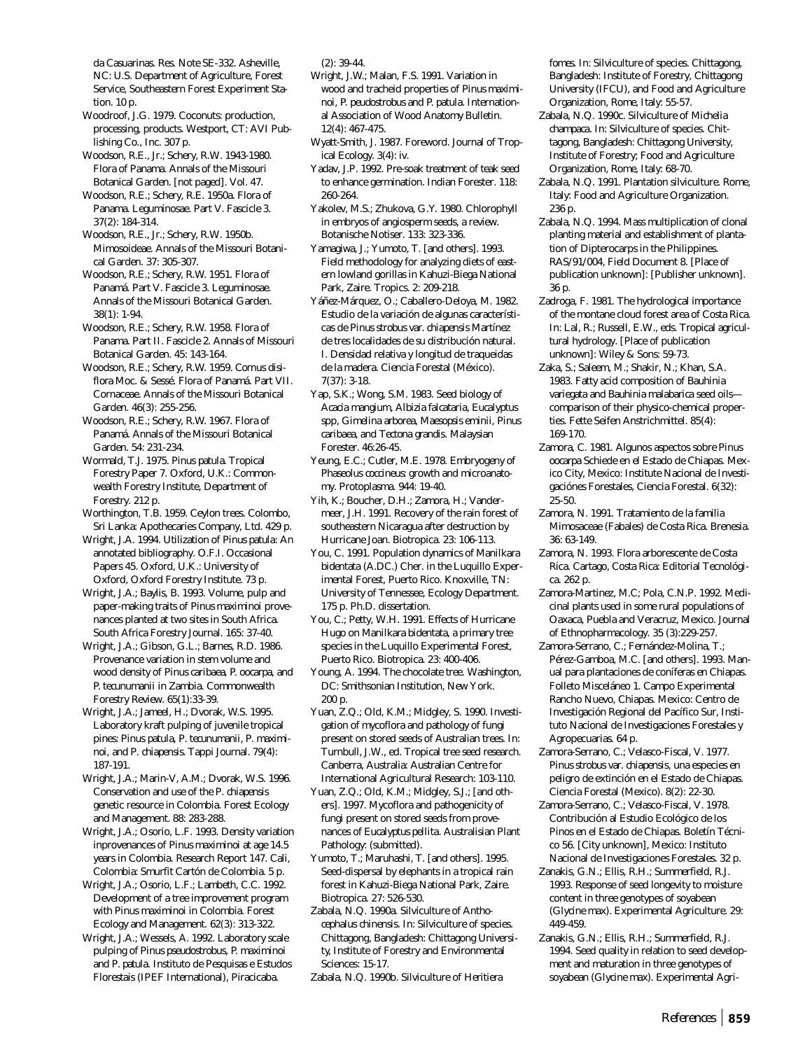da Casuarinas. Res. Note SE-332. Asheville, NC: U.S. Department of Agriculture, Forest Service, Southeastern Forest Experiment Station. 10 p.

Woodroof, J.G. 1979. Coconuts: production, processing, products. Westport, CT: AVI Publishing Co., Inc. 307 p.

Woodson, R.E., Jr.; Schery, R.W. 1943-1980. Flora of Panama. Annals of the Missouri Botanical Garden. [not paged]. Vol. 47.

Woodson, R.E.; Schery, R.E. 1950a. Flora of Panama. Leguminosae. Part V. Fascicle 3. 37(2): 184-314.

Woodson, R.E., Jr.; Schery, R.W. 1950b. Mimosoideae. Annals of the Missouri Botanical Garden. 37: 305-307.

Woodson, R.E.; Schery, R.W. 1951. Flora of Panamá. Part V. Fascicle 3. Leguminosae. Annals of the Missouri Botanical Garden. 38(1): 1-94.

Woodson, R.E.; Schery, R.W. 1958. Flora of Panama. Part II. Fascicle 2. Annals of Missouri Botanical Garden. 45: 143-164.

Woodson, R.E.; Schery, R.W. 1959. Cornus disiflora Moc. & Sessé. Flora of Panamá. Part VII. Cornaceae. Annals of the Missouri Botanical Garden. 46(3): 255-256.

Woodson, R.E.; Schery, R.W. 1967. Flora of Panamá. Annals of the Missouri Botanical Garden. 54: 231-234.

Wormald, T.J. 1975. Pinus patula. Tropical Forestry Paper 7. Oxford, U.K.: Commonwealth Forestry Institute, Department of Forestry. 212 p.

Worthington, T.B. 1959. Ceylon trees. Colombo, Sri Lanka: Apothecaries Company, Ltd. 429 p.

Wright, J.A. 1994. Utilization of Pinus patula: An annotated bibliography. O.F.I. Occasional Papers 45. Oxford, U.K.: University of Oxford, Oxford Forestry Institute. 73 p.

Wright, J.A.; Baylis, B. 1993. Volume, pulp and paper-making traits of Pinus maximinoi provenances planted at two sites in South Africa. South Africa Forestry Journal. 165: 37-40.

Wright, J.A.; Gibson, G.L.; Barnes, R.D. 1986. Provenance variation in stem volume and wood density of Pinus caribaea, P. oocarpa, and P. tecunumanii in Zambia. Commonwealth Forestry Review. 65(1):33-39.

Wright, J.A.; Jameel, H.; Dvorak, W.S. 1995. Laboratory kraft pulping of juvenile tropical pines: Pinus patula, P. tecunumanii, P. maximinoi, and P. chiapensis. Tappi Journal. 79(4): 187-191.

Wright, J.A.; Marin-V, A.M.; Dvorak, W.S. 1996. Conservation and use of the P. chiapensis genetic resource in Colombia. Forest Ecology and Management. 88: 283-288.

Wright, J.A.; Osorio, L.F. 1993. Density variation inprovenances of Pinus maximinoi at age 14.5 years in Colombia. Research Report 147. Cali, Colombia: Smurfit Cartón de Colombia. 5 p.

Wright, J.A.; Osorio, L.F.; Lambeth, C.C. 1992. Development of a tree improvement program with Pinus maximinoi in Colombia. Forest Ecology and Management. 62(3): 313-322.

Wright, J.A.; Wessels, A. 1992. Laboratory scale pulping of Pinus pseudostrobus, P. maximinoi and P. patula. Instituto de Pesquisas e Estudos Florestais (IPEF International), Piracicaba. (2): 39-44.

Wright, J.W.; Malan, F.S. 1991. Variation in wood and tracheid properties of Pinus maximinoi, P. peudostrobus and P. patula. International Association of Wood Anatomy Bulletin. 12(4): 467-475.

Wyatt-Smith, J. 1987. Foreword. Journal of Tropical Ecology. 3(4): iv.

Yadav, J.P. 1992. Pre-soak treatment of teak seed to enhance germination. Indian Forester. 118: 260-264.

Yakolev, M.S.; Zhukova, G.Y. 1980. Chlorophyll in embryos of angiosperm seeds, a review. Botanische Notiser. 133: 323-336.

Yamagiwa, J.; Yumoto, T. [and others]. 1993. Field methodology for analyzing diets of eastern lowland gorillas in Kahuzi-Biega National Park, Zaire. Tropics. 2: 209-218.

Yáñez-Márquez, O.; Caballero-Deloya, M. 1982. Estudio de la variación de algunas características de Pinus strobus var. chiapensis Martínez de tres localidades de su distribución natural. I. Densidad relativa y longitud de traqueidas de la madera. Ciencia Forestal (México). 7(37): 3-18.

Yap, S.K.; Wong, S.M. 1983. Seed biology of Acacia mangium, Albizia falcataria, Eucalyptus spp, Gimelina arborea, Maesopsis eminii, Pinus caribaea, and Tectona grandis. Malaysian Forester. 46:26-45.

Yeung, E.C.; Cutler, M.E. 1978. Embryogeny of Phaseolus coccineus: growth and microanatomy. Protoplasma. 944: 19-40.

Yih, K.; Boucher, D.H.; Zamora, H.; Vandermeer, J.H. 1991. Recovery of the rain forest of southeastern Nicaragua after destruction by Hurricane Joan. Biotropica. 23: 106-113.

You, C. 1991. Population dynamics of Manilkara bidentata (A.DC.) Cher. in the Luquillo Experimental Forest, Puerto Rico. Knoxville, TN: University of Tennessee, Ecology Department. 175 p. Ph.D. dissertation.

You, C.; Petty, W.H. 1991. Effects of Hurricane Hugo on Manilkara bidentata, a primary tree species in the Luquillo Experimental Forest, Puerto Rico. Biotropica. 23: 400-406.

Young, A. 1994. The chocolate tree. Washington, DC: Smithsonian Institution, New York. 200 p.

Yuan, Z.Q.; Old, K.M.; Midgley, S. 1990. Investigation of mycoflora and pathology of fungi present on stored seeds of Australian trees. In: Turnbull, J.W., ed. Tropical tree seed research. Canberra, Australia: Australian Centre for International Agricultural Research: 103-110.

Yuan, Z.Q.; Old, K.M.; Midgley, S.J.; [and others]. 1997. Mycoflora and pathogenicity of fungi present on stored seeds from provenances of Eucalyptus pellita. Australisian Plant Pathology: (submitted).

Yumoto, T.; Maruhashi, T. [and others]. 1995. Seed-dispersal by elephants in a tropical rain forest in Kahuzi-Biega National Park, Zaire. Biotropica. 27: 526-530.

Zabala, N.Q. 1990a. Silviculture of Anthocephalus chinensis. In: Silviculture of species. Chittagong, Bangladesh: Chittagong University, Institute of Forestry and Environmental Sciences: 15-17.

Zabala, N.Q. 1990b. Silviculture of Heritiera fomes. In: Silviculture of species. Chittagong, Bangladesh: Institute of Forestry, Chittagong University (IFCU), and Food and Agriculture Organization, Rome, Italy: 55-57.

Zabala, N.Q. 1990c. Silviculture of Michelia champaca. In: Silviculture of species. Chittagong, Bangladesh: Chittagong University, Institute of Forestry; Food and Agriculture Organization, Rome, Italy: 68-70.

Zabala, N.Q. 1991. Plantation silviculture. Rome, Italy: Food and Agriculture Organization. 236 p.

Zabala, N.Q. 1994. Mass multiplication of clonal planting material and establishment of plantation of Dipterocarps in the Philippines. RAS/91/004, Field Document 8. [Place of publication unknown]: [Publisher unknown]. 36 p.

Zadroga, F. 1981. The hydrological importance of the montane cloud forest area of Costa Rica. In: Lal, R.; Russell, E.W., eds. Tropical agricultural hydrology. [Place of publication unknown]: Wiley & Sons: 59-73.

Zaka, S.; Saleem, M.; Shakir, N.; Khan, S.A. 1983. Fatty acid composition of Bauhinia variegata and Bauhinia malabarica seed oils—comparison of their physico-chemical properties. Fette Seifen Anstrichmittel. 85(4): 169-170.

Zamora, C. 1981. Algunos aspectos sobre Pinus oocarpa Schiede en el Estado de Chiapas. Mexico City, Mexico: Institute Nacional de Investigaciónes Forestales, Ciencia Forestal. 6(32): 25-50.

Zamora, N. 1991. Tratamiento de la familia Mimosaceae (Fabales) de Costa Rica. Brenesia. 36: 63-149.

Zamora, N. 1993. Flora arborescente de Costa Rica. Cartago, Costa Rica: Editorial Tecnológica. 262 p.

Zamora-Martinez, M.C; Pola, C.N.P. 1992. Medicinal plants used in some rural populations of Oaxaca, Puebla and Veracruz, Mexico. Journal of Ethnopharmacology. 35 (3):229-257.

Zamora-Serrano, C.; Fernández-Molina, T.; Pérez-Gamboa, M.C. [and others]. 1993. Manual para plantaciones de coníferas en Chiapas. Folleto Misceláneo 1. Campo Experimental Rancho Nuevo, Chiapas. Mexico: Centro de Investigación Regional del Pacífico Sur, Instituto Nacional de Investigaciones Forestales y Agropecuarias. 64 p.

Zamora-Serrano, C.; Velasco-Fiscal, V. 1977. Pinus strobus var. chiapensis, una especies en peligro de extinción en el Estado de Chiapas. Ciencia Forestal (Mexico). 8(2): 22-30.

Zamora-Serrano, C.; Velasco-Fiscal, V. 1978. Contribución al Estudio Ecológico de los Pinos en el Estado de Chiapas. Boletín Técnico 56. [City unknown], Mexico: Instituto Nacional de Investigaciones Forestales. 32 p.

Zanakis, G.N.; Ellis, R.H.; Summerfield, R.J. 1993. Response of seed longevity to moisture content in three genotypes of soyabean (Glycine max). Experimental Agriculture. 29: 449-459.

Zanakis, G.N.; Ellis, R.H.; Summerfield, R.J. 1994. Seed quality in relation to seed development and maturation in three genotypes of soyabean (Glycine max). Experimental Agri-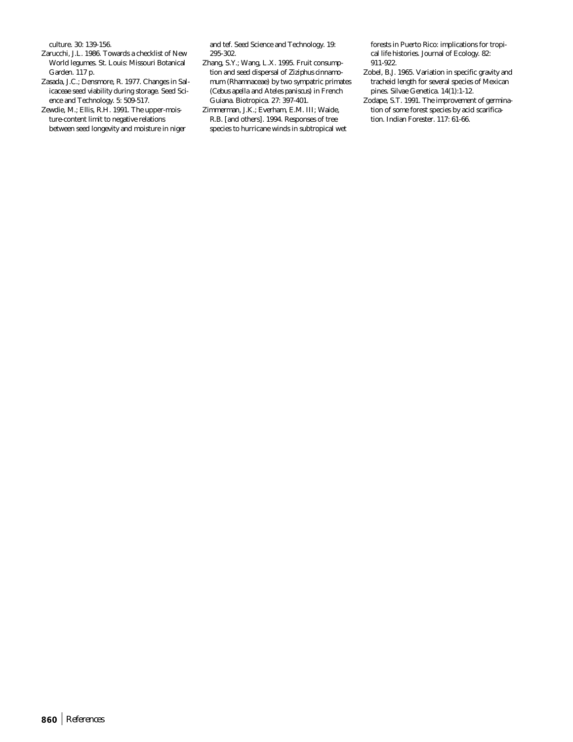culture. 30: 139-156.

Zarucchi, J.L. 1986. Towards a checklist of New World legumes. St. Louis: Missouri Botanical Garden. 117 p.

Zasada, J.C.; Densmore, R. 1977. Changes in Salicaceae seed viability during storage. Seed Science and Technology. 5: 509-517.

Zewdie, M.; Ellis, R.H. 1991. The upper-moisture-content limit to negative relations between seed longevity and moisture in niger and tef. Seed Science and Technology. 19: 295-302.

Zhang, S.Y.; Wang, L.X. 1995. Fruit consumption and seed dispersal of *Ziziphus cinnamomum* (Rhamnaceae) by two sympatric primates (*Cebus apella* and *Ateles paniscus*) in French Guiana. Biotropica. 27: 397-401.

Zimmerman, J.K.; Everham, E.M. III; Waide, R.B. [and others]. 1994. Responses of tree species to hurricane winds in subtropical wet forests in Puerto Rico: implications for tropical life histories. Journal of Ecology. 82: 911-922.

Zobel, B.J. 1965. Variation in specific gravity and tracheid length for several species of Mexican pines. Silvae Genetica. 14(1):1-12.

Zodape, S.T. 1991. The improvement of germination of some forest species by acid scarification. Indian Forester. 117: 61-66.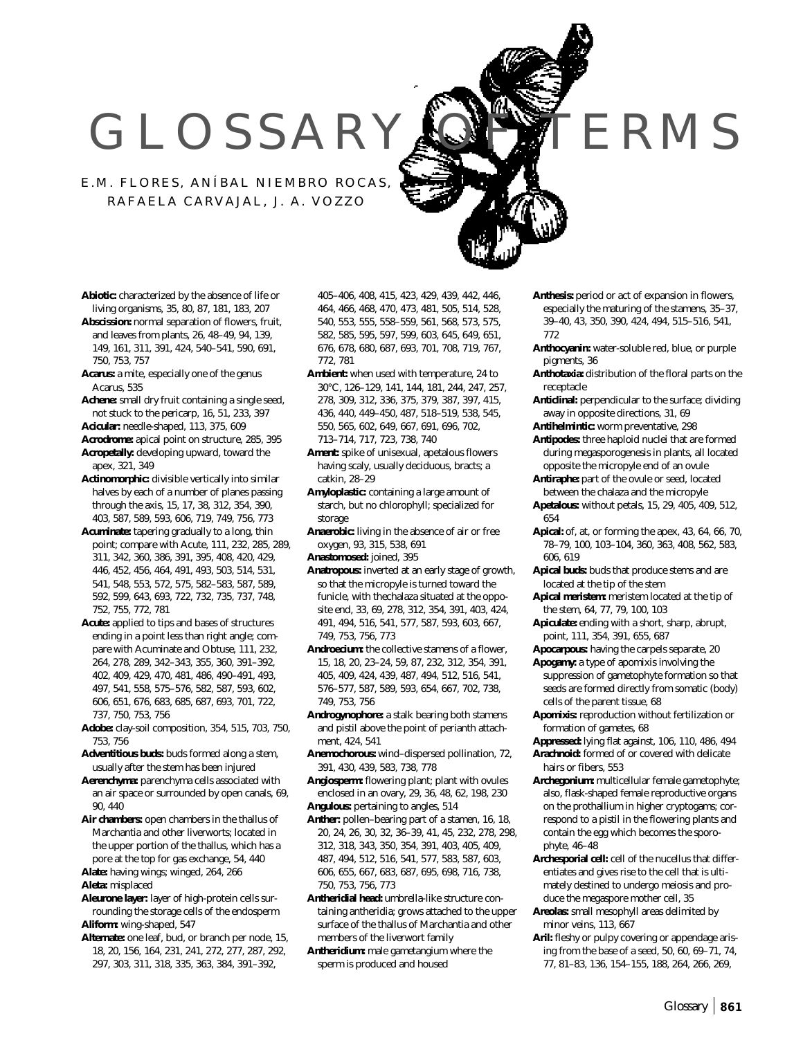# GLOSSARY OF TERMS

E.M. FLORES, ANÍBAL NIEMBRO ROCAS, RAFAELA CARVAJAL, J. A. VOZZO

**Abiotic:** characterized by the absence of life or living organisms, 35, 80, 87, 181, 183, 207

**Abscission:** normal separation of flowers, fruit, and leaves from plants, 26, 48–49, 94, 139, 149, 161, 311, 391, 424, 540–541, 590, 691, 750, 753, 757

**Acarus:** a mite, especially one of the genus Acarus, 535

**Achene:** small dry fruit containing a single seed, not stuck to the pericarp, 16, 51, 233, 397

**Acicular:** needle-shaped, 113, 375, 609

**Acrodrome:** apical point on structure, 285, 395

**Acropetally:** developing upward, toward the apex, 321, 349

**Actinomorphic:** divisible vertically into similar halves by each of a number of planes passing through the axis, 15, 17, 38, 312, 354, 390, 403, 587, 589, 593, 606, 719, 749, 756, 773

**Acuminate:** tapering gradually to a long, thin point; compare with Acute, 111, 232, 285, 289, 311, 342, 360, 386, 391, 395, 408, 420, 429, 446, 452, 456, 464, 491, 493, 503, 514, 531, 541, 548, 553, 572, 575, 582–583, 587, 589, 592, 599, 643, 693, 722, 732, 735, 737, 748, 752, 755, 772, 781

**Acute:** applied to tips and bases of structures ending in a point less than right angle; compare with Acuminate and Obtuse, 111, 232, 264, 278, 289, 342–343, 355, 360, 391–392, 402, 409, 429, 470, 481, 486, 490–491, 493, 497, 541, 558, 575–576, 582, 587, 593, 602, 606, 651, 676, 683, 685, 687, 693, 701, 722, 737, 750, 753, 756

**Adobe:** clay-soil composition, 354, 515, 703, 750, 753, 756

**Adventitious buds:** buds formed along a stem, usually after the stem has been injured

**Aerenchyma:** parenchyma cells associated with an air space or surrounded by open canals, 69, 90, 440

**Air chambers:** open chambers in the thallus of Marchantia and other liverworts; located in the upper portion of the thallus, which has a pore at the top for gas exchange, 54, 440

**Alate:** having wings; winged, 264, 266

**Aleta:** misplaced

**Aleurone layer:** layer of high-protein cells surrounding the storage cells of the endosperm

**Aliform:** wing-shaped, 547

**Alternate:** one leaf, bud, or branch per node, 15, 18, 20, 156, 164, 231, 241, 272, 277, 287, 292, 297, 303, 311, 318, 335, 363, 384, 391–392, 405–406, 408, 415, 423, 429, 439, 442, 446, 464, 466, 468, 470, 473, 481, 505, 514, 528, 540, 553, 555, 558–559, 561, 568, 573, 575, 582, 585, 595, 597, 599, 603, 645, 649, 651, 676, 678, 680, 687, 693, 701, 708, 719, 767, 772, 781

**Ambient:** when used with temperature, 24 to 30°C, 126–129, 141, 144, 181, 244, 247, 257, 278, 309, 312, 336, 375, 379, 387, 397, 415, 436, 440, 449–450, 487, 518–519, 538, 545, 550, 565, 602, 649, 667, 691, 696, 702, 713–714, 717, 723, 738, 740

**Ament:** spike of unisexual, apetalous flowers having scaly, usually deciduous, bracts; a catkin, 28–29

**Amyloplastic:** containing a large amount of starch, but no chlorophyll; specialized for storage

**Anaerobic:** living in the absence of air or free oxygen, 93, 315, 538, 691

**Anastomosed:** joined, 395

**Anatropous:** inverted at an early stage of growth, so that the micropyle is turned toward the funicle, with thechalaza situated at the opposite end, 33, 69, 278, 312, 354, 391, 403, 424, 491, 494, 516, 541, 577, 587, 593, 603, 667, 749, 753, 756, 773

**Androecium:** the collective stamens of a flower, 15, 18, 20, 23–24, 59, 87, 232, 312, 354, 391, 405, 409, 424, 439, 487, 494, 512, 516, 541, 576–577, 587, 589, 593, 654, 667, 702, 738, 749, 753, 756

**Androgynophore:** a stalk bearing both stamens and pistil above the point of perianth attachment, 424, 541

**Anemochorous:** wind–dispersed pollination, 72, 391, 430, 439, 583, 738, 778

**Angiosperm:** flowering plant; plant with ovules enclosed in an ovary, 29, 36, 48, 62, 198, 230

**Angulous:** pertaining to angles, 514

**Anther:** pollen–bearing part of a stamen, 16, 18, 20, 24, 26, 30, 32, 36–39, 41, 45, 232, 278, 298, 312, 318, 343, 350, 354, 391, 403, 405, 409, 487, 494, 512, 516, 541, 577, 583, 587, 603, 606, 655, 667, 683, 687, 695, 698, 716, 738, 750, 753, 756, 773

**Antheridial head:** umbrella-like structure containing antheridia; grows attached to the upper surface of the thallus of Marchantia and other members of the liverwort family

**Antheridium:** male gametangium where the sperm is produced and housed

**Anthesis:** period or act of expansion in flowers, especially the maturing of the stamens, 35–37, 39–40, 43, 350, 390, 424, 494, 515–516, 541, 772

**Anthocyanin:** water-soluble red, blue, or purple pigments, 36

**Anthotaxia:** distribution of the floral parts on the receptacle

**Anticlinal:** perpendicular to the surface; dividing away in opposite directions, 31, 69

**Antihelmintic:** worm preventative, 298

**Antipodes:** three haploid nuclei that are formed during megasporogenesis in plants, all located opposite the micropyle end of an ovule

**Antiraphe:** part of the ovule or seed, located between the chalaza and the micropyle

**Apetalous:** without petals, 15, 29, 405, 409, 512, 654

**Apical:** of, at, or forming the apex, 43, 64, 66, 70, 78–79, 100, 103–104, 360, 363, 408, 562, 583, 606, 619

**Apical buds:** buds that produce stems and are located at the tip of the stem

**Apical meristem:** meristem located at the tip of the stem, 64, 77, 79, 100, 103

**Apiculate:** ending with a short, sharp, abrupt, point, 111, 354, 391, 655, 687

**Apocarpous:** having the carpels separate, 20

**Apogamy:** a type of apomixis involving the suppression of gametophyte formation so that seeds are formed directly from somatic (body) cells of the parent tissue, 68

**Apomixis:** reproduction without fertilization or formation of gametes, 68

**Appressed:** lying flat against, 106, 110, 486, 494

**Arachnoid:** formed of or covered with delicate hairs or fibers, 553

**Archegonium:** multicellular female gametophyte; also, flask-shaped female reproductive organs on the prothallium in higher cryptogams; correspond to a pistil in the flowering plants and contain the egg which becomes the sporophyte, 46–48

**Archesporial cell:** cell of the nucellus that differentiates and gives rise to the cell that is ultimately destined to undergo meiosis and produce the megaspore mother cell, 35

**Areolas:** small mesophyll areas delimited by minor veins, 113, 667

**Aril:** fleshy or pulpy covering or appendage arising from the base of a seed, 50, 60, 69–71, 74, 77, 81–83, 136, 154–155, 188, 264, 266, 269,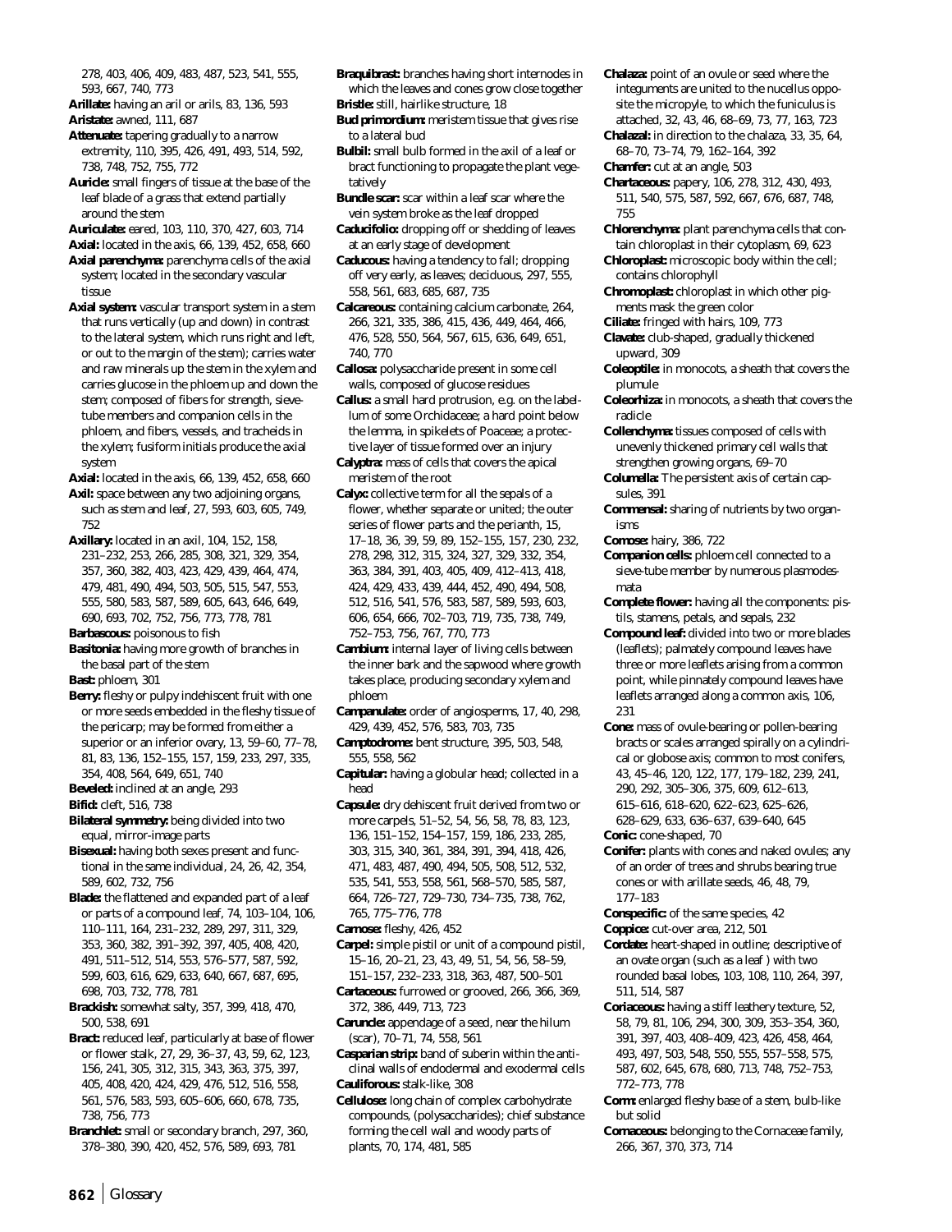278, 403, 406, 409, 483, 487, 523, 541, 555, 593, 667, 740, 773

**Arillate:** having an aril or arils, 83, 136, 593

**Aristate:** awned, 111, 687

**Attenuate:** tapering gradually to a narrow extremity, 110, 395, 426, 491, 493, 514, 592, 738, 748, 752, 755, 772

**Auricle:** small fingers of tissue at the base of the leaf blade of a grass that extend partially around the stem

**Auriculate:** eared, 103, 110, 370, 427, 603, 714

**Axial:** located in the axis, 66, 139, 452, 658, 660

**Axial parenchyma:** parenchyma cells of the axial system; located in the secondary vascular tissue

**Axial system:** vascular transport system in a stem that runs vertically (up and down) in contrast to the lateral system, which runs right and left, or out to the margin of the stem); carries water and raw minerals up the stem in the xylem and carries glucose in the phloem up and down the stem; composed of fibers for strength, sieve-tube members and companion cells in the phloem, and fibers, vessels, and tracheids in the xylem; fusiform initials produce the axial system

**Axial:** located in the axis, 66, 139, 452, 658, 660

**Axil:** space between any two adjoining organs, such as stem and leaf, 27, 593, 603, 605, 749, 752

**Axillary:** located in an axil, 104, 152, 158, 231–232, 253, 266, 285, 308, 321, 329, 354, 357, 360, 382, 403, 423, 429, 439, 464, 474, 479, 481, 490, 494, 503, 505, 515, 547, 553, 555, 580, 583, 587, 589, 605, 643, 646, 649, 690, 693, 702, 752, 756, 773, 778, 781

**Barbascous:** poisonous to fish

**Basitonia:** having more growth of branches in the basal part of the stem

**Bast:** phloem, 301

**Berry:** fleshy or pulpy indehiscent fruit with one or more seeds embedded in the fleshy tissue of the pericarp; may be formed from either a superior or an inferior ovary, 13, 59–60, 77–78, 81, 83, 136, 152–155, 157, 159, 233, 297, 335, 354, 408, 564, 649, 651, 740

**Beveled:** inclined at an angle, 293

**Bifid:** cleft, 516, 738

**Bilateral symmetry:** being divided into two equal, mirror-image parts

**Bisexual:** having both sexes present and functional in the same individual, 24, 26, 42, 354, 589, 602, 732, 756

**Blade:** the flattened and expanded part of a leaf or parts of a compound leaf, 74, 103–104, 106, 110–111, 164, 231–232, 289, 297, 311, 329, 353, 360, 382, 391–392, 397, 405, 408, 420, 491, 511–512, 514, 553, 576–577, 587, 592, 599, 603, 616, 629, 633, 640, 667, 687, 695, 698, 703, 732, 778, 781

**Brackish:** somewhat salty, 357, 399, 418, 470, 500, 538, 691

**Bract:** reduced leaf, particularly at base of flower or flower stalk, 27, 29, 36–37, 43, 59, 62, 123, 156, 241, 305, 312, 315, 343, 363, 375, 397, 405, 408, 420, 424, 429, 476, 512, 516, 558, 561, 576, 583, 593, 605–606, 660, 678, 735, 738, 756, 773

**Branchlet:** small or secondary branch, 297, 360, 378–380, 390, 420, 452, 576, 589, 693, 781

**Braquibrast:** branches having short internodes in which the leaves and cones grow close together

**Bristle:** still, hairlike structure, 18

**Bud primordium:** meristem tissue that gives rise to a lateral bud

**Bulbil:** small bulb formed in the axil of a leaf or bract functioning to propagate the plant vegetatively

**Bundle scar:** scar within a leaf scar where the vein system broke as the leaf dropped

**Caducifolio:** dropping off or shedding of leaves at an early stage of development

**Caducous:** having a tendency to fall; dropping off very early, as leaves; deciduous, 297, 555, 558, 561, 683, 685, 687, 735

**Calcareous:** containing calcium carbonate, 264, 266, 321, 335, 386, 415, 436, 449, 464, 466, 476, 528, 550, 564, 567, 615, 636, 649, 651, 740, 770

**Callosa:** polysaccharide present in some cell walls, composed of glucose residues

**Callus:** a small hard protrusion, e.g. on the labellum of some Orchidaceae; a hard point below the lemma, in spikelets of Poaceae; a protective layer of tissue formed over an injury

**Calyptra:** mass of cells that covers the apical meristem of the root

**Calyx:** collective term for all the sepals of a flower, whether separate or united; the outer series of flower parts and the perianth, 15, 17–18, 36, 39, 59, 89, 152–155, 157, 230, 232, 278, 298, 312, 315, 324, 327, 329, 332, 354, 363, 384, 391, 403, 405, 409, 412–413, 418, 424, 429, 433, 439, 444, 452, 490, 494, 508, 512, 516, 541, 576, 583, 587, 589, 593, 603, 606, 654, 666, 702–703, 719, 735, 738, 749, 752–753, 756, 767, 770, 773

**Cambium:** internal layer of living cells between the inner bark and the sapwood where growth takes place, producing secondary xylem and phloem

**Campanulate:** order of angiosperms, 17, 40, 298, 429, 439, 452, 576, 583, 703, 735

**Camptodrome:** bent structure, 395, 503, 548, 555, 558, 562

**Capitular:** having a globular head; collected in a head

**Capsule:** dry dehiscent fruit derived from two or more carpels, 51–52, 54, 56, 58, 78, 83, 123, 136, 151–152, 154–157, 159, 186, 233, 285, 303, 315, 340, 361, 384, 391, 394, 418, 426, 471, 483, 487, 490, 494, 505, 508, 512, 532, 535, 541, 553, 558, 561, 568–570, 585, 587, 664, 726–727, 729–730, 734–735, 738, 762, 765, 775–776, 778

**Carnose:** fleshy, 426, 452

**Carpel:** simple pistil or unit of a compound pistil, 15–16, 20–21, 23, 43, 49, 51, 54, 56, 58–59, 151–157, 232–233, 318, 363, 487, 500–501

**Cartaceous:** furrowed or grooved, 266, 366, 369, 372, 386, 449, 713, 723

**Caruncle:** appendage of a seed, near the hilum (scar), 70–71, 74, 558, 561

**Casparian strip:** band of suberin within the anticlinal walls of endodermal and exodermal cells

**Cauliforous:** stalk-like, 308

**Cellulose:** long chain of complex carbohydrate compounds, (polysaccharides); chief substance forming the cell wall and woody parts of plants, 70, 174, 481, 585

**Chalaza:** point of an ovule or seed where the integuments are united to the nucellus opposite the micropyle, to which the funiculus is attached, 32, 43, 46, 68–69, 73, 77, 163, 723

**Chalazal:** in direction to the chalaza, 33, 35, 64, 68–70, 73–74, 79, 162–164, 392

**Chamfer:** cut at an angle, 503

**Chartaceous:** papery, 106, 278, 312, 430, 493, 511, 540, 575, 587, 592, 667, 676, 687, 748, 755

**Chlorenchyma:** plant parenchyma cells that contain chloroplast in their cytoplasm, 69, 623

**Chloroplast:** microscopic body within the cell; contains chlorophyll

**Chromoplast:** chloroplast in which other pigments mask the green color

**Ciliate:** fringed with hairs, 109, 773

**Clavate:** club-shaped, gradually thickened upward, 309

**Coleoptile:** in monocots, a sheath that covers the plumule

**Coleorhiza:** in monocots, a sheath that covers the radicle

**Collenchyma:** tissues composed of cells with unevenly thickened primary cell walls that strengthen growing organs, 69–70

**Columella:** The persistent axis of certain capsules, 391

**Commensal:** sharing of nutrients by two organisms

**Comose:** hairy, 386, 722

**Companion cells:** phloem cell connected to a sieve-tube member by numerous plasmodesmata

**Complete flower:** having all the components: pistils, stamens, petals, and sepals, 232

**Compound leaf:** divided into two or more blades (leaflets); palmately compound leaves have three or more leaflets arising from a common point, while pinnately compound leaves have leaflets arranged along a common axis, 106, 231

**Cone:** mass of ovule-bearing or pollen-bearing bracts or scales arranged spirally on a cylindrical or globose axis; common to most conifers, 43, 45–46, 120, 122, 177, 179–182, 239, 241, 290, 292, 305–306, 375, 609, 612–613, 615–616, 618–620, 622–623, 625–626, 628–629, 633, 636–637, 639–640, 645

**Conic:** cone-shaped, 70

**Conifer:** plants with cones and naked ovules; any of an order of trees and shrubs bearing true cones or with arillate seeds, 46, 48, 79, 177–183

**Conspecific:** of the same species, 42

**Coppice:** cut-over area, 212, 501

**Cordate:** heart-shaped in outline; descriptive of an ovate organ (such as a leaf ) with two rounded basal lobes, 103, 108, 110, 264, 397, 511, 514, 587

**Coriaceous:** having a stiff leathery texture, 52, 58, 79, 81, 106, 294, 300, 309, 353–354, 360, 391, 397, 403, 408–409, 423, 426, 458, 464, 493, 497, 503, 548, 550, 555, 557–558, 575, 587, 602, 645, 678, 680, 713, 748, 752–753, 772–773, 778

**Corm:** enlarged fleshy base of a stem, bulb-like but solid

**Cornaceous:** belonging to the Cornaceae family, 266, 367, 370, 373, 714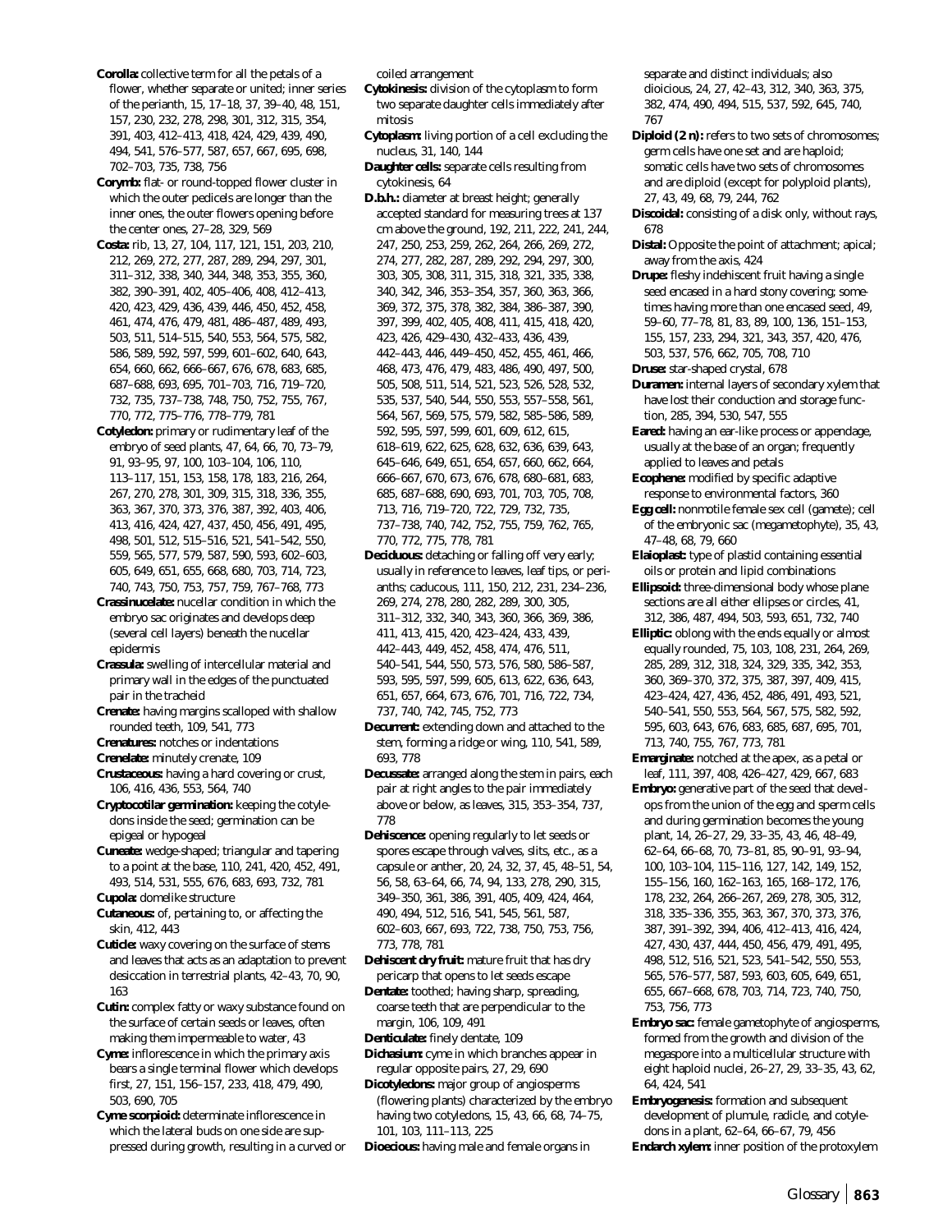**Corolla:** collective term for all the petals of a flower, whether separate or united; inner series of the perianth, 15, 17–18, 37, 39–40, 48, 151, 157, 230, 232, 278, 298, 301, 312, 315, 354, 391, 403, 412–413, 418, 424, 429, 439, 490, 494, 541, 576–577, 587, 657, 667, 695, 698, 702–703, 735, 738, 756

**Corymb:** flat- or round-topped flower cluster in which the outer pedicels are longer than the inner ones, the outer flowers opening before the center ones, 27–28, 329, 569

**Costa:** rib, 13, 27, 104, 117, 121, 151, 203, 210, 212, 269, 272, 277, 287, 289, 294, 297, 301, 311–312, 338, 340, 344, 348, 353, 355, 360, 382, 390–391, 402, 405–406, 408, 412–413, 420, 423, 429, 436, 439, 446, 450, 452, 458, 461, 474, 476, 479, 481, 486–487, 489, 493, 503, 511, 514–515, 540, 553, 564, 575, 582, 586, 589, 592, 597, 599, 601–602, 640, 643, 654, 660, 662, 666–667, 676, 678, 683, 685, 687–688, 693, 695, 701–703, 716, 719–720, 732, 735, 737–738, 748, 750, 752, 755, 767, 770, 772, 775–776, 778–779, 781

**Cotyledon:** primary or rudimentary leaf of the embryo of seed plants, 47, 64, 66, 70, 73–79, 91, 93–95, 97, 100, 103–104, 106, 110, 113–117, 151, 153, 158, 178, 183, 216, 264, 267, 270, 278, 301, 309, 315, 318, 336, 355, 363, 367, 370, 373, 376, 387, 392, 403, 406, 413, 416, 424, 427, 437, 450, 456, 491, 495, 498, 501, 512, 515–516, 521, 541–542, 550, 559, 565, 577, 579, 587, 590, 593, 602–603, 605, 649, 651, 655, 668, 680, 703, 714, 723, 740, 743, 750, 753, 757, 759, 767–768, 773

**Crassinucelate:** nucellar condition in which the embryo sac originates and develops deep (several cell layers) beneath the nucellar epidermis

**Crassula:** swelling of intercellular material and primary wall in the edges of the punctuated pair in the tracheid

**Crenate:** having margins scalloped with shallow rounded teeth, 109, 541, 773

**Crenatures:** notches or indentations

**Crenelate:** minutely crenate, 109

**Crustaceous:** having a hard covering or crust, 106, 416, 436, 553, 564, 740

**Cryptocotilar germination:** keeping the cotyledons inside the seed; germination can be epigeal or hypogeal

**Cuneate:** wedge-shaped; triangular and tapering to a point at the base, 110, 241, 420, 452, 491, 493, 514, 531, 555, 676, 683, 693, 732, 781

**Cupola:** domelike structure

**Cutaneous:** of, pertaining to, or affecting the skin, 412, 443

**Cuticle:** waxy covering on the surface of stems and leaves that acts as an adaptation to prevent desiccation in terrestrial plants, 42–43, 70, 90, 163

**Cutin:** complex fatty or waxy substance found on the surface of certain seeds or leaves, often making them impermeable to water, 43

**Cyme:** inflorescence in which the primary axis bears a single terminal flower which develops first, 27, 151, 156–157, 233, 418, 479, 490, 503, 690, 705

**Cyme scorpioid:** determinate inflorescence in which the lateral buds on one side are suppressed during growth, resulting in a curved or coiled arrangement

**Cytokinesis:** division of the cytoplasm to form two separate daughter cells immediately after mitosis

**Cytoplasm:** living portion of a cell excluding the nucleus, 31, 140, 144

**Daughter cells:** separate cells resulting from cytokinesis, 64

**D.b.h.:** diameter at breast height; generally accepted standard for measuring trees at 137 cm above the ground, 192, 211, 222, 241, 244, 247, 250, 253, 259, 262, 264, 266, 269, 272, 274, 277, 282, 287, 289, 292, 294, 297, 300, 303, 305, 308, 311, 315, 318, 321, 335, 338, 340, 342, 346, 353–354, 357, 360, 363, 366, 369, 372, 375, 378, 382, 384, 386–387, 390, 397, 399, 402, 405, 408, 411, 415, 418, 420, 423, 426, 429–430, 432–433, 436, 439, 442–443, 446, 449–450, 452, 455, 461, 466, 468, 473, 476, 479, 483, 486, 490, 497, 500, 505, 508, 511, 514, 521, 523, 526, 528, 532, 535, 537, 540, 544, 550, 553, 557–558, 561, 564, 567, 569, 575, 579, 582, 585–586, 589, 592, 595, 597, 599, 601, 609, 612, 615, 618–619, 622, 625, 628, 632, 636, 639, 643, 645–646, 649, 651, 654, 657, 660, 662, 664, 666–667, 670, 673, 676, 678, 680–681, 683, 685, 687–688, 690, 693, 701, 703, 705, 708, 713, 716, 719–720, 722, 729, 732, 735, 737–738, 740, 742, 752, 755, 759, 762, 765, 770, 772, 775, 778, 781

**Deciduous:** detaching or falling off very early; usually in reference to leaves, leaf tips, or perianths; caducous, 111, 150, 212, 231, 234–236, 269, 274, 278, 280, 282, 289, 300, 305, 311–312, 332, 340, 343, 360, 366, 369, 386, 411, 413, 415, 420, 423–424, 433, 439, 442–443, 449, 452, 458, 474, 476, 511, 540–541, 544, 550, 573, 576, 580, 586–587, 593, 595, 597, 599, 605, 613, 622, 636, 643, 651, 657, 664, 673, 676, 701, 716, 722, 734, 737, 740, 742, 745, 752, 773

**Decurrent:** extending down and attached to the stem, forming a ridge or wing, 110, 541, 589, 693, 778

**Decussate:** arranged along the stem in pairs, each pair at right angles to the pair immediately above or below, as leaves, 315, 353–354, 737, 778

**Dehiscence:** opening regularly to let seeds or spores escape through valves, slits, etc., as a capsule or anther, 20, 24, 32, 37, 45, 48–51, 54, 56, 58, 63–64, 66, 74, 94, 133, 278, 290, 315, 349–350, 361, 386, 391, 405, 409, 424, 464, 490, 494, 512, 516, 541, 545, 561, 587, 602–603, 667, 693, 722, 738, 750, 753, 756, 773, 778, 781

**Dehiscent dry fruit:** mature fruit that has dry pericarp that opens to let seeds escape

**Dentate:** toothed; having sharp, spreading, coarse teeth that are perpendicular to the margin, 106, 109, 491

**Denticulate:** finely dentate, 109

**Dichasium:** cyme in which branches appear in regular opposite pairs, 27, 29, 690

**Dicotyledons:** major group of angiosperms (flowering plants) characterized by the embryo having two cotyledons, 15, 43, 66, 68, 74–75, 101, 103, 111–113, 225

**Dioecious:** having male and female organs in separate and distinct individuals; also dioicious, 24, 27, 42–43, 312, 340, 363, 375, 382, 474, 490, 494, 515, 537, 592, 645, 740, 767

**Diploid (2 n):** refers to two sets of chromosomes; germ cells have one set and are haploid; somatic cells have two sets of chromosomes and are diploid (except for polyploid plants), 27, 43, 49, 68, 79, 244, 762

**Discoidal:** consisting of a disk only, without rays, 678

**Distal:** Opposite the point of attachment; apical; away from the axis, 424

**Drupe:** fleshy indehiscent fruit having a single seed encased in a hard stony covering; sometimes having more than one encased seed, 49, 59–60, 77–78, 81, 83, 89, 100, 136, 151–153, 155, 157, 233, 294, 321, 343, 357, 420, 476, 503, 537, 576, 662, 705, 708, 710

**Druse:** star-shaped crystal, 678

**Duramen:** internal layers of secondary xylem that have lost their conduction and storage function, 285, 394, 530, 547, 555

**Eared:** having an ear-like process or appendage, usually at the base of an organ; frequently applied to leaves and petals

**Ecophene:** modified by specific adaptive response to environmental factors, 360

**Egg cell:** nonmotile female sex cell (gamete); cell of the embryonic sac (megametophyte), 35, 43, 47–48, 68, 79, 660

**Elaioplast:** type of plastid containing essential oils or protein and lipid combinations

**Ellipsoid:** three-dimensional body whose plane sections are all either ellipses or circles, 41, 312, 386, 487, 494, 503, 593, 651, 732, 740

**Elliptic:** oblong with the ends equally or almost equally rounded, 75, 103, 108, 231, 264, 269, 285, 289, 312, 318, 324, 329, 335, 342, 353, 360, 369–370, 372, 375, 387, 397, 409, 415, 423–424, 427, 436, 452, 486, 491, 493, 521, 540–541, 550, 553, 564, 567, 575, 582, 592, 595, 603, 643, 676, 683, 685, 687, 695, 701, 710, 740, 755, 767, 773, 781

**Emarginate:** notched at the apex, as a petal or leaf, 111, 397, 408, 426–427, 429, 667, 683

**Embryo:** generative part of the seed that develops from the union of the egg and sperm cells and during germination becomes the young plant, 14, 26–27, 29, 33–35, 43, 46, 48–49, 62–64, 66–68, 70, 73–81, 85, 90–91, 93–94, 100, 103–104, 115–116, 127, 142, 149, 152, 155–156, 160, 162–163, 165, 168–172, 176, 178, 232, 264, 266–267, 269, 278, 305, 312, 318, 335–336, 355, 363, 367, 370, 373, 376, 387, 391–392, 394, 406, 412–413, 416, 424, 427, 430, 437, 444, 450, 456, 479, 491, 495, 498, 512, 516, 521, 523, 541–542, 550, 553, 565, 576–577, 587, 593, 603, 605, 649, 651, 655, 667–668, 678, 703, 714, 723, 740, 750, 753, 756, 773

**Embryo sac:** female gametophyte of angiosperms, formed from the growth and division of the megaspore into a multicellular structure with eight haploid nuclei, 26–27, 29, 33–35, 43, 62, 64, 424, 541

**Embryogenesis:** formation and subsequent development of plumule, radicle, and cotyledons in a plant, 62–64, 66–67, 79, 456

**Endarch xylem:** inner position of the protoxylem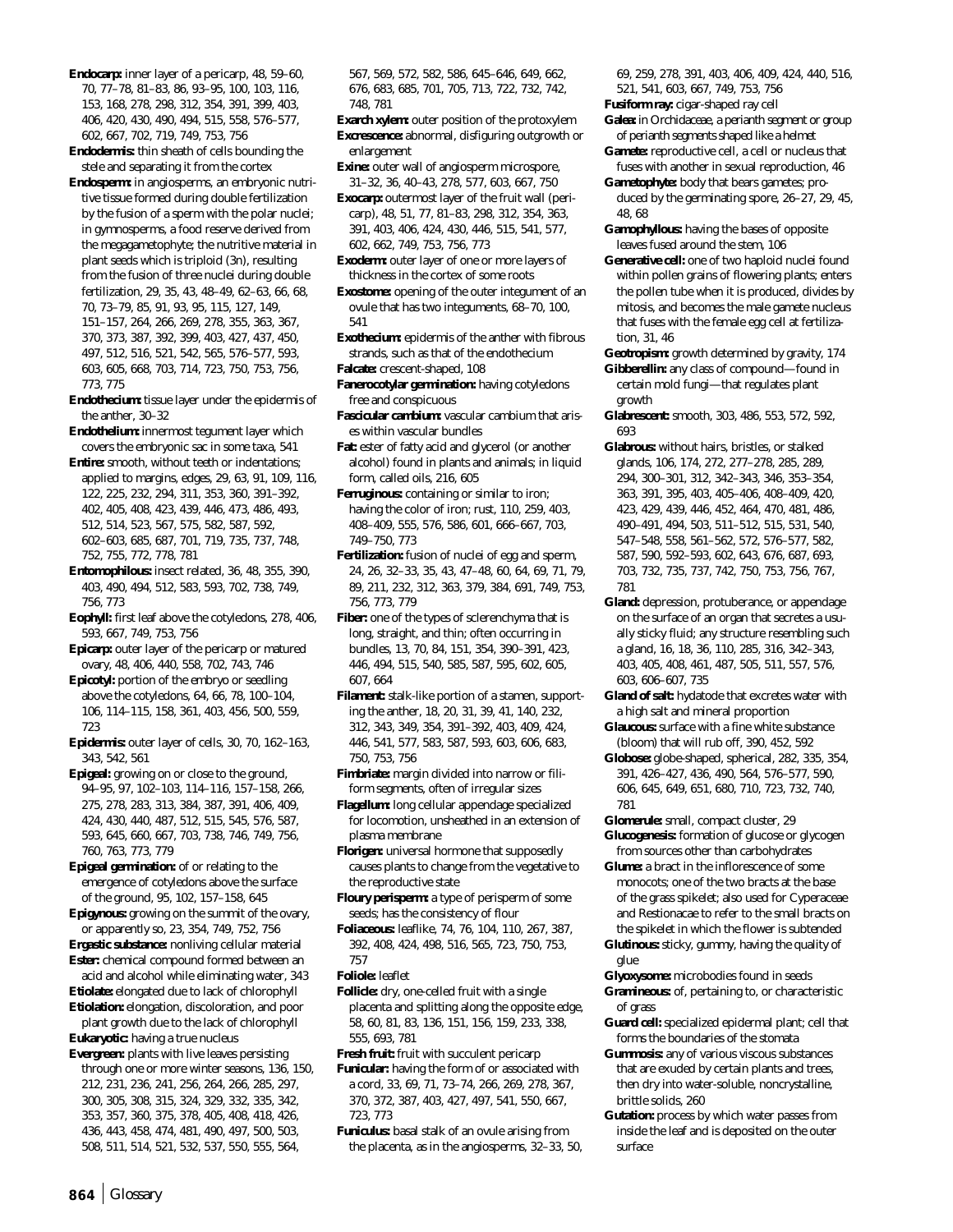**Endocarp:** inner layer of a pericarp, 48, 59–60, 70, 77–78, 81–83, 86, 93–95, 100, 103, 116, 153, 168, 278, 298, 312, 354, 391, 399, 403, 406, 420, 430, 490, 494, 515, 558, 576–577, 602, 667, 702, 719, 749, 753, 756

**Endodermis:** thin sheath of cells bounding the stele and separating it from the cortex

**Endosperm:** in angiosperms, an embryonic nutritive tissue formed during double fertilization by the fusion of a sperm with the polar nuclei; in gymnosperms, a food reserve derived from the megagametophyte; the nutritive material in plant seeds which is triploid (3n), resulting from the fusion of three nuclei during double fertilization, 29, 35, 43, 48–49, 62–63, 66, 68, 70, 73–79, 85, 91, 93, 95, 115, 127, 149, 151–157, 264, 266, 269, 278, 355, 363, 367, 370, 373, 387, 392, 399, 403, 427, 437, 450, 497, 512, 516, 521, 542, 565, 576–577, 593, 603, 605, 668, 703, 714, 723, 750, 753, 756, 773, 775

**Endothecium:** tissue layer under the epidermis of the anther, 30–32

**Endothelium:** innermost tegument layer which covers the embryonic sac in some taxa, 541

**Entire:** smooth, without teeth or indentations; applied to margins, edges, 29, 63, 91, 109, 116, 122, 225, 232, 294, 311, 353, 360, 391–392, 402, 405, 408, 423, 439, 446, 473, 486, 493, 512, 514, 523, 567, 575, 582, 587, 592, 602–603, 685, 687, 701, 719, 735, 737, 748, 752, 755, 772, 778, 781

**Entomophilous:** insect related, 36, 48, 355, 390, 403, 490, 494, 512, 583, 593, 702, 738, 749, 756, 773

**Eophyll:** first leaf above the cotyledons, 278, 406, 593, 667, 749, 753, 756

**Epicarp:** outer layer of the pericarp or matured ovary, 48, 406, 440, 558, 702, 743, 746

**Epicotyl:** portion of the embryo or seedling above the cotyledons, 64, 66, 78, 100–104, 106, 114–115, 158, 361, 403, 456, 500, 559, 723

**Epidermis:** outer layer of cells, 30, 70, 162–163, 343, 542, 561

**Epigeal:** growing on or close to the ground, 94–95, 97, 102–103, 114–116, 157–158, 266, 275, 278, 283, 313, 384, 387, 391, 406, 409, 424, 430, 440, 487, 512, 515, 545, 576, 587, 593, 645, 660, 667, 703, 738, 746, 749, 756, 760, 763, 773, 779

**Epigeal germination:** of or relating to the emergence of cotyledons above the surface of the ground, 95, 102, 157–158, 645

**Epigynous:** growing on the summit of the ovary, or apparently so, 23, 354, 749, 752, 756

**Ergastic substance:** nonliving cellular material

**Ester:** chemical compound formed between an acid and alcohol while eliminating water, 343

**Etiolate:** elongated due to lack of chlorophyll

**Etiolation:** elongation, discoloration, and poor plant growth due to the lack of chlorophyll

**Eukaryotic:** having a true nucleus

**Evergreen:** plants with live leaves persisting through one or more winter seasons, 136, 150, 212, 231, 236, 241, 256, 264, 266, 285, 297, 300, 305, 308, 315, 324, 329, 332, 335, 342, 353, 357, 360, 375, 378, 405, 408, 418, 426, 436, 443, 458, 474, 481, 490, 497, 500, 503, 508, 511, 514, 521, 532, 537, 550, 555, 564, 567, 569, 572, 582, 586, 645–646, 649, 662, 676, 683, 685, 701, 705, 713, 722, 732, 742, 748, 781

**Exarch xylem:** outer position of the protoxylem

**Excrescence:** abnormal, disfiguring outgrowth or enlargement

**Exine:** outer wall of angiosperm microspore, 31–32, 36, 40–43, 278, 577, 603, 667, 750

**Exocarp:** outermost layer of the fruit wall (pericarp), 48, 51, 77, 81–83, 298, 312, 354, 363, 391, 403, 406, 424, 430, 446, 515, 541, 577, 602, 662, 749, 753, 756, 773

**Exoderm:** outer layer of one or more layers of thickness in the cortex of some roots

**Exostome:** opening of the outer integument of an ovule that has two integuments, 68–70, 100, 541

**Exothecium:** epidermis of the anther with fibrous strands, such as that of the endothecium

**Falcate:** crescent-shaped, 108

**Fanerocotylar germination:** having cotyledons free and conspicuous

**Fascicular cambium:** vascular cambium that arises within vascular bundles

**Fat:** ester of fatty acid and glycerol (or another alcohol) found in plants and animals; in liquid form, called oils, 216, 605

**Ferruginous:** containing or similar to iron; having the color of iron; rust, 110, 259, 403, 408–409, 555, 576, 586, 601, 666–667, 703, 749–750, 773

**Fertilization:** fusion of nuclei of egg and sperm, 24, 26, 32–33, 35, 43, 47–48, 60, 64, 69, 71, 79, 89, 211, 232, 312, 363, 379, 384, 691, 749, 753, 756, 773, 779

**Fiber:** one of the types of sclerenchyma that is long, straight, and thin; often occurring in bundles, 13, 70, 84, 151, 354, 390–391, 423, 446, 494, 515, 540, 585, 587, 595, 602, 605, 607, 664

**Filament:** stalk-like portion of a stamen, supporting the anther, 18, 20, 31, 39, 41, 140, 232, 312, 343, 349, 354, 391–392, 403, 409, 424, 446, 541, 577, 583, 587, 593, 603, 606, 683, 750, 753, 756

**Fimbriate:** margin divided into narrow or filiform segments, often of irregular sizes

**Flagellum:** long cellular appendage specialized for locomotion, unsheathed in an extension of plasma membrane

**Florigen:** universal hormone that supposedly causes plants to change from the vegetative to the reproductive state

**Floury perisperm:** a type of perisperm of some seeds; has the consistency of flour

**Foliaceous:** leaflike, 74, 76, 104, 110, 267, 387, 392, 408, 424, 498, 516, 565, 723, 750, 753, 757

**Foliole:** leaflet

**Follicle:** dry, one-celled fruit with a single placenta and splitting along the opposite edge, 58, 60, 81, 83, 136, 151, 156, 159, 233, 338, 555, 693, 781

**Fresh fruit:** fruit with succulent pericarp

**Funicular:** having the form of or associated with a cord, 33, 69, 71, 73–74, 266, 269, 278, 367, 370, 372, 387, 403, 427, 497, 541, 550, 667, 723, 773

**Funiculus:** basal stalk of an ovule arising from the placenta, as in the angiosperms, 32–33, 50, 69, 71, 259, 278, 391, 403, 406, 409, 424, 440, 516, 521, 541, 603, 667, 749, 753, 756

**Fusiform ray:** cigar-shaped ray cell

**Galea:** in Orchidaceae, a perianth segment or group of perianth segments shaped like a helmet

**Gamete:** reproductive cell, a cell or nucleus that fuses with another in sexual reproduction, 46

**Gametophyte:** body that bears gametes; produced by the germinating spore, 26–27, 29, 45, 48, 68

**Gamophyllous:** having the bases of opposite leaves fused around the stem, 106

**Generative cell:** one of two haploid nuclei found within pollen grains of flowering plants; enters the pollen tube when it is produced, divides by mitosis, and becomes the male gamete nucleus that fuses with the female egg cell at fertilization, 31, 46

**Geotropism:** growth determined by gravity, 174

**Gibberellin:** any class of compound—found in certain mold fungi—that regulates plant growth

**Glabrescent:** smooth, 303, 486, 553, 572, 592, 693

**Glabrous:** without hairs, bristles, or stalked glands, 106, 174, 272, 277–278, 285, 289, 294, 300–301, 312, 342–343, 346, 353–354, 363, 391, 395, 403, 405–406, 408–409, 420, 423, 429, 439, 446, 452, 464, 470, 481, 486, 490–491, 494, 503, 511–512, 515, 531, 540, 547–548, 558, 561–562, 572, 576–577, 582, 587, 590, 592–593, 602, 643, 676, 687, 693, 703, 732, 735, 737, 742, 750, 753, 756, 767, 781

**Gland:** depression, protuberance, or appendage on the surface of an organ that secretes a usually sticky fluid; any structure resembling such a gland, 16, 18, 36, 110, 285, 316, 342–343, 403, 405, 408, 461, 487, 505, 511, 557, 576, 603, 606–607, 735

**Gland of salt:** hydatode that excretes water with a high salt and mineral proportion

**Glaucous:** surface with a fine white substance (bloom) that will rub off, 390, 452, 592

**Globose:** globe-shaped, spherical, 282, 335, 354, 391, 426–427, 436, 490, 564, 576–577, 590, 606, 645, 649, 651, 680, 710, 723, 732, 740, 781

**Glomerule:** small, compact cluster, 29

**Glucogenesis:** formation of glucose or glycogen from sources other than carbohydrates

**Glume:** a bract in the inflorescence of some monocots; one of the two bracts at the base of the grass spikelet; also used for Cyperaceae and Restionacae to refer to the small bracts on the spikelet in which the flower is subtended

**Glutinous:** sticky, gummy, having the quality of glue

**Glyoxysome:** microbodies found in seeds

**Gramineous:** of, pertaining to, or characteristic of grass

**Guard cell:** specialized epidermal plant; cell that forms the boundaries of the stomata

**Gummosis:** any of various viscous substances that are exuded by certain plants and trees, then dry into water-soluble, noncrystalline, brittle solids, 260

**Gutation:** process by which water passes from inside the leaf and is deposited on the outer surface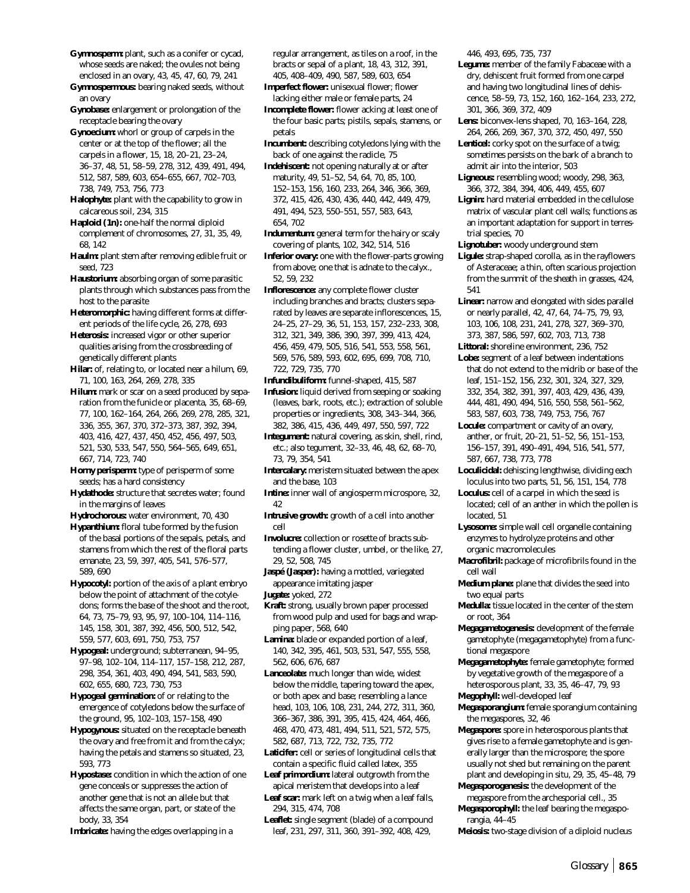**Gymnosperm:** plant, such as a conifer or cycad, whose seeds are naked; the ovules not being enclosed in an ovary, 43, 45, 47, 60, 79, 241

**Gymnospermous:** bearing naked seeds, without an ovary

**Gynobase:** enlargement or prolongation of the receptacle bearing the ovary

**Gynoecium:** whorl or group of carpels in the center or at the top of the flower; all the carpels in a flower, 15, 18, 20–21, 23–24, 36–37, 48, 51, 58–59, 278, 312, 439, 491, 494, 512, 587, 589, 603, 654–655, 667, 702–703, 738, 749, 753, 756, 773

**Halophyte:** plant with the capability to grow in calcareous soil, 234, 315

**Haploid (1n):** one-half the normal diploid complement of chromosomes, 27, 31, 35, 49, 68, 142

**Haulm:** plant stem after removing edible fruit or seed, 723

**Haustorium:** absorbing organ of some parasitic plants through which substances pass from the host to the parasite

**Heteromorphic:** having different forms at different periods of the life cycle, 26, 278, 693

**Heterosis:** increased vigor or other superior qualities arising from the crossbreeding of genetically different plants

**Hilar:** of, relating to, or located near a hilum, 69, 71, 100, 163, 264, 269, 278, 335

**Hilum:** mark or scar on a seed produced by separation from the funicle or placenta, 35, 68–69, 77, 100, 162–164, 264, 266, 269, 278, 285, 321, 336, 355, 367, 370, 372–373, 387, 392, 394, 403, 416, 427, 437, 450, 452, 456, 497, 503, 521, 530, 533, 547, 550, 564–565, 649, 651, 667, 714, 723, 740

**Horny perisperm:** type of perisperm of some seeds; has a hard consistency

**Hydathode:** structure that secretes water; found in the margins of leaves

**Hydrochorous:** water environment, 70, 430

**Hypanthium:** floral tube formed by the fusion of the basal portions of the sepals, petals, and stamens from which the rest of the floral parts emanate, 23, 59, 397, 405, 541, 576–577, 589, 690

**Hypocotyl:** portion of the axis of a plant embryo below the point of attachment of the cotyledons; forms the base of the shoot and the root, 64, 73, 75–79, 93, 95, 97, 100–104, 114–116, 145, 158, 301, 387, 392, 456, 500, 512, 542, 559, 577, 603, 691, 750, 753, 757

**Hypogeal:** underground; subterranean, 94–95, 97–98, 102–104, 114–117, 157–158, 212, 287, 298, 354, 361, 403, 490, 494, 541, 583, 590, 602, 655, 680, 723, 730, 753

**Hypogeal germination:** of or relating to the emergence of cotyledons below the surface of the ground, 95, 102–103, 157–158, 490

**Hypogynous:** situated on the receptacle beneath the ovary and free from it and from the calyx; having the petals and stamens so situated, 23, 593, 773

**Hypostase:** condition in which the action of one gene conceals or suppresses the action of another gene that is not an allele but that affects the same organ, part, or state of the body, 33, 354

**Imbricate:** having the edges overlapping in a regular arrangement, as tiles on a roof, in the bracts or sepal of a plant, 18, 43, 312, 391, 405, 408–409, 490, 587, 589, 603, 654

**Imperfect flower:** unisexual flower; flower lacking either male or female parts, 24

**Incomplete flower:** flower acking at least one of the four basic parts; pistils, sepals, stamens, or petals

**Incumbent:** describing cotyledons lying with the back of one against the radicle, 75

**Indehiscent:** not opening naturally at or after maturity, 49, 51–52, 54, 64, 70, 85, 100, 152–153, 156, 160, 233, 264, 346, 366, 369, 372, 415, 426, 430, 436, 440, 442, 449, 479, 491, 494, 523, 550–551, 557, 583, 643, 654, 702

**Indumentum:** general term for the hairy or scaly covering of plants, 102, 342, 514, 516

**Inferior ovary:** one with the flower-parts growing from above; one that is adnate to the calyx., 52, 59, 232

**Inflorescence:** any complete flower cluster including branches and bracts; clusters separated by leaves are separate inflorescences, 15, 24–25, 27–29, 36, 51, 153, 157, 232–233, 308, 312, 321, 349, 386, 390, 397, 399, 413, 424, 456, 459, 479, 505, 516, 541, 553, 558, 561, 569, 576, 589, 593, 602, 695, 699, 708, 710, 722, 729, 735, 770

**Infundibuliform:** funnel-shaped, 415, 587

**Infusion:** liquid derived from seeping or soaking (leaves, bark, roots, etc.); extraction of soluble properties or ingredients, 308, 343–344, 366, 382, 386, 415, 436, 449, 497, 550, 597, 722

**Integument:** natural covering, as skin, shell, rind, etc.; also tegument, 32–33, 46, 48, 62, 68–70, 73, 79, 354, 541

**Intercalary:** meristem situated between the apex and the base, 103

**Intine:** inner wall of angiosperm microspore, 32, 42

**Intrusive growth:** growth of a cell into another cell

**Involucre:** collection or rosette of bracts subtending a flower cluster, umbel, or the like, 27, 29, 52, 508, 745

**Jaspé (Jasper):** having a mottled, variegated appearance imitating jasper

**Jugate:** yoked, 272

**Kraft:** strong, usually brown paper processed from wood pulp and used for bags and wrapping paper, 568, 640

**Lamina:** blade or expanded portion of a leaf, 140, 342, 395, 461, 503, 531, 547, 555, 558, 562, 606, 676, 687

**Lanceolate:** much longer than wide, widest below the middle, tapering toward the apex, or both apex and base; resembling a lance head, 103, 106, 108, 231, 244, 272, 311, 360, 366–367, 386, 391, 395, 415, 424, 464, 466, 468, 470, 473, 481, 494, 511, 521, 572, 575, 582, 687, 713, 722, 732, 735, 772

**Laticifer:** cell or series of longitudinal cells that contain a specific fluid called latex, 355

**Leaf primordium:** lateral outgrowth from the apical meristem that develops into a leaf

**Leaf scar:** mark left on a twig when a leaf falls, 294, 315, 474, 708

**Leaflet:** single segment (blade) of a compound leaf, 231, 297, 311, 360, 391–392, 408, 429, 446, 493, 695, 735, 737

**Legume:** member of the family Fabaceae with a dry, dehiscent fruit formed from one carpel and having two longitudinal lines of dehiscence, 58–59, 73, 152, 160, 162–164, 233, 272, 301, 366, 369, 372, 409

**Lens:** biconvex-lens shaped, 70, 163–164, 228, 264, 266, 269, 367, 370, 372, 450, 497, 550

**Lenticel:** corky spot on the surface of a twig; sometimes persists on the bark of a branch to admit air into the interior, 503

**Ligneous:** resembling wood; woody, 298, 363, 366, 372, 384, 394, 406, 449, 455, 607

**Lignin:** hard material embedded in the cellulose matrix of vascular plant cell walls; functions as an important adaptation for support in terrestrial species, 70

**Lignotuber:** woody underground stem

**Ligule:** strap-shaped corolla, as in the rayflowers of Asteraceae; a thin, often scarious projection from the summit of the sheath in grasses, 424, 541

**Linear:** narrow and elongated with sides parallel or nearly parallel, 42, 47, 64, 74–75, 79, 93, 103, 106, 108, 231, 241, 278, 327, 369–370, 373, 387, 586, 597, 602, 703, 713, 738

**Littoral:** shoreline environment, 236, 752

**Lobe:** segment of a leaf between indentations that do not extend to the midrib or base of the leaf, 151–152, 156, 232, 301, 324, 327, 329, 332, 354, 382, 391, 397, 403, 429, 436, 439, 444, 481, 490, 494, 516, 550, 558, 561–562, 583, 587, 603, 738, 749, 753, 756, 767

**Locule:** compartment or cavity of an ovary, anther, or fruit, 20–21, 51–52, 56, 151–153, 156–157, 391, 490–491, 494, 516, 541, 577, 587, 667, 738, 773, 778

**Loculicidal:** dehiscing lengthwise, dividing each loculus into two parts, 51, 56, 151, 154, 778

**Loculus:** cell of a carpel in which the seed is located; cell of an anther in which the pollen is located, 51

**Lysosome:** simple wall cell organelle containing enzymes to hydrolyze proteins and other organic macromolecules

**Macrofibril:** package of microfibrils found in the cell wall

**Medium plane:** plane that divides the seed into two equal parts

**Medulla:** tissue located in the center of the stem or root, 364

**Megagametogenesis:** development of the female gametophyte (megagametophyte) from a functional megaspore

**Megagametophyte:** female gametophyte; formed by vegetative growth of the megaspore of a heterosporous plant, 33, 35, 46–47, 79, 93

**Megophyll:** well-developed leaf

**Megasporangium:** female sporangium containing the megaspores, 32, 46

**Megaspore:** spore in heterosporous plants that gives rise to a female gametophyte and is generally larger than the microspore; the spore usually not shed but remaining on the parent plant and developing in situ, 29, 35, 45–48, 79

**Megasporogenesis:** the development of the megaspore from the archesporial cell., 35

**Megasporophyll:** the leaf bearing the megasporangia, 44–45

**Meiosis:** two-stage division of a diploid nucleus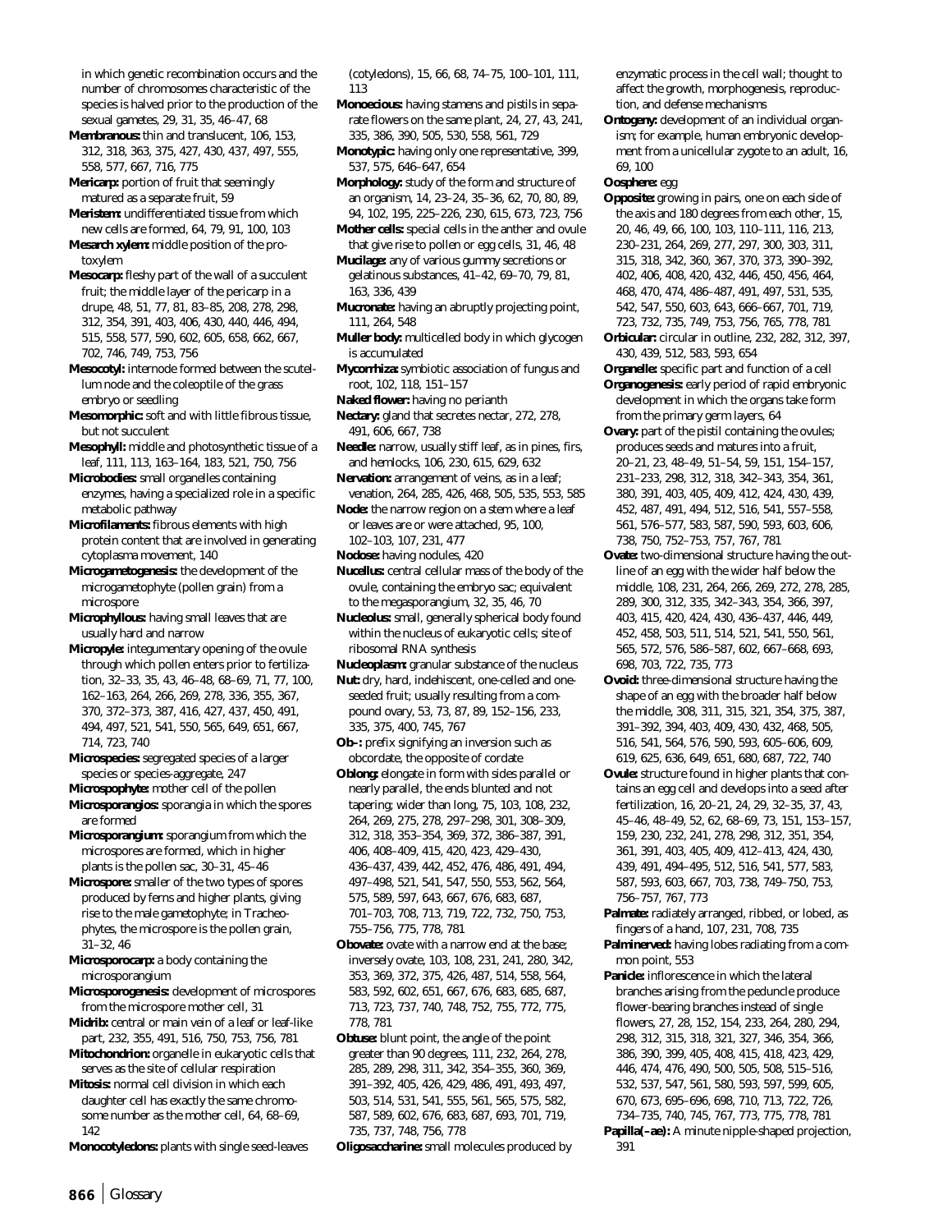in which genetic recombination occurs and the number of chromosomes characteristic of the species is halved prior to the production of the sexual gametes, 29, 31, 35, 46–47, 68

**Membranous:** thin and translucent, 106, 153, 312, 318, 363, 375, 427, 430, 437, 497, 555, 558, 577, 667, 716, 775

**Mericarp:** portion of fruit that seemingly matured as a separate fruit, 59

**Meristem:** undifferentiated tissue from which new cells are formed, 64, 79, 91, 100, 103

**Mesarch xylem:** middle position of the protoxylem

**Mesocarp:** fleshy part of the wall of a succulent fruit; the middle layer of the pericarp in a drupe, 48, 51, 77, 81, 83–85, 208, 278, 298, 312, 354, 391, 403, 406, 430, 440, 446, 494, 515, 558, 577, 590, 602, 605, 658, 662, 667, 702, 746, 749, 753, 756

**Mesocotyl:** internode formed between the scutellum node and the coleoptile of the grass embryo or seedling

**Mesomorphic:** soft and with little fibrous tissue, but not succulent

**Mesophyll:** middle and photosynthetic tissue of a leaf, 111, 113, 163–164, 183, 521, 750, 756

**Microbodies:** small organelles containing enzymes, having a specialized role in a specific metabolic pathway

**Microfilaments:** fibrous elements with high protein content that are involved in generating cytoplasma movement, 140

**Microgametogenesis:** the development of the microgametophyte (pollen grain) from a microspore

**Microphyllous:** having small leaves that are usually hard and narrow

**Micropyle:** integumentary opening of the ovule through which pollen enters prior to fertilization, 32–33, 35, 43, 46–48, 68–69, 71, 77, 100, 162–163, 264, 266, 269, 278, 336, 355, 367, 370, 372–373, 387, 416, 427, 437, 450, 491, 494, 497, 521, 541, 550, 565, 649, 651, 667, 714, 723, 740

**Microspecies:** segregated species of a larger species or species-aggregate, 247

**Microspophyte:** mother cell of the pollen

**Microsporangios:** sporangia in which the spores are formed

**Microsporangium:** sporangium from which the microspores are formed, which in higher plants is the pollen sac, 30–31, 45–46

**Microspore:** smaller of the two types of spores produced by ferns and higher plants, giving rise to the male gametophyte; in Tracheophytes, the microspore is the pollen grain, 31–32, 46

**Microsporocarp:** a body containing the microsporangium

**Microsporogenesis:** development of microspores from the microspore mother cell, 31

**Midrib:** central or main vein of a leaf or leaf-like part, 232, 355, 491, 516, 750, 753, 756, 781

**Mitochondrion:** organelle in eukaryotic cells that serves as the site of cellular respiration

**Mitosis:** normal cell division in which each daughter cell has exactly the same chromosome number as the mother cell, 64, 68–69, 142

**Monocotyledons:** plants with single seed-leaves (cotyledons), 15, 66, 68, 74–75, 100–101, 111, 113

**Monoecious:** having stamens and pistils in separate flowers on the same plant, 24, 27, 43, 241, 335, 386, 390, 505, 530, 558, 561, 729

**Monotypic:** having only one representative, 399, 537, 575, 646–647, 654

**Morphology:** study of the form and structure of an organism, 14, 23–24, 35–36, 62, 70, 80, 89, 94, 102, 195, 225–226, 230, 615, 673, 723, 756

**Mother cells:** special cells in the anther and ovule that give rise to pollen or egg cells, 31, 46, 48

**Mucilage:** any of various gummy secretions or gelatinous substances, 41–42, 69–70, 79, 81, 163, 336, 439

**Mucronate:** having an abruptly projecting point, 111, 264, 548

**Muller body:** multicelled body in which glycogen is accumulated

**Mycorrhiza:** symbiotic association of fungus and root, 102, 118, 151–157

**Naked flower:** having no perianth

**Nectary:** gland that secretes nectar, 272, 278, 491, 606, 667, 738

**Needle:** narrow, usually stiff leaf, as in pines, firs, and hemlocks, 106, 230, 615, 629, 632

**Nervation:** arrangement of veins, as in a leaf; venation, 264, 285, 426, 468, 505, 535, 553, 585

**Node:** the narrow region on a stem where a leaf or leaves are or were attached, 95, 100, 102–103, 107, 231, 477

**Nodose:** having nodules, 420

**Nucellus:** central cellular mass of the body of the ovule, containing the embryo sac; equivalent to the megasporangium, 32, 35, 46, 70

**Nucleolus:** small, generally spherical body found within the nucleus of eukaryotic cells; site of ribosomal RNA synthesis

**Nucleoplasm:** granular substance of the nucleus

**Nut:** dry, hard, indehiscent, one-celled and one-seeded fruit; usually resulting from a compound ovary, 53, 73, 87, 89, 152–156, 233, 335, 375, 400, 745, 767

**Ob–:** prefix signifying an inversion such as obcordate, the opposite of cordate

**Oblong:** elongate in form with sides parallel or nearly parallel, the ends blunted and not tapering; wider than long, 75, 103, 108, 232, 264, 269, 275, 278, 297–298, 301, 308–309, 312, 318, 353–354, 369, 372, 386–387, 391, 406, 408–409, 415, 420, 423, 429–430, 436–437, 439, 442, 452, 476, 486, 491, 494, 497–498, 521, 541, 547, 550, 553, 562, 564, 575, 589, 597, 643, 667, 676, 683, 687, 701–703, 708, 713, 719, 722, 732, 750, 753, 755–756, 775, 778, 781

**Obovate:** ovate with a narrow end at the base; inversely ovate, 103, 108, 231, 241, 280, 342, 353, 369, 372, 375, 426, 487, 514, 558, 564, 583, 592, 602, 651, 667, 676, 683, 687, 713, 723, 737, 740, 748, 752, 755, 772, 775, 778, 781

**Obtuse:** blunt point, the angle of the point greater than 90 degrees, 111, 232, 264, 278, 285, 289, 298, 311, 342, 354–355, 360, 369, 391–392, 405, 426, 429, 486, 491, 493, 497, 503, 514, 531, 541, 555, 561, 565, 575, 582, 587, 589, 602, 676, 683, 687, 693, 701, 719, 735, 737, 748, 756, 778

**Oligosaccharine:** small molecules produced by enzymatic process in the cell wall; thought to affect the growth, morphogenesis, reproduction, and defense mechanisms

**Ontogeny:** development of an individual organism; for example, human embryonic development from a unicellular zygote to an adult, 16, 69, 100

**Oosphere:** egg

**Opposite:** growing in pairs, one on each side of the axis and 180 degrees from each other, 15, 20, 46, 49, 66, 100, 103, 110–111, 116, 213, 230–231, 264, 269, 277, 297, 300, 303, 311, 315, 318, 342, 360, 367, 370, 373, 390–392, 402, 406, 408, 420, 432, 446, 450, 456, 464, 468, 470, 474, 486–487, 491, 497, 531, 535, 542, 547, 550, 603, 643, 666–667, 701, 719, 723, 732, 735, 749, 753, 756, 765, 778, 781

**Orbicular:** circular in outline, 232, 282, 312, 397, 430, 439, 512, 583, 593, 654

**Organelle:** specific part and function of a cell

**Organogenesis:** early period of rapid embryonic development in which the organs take form from the primary germ layers, 64

**Ovary:** part of the pistil containing the ovules; produces seeds and matures into a fruit, 20–21, 23, 48–49, 51–54, 59, 151, 154–157, 231–233, 298, 312, 318, 342–343, 354, 361, 380, 391, 403, 405, 409, 412, 424, 430, 439, 452, 487, 491, 494, 512, 516, 541, 557–558, 561, 576–577, 583, 587, 590, 593, 603, 606, 738, 750, 752–753, 757, 767, 781

**Ovate:** two-dimensional structure having the outline of an egg with the wider half below the middle, 108, 231, 264, 266, 269, 272, 278, 285, 289, 300, 312, 335, 342–343, 354, 366, 397, 403, 415, 420, 424, 430, 436–437, 446, 449, 452, 458, 503, 511, 514, 521, 541, 550, 561, 565, 572, 576, 586–587, 602, 667–668, 693, 698, 703, 722, 735, 773

**Ovoid:** three-dimensional structure having the shape of an egg with the broader half below the middle, 308, 311, 315, 321, 354, 375, 387, 391–392, 394, 403, 409, 430, 432, 468, 505, 516, 541, 564, 576, 590, 593, 605–606, 609, 619, 625, 636, 649, 651, 680, 687, 722, 740

**Ovule:** structure found in higher plants that contains an egg cell and develops into a seed after fertilization, 16, 20–21, 24, 29, 32–35, 37, 43, 45–46, 48–49, 52, 62, 68–69, 73, 151, 153–157, 159, 230, 232, 241, 278, 298, 312, 351, 354, 361, 391, 403, 405, 409, 412–413, 424, 430, 439, 491, 494–495, 512, 516, 541, 577, 583, 587, 593, 597, 603, 667, 703, 738, 749–750, 753, 756–757, 767, 773

**Palmate:** radiately arranged, ribbed, or lobed, as fingers of a hand, 107, 231, 708, 735

**Palminerved:** having lobes radiating from a common point, 553

**Panicle:** inflorescence in which the lateral branches arising from the peduncle produce flower-bearing branches instead of single flowers, 27, 28, 152, 154, 233, 264, 280, 294, 298, 312, 315, 318, 321, 327, 346, 354, 366, 386, 390, 399, 405, 408, 415, 418, 423, 429, 446, 474, 476, 490, 500, 505, 508, 515–516, 532, 537, 547, 561, 580, 593, 597, 599, 605, 670, 673, 695–696, 698, 710, 713, 722, 726, 734–735, 740, 745, 767, 773, 775, 778, 781

**Papilla(–ae):** A minute nipple-shaped projection, 391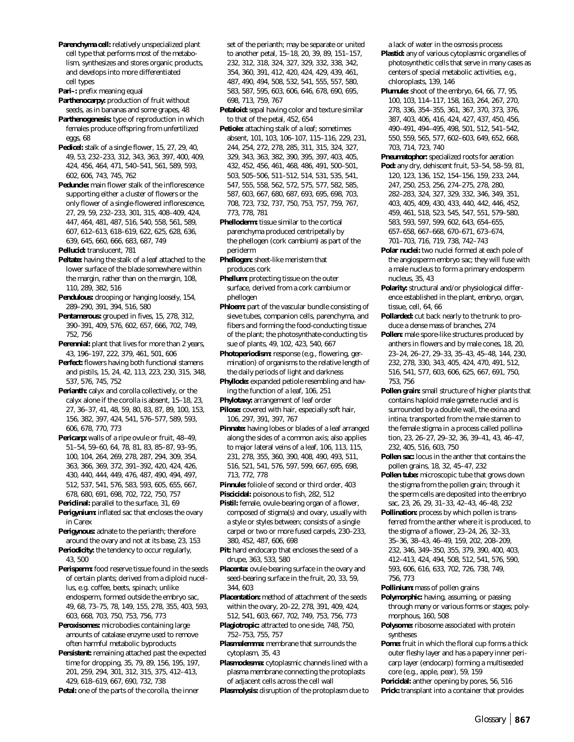**Parenchyma cell:** relatively unspecialized plant cell type that performs most of the metabolism, synthesizes and stores organic products, and develops into more differentiated cell types

**Pari–:** prefix meaning equal

**Parthenocarpy:** production of fruit without seeds, as in bananas and some grapes, 48

**Parthenogenesis:** type of reproduction in which females produce offspring from unfertilized eggs, 68

**Pedicel:** stalk of a single flower, 15, 27, 29, 40, 49, 53, 232–233, 312, 343, 363, 397, 400, 409, 424, 456, 464, 471, 540–541, 561, 589, 593, 602, 606, 743, 745, 762

**Peduncle:** main flower stalk of the inflorescence supporting either a cluster of flowers or the only flower of a single-flowered inflorescence, 27, 29, 59, 232–233, 301, 315, 408–409, 424, 447, 464, 481, 487, 516, 540, 558, 561, 589, 607, 612–613, 618–619, 622, 625, 628, 636, 639, 645, 660, 666, 683, 687, 749

**Pellucid:** translucent, 781

**Peltate:** having the stalk of a leaf attached to the lower surface of the blade somewhere within the margin, rather than on the margin, 108, 110, 289, 382, 516

**Pendulous:** drooping or hanging loosely, 154, 289–290, 391, 394, 516, 580

**Pentamerous:** grouped in fives, 15, 278, 312, 390–391, 409, 576, 602, 657, 666, 702, 749, 752, 756

**Perennial:** plant that lives for more than 2 years, 43, 196–197, 222, 379, 461, 501, 606

**Perfect:** flowers having both functional stamens and pistils, 15, 24, 42, 113, 223, 230, 315, 348, 537, 576, 745, 752

**Perianth:** calyx and corolla collectively, or the calyx alone if the corolla is absent, 15–18, 23, 27, 36–37, 41, 48, 59, 80, 83, 87, 89, 100, 153, 156, 382, 397, 424, 541, 576–577, 589, 593, 606, 678, 770, 773

**Pericarp:** walls of a ripe ovule or fruit, 48–49, 51–54, 59–60, 64, 78, 81, 83, 85–87, 93–95, 100, 104, 264, 269, 278, 287, 294, 309, 354, 363, 366, 369, 372, 391–392, 420, 424, 426, 430, 440, 444, 449, 476, 487, 490, 494, 497, 512, 537, 541, 576, 583, 593, 605, 655, 667, 678, 680, 691, 698, 702, 722, 750, 757

**Periclinal:** parallel to the surface, 31, 69

**Perigynium:** inflated sac that encloses the ovary in Carex

**Perigynous:** adnate to the perianth; therefore around the ovary and not at its base, 23, 153

**Periodicity:** the tendency to occur regularly, 43, 500

**Perisperm:** food reserve tissue found in the seeds of certain plants; derived from a diploid nucellus, e.g. coffee, beets, spinach; unlike endosperm, formed outside the embryo sac, 49, 68, 73–75, 78, 149, 155, 278, 355, 403, 593, 603, 668, 703, 750, 753, 756, 773

**Peroxisomes:** microbodies containing large amounts of catalase enzyme used to remove often harmful metabolic byproducts

**Persistent:** remaining attached past the expected time for dropping, 35, 79, 89, 156, 195, 197, 201, 259, 294, 301, 312, 315, 375, 412–413, 429, 618–619, 667, 690, 732, 738

**Petal:** one of the parts of the corolla, the inner set of the perianth; may be separate or united to another petal, 15–18, 20, 39, 89, 151–157, 232, 312, 318, 324, 327, 329, 332, 338, 342, 354, 360, 391, 412, 420, 424, 429, 439, 461, 487, 490, 494, 508, 532, 541, 555, 557, 580, 583, 587, 595, 603, 606, 646, 678, 690, 695, 698, 713, 759, 767

**Petaloid:** sepal having color and texture similar to that of the petal, 452, 654

**Petiole:** attaching stalk of a leaf; sometimes absent, 101, 103, 106–107, 115–116, 229, 231, 244, 254, 272, 278, 285, 311, 315, 324, 327, 329, 343, 363, 382, 390, 395, 397, 403, 405, 432, 452, 456, 461, 468, 486, 491, 500–501, 503, 505–506, 511–512, 514, 531, 535, 541, 547, 555, 558, 562, 572, 575, 577, 582, 585, 587, 603, 667, 680, 687, 693, 695, 698, 703, 708, 723, 732, 737, 750, 753, 757, 759, 767, 773, 778, 781

**Phelloderm:** tissue similar to the cortical parenchyma produced centripetally by the phellogen (cork cambium) as part of the periderm

**Phellogen:** sheet-like meristem that produces cork

**Phellum:** protecting tissue on the outer surface, derived from a cork cambium or phellogen

**Phloem:** part of the vascular bundle consisting of sieve tubes, companion cells, parenchyma, and fibers and forming the food-conducting tissue of the plant; the photosynthate-conducting tissue of plants, 49, 102, 423, 540, 667

**Photoperiodism:** response (e.g., flowering, germination) of organisms to the relative length of the daily periods of light and darkness

**Phyllode:** expanded petiole resembling and having the function of a leaf, 106, 251

**Phylotaxy:** arrangement of leaf order

**Pilose:** covered with hair, especially soft hair, 106, 297, 391, 397, 767

**Pinnate:** having lobes or blades of a leaf arranged along the sides of a common axis; also applies to major lateral veins of a leaf, 106, 113, 115, 231, 278, 355, 360, 390, 408, 490, 493, 511, 516, 521, 541, 576, 597, 599, 667, 695, 698, 713, 772, 778

**Pinnule:** foliole of second or third order, 403

**Piscicidal:** poisonous to fish, 282, 512

**Pistil:** female, ovule-bearing organ of a flower, composed of stigma(s) and ovary, usually with a style or styles between; consists of a single carpel or two or more fused carpels, 230–233, 380, 452, 487, 606, 698

**Pit:** hard endocarp that encloses the seed of a drupe, 363, 533, 580

**Placenta:** ovule-bearing surface in the ovary and seed-bearing surface in the fruit, 20, 33, 59, 344, 603

**Placentation:** method of attachment of the seeds within the ovary, 20–22, 278, 391, 409, 424, 512, 541, 603, 667, 702, 749, 753, 756, 773

**Plagiotropic:** attracted to one side, 748, 750, 752–753, 755, 757

**Plasmalemma:** membrane that surrounds the cytoplasm, 35, 43

**Plasmodesma:** cytoplasmic channels lined with a plasma membrane connecting the protoplasts of adjacent cells across the cell wall

**Plasmolysis:** disruption of the protoplasm due to a lack of water in the osmosis process

**Plastid:** any of various cytoplasmic organelles of photosynthetic cells that serve in many cases as centers of special metabolic activities, e.g., chloroplasts, 139, 146

**Plumule:** shoot of the embryo, 64, 66, 77, 95, 100, 103, 114–117, 158, 163, 264, 267, 270, 278, 336, 354–355, 361, 367, 370, 373, 376, 387, 403, 406, 416, 424, 427, 437, 450, 456, 490–491, 494–495, 498, 501, 512, 541–542, 550, 559, 565, 577, 602–603, 649, 652, 668, 703, 714, 723, 740

**Pneumatophor:** specialized roots for aeration

**Pod:** any dry, dehiscent fruit, 53–54, 58–59, 81, 120, 123, 136, 152, 154–156, 159, 233, 244, 247, 250, 253, 256, 274–275, 278, 280, 282–283, 324, 327, 329, 332, 346, 349, 351, 403, 405, 409, 430, 433, 440, 442, 446, 452, 459, 461, 518, 523, 545, 547, 551, 579–580, 583, 593, 597, 599, 602, 643, 654–655, 657–658, 667–668, 670–671, 673–674, 701–703, 716, 719, 738, 742–743

**Polar nuclei:** two nuclei formed at each pole of the angiosperm embryo sac; they will fuse with a male nucleus to form a primary endosperm nucleus, 35, 43

**Polarity:** structural and/or physiological difference established in the plant, embryo, organ, tissue, cell, 64, 66

**Pollarded:** cut back nearly to the trunk to produce a dense mass of branches, 274

**Pollen:** male spore-like structures produced by anthers in flowers and by male cones, 18, 20, 23–24, 26–27, 29–33, 35–43, 45–48, 144, 230, 232, 278, 330, 343, 405, 424, 470, 491, 512, 516, 541, 577, 603, 606, 625, 667, 691, 750, 753, 756

**Pollen grain:** small structure of higher plants that contains haploid male gamete nuclei and is surrounded by a double wall, the exina and intina; transported from the male stamen to the female stigma in a process called pollination, 23, 26–27, 29–32, 36, 39–41, 43, 46–47, 232, 405, 516, 603, 750

**Pollen sac:** locus in the anther that contains the pollen grains, 18, 32, 45–47, 232

**Pollen tube:** microscopic tube that grows down the stigma from the pollen grain; through it the sperm cells are deposited into the embryo sac, 23, 26, 29, 31–33, 42–43, 46–48, 232

**Pollination:** process by which pollen is transferred from the anther where it is produced, to the stigma of a flower, 23–24, 26, 32–33, 35–36, 38–43, 46–49, 159, 202, 208–209, 232, 346, 349–350, 355, 379, 390, 400, 403, 412–413, 424, 494, 508, 512, 541, 576, 590, 593, 606, 616, 633, 702, 726, 738, 749, 756, 773

**Pollinium:** mass of pollen grains

**Polymorphic:** having, assuming, or passing through many or various forms or stages; polymorphous, 160, 508

**Polysome:** ribosome associated with protein syntheses

**Pome:** fruit in which the floral cup forms a thick outer fleshy layer and has a papery inner pericarp layer (endocarp) forming a multiseeded core (e.g., apple, pear), 59, 159

**Poricidal:** anther opening by pores, 56, 516

**Prick:** transplant into a container that provides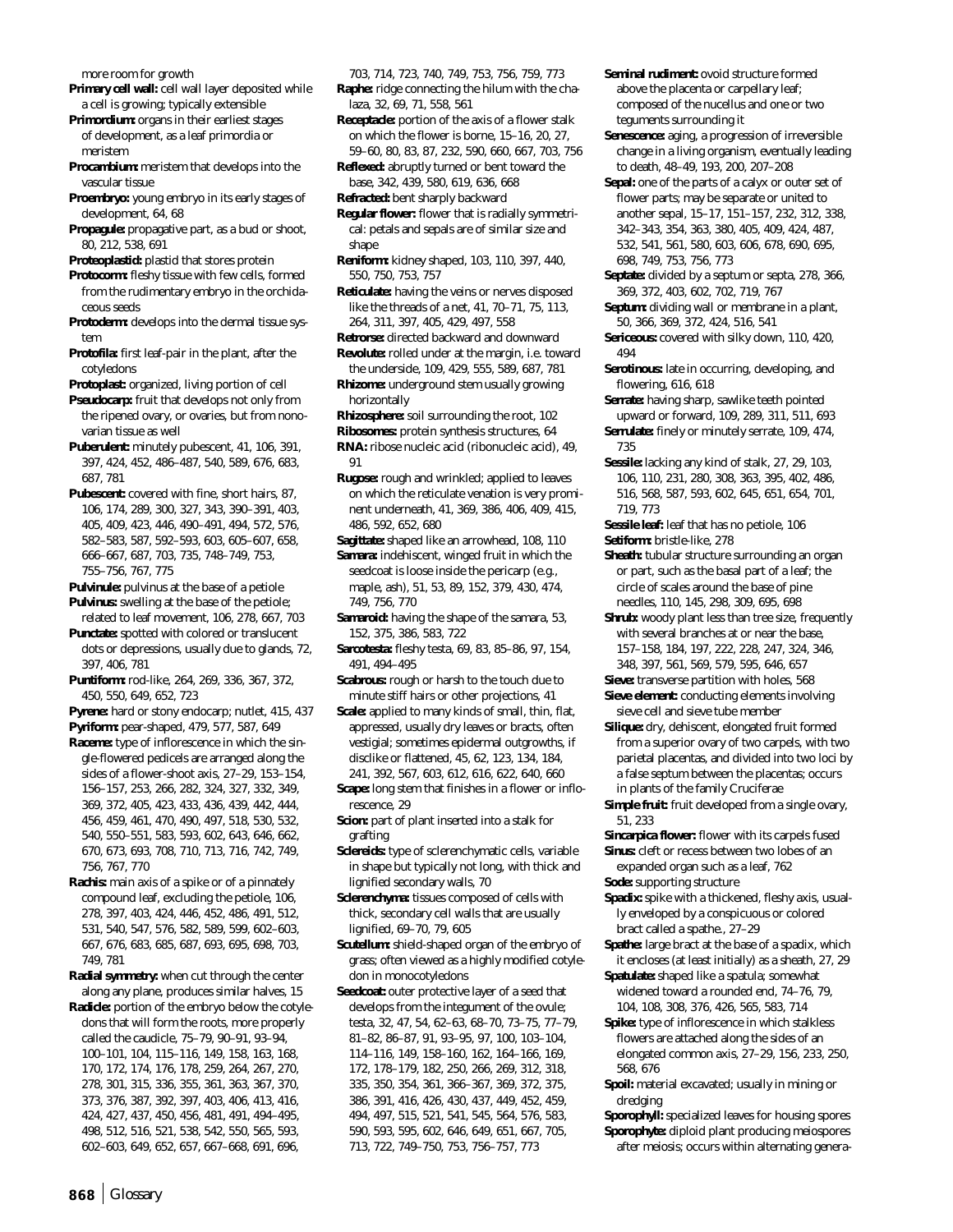more room for growth

**Primary cell wall:** cell wall layer deposited while a cell is growing; typically extensible

**Primordium:** organs in their earliest stages of development, as a leaf primordia or meristem

**Procambium:** meristem that develops into the vascular tissue

**Proembryo:** young embryo in its early stages of development, 64, 68

**Propagule:** propagative part, as a bud or shoot, 80, 212, 538, 691

**Proteoplastid:** plastid that stores protein

**Protocorm:** fleshy tissue with few cells, formed from the rudimentary embryo in the orchidaceous seeds

**Protoderm:** develops into the dermal tissue system

**Protofila:** first leaf-pair in the plant, after the cotyledons

**Protoplast:** organized, living portion of cell

**Pseudocarp:** fruit that develops not only from the ripened ovary, or ovaries, but from nonovarian tissue as well

**Puberulent:** minutely pubescent, 41, 106, 391, 397, 424, 452, 486–487, 540, 589, 676, 683, 687, 781

**Pubescent:** covered with fine, short hairs, 87, 106, 174, 289, 300, 327, 343, 390–391, 403, 405, 409, 423, 446, 490–491, 494, 572, 576, 582–583, 587, 592–593, 603, 605–607, 658, 666–667, 687, 703, 735, 748–749, 753, 755–756, 767, 775

**Pulvinule:** pulvinus at the base of a petiole

**Pulvinus:** swelling at the base of the petiole; related to leaf movement, 106, 278, 667, 703

**Punctate:** spotted with colored or translucent dots or depressions, usually due to glands, 72, 397, 406, 781

**Puntiform:** rod-like, 264, 269, 336, 367, 372, 450, 550, 649, 652, 723

**Pyrene:** hard or stony endocarp; nutlet, 415, 437

**Pyriform:** pear-shaped, 479, 577, 587, 649

**Raceme:** type of inflorescence in which the single-flowered pedicels are arranged along the sides of a flower-shoot axis, 27–29, 153–154, 156–157, 253, 266, 282, 324, 327, 332, 349, 369, 372, 405, 423, 433, 436, 439, 442, 444, 456, 459, 461, 470, 490, 497, 518, 530, 532, 540, 550–551, 583, 593, 602, 643, 646, 662, 670, 673, 693, 708, 710, 713, 716, 742, 749, 756, 767, 770

**Rachis:** main axis of a spike or of a pinnately compound leaf, excluding the petiole, 106, 278, 397, 403, 424, 446, 452, 486, 491, 512, 531, 540, 547, 576, 582, 589, 599, 602–603, 667, 676, 683, 685, 687, 693, 695, 698, 703, 749, 781

**Radial symmetry:** when cut through the center along any plane, produces similar halves, 15

**Radicle:** portion of the embryo below the cotyledons that will form the roots, more properly called the caudicle, 75–79, 90–91, 93–94, 100–101, 104, 115–116, 149, 158, 163, 168, 170, 172, 174, 176, 178, 259, 264, 267, 270, 278, 301, 315, 336, 355, 361, 363, 367, 370, 373, 376, 387, 392, 397, 403, 406, 413, 416, 424, 427, 437, 450, 456, 481, 491, 494–495, 498, 512, 516, 521, 538, 542, 550, 565, 593, 602–603, 649, 652, 657, 667–668, 691, 696, 703, 714, 723, 740, 749, 753, 756, 759, 773

**Raphe:** ridge connecting the hilum with the chalaza, 32, 69, 71, 558, 561

**Receptacle:** portion of the axis of a flower stalk on which the flower is borne, 15–16, 20, 27, 59–60, 80, 83, 87, 232, 590, 660, 667, 703, 756

**Reflexed:** abruptly turned or bent toward the base, 342, 439, 580, 619, 636, 668

**Refracted:** bent sharply backward

**Regular flower:** flower that is radially symmetrical: petals and sepals are of similar size and shape

**Reniform:** kidney shaped, 103, 110, 397, 440, 550, 750, 753, 757

**Reticulate:** having the veins or nerves disposed like the threads of a net, 41, 70–71, 75, 113, 264, 311, 397, 405, 429, 497, 558

**Retrorse:** directed backward and downward

**Revolute:** rolled under at the margin, i.e. toward the underside, 109, 429, 555, 589, 687, 781

**Rhizome:** underground stem usually growing horizontally

**Rhizosphere:** soil surrounding the root, 102

**Ribosomes:** protein synthesis structures, 64

**RNA:** ribose nucleic acid (ribonucleic acid), 49, 91

**Rugose:** rough and wrinkled; applied to leaves on which the reticulate venation is very prominent underneath, 41, 369, 386, 406, 409, 415, 486, 592, 652, 680

**Sagittate:** shaped like an arrowhead, 108, 110

**Samara:** indehiscent, winged fruit in which the seedcoat is loose inside the pericarp (e.g., maple, ash), 51, 53, 89, 152, 379, 430, 474, 749, 756, 770

**Samaroid:** having the shape of the samara, 53, 152, 375, 386, 583, 722

**Sarcotesta:** fleshy testa, 69, 83, 85–86, 97, 154, 491, 494–495

**Scabrous:** rough or harsh to the touch due to minute stiff hairs or other projections, 41

**Scale:** applied to many kinds of small, thin, flat, appressed, usually dry leaves or bracts, often vestigial; sometimes epidermal outgrowths, if disclike or flattened, 45, 62, 123, 134, 184, 241, 392, 567, 603, 612, 616, 622, 640, 660

**Scape:** long stem that finishes in a flower or inflorescence, 29

**Scion:** part of plant inserted into a stalk for grafting

**Sclereids:** type of sclerenchymatic cells, variable in shape but typically not long, with thick and lignified secondary walls, 70

**Sclerenchyma:** tissues composed of cells with thick, secondary cell walls that are usually lignified, 69–70, 79, 605

**Scutellum:** shield-shaped organ of the embryo of grass; often viewed as a highly modified cotyledon in monocotyledons

**Seedcoat:** outer protective layer of a seed that develops from the integument of the ovule; testa, 32, 47, 54, 62–63, 68–70, 73–75, 77–79, 81–82, 86–87, 91, 93–95, 97, 100, 103–104, 114–116, 149, 158–160, 162, 164–166, 169, 172, 178–179, 182, 250, 266, 269, 312, 318, 335, 350, 354, 361, 366–367, 369, 372, 375, 386, 391, 416, 426, 430, 437, 449, 452, 459, 494, 497, 515, 521, 541, 545, 564, 576, 583, 590, 593, 595, 602, 646, 649, 651, 667, 705, 713, 722, 749–750, 753, 756–757, 773

**Seminal rudiment:** ovoid structure formed above the placenta or carpellary leaf; composed of the nucellus and one or two teguments surrounding it

**Senescence:** aging, a progression of irreversible change in a living organism, eventually leading to death, 48–49, 193, 200, 207–208

**Sepal:** one of the parts of a calyx or outer set of flower parts; may be separate or united to another sepal, 15–17, 151–157, 232, 312, 338, 342–343, 354, 363, 380, 405, 409, 424, 487, 532, 541, 561, 580, 603, 606, 678, 690, 695, 698, 749, 753, 756, 773

**Septate:** divided by a septum or septa, 278, 366, 369, 372, 403, 602, 702, 719, 767

**Septum:** dividing wall or membrane in a plant, 50, 366, 369, 372, 424, 516, 541

**Sericeous:** covered with silky down, 110, 420, 494

**Serotinous:** late in occurring, developing, and flowering, 616, 618

**Serrate:** having sharp, sawlike teeth pointed upward or forward, 109, 289, 311, 511, 693

**Serrulate:** finely or minutely serrate, 109, 474, 735

**Sessile:** lacking any kind of stalk, 27, 29, 103, 106, 110, 231, 280, 308, 363, 395, 402, 486, 516, 568, 587, 593, 602, 645, 651, 654, 701, 719, 773

**Sessile leaf:** leaf that has no petiole, 106

**Setiform:** bristle-like, 278

**Sheath:** tubular structure surrounding an organ or part, such as the basal part of a leaf; the circle of scales around the base of pine needles, 110, 145, 298, 309, 695, 698

**Shrub:** woody plant less than tree size, frequently with several branches at or near the base, 157–158, 184, 197, 222, 228, 247, 324, 346, 348, 397, 561, 569, 579, 595, 646, 657

**Sieve:** transverse partition with holes, 568

**Sieve element:** conducting elements involving sieve cell and sieve tube member

**Silique:** dry, dehiscent, elongated fruit formed from a superior ovary of two carpels, with two parietal placentas, and divided into two loci by a false septum between the placentas; occurs in plants of the family Cruciferae

**Simple fruit:** fruit developed from a single ovary, 51, 233

**Sincarpica flower:** flower with its carpels fused

**Sinus:** cleft or recess between two lobes of an expanded organ such as a leaf, 762

**Sode:** supporting structure

**Spadix:** spike with a thickened, fleshy axis, usually enveloped by a conspicuous or colored bract called a spathe., 27–29

**Spathe:** large bract at the base of a spadix, which it encloses (at least initially) as a sheath, 27, 29

**Spatulate:** shaped like a spatula; somewhat widened toward a rounded end, 74–76, 79, 104, 108, 308, 376, 426, 565, 583, 714

**Spike:** type of inflorescence in which stalkless flowers are attached along the sides of an elongated common axis, 27–29, 156, 233, 250, 568, 676

**Spoil:** material excavated; usually in mining or dredging

**Sporophyll:** specialized leaves for housing spores

**Sporophyte:** diploid plant producing meiospores after meiosis; occurs within alternating genera-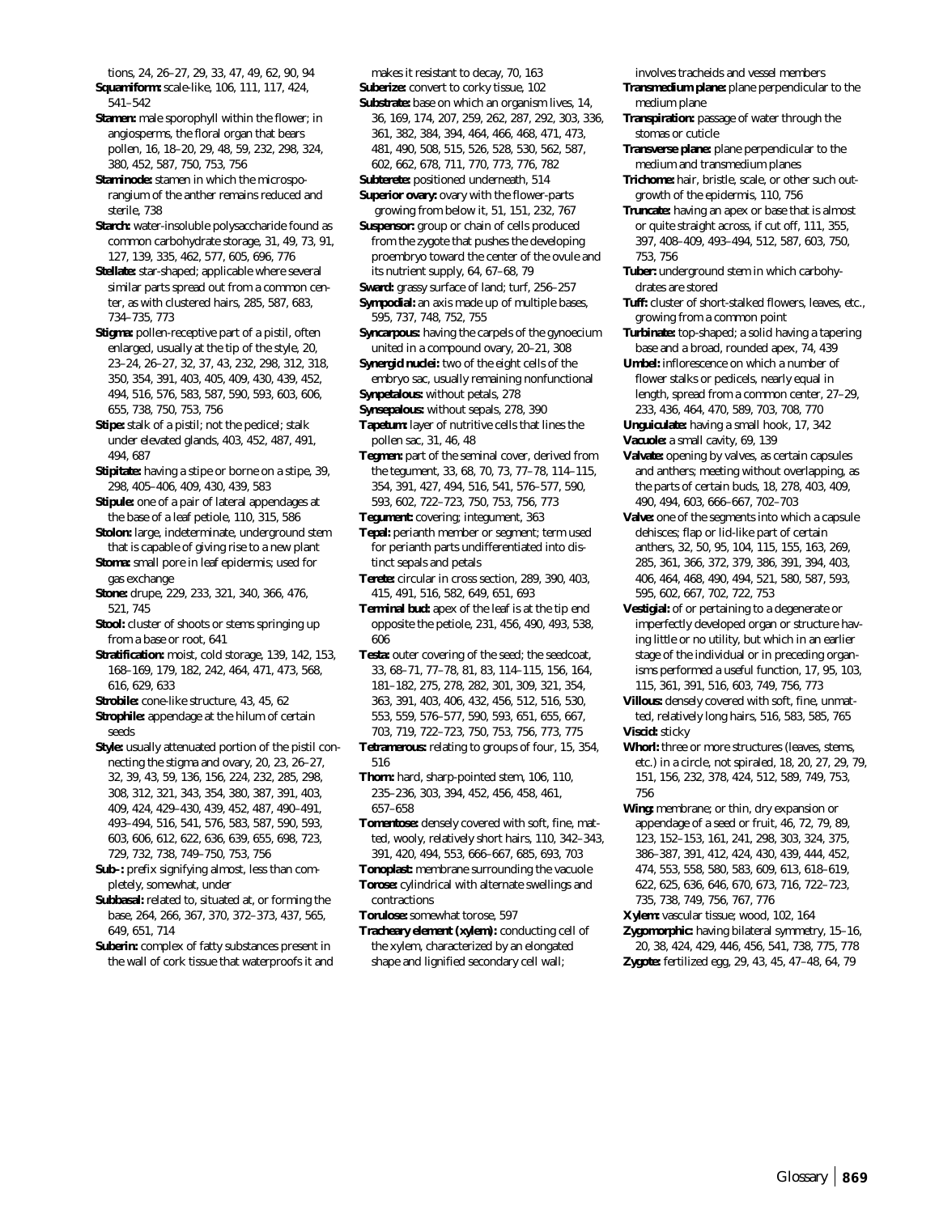tions, 24, 26–27, 29, 33, 47, 49, 62, 90, 94

**Squamiform:** scale-like, 106, 111, 117, 424, 541–542

**Stamen:** male sporophyll within the flower; in angiosperms, the floral organ that bears pollen, 16, 18–20, 29, 48, 59, 232, 298, 324, 380, 452, 587, 750, 753, 756

**Staminode:** stamen in which the microsporangium of the anther remains reduced and sterile, 738

**Starch:** water-insoluble polysaccharide found as common carbohydrate storage, 31, 49, 73, 91, 127, 139, 335, 462, 577, 605, 696, 776

**Stellate:** star-shaped; applicable where several similar parts spread out from a common center, as with clustered hairs, 285, 587, 683, 734–735, 773

**Stigma:** pollen-receptive part of a pistil, often enlarged, usually at the tip of the style, 20, 23–24, 26–27, 32, 37, 43, 232, 298, 312, 318, 350, 354, 391, 403, 405, 409, 430, 439, 452, 494, 516, 576, 583, 587, 590, 593, 603, 606, 655, 738, 750, 753, 756

**Stipe:** stalk of a pistil; not the pedicel; stalk under elevated glands, 403, 452, 487, 491, 494, 687

**Stipitate:** having a stipe or borne on a stipe, 39, 298, 405–406, 409, 430, 439, 583

**Stipule:** one of a pair of lateral appendages at the base of a leaf petiole, 110, 315, 586

**Stolon:** large, indeterminate, underground stem that is capable of giving rise to a new plant

**Stoma:** small pore in leaf epidermis; used for gas exchange

**Stone:** drupe, 229, 233, 321, 340, 366, 476, 521, 745

**Stool:** cluster of shoots or stems springing up from a base or root, 641

**Stratification:** moist, cold storage, 139, 142, 153, 168–169, 179, 182, 242, 464, 471, 473, 568, 616, 629, 633

**Strobile:** cone-like structure, 43, 45, 62

**Strophile:** appendage at the hilum of certain seeds

**Style:** usually attenuated portion of the pistil connecting the stigma and ovary, 20, 23, 26–27, 32, 39, 43, 59, 136, 156, 224, 232, 285, 298, 308, 312, 321, 343, 354, 380, 387, 391, 403, 409, 424, 429–430, 439, 452, 487, 490–491, 493–494, 516, 541, 576, 583, 587, 590, 593, 603, 606, 612, 622, 636, 639, 655, 698, 723, 729, 732, 738, 749–750, 753, 756

**Sub-:** prefix signifying almost, less than completely, somewhat, under

**Subbasal:** related to, situated at, or forming the base, 264, 266, 367, 370, 372–373, 437, 565, 649, 651, 714

**Suberin:** complex of fatty substances present in the wall of cork tissue that waterproofs it and makes it resistant to decay, 70, 163

**Suberize:** convert to corky tissue, 102

**Substrate:** base on which an organism lives, 14, 36, 169, 174, 207, 259, 262, 287, 292, 303, 336, 361, 382, 384, 394, 464, 466, 468, 471, 473, 481, 490, 508, 515, 526, 528, 530, 562, 587, 602, 662, 678, 711, 770, 773, 776, 782

**Subterete:** positioned underneath, 514

**Superior ovary:** ovary with the flower-parts growing from below it, 51, 151, 232, 767

**Suspensor:** group or chain of cells produced from the zygote that pushes the developing proembryo toward the center of the ovule and its nutrient supply, 64, 67–68, 79

**Sward:** grassy surface of land; turf, 256–257

**Sympodial:** an axis made up of multiple bases, 595, 737, 748, 752, 755

**Syncarpous:** having the carpels of the gynoecium united in a compound ovary, 20–21, 308

**Synergid nuclei:** two of the eight cells of the embryo sac, usually remaining nonfunctional

**Synpetalous:** without petals, 278

**Synsepalous:** without sepals, 278, 390

**Tapetum:** layer of nutritive cells that lines the pollen sac, 31, 46, 48

**Tegmen:** part of the seminal cover, derived from the tegument, 33, 68, 70, 73, 77–78, 114–115, 354, 391, 427, 494, 516, 541, 576–577, 590, 593, 602, 722–723, 750, 753, 756, 773

**Tegument:** covering; integument, 363

**Tepal:** perianth member or segment; term used for perianth parts undifferentiated into distinct sepals and petals

**Terete:** circular in cross section, 289, 390, 403, 415, 491, 516, 582, 649, 651, 693

**Terminal bud:** apex of the leaf is at the tip end opposite the petiole, 231, 456, 490, 493, 538, 606

**Testa:** outer covering of the seed; the seedcoat, 33, 68–71, 77–78, 81, 83, 114–115, 156, 164, 181–182, 275, 278, 282, 301, 309, 321, 354, 363, 391, 403, 406, 432, 456, 512, 516, 530, 553, 559, 576–577, 590, 593, 651, 655, 667, 703, 719, 722–723, 750, 753, 756, 773, 775

**Tetramerous:** relating to groups of four, 15, 354, 516

**Thorn:** hard, sharp-pointed stem, 106, 110, 235–236, 303, 394, 452, 456, 458, 461, 657–658

**Tomentose:** densely covered with soft, fine, matted, wooly, relatively short hairs, 110, 342–343, 391, 420, 494, 553, 666–667, 685, 693, 703

**Tonoplast:** membrane surrounding the vacuole

**Torose:** cylindrical with alternate swellings and contractions

**Torulose:** somewhat torose, 597

**Tracheary element (xylem):** conducting cell of the xylem, characterized by an elongated shape and lignified secondary cell wall; involves tracheids and vessel members

**Transmedium plane:** plane perpendicular to the medium plane

**Transpiration:** passage of water through the stomas or cuticle

**Transverse plane:** plane perpendicular to the medium and transmedium planes

**Trichome:** hair, bristle, scale, or other such outgrowth of the epidermis, 110, 756

**Truncate:** having an apex or base that is almost or quite straight across, if cut off, 111, 355, 397, 408–409, 493–494, 512, 587, 603, 750, 753, 756

**Tuber:** underground stem in which carbohydrates are stored

**Tuft:** cluster of short-stalked flowers, leaves, etc., growing from a common point

**Turbinate:** top-shaped; a solid having a tapering base and a broad, rounded apex, 74, 439

**Umbel:** inflorescence on which a number of flower stalks or pedicels, nearly equal in length, spread from a common center, 27–29, 233, 436, 464, 470, 589, 703, 708, 770

**Unguiculate:** having a small hook, 17, 342

**Vacuole:** a small cavity, 69, 139

**Valvate:** opening by valves, as certain capsules and anthers; meeting without overlapping, as the parts of certain buds, 18, 278, 403, 409, 490, 494, 603, 666–667, 702–703

**Valve:** one of the segments into which a capsule dehisces; flap or lid-like part of certain anthers, 32, 50, 95, 104, 115, 155, 163, 269, 285, 361, 366, 372, 379, 386, 391, 394, 403, 406, 464, 468, 490, 494, 521, 580, 587, 593, 595, 602, 667, 702, 722, 753

**Vestigial:** of or pertaining to a degenerate or imperfectly developed organ or structure having little or no utility, but which in an earlier stage of the individual or in preceding organisms performed a useful function, 17, 95, 103, 115, 361, 391, 516, 603, 749, 756, 773

**Villous:** densely covered with soft, fine, unmatted, relatively long hairs, 516, 583, 585, 765

**Viscid:** sticky

**Whorl:** three or more structures (leaves, stems, etc.) in a circle, not spiraled, 18, 20, 27, 29, 79, 151, 156, 232, 378, 424, 512, 589, 749, 753, 756

**Wing:** membrane; or thin, dry expansion or appendage of a seed or fruit, 46, 72, 79, 89, 123, 152–153, 161, 241, 298, 303, 324, 375, 386–387, 391, 412, 424, 430, 439, 444, 452, 474, 553, 558, 580, 583, 609, 613, 618–619, 622, 625, 636, 646, 670, 673, 716, 722–723, 735, 738, 749, 756, 767, 776

**Xylem:** vascular tissue; wood, 102, 164

**Zygomorphic:** having bilateral symmetry, 15–16, 20, 38, 424, 429, 446, 456, 541, 738, 775, 778

**Zygote:** fertilized egg, 29, 43, 45, 47–48, 64, 79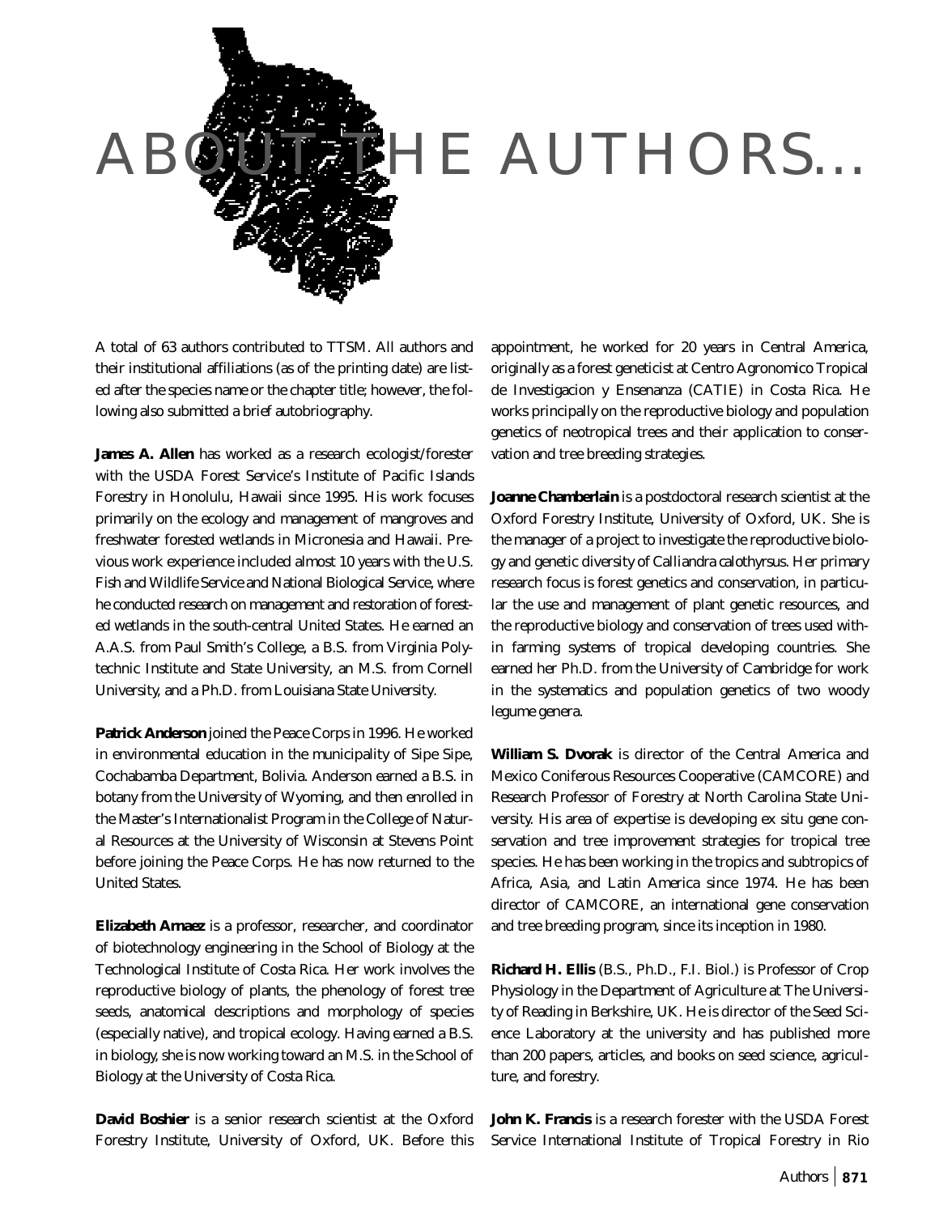# ABOUT THE AUTHORS...

A total of 63 authors contributed to TTSM. All authors and their institutional affiliations (as of the printing date) are listed after the species name or the chapter title; however, the following also submitted a brief autobiography.

**James A. Allen** has worked as a research ecologist/forester with the USDA Forest Service's Institute of Pacific Islands Forestry in Honolulu, Hawaii since 1995. His work focuses primarily on the ecology and management of mangroves and freshwater forested wetlands in Micronesia and Hawaii. Previous work experience included almost 10 years with the U.S. Fish and Wildlife Service and National Biological Service, where he conducted research on management and restoration of forested wetlands in the south-central United States. He earned an A.A.S. from Paul Smith's College, a B.S. from Virginia Polytechnic Institute and State University, an M.S. from Cornell University, and a Ph.D. from Louisiana State University.

**Patrick Anderson** joined the Peace Corps in 1996. He worked in environmental education in the municipality of Sipe Sipe, Cochabamba Department, Bolivia. Anderson earned a B.S. in botany from the University of Wyoming, and then enrolled in the Master's Internationalist Program in the College of Natural Resources at the University of Wisconsin at Stevens Point before joining the Peace Corps. He has now returned to the United States.

**Elizabeth Arnaez** is a professor, researcher, and coordinator of biotechnology engineering in the School of Biology at the Technological Institute of Costa Rica. Her work involves the reproductive biology of plants, the phenology of forest tree seeds, anatomical descriptions and morphology of species (especially native), and tropical ecology. Having earned a B.S. in biology, she is now working toward an M.S. in the School of Biology at the University of Costa Rica.

**David Boshier** is a senior research scientist at the Oxford Forestry Institute, University of Oxford, UK. Before this appointment, he worked for 20 years in Central America, originally as a forest geneticist at Centro Agronomico Tropical de Investigacion y Ensenanza (CATIE) in Costa Rica. He works principally on the reproductive biology and population genetics of neotropical trees and their application to conservation and tree breeding strategies.

**Joanne Chamberlain** is a postdoctoral research scientist at the Oxford Forestry Institute, University of Oxford, UK. She is the manager of a project to investigate the reproductive biology and genetic diversity of Calliandra calothyrsus. Her primary research focus is forest genetics and conservation, in particular the use and management of plant genetic resources, and the reproductive biology and conservation of trees used within farming systems of tropical developing countries. She earned her Ph.D. from the University of Cambridge for work in the systematics and population genetics of two woody legume genera.

**William S. Dvorak** is director of the Central America and Mexico Coniferous Resources Cooperative (CAMCORE) and Research Professor of Forestry at North Carolina State University. His area of expertise is developing ex situ gene conservation and tree improvement strategies for tropical tree species. He has been working in the tropics and subtropics of Africa, Asia, and Latin America since 1974. He has been director of CAMCORE, an international gene conservation and tree breeding program, since its inception in 1980.

**Richard H. Ellis** (B.S., Ph.D., F.I. Biol.) is Professor of Crop Physiology in the Department of Agriculture at The University of Reading in Berkshire, UK. He is director of the Seed Science Laboratory at the university and has published more than 200 papers, articles, and books on seed science, agriculture, and forestry.

**John K. Francis** is a research forester with the USDA Forest Service International Institute of Tropical Forestry in Rio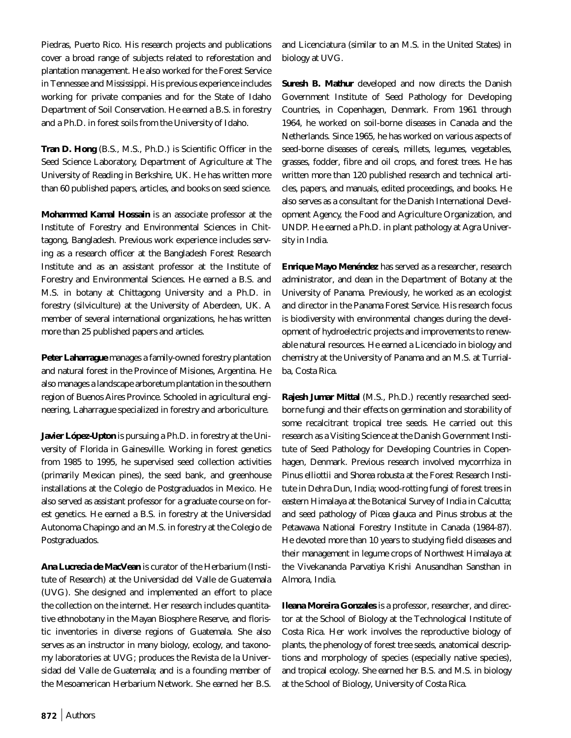Piedras, Puerto Rico. His research projects and publications cover a broad range of subjects related to reforestation and plantation management. He also worked for the Forest Service in Tennessee and Mississippi. His previous experience includes working for private companies and for the State of Idaho Department of Soil Conservation. He earned a B.S. in forestry and a Ph.D. in forest soils from the University of Idaho.

**Tran D. Hong** (B.S., M.S., Ph.D.) is Scientific Officer in the Seed Science Laboratory, Department of Agriculture at The University of Reading in Berkshire, UK. He has written more than 60 published papers, articles, and books on seed science.

**Mohammed Kamal Hossain** is an associate professor at the Institute of Forestry and Environmental Sciences in Chittagong, Bangladesh. Previous work experience includes serving as a research officer at the Bangladesh Forest Research Institute and as an assistant professor at the Institute of Forestry and Environmental Sciences. He earned a B.S. and M.S. in botany at Chittagong University and a Ph.D. in forestry (silviculture) at the University of Aberdeen, UK. A member of several international organizations, he has written more than 25 published papers and articles.

**Peter Laharrague** manages a family-owned forestry plantation and natural forest in the Province of Misiones, Argentina. He also manages a landscape arboretum plantation in the southern region of Buenos Aires Province. Schooled in agricultural engineering, Laharrague specialized in forestry and arboriculture.

**Javier López-Upton** is pursuing a Ph.D. in forestry at the University of Florida in Gainesville. Working in forest genetics from 1985 to 1995, he supervised seed collection activities (primarily Mexican pines), the seed bank, and greenhouse installations at the Colegio de Postgraduados in Mexico. He also served as assistant professor for a graduate course on forest genetics. He earned a B.S. in forestry at the Universidad Autonoma Chapingo and an M.S. in forestry at the Colegio de Postgraduados.

**Ana Lucrecia de MacVean** is curator of the Herbarium (Institute of Research) at the Universidad del Valle de Guatemala (UVG). She designed and implemented an effort to place the collection on the internet. Her research includes quantitative ethnobotany in the Mayan Biosphere Reserve, and floristic inventories in diverse regions of Guatemala. She also serves as an instructor in many biology, ecology, and taxonomy laboratories at UVG; produces the Revista de la Universidad del Valle de Guatemala; and is a founding member of the Mesoamerican Herbarium Network. She earned her B.S. and Licenciatura (similar to an M.S. in the United States) in biology at UVG.

**Suresh B. Mathur** developed and now directs the Danish Government Institute of Seed Pathology for Developing Countries, in Copenhagen, Denmark. From 1961 through 1964, he worked on soil-borne diseases in Canada and the Netherlands. Since 1965, he has worked on various aspects of seed-borne diseases of cereals, millets, legumes, vegetables, grasses, fodder, fibre and oil crops, and forest trees. He has written more than 120 published research and technical articles, papers, and manuals, edited proceedings, and books. He also serves as a consultant for the Danish International Development Agency, the Food and Agriculture Organization, and UNDP. He earned a Ph.D. in plant pathology at Agra University in India.

**Enrique Mayo Menéndez** has served as a researcher, research administrator, and dean in the Department of Botany at the University of Panama. Previously, he worked as an ecologist and director in the Panama Forest Service. His research focus is biodiversity with environmental changes during the development of hydroelectric projects and improvements to renewable natural resources. He earned a Licenciado in biology and chemistry at the University of Panama and an M.S. at Turrialba, Costa Rica.

**Rajesh Jumar Mittal** (M.S., Ph.D.) recently researched seed-borne fungi and their effects on germination and storability of some recalcitrant tropical tree seeds. He carried out this research as a Visiting Science at the Danish Government Institute of Seed Pathology for Developing Countries in Copenhagen, Denmark. Previous research involved mycorrhiza in *Pinus elliottii* and *Shorea robusta* at the Forest Research Institute in Dehra Dun, India; wood-rotting fungi of forest trees in eastern Himalaya at the Botanical Survey of India in Calcutta; and seed pathology of *Picea glauca* and *Pinus strobus* at the Petawawa National Forestry Institute in Canada (1984-87). He devoted more than 10 years to studying field diseases and their management in legume crops of Northwest Himalaya at the Vivekananda Parvatiya Krishi Anusandhan Sansthan in Almora, India.

**Ileana Moreira Gonzales** is a professor, researcher, and director at the School of Biology at the Technological Institute of Costa Rica. Her work involves the reproductive biology of plants, the phenology of forest tree seeds, anatomical descriptions and morphology of species (especially native species), and tropical ecology. She earned her B.S. and M.S. in biology at the School of Biology, University of Costa Rica.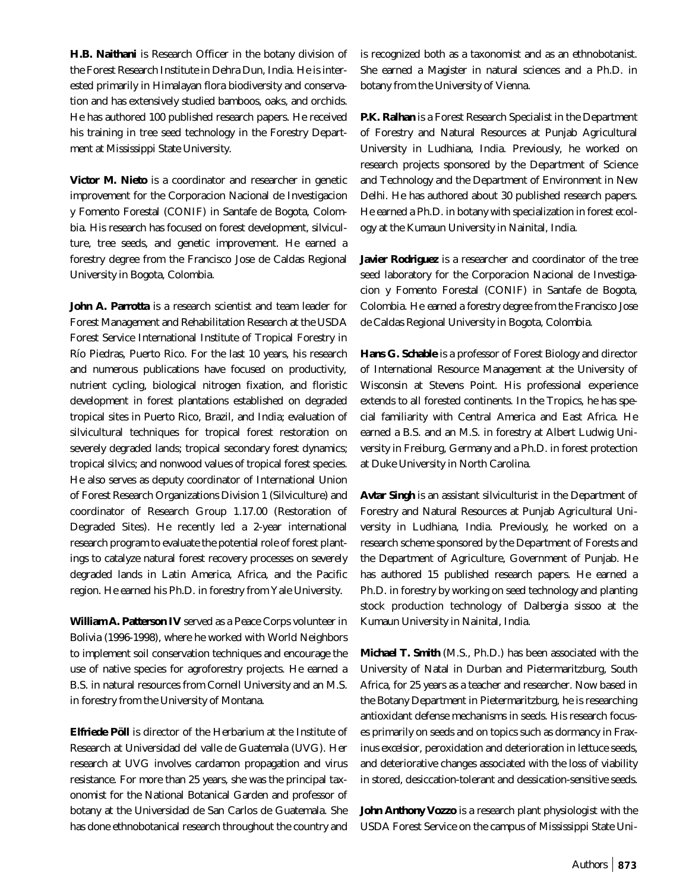**H.B. Naithani** is Research Officer in the botany division of the Forest Research Institute in Dehra Dun, India. He is interested primarily in Himalayan flora biodiversity and conservation and has extensively studied bamboos, oaks, and orchids. He has authored 100 published research papers. He received his training in tree seed technology in the Forestry Department at Mississippi State University.

**Victor M. Nieto** is a coordinator and researcher in genetic improvement for the Corporacion Nacional de Investigacion y Fomento Forestal (CONIF) in Santafe de Bogota, Colombia. His research has focused on forest development, silviculture, tree seeds, and genetic improvement. He earned a forestry degree from the Francisco Jose de Caldas Regional University in Bogota, Colombia.

**John A. Parrotta** is a research scientist and team leader for Forest Management and Rehabilitation Research at the USDA Forest Service International Institute of Tropical Forestry in Río Piedras, Puerto Rico. For the last 10 years, his research and numerous publications have focused on productivity, nutrient cycling, biological nitrogen fixation, and floristic development in forest plantations established on degraded tropical sites in Puerto Rico, Brazil, and India; evaluation of silvicultural techniques for tropical forest restoration on severely degraded lands; tropical secondary forest dynamics; tropical silvics; and nonwood values of tropical forest species. He also serves as deputy coordinator of International Union of Forest Research Organizations Division 1 (Silviculture) and coordinator of Research Group 1.17.00 (Restoration of Degraded Sites). He recently led a 2-year international research program to evaluate the potential role of forest plantings to catalyze natural forest recovery processes on severely degraded lands in Latin America, Africa, and the Pacific region. He earned his Ph.D. in forestry from Yale University.

**William A. Patterson IV** served as a Peace Corps volunteer in Bolivia (1996-1998), where he worked with World Neighbors to implement soil conservation techniques and encourage the use of native species for agroforestry projects. He earned a B.S. in natural resources from Cornell University and an M.S. in forestry from the University of Montana.

**Elfriede Pöll** is director of the Herbarium at the Institute of Research at Universidad del valle de Guatemala (UVG). Her research at UVG involves cardamon propagation and virus resistance. For more than 25 years, she was the principal taxonomist for the National Botanical Garden and professor of botany at the Universidad de San Carlos de Guatemala. She has done ethnobotanical research throughout the country and is recognized both as a taxonomist and as an ethnobotanist. She earned a Magister in natural sciences and a Ph.D. in botany from the University of Vienna.

**P.K. Ralhan** is a Forest Research Specialist in the Department of Forestry and Natural Resources at Punjab Agricultural University in Ludhiana, India. Previously, he worked on research projects sponsored by the Department of Science and Technology and the Department of Environment in New Delhi. He has authored about 30 published research papers. He earned a Ph.D. in botany with specialization in forest ecology at the Kumaun University in Nainital, India.

**Javier Rodriguez** is a researcher and coordinator of the tree seed laboratory for the Corporacion Nacional de Investigacion y Fomento Forestal (CONIF) in Santafe de Bogota, Colombia. He earned a forestry degree from the Francisco Jose de Caldas Regional University in Bogota, Colombia.

**Hans G. Schable** is a professor of Forest Biology and director of International Resource Management at the University of Wisconsin at Stevens Point. His professional experience extends to all forested continents. In the Tropics, he has special familiarity with Central America and East Africa. He earned a B.S. and an M.S. in forestry at Albert Ludwig University in Freiburg, Germany and a Ph.D. in forest protection at Duke University in North Carolina.

**Avtar Singh** is an assistant silviculturist in the Department of Forestry and Natural Resources at Punjab Agricultural University in Ludhiana, India. Previously, he worked on a research scheme sponsored by the Department of Forests and the Department of Agriculture, Government of Punjab. He has authored 15 published research papers. He earned a Ph.D. in forestry by working on seed technology and planting stock production technology of *Dalbergia sissoo* at the Kumaun University in Nainital, India.

**Michael T. Smith** (M.S., Ph.D.) has been associated with the University of Natal in Durban and Pietermaritzburg, South Africa, for 25 years as a teacher and researcher. Now based in the Botany Department in Pietermaritzburg, he is researching antioxidant defense mechanisms in seeds. His research focuses primarily on seeds and on topics such as dormancy in *Fraxinus excelsior*, peroxidation and deterioration in lettuce seeds, and deteriorative changes associated with the loss of viability in stored, desiccation-tolerant and dessication-sensitive seeds.

**John Anthony Vozzo** is a research plant physiologist with the USDA Forest Service on the campus of Mississippi State Uni-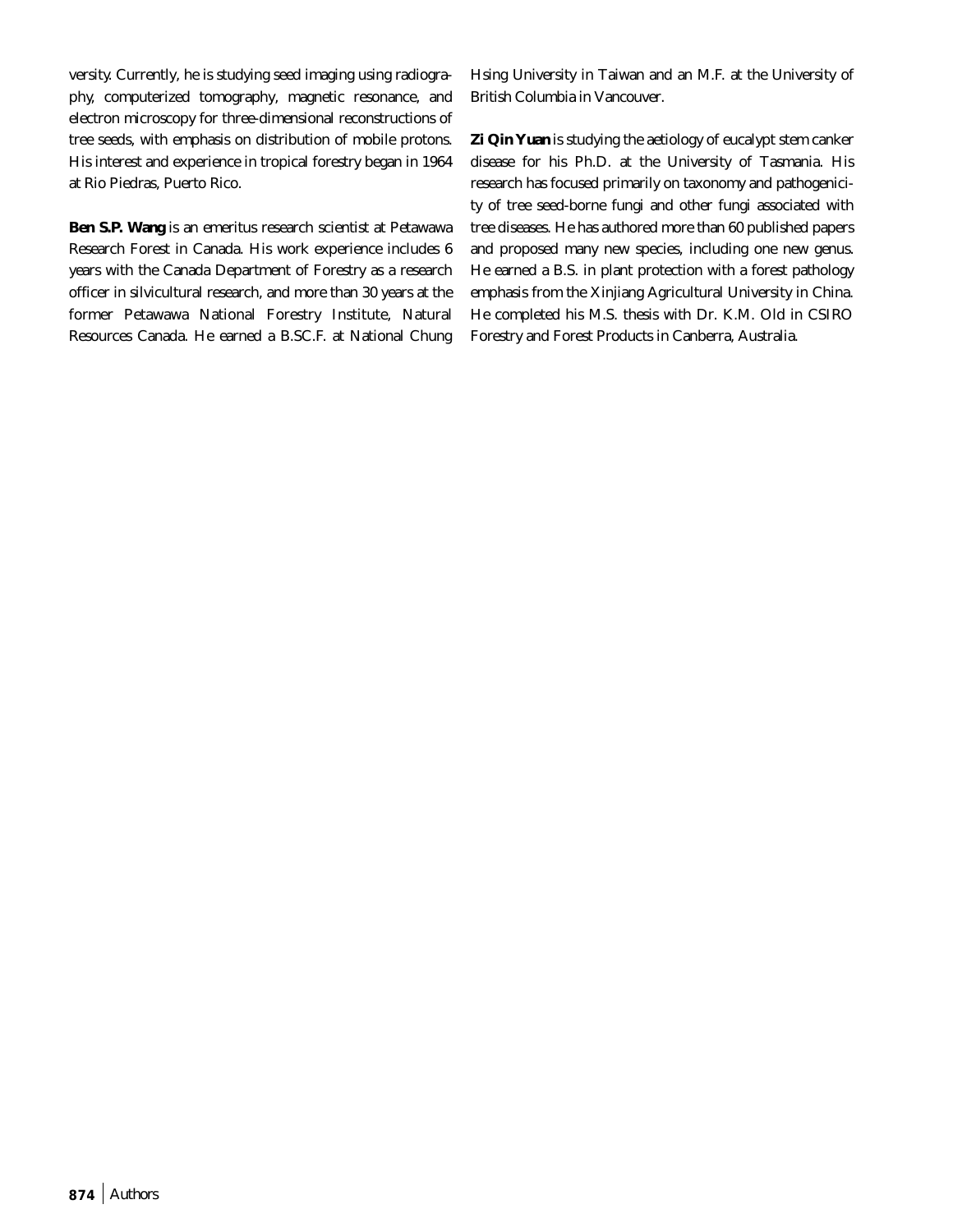versity. Currently, he is studying seed imaging using radiography, computerized tomography, magnetic resonance, and electron microscopy for three-dimensional reconstructions of tree seeds, with emphasis on distribution of mobile protons. His interest and experience in tropical forestry began in 1964 at Rio Piedras, Puerto Rico.

**Ben S.P. Wang** is an emeritus research scientist at Petawawa Research Forest in Canada. His work experience includes 6 years with the Canada Department of Forestry as a research officer in silvicultural research, and more than 30 years at the former Petawawa National Forestry Institute, Natural Resources Canada. He earned a B.SC.F. at National Chung Hsing University in Taiwan and an M.F. at the University of British Columbia in Vancouver.

**Zi Qin Yuan** is studying the aetiology of eucalypt stem canker disease for his Ph.D. at the University of Tasmania. His research has focused primarily on taxonomy and pathogenicity of tree seed-borne fungi and other fungi associated with tree diseases. He has authored more than 60 published papers and proposed many new species, including one new genus. He earned a B.S. in plant protection with a forest pathology emphasis from the Xinjiang Agricultural University in China. He completed his M.S. thesis with Dr. K.M. Old in CSIRO Forestry and Forest Products in Canberra, Australia.